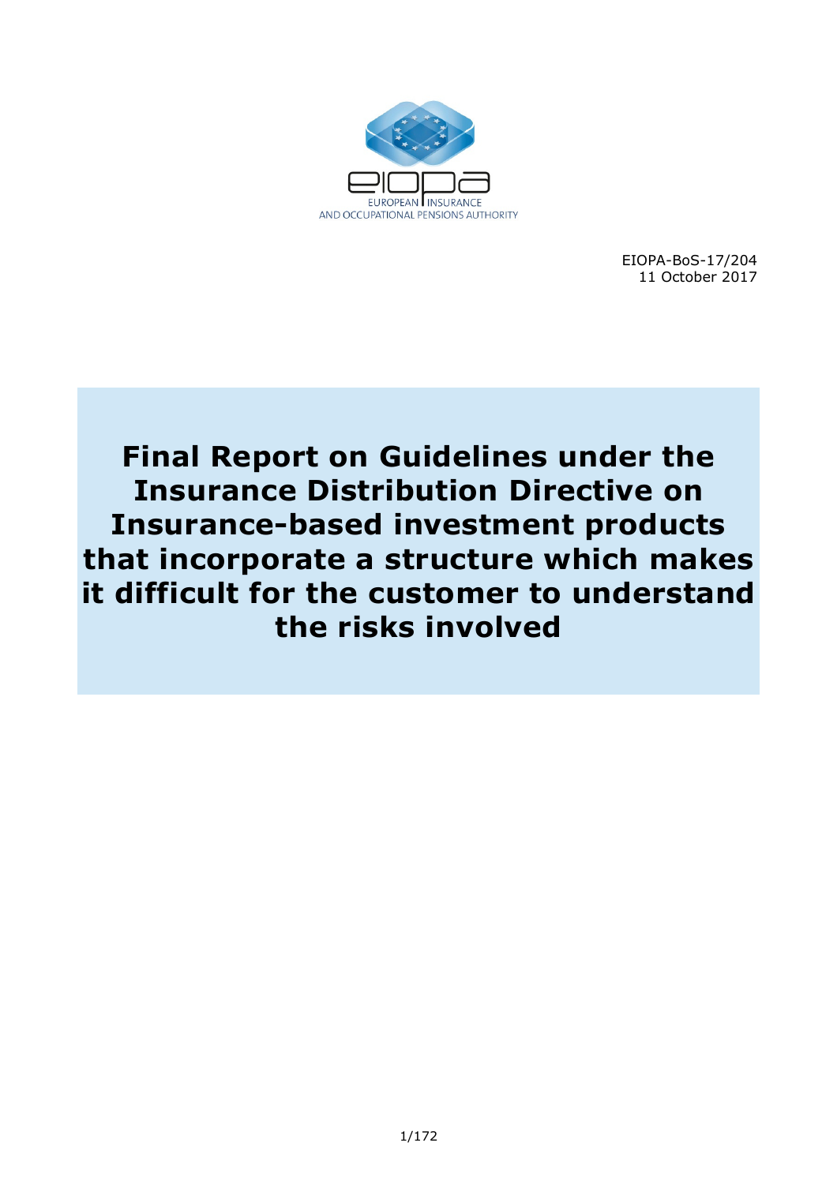EUROPEAN INSURANCE AND OCCUPATIONAL PENSIONS AUTHORITY

EIOPA-BoS-17/204
11 October 2017

# Final Report on Guidelines under the Insurance Distribution Directive on Insurance-based investment products that incorporate a structure which makes it difficult for the customer to understand the risks involved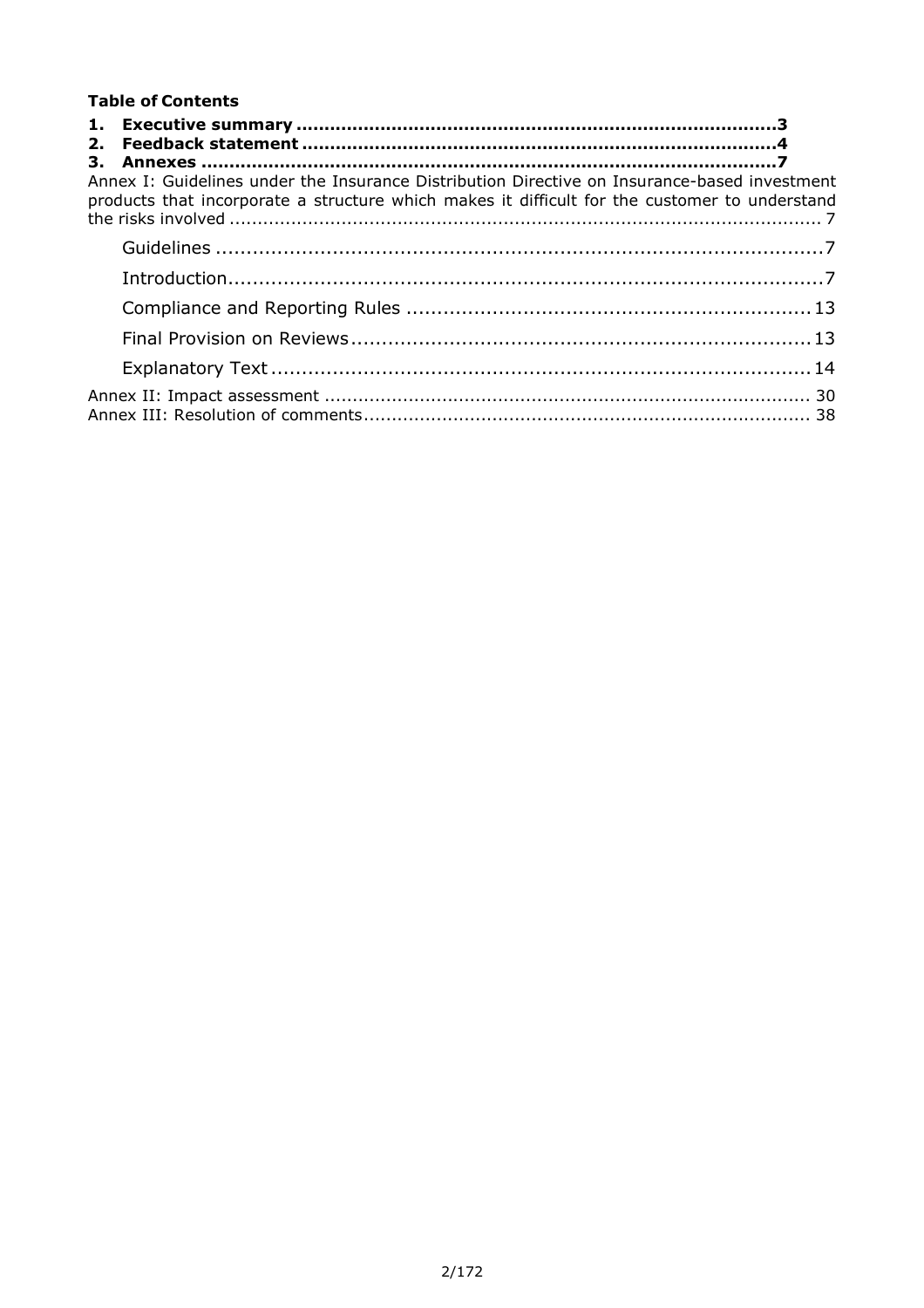**Table of Contents**

**1. Executive summary ....................................................................................3**
**2. Feedback statement ...................................................................................4**
**3. Annexes .....................................................................................................7**

Annex I: Guidelines under the Insurance Distribution Directive on Insurance-based investment products that incorporate a structure which makes it difficult for the customer to understand the risks involved ........................................................................................................ 7

- Guidelines ....................................................................................................7
- Introduction..................................................................................................7
- Compliance and Reporting Rules .................................................................13
- Final Provision on Reviews...........................................................................13
- Explanatory Text .........................................................................................14

Annex II: Impact assessment ..................................................................................... 30
Annex III: Resolution of comments.............................................................................. 38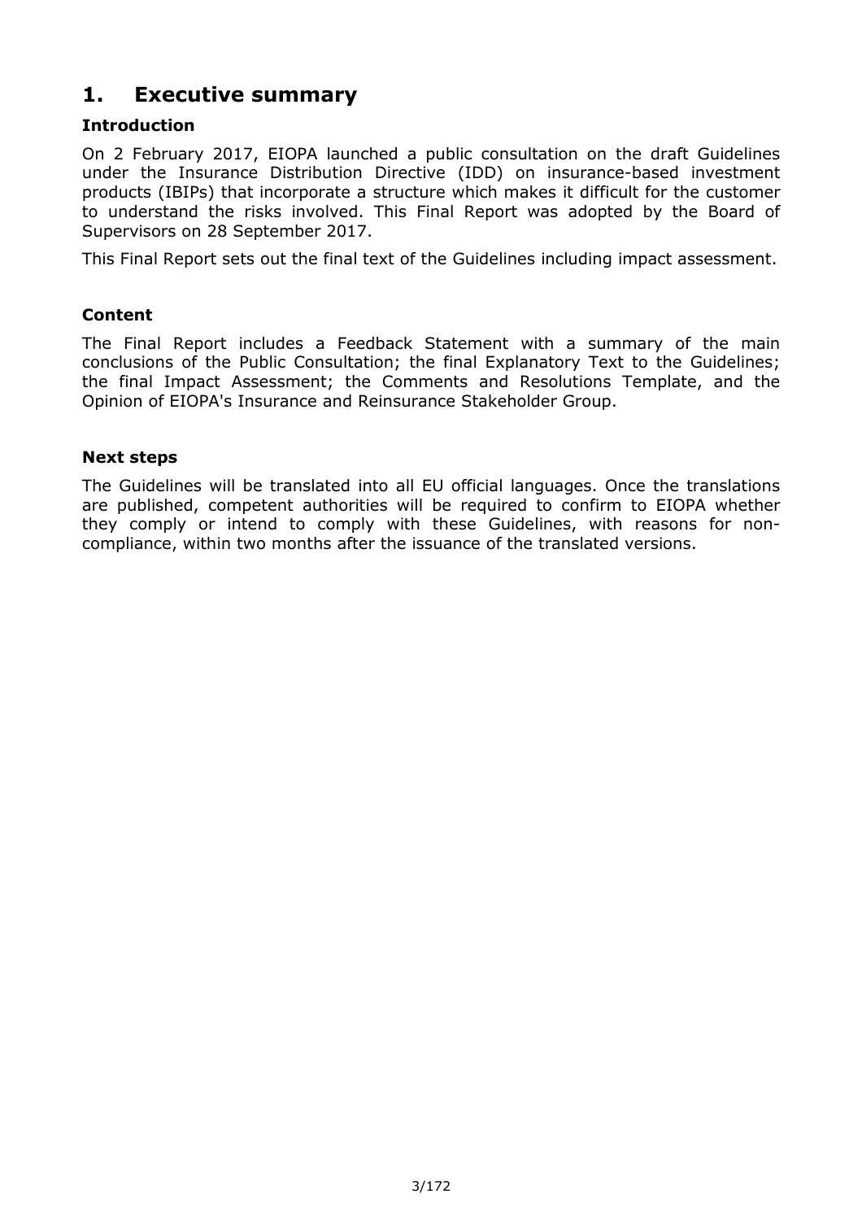# 1. Executive summary

### Introduction

On 2 February 2017, EIOPA launched a public consultation on the draft Guidelines under the Insurance Distribution Directive (IDD) on insurance-based investment products (IBIPs) that incorporate a structure which makes it difficult for the customer to understand the risks involved. This Final Report was adopted by the Board of Supervisors on 28 September 2017.

This Final Report sets out the final text of the Guidelines including impact assessment.

### Content

The Final Report includes a Feedback Statement with a summary of the main conclusions of the Public Consultation; the final Explanatory Text to the Guidelines; the final Impact Assessment; the Comments and Resolutions Template, and the Opinion of EIOPA's Insurance and Reinsurance Stakeholder Group.

### Next steps

The Guidelines will be translated into all EU official languages. Once the translations are published, competent authorities will be required to confirm to EIOPA whether they comply or intend to comply with these Guidelines, with reasons for non-compliance, within two months after the issuance of the translated versions.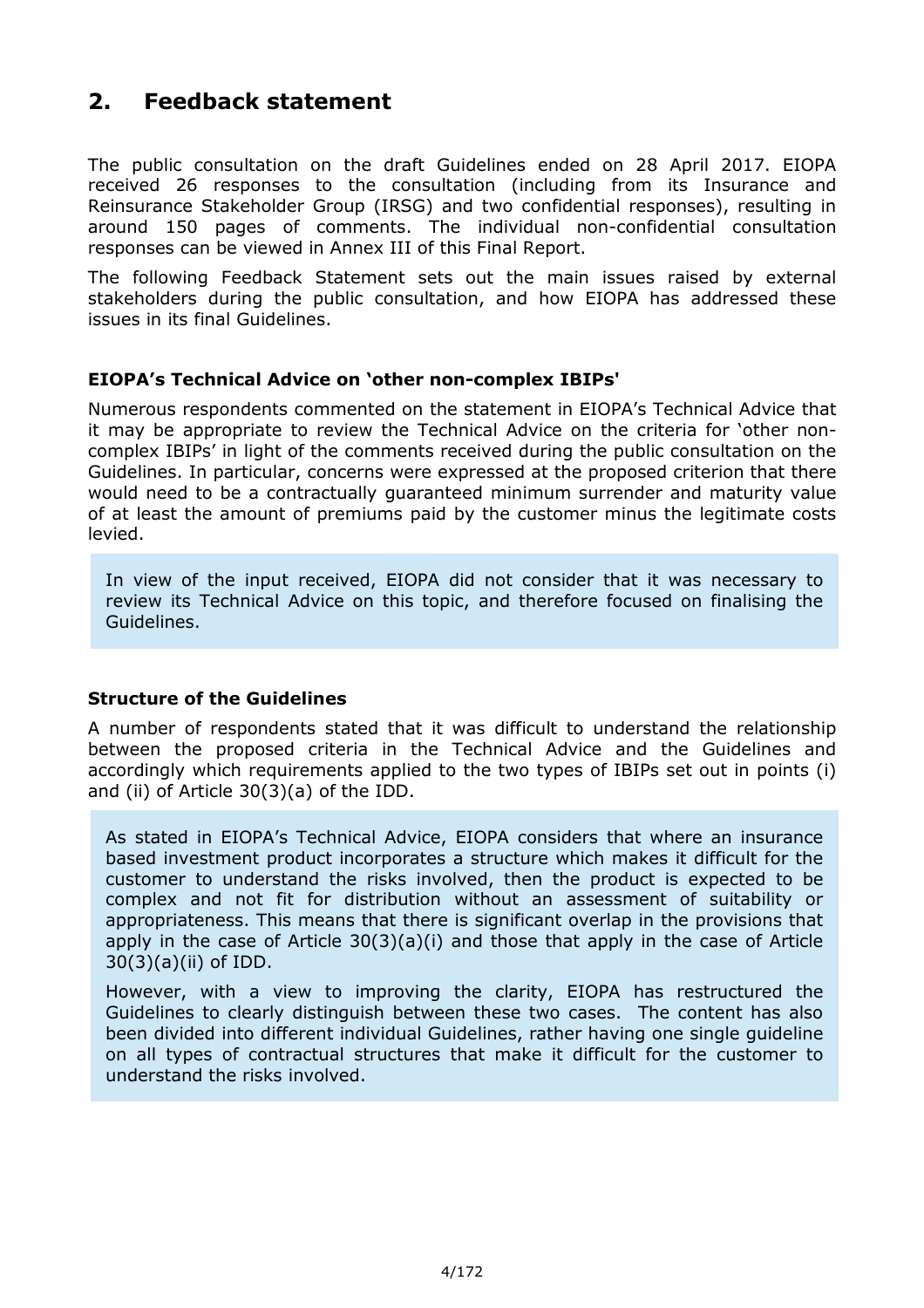## 2. Feedback statement

The public consultation on the draft Guidelines ended on 28 April 2017. EIOPA received 26 responses to the consultation (including from its Insurance and Reinsurance Stakeholder Group (IRSG) and two confidential responses), resulting in around 150 pages of comments. The individual non-confidential consultation responses can be viewed in Annex III of this Final Report.

The following Feedback Statement sets out the main issues raised by external stakeholders during the public consultation, and how EIOPA has addressed these issues in its final Guidelines.

**EIOPA's Technical Advice on 'other non-complex IBIPs'**

Numerous respondents commented on the statement in EIOPA's Technical Advice that it may be appropriate to review the Technical Advice on the criteria for 'other non-complex IBIPs' in light of the comments received during the public consultation on the Guidelines. In particular, concerns were expressed at the proposed criterion that there would need to be a contractually guaranteed minimum surrender and maturity value of at least the amount of premiums paid by the customer minus the legitimate costs levied.

In view of the input received, EIOPA did not consider that it was necessary to review its Technical Advice on this topic, and therefore focused on finalising the Guidelines.

**Structure of the Guidelines**

A number of respondents stated that it was difficult to understand the relationship between the proposed criteria in the Technical Advice and the Guidelines and accordingly which requirements applied to the two types of IBIPs set out in points (i) and (ii) of Article 30(3)(a) of the IDD.

As stated in EIOPA's Technical Advice, EIOPA considers that where an insurance based investment product incorporates a structure which makes it difficult for the customer to understand the risks involved, then the product is expected to be complex and not fit for distribution without an assessment of suitability or appropriateness. This means that there is significant overlap in the provisions that apply in the case of Article 30(3)(a)(i) and those that apply in the case of Article 30(3)(a)(ii) of IDD.

However, with a view to improving the clarity, EIOPA has restructured the Guidelines to clearly distinguish between these two cases. The content has also been divided into different individual Guidelines, rather having one single guideline on all types of contractual structures that make it difficult for the customer to understand the risks involved.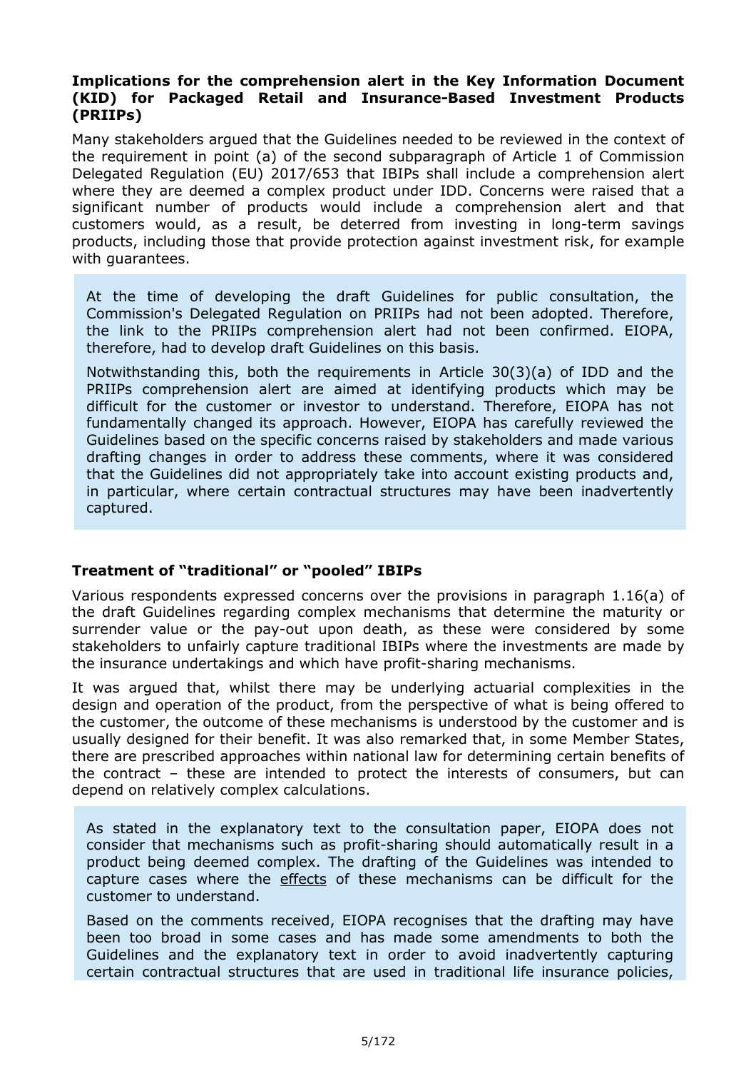**Implications for the comprehension alert in the Key Information Document (KID) for Packaged Retail and Insurance-Based Investment Products (PRIIPs)**

Many stakeholders argued that the Guidelines needed to be reviewed in the context of the requirement in point (a) of the second subparagraph of Article 1 of Commission Delegated Regulation (EU) 2017/653 that IBIPs shall include a comprehension alert where they are deemed a complex product under IDD. Concerns were raised that a significant number of products would include a comprehension alert and that customers would, as a result, be deterred from investing in long-term savings products, including those that provide protection against investment risk, for example with guarantees.

At the time of developing the draft Guidelines for public consultation, the Commission's Delegated Regulation on PRIIPs had not been adopted. Therefore, the link to the PRIIPs comprehension alert had not been confirmed. EIOPA, therefore, had to develop draft Guidelines on this basis.

Notwithstanding this, both the requirements in Article 30(3)(a) of IDD and the PRIIPs comprehension alert are aimed at identifying products which may be difficult for the customer or investor to understand. Therefore, EIOPA has not fundamentally changed its approach. However, EIOPA has carefully reviewed the Guidelines based on the specific concerns raised by stakeholders and made various drafting changes in order to address these comments, where it was considered that the Guidelines did not appropriately take into account existing products and, in particular, where certain contractual structures may have been inadvertently captured.

**Treatment of "traditional" or "pooled" IBIPs**

Various respondents expressed concerns over the provisions in paragraph 1.16(a) of the draft Guidelines regarding complex mechanisms that determine the maturity or surrender value or the pay-out upon death, as these were considered by some stakeholders to unfairly capture traditional IBIPs where the investments are made by the insurance undertakings and which have profit-sharing mechanisms.

It was argued that, whilst there may be underlying actuarial complexities in the design and operation of the product, from the perspective of what is being offered to the customer, the outcome of these mechanisms is understood by the customer and is usually designed for their benefit. It was also remarked that, in some Member States, there are prescribed approaches within national law for determining certain benefits of the contract – these are intended to protect the interests of consumers, but can depend on relatively complex calculations.

As stated in the explanatory text to the consultation paper, EIOPA does not consider that mechanisms such as profit-sharing should automatically result in a product being deemed complex. The drafting of the Guidelines was intended to capture cases where the effects of these mechanisms can be difficult for the customer to understand.

Based on the comments received, EIOPA recognises that the drafting may have been too broad in some cases and has made some amendments to both the Guidelines and the explanatory text in order to avoid inadvertently capturing certain contractual structures that are used in traditional life insurance policies,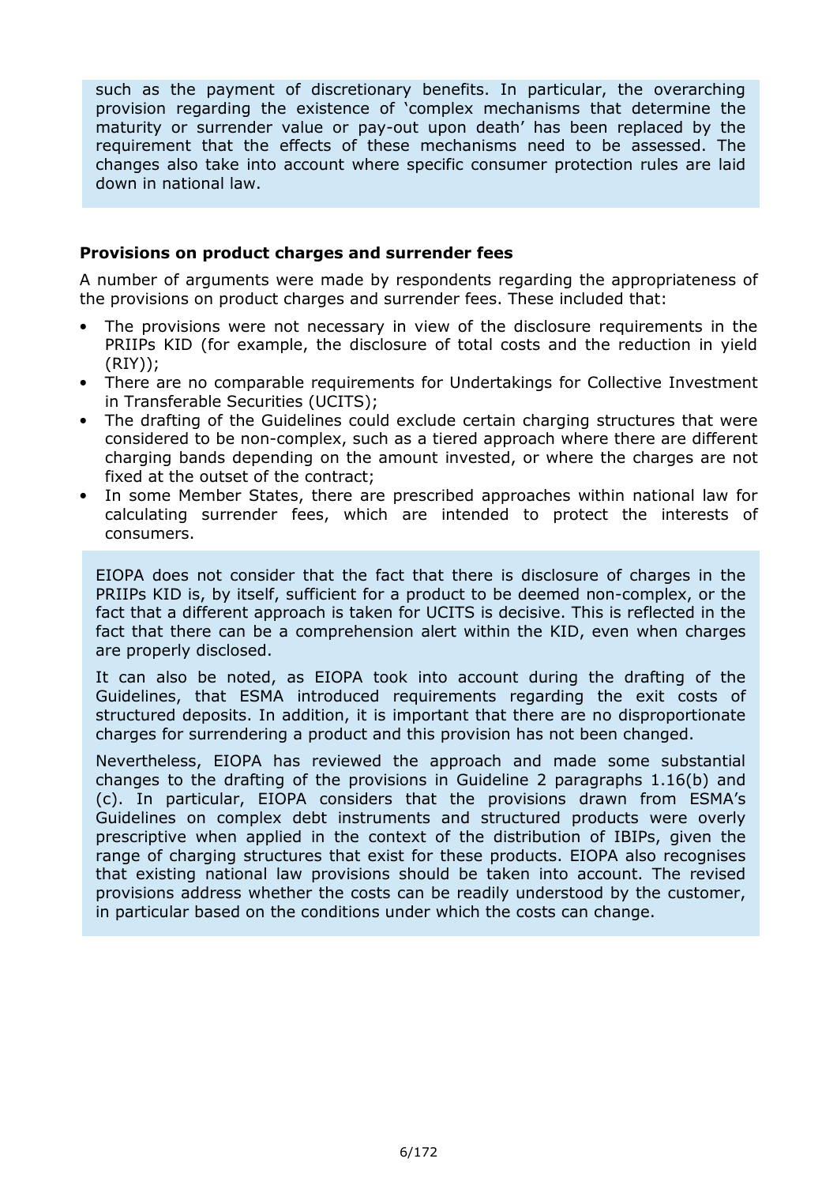such as the payment of discretionary benefits. In particular, the overarching provision regarding the existence of 'complex mechanisms that determine the maturity or surrender value or pay-out upon death' has been replaced by the requirement that the effects of these mechanisms need to be assessed. The changes also take into account where specific consumer protection rules are laid down in national law.

**Provisions on product charges and surrender fees**

A number of arguments were made by respondents regarding the appropriateness of the provisions on product charges and surrender fees. These included that:

- The provisions were not necessary in view of the disclosure requirements in the PRIIPs KID (for example, the disclosure of total costs and the reduction in yield (RIY));
- There are no comparable requirements for Undertakings for Collective Investment in Transferable Securities (UCITS);
- The drafting of the Guidelines could exclude certain charging structures that were considered to be non-complex, such as a tiered approach where there are different charging bands depending on the amount invested, or where the charges are not fixed at the outset of the contract;
- In some Member States, there are prescribed approaches within national law for calculating surrender fees, which are intended to protect the interests of consumers.

EIOPA does not consider that the fact that there is disclosure of charges in the PRIIPs KID is, by itself, sufficient for a product to be deemed non-complex, or the fact that a different approach is taken for UCITS is decisive. This is reflected in the fact that there can be a comprehension alert within the KID, even when charges are properly disclosed.

It can also be noted, as EIOPA took into account during the drafting of the Guidelines, that ESMA introduced requirements regarding the exit costs of structured deposits. In addition, it is important that there are no disproportionate charges for surrendering a product and this provision has not been changed.

Nevertheless, EIOPA has reviewed the approach and made some substantial changes to the drafting of the provisions in Guideline 2 paragraphs 1.16(b) and (c). In particular, EIOPA considers that the provisions drawn from ESMA's Guidelines on complex debt instruments and structured products were overly prescriptive when applied in the context of the distribution of IBIPs, given the range of charging structures that exist for these products. EIOPA also recognises that existing national law provisions should be taken into account. The revised provisions address whether the costs can be readily understood by the customer, in particular based on the conditions under which the costs can change.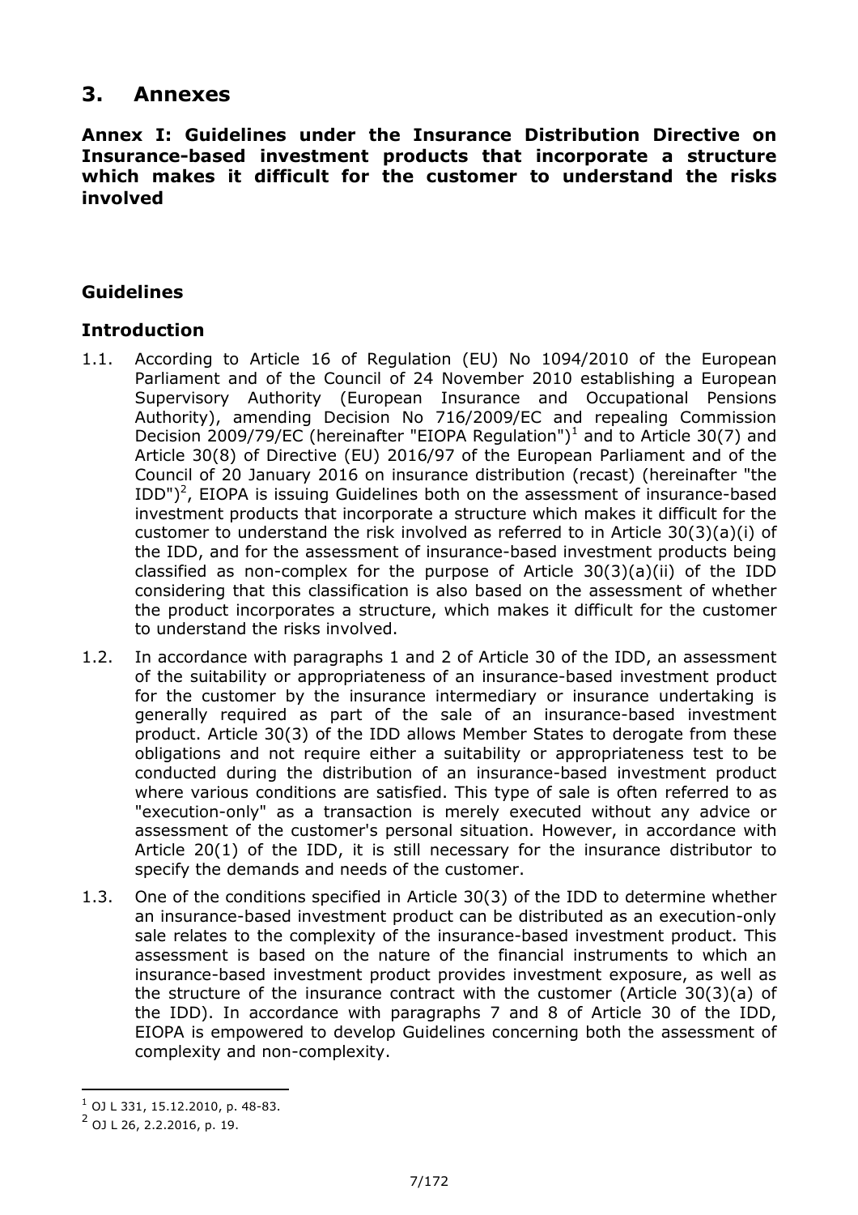# 3. Annexes

**Annex I: Guidelines under the Insurance Distribution Directive on Insurance-based investment products that incorporate a structure which makes it difficult for the customer to understand the risks involved**

## Guidelines

## Introduction

1.1. According to Article 16 of Regulation (EU) No 1094/2010 of the European Parliament and of the Council of 24 November 2010 establishing a European Supervisory Authority (European Insurance and Occupational Pensions Authority), amending Decision No 716/2009/EC and repealing Commission Decision 2009/79/EC (hereinafter "EIOPA Regulation")[1] and to Article 30(7) and Article 30(8) of Directive (EU) 2016/97 of the European Parliament and of the Council of 20 January 2016 on insurance distribution (recast) (hereinafter "the IDD")[2], EIOPA is issuing Guidelines both on the assessment of insurance-based investment products that incorporate a structure which makes it difficult for the customer to understand the risk involved as referred to in Article 30(3)(a)(i) of the IDD, and for the assessment of insurance-based investment products being classified as non-complex for the purpose of Article 30(3)(a)(ii) of the IDD considering that this classification is also based on the assessment of whether the product incorporates a structure, which makes it difficult for the customer to understand the risks involved.

1.2. In accordance with paragraphs 1 and 2 of Article 30 of the IDD, an assessment of the suitability or appropriateness of an insurance-based investment product for the customer by the insurance intermediary or insurance undertaking is generally required as part of the sale of an insurance-based investment product. Article 30(3) of the IDD allows Member States to derogate from these obligations and not require either a suitability or appropriateness test to be conducted during the distribution of an insurance-based investment product where various conditions are satisfied. This type of sale is often referred to as "execution-only" as a transaction is merely executed without any advice or assessment of the customer's personal situation. However, in accordance with Article 20(1) of the IDD, it is still necessary for the insurance distributor to specify the demands and needs of the customer.

1.3. One of the conditions specified in Article 30(3) of the IDD to determine whether an insurance-based investment product can be distributed as an execution-only sale relates to the complexity of the insurance-based investment product. This assessment is based on the nature of the financial instruments to which an insurance-based investment product provides investment exposure, as well as the structure of the insurance contract with the customer (Article 30(3)(a) of the IDD). In accordance with paragraphs 7 and 8 of Article 30 of the IDD, EIOPA is empowered to develop Guidelines concerning both the assessment of complexity and non-complexity.

[1] OJ L 331, 15.12.2010, p. 48-83.

[2] OJ L 26, 2.2.2016, p. 19.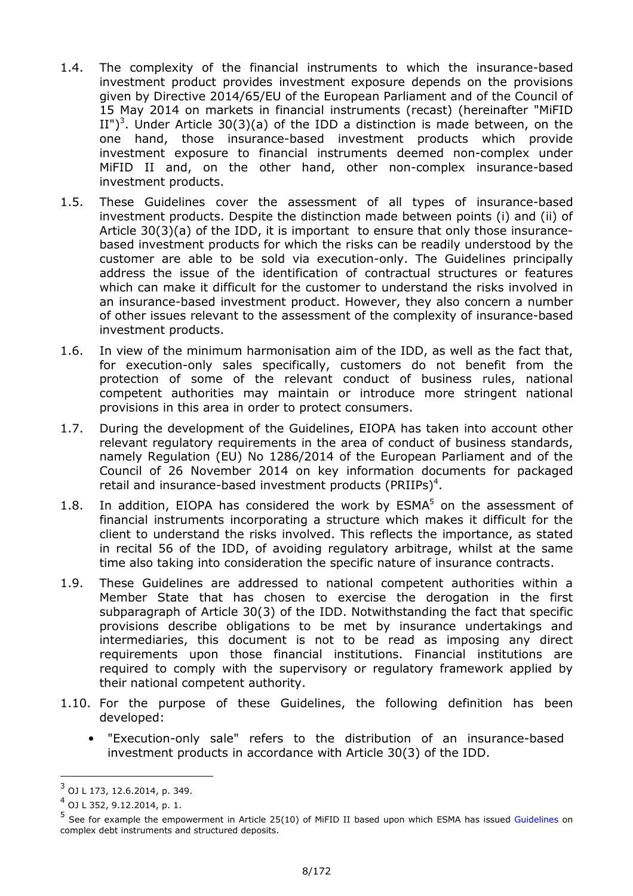1.4. The complexity of the financial instruments to which the insurance-based investment product provides investment exposure depends on the provisions given by Directive 2014/65/EU of the European Parliament and of the Council of 15 May 2014 on markets in financial instruments (recast) (hereinafter "MiFID II")[3]. Under Article 30(3)(a) of the IDD a distinction is made between, on the one hand, those insurance-based investment products which provide investment exposure to financial instruments deemed non-complex under MiFID II and, on the other hand, other non-complex insurance-based investment products.

1.5. These Guidelines cover the assessment of all types of insurance-based investment products. Despite the distinction made between points (i) and (ii) of Article 30(3)(a) of the IDD, it is important to ensure that only those insurance-based investment products for which the risks can be readily understood by the customer are able to be sold via execution-only. The Guidelines principally address the issue of the identification of contractual structures or features which can make it difficult for the customer to understand the risks involved in an insurance-based investment product. However, they also concern a number of other issues relevant to the assessment of the complexity of insurance-based investment products.

1.6. In view of the minimum harmonisation aim of the IDD, as well as the fact that, for execution-only sales specifically, customers do not benefit from the protection of some of the relevant conduct of business rules, national competent authorities may maintain or introduce more stringent national provisions in this area in order to protect consumers.

1.7. During the development of the Guidelines, EIOPA has taken into account other relevant regulatory requirements in the area of conduct of business standards, namely Regulation (EU) No 1286/2014 of the European Parliament and of the Council of 26 November 2014 on key information documents for packaged retail and insurance-based investment products (PRIIPs)[4].

1.8. In addition, EIOPA has considered the work by ESMA[5] on the assessment of financial instruments incorporating a structure which makes it difficult for the client to understand the risks involved. This reflects the importance, as stated in recital 56 of the IDD, of avoiding regulatory arbitrage, whilst at the same time also taking into consideration the specific nature of insurance contracts.

1.9. These Guidelines are addressed to national competent authorities within a Member State that has chosen to exercise the derogation in the first subparagraph of Article 30(3) of the IDD. Notwithstanding the fact that specific provisions describe obligations to be met by insurance undertakings and intermediaries, this document is not to be read as imposing any direct requirements upon those financial institutions. Financial institutions are required to comply with the supervisory or regulatory framework applied by their national competent authority.

1.10. For the purpose of these Guidelines, the following definition has been developed:

- "Execution-only sale" refers to the distribution of an insurance-based investment products in accordance with Article 30(3) of the IDD.

---

[3] OJ L 173, 12.6.2014, p. 349.

[4] OJ L 352, 9.12.2014, p. 1.

[5] See for example the empowerment in Article 25(10) of MiFID II based upon which ESMA has issued Guidelines on complex debt instruments and structured deposits.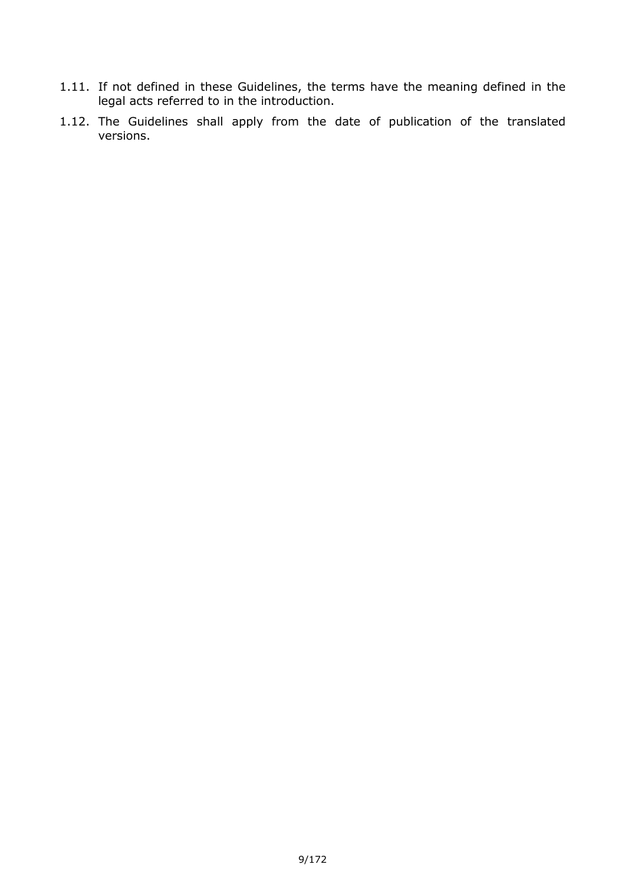1.11. If not defined in these Guidelines, the terms have the meaning defined in the legal acts referred to in the introduction.

1.12. The Guidelines shall apply from the date of publication of the translated versions.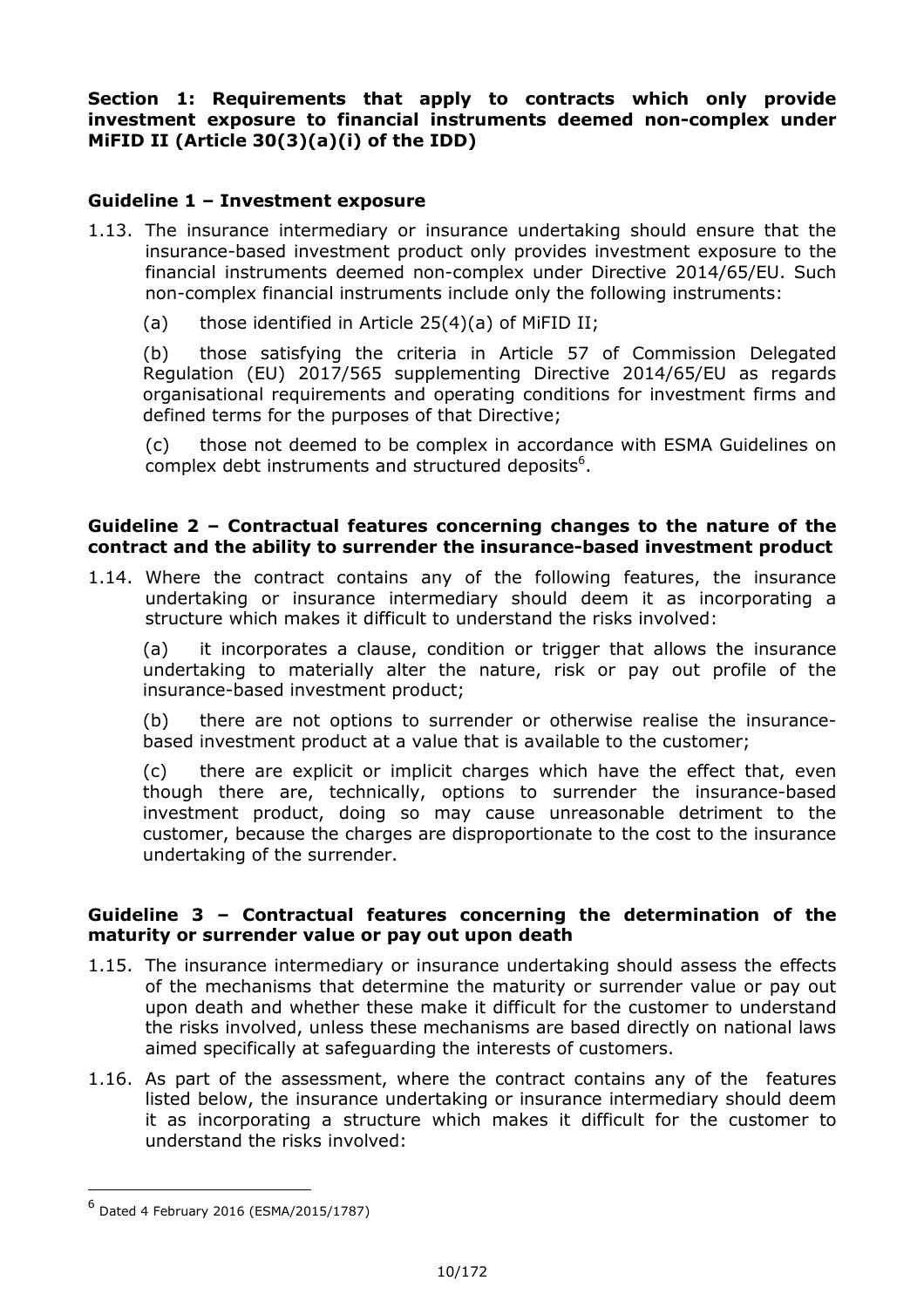**Section 1: Requirements that apply to contracts which only provide investment exposure to financial instruments deemed non-complex under MiFID II (Article 30(3)(a)(i) of the IDD)**

**Guideline 1 – Investment exposure**

1.13. The insurance intermediary or insurance undertaking should ensure that the insurance-based investment product only provides investment exposure to the financial instruments deemed non-complex under Directive 2014/65/EU. Such non-complex financial instruments include only the following instruments:

(a) those identified in Article 25(4)(a) of MiFID II;

(b) those satisfying the criteria in Article 57 of Commission Delegated Regulation (EU) 2017/565 supplementing Directive 2014/65/EU as regards organisational requirements and operating conditions for investment firms and defined terms for the purposes of that Directive;

(c) those not deemed to be complex in accordance with ESMA Guidelines on complex debt instruments and structured deposits[6].

**Guideline 2 – Contractual features concerning changes to the nature of the contract and the ability to surrender the insurance-based investment product**

1.14. Where the contract contains any of the following features, the insurance undertaking or insurance intermediary should deem it as incorporating a structure which makes it difficult to understand the risks involved:

(a) it incorporates a clause, condition or trigger that allows the insurance undertaking to materially alter the nature, risk or pay out profile of the insurance-based investment product;

(b) there are not options to surrender or otherwise realise the insurance-based investment product at a value that is available to the customer;

(c) there are explicit or implicit charges which have the effect that, even though there are, technically, options to surrender the insurance-based investment product, doing so may cause unreasonable detriment to the customer, because the charges are disproportionate to the cost to the insurance undertaking of the surrender.

**Guideline 3 – Contractual features concerning the determination of the maturity or surrender value or pay out upon death**

1.15. The insurance intermediary or insurance undertaking should assess the effects of the mechanisms that determine the maturity or surrender value or pay out upon death and whether these make it difficult for the customer to understand the risks involved, unless these mechanisms are based directly on national laws aimed specifically at safeguarding the interests of customers.

1.16. As part of the assessment, where the contract contains any of the features listed below, the insurance undertaking or insurance intermediary should deem it as incorporating a structure which makes it difficult for the customer to understand the risks involved:

[6] Dated 4 February 2016 (ESMA/2015/1787)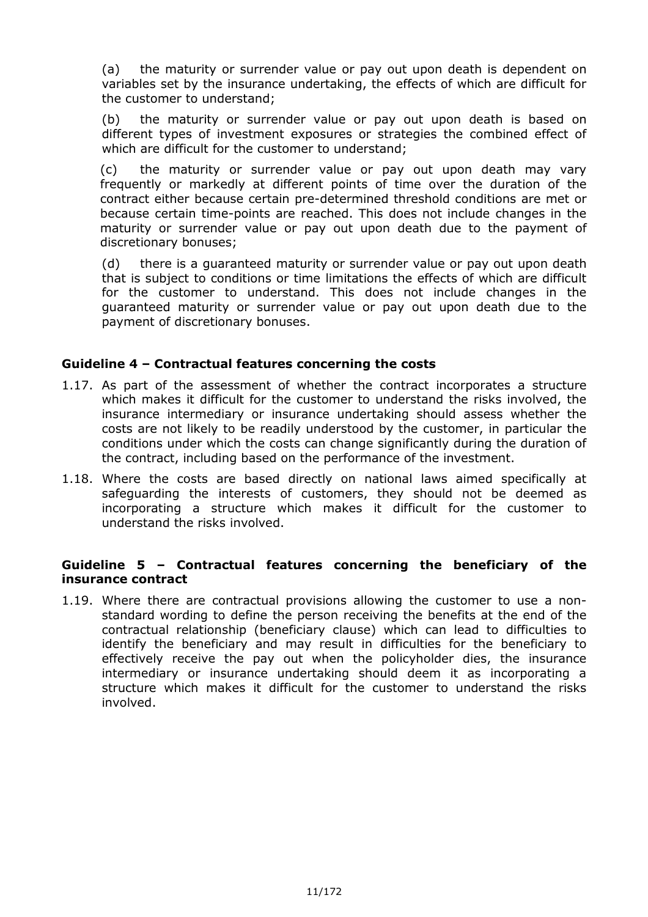(a) the maturity or surrender value or pay out upon death is dependent on variables set by the insurance undertaking, the effects of which are difficult for the customer to understand;

(b) the maturity or surrender value or pay out upon death is based on different types of investment exposures or strategies the combined effect of which are difficult for the customer to understand;

(c) the maturity or surrender value or pay out upon death may vary frequently or markedly at different points of time over the duration of the contract either because certain pre-determined threshold conditions are met or because certain time-points are reached. This does not include changes in the maturity or surrender value or pay out upon death due to the payment of discretionary bonuses;

(d) there is a guaranteed maturity or surrender value or pay out upon death that is subject to conditions or time limitations the effects of which are difficult for the customer to understand. This does not include changes in the guaranteed maturity or surrender value or pay out upon death due to the payment of discretionary bonuses.

### Guideline 4 – Contractual features concerning the costs

1.17. As part of the assessment of whether the contract incorporates a structure which makes it difficult for the customer to understand the risks involved, the insurance intermediary or insurance undertaking should assess whether the costs are not likely to be readily understood by the customer, in particular the conditions under which the costs can change significantly during the duration of the contract, including based on the performance of the investment.

1.18. Where the costs are based directly on national laws aimed specifically at safeguarding the interests of customers, they should not be deemed as incorporating a structure which makes it difficult for the customer to understand the risks involved.

### Guideline 5 – Contractual features concerning the beneficiary of the insurance contract

1.19. Where there are contractual provisions allowing the customer to use a non-standard wording to define the person receiving the benefits at the end of the contractual relationship (beneficiary clause) which can lead to difficulties to identify the beneficiary and may result in difficulties for the beneficiary to effectively receive the pay out when the policyholder dies, the insurance intermediary or insurance undertaking should deem it as incorporating a structure which makes it difficult for the customer to understand the risks involved.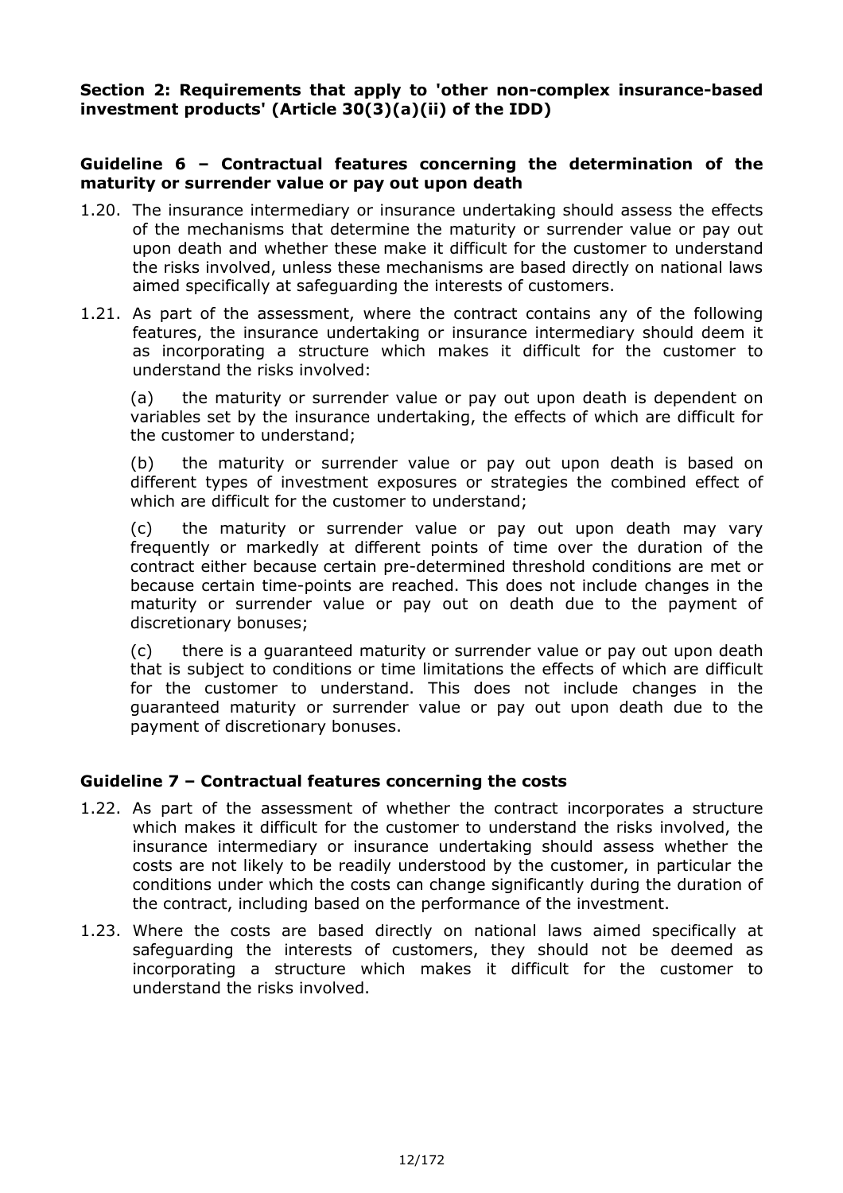**Section 2: Requirements that apply to 'other non-complex insurance-based investment products' (Article 30(3)(a)(ii) of the IDD)**

**Guideline 6 – Contractual features concerning the determination of the maturity or surrender value or pay out upon death**

1.20. The insurance intermediary or insurance undertaking should assess the effects of the mechanisms that determine the maturity or surrender value or pay out upon death and whether these make it difficult for the customer to understand the risks involved, unless these mechanisms are based directly on national laws aimed specifically at safeguarding the interests of customers.

1.21. As part of the assessment, where the contract contains any of the following features, the insurance undertaking or insurance intermediary should deem it as incorporating a structure which makes it difficult for the customer to understand the risks involved:

(a) the maturity or surrender value or pay out upon death is dependent on variables set by the insurance undertaking, the effects of which are difficult for the customer to understand;

(b) the maturity or surrender value or pay out upon death is based on different types of investment exposures or strategies the combined effect of which are difficult for the customer to understand;

(c) the maturity or surrender value or pay out upon death may vary frequently or markedly at different points of time over the duration of the contract either because certain pre-determined threshold conditions are met or because certain time-points are reached. This does not include changes in the maturity or surrender value or pay out on death due to the payment of discretionary bonuses;

(c) there is a guaranteed maturity or surrender value or pay out upon death that is subject to conditions or time limitations the effects of which are difficult for the customer to understand. This does not include changes in the guaranteed maturity or surrender value or pay out upon death due to the payment of discretionary bonuses.

**Guideline 7 – Contractual features concerning the costs**

1.22. As part of the assessment of whether the contract incorporates a structure which makes it difficult for the customer to understand the risks involved, the insurance intermediary or insurance undertaking should assess whether the costs are not likely to be readily understood by the customer, in particular the conditions under which the costs can change significantly during the duration of the contract, including based on the performance of the investment.

1.23. Where the costs are based directly on national laws aimed specifically at safeguarding the interests of customers, they should not be deemed as incorporating a structure which makes it difficult for the customer to understand the risks involved.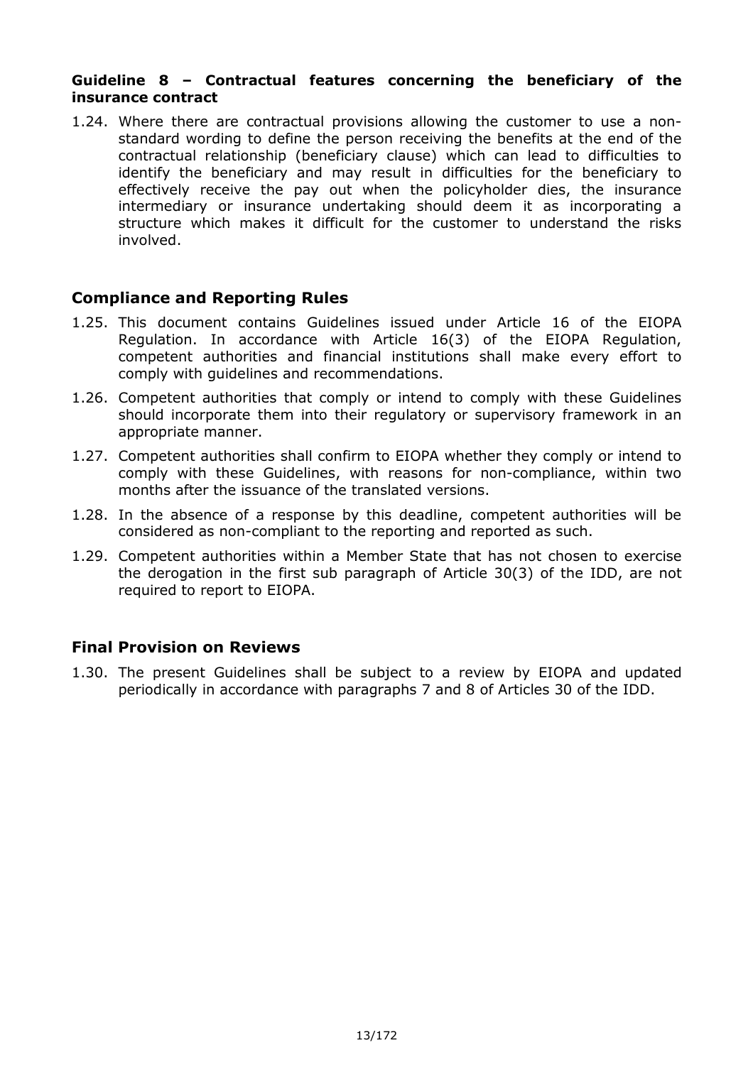**Guideline 8 – Contractual features concerning the beneficiary of the insurance contract**

1.24. Where there are contractual provisions allowing the customer to use a non-standard wording to define the person receiving the benefits at the end of the contractual relationship (beneficiary clause) which can lead to difficulties to identify the beneficiary and may result in difficulties for the beneficiary to effectively receive the pay out when the policyholder dies, the insurance intermediary or insurance undertaking should deem it as incorporating a structure which makes it difficult for the customer to understand the risks involved.

## Compliance and Reporting Rules

1.25. This document contains Guidelines issued under Article 16 of the EIOPA Regulation. In accordance with Article 16(3) of the EIOPA Regulation, competent authorities and financial institutions shall make every effort to comply with guidelines and recommendations.

1.26. Competent authorities that comply or intend to comply with these Guidelines should incorporate them into their regulatory or supervisory framework in an appropriate manner.

1.27. Competent authorities shall confirm to EIOPA whether they comply or intend to comply with these Guidelines, with reasons for non-compliance, within two months after the issuance of the translated versions.

1.28. In the absence of a response by this deadline, competent authorities will be considered as non-compliant to the reporting and reported as such.

1.29. Competent authorities within a Member State that has not chosen to exercise the derogation in the first sub paragraph of Article 30(3) of the IDD, are not required to report to EIOPA.

## Final Provision on Reviews

1.30. The present Guidelines shall be subject to a review by EIOPA and updated periodically in accordance with paragraphs 7 and 8 of Articles 30 of the IDD.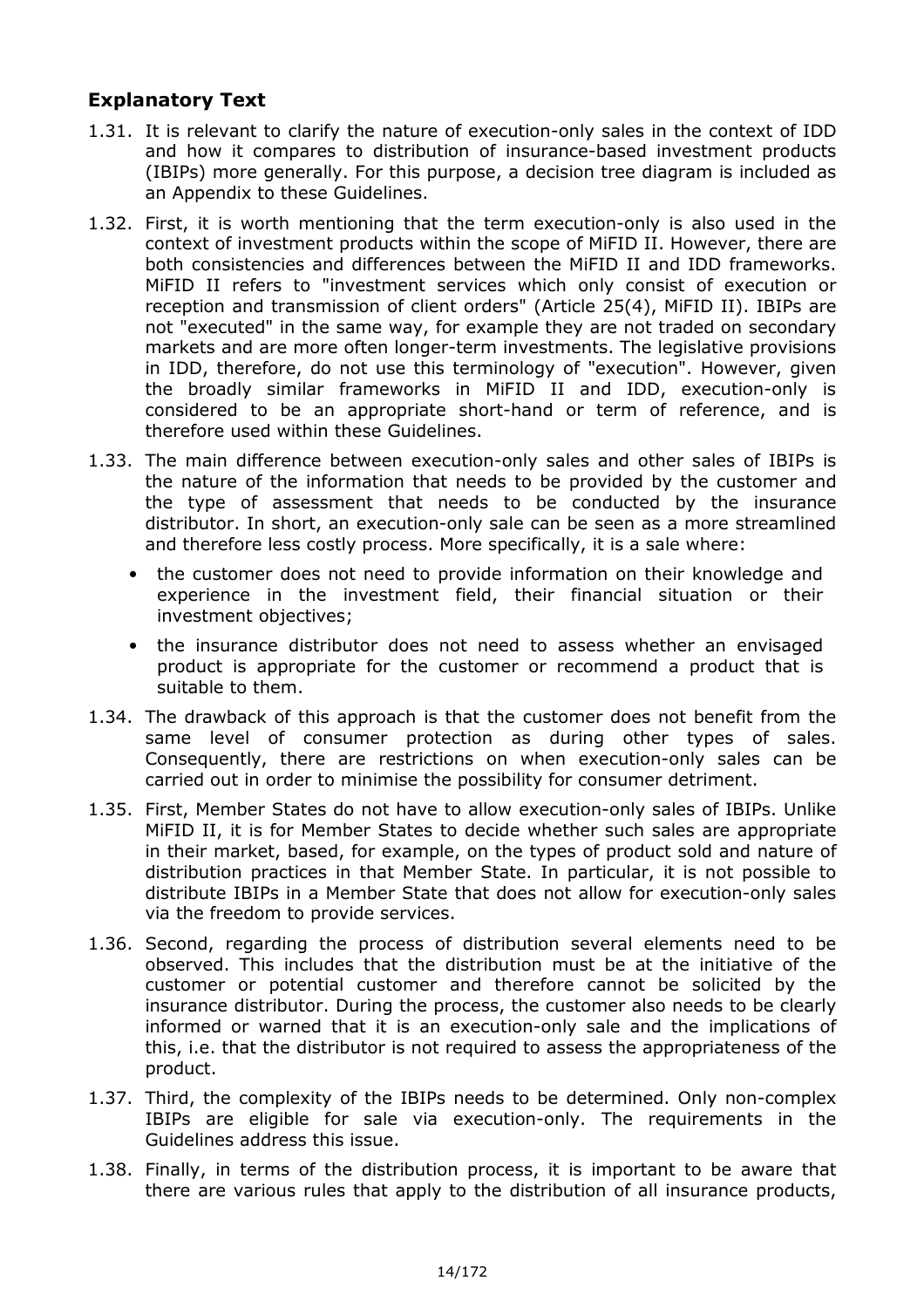## Explanatory Text

1.31. It is relevant to clarify the nature of execution-only sales in the context of IDD and how it compares to distribution of insurance-based investment products (IBIPs) more generally. For this purpose, a decision tree diagram is included as an Appendix to these Guidelines.

1.32. First, it is worth mentioning that the term execution-only is also used in the context of investment products within the scope of MiFID II. However, there are both consistencies and differences between the MiFID II and IDD frameworks. MiFID II refers to "investment services which only consist of execution or reception and transmission of client orders" (Article 25(4), MiFID II). IBIPs are not "executed" in the same way, for example they are not traded on secondary markets and are more often longer-term investments. The legislative provisions in IDD, therefore, do not use this terminology of "execution". However, given the broadly similar frameworks in MiFID II and IDD, execution-only is considered to be an appropriate short-hand or term of reference, and is therefore used within these Guidelines.

1.33. The main difference between execution-only sales and other sales of IBIPs is the nature of the information that needs to be provided by the customer and the type of assessment that needs to be conducted by the insurance distributor. In short, an execution-only sale can be seen as a more streamlined and therefore less costly process. More specifically, it is a sale where:

- the customer does not need to provide information on their knowledge and experience in the investment field, their financial situation or their investment objectives;
- the insurance distributor does not need to assess whether an envisaged product is appropriate for the customer or recommend a product that is suitable to them.

1.34. The drawback of this approach is that the customer does not benefit from the same level of consumer protection as during other types of sales. Consequently, there are restrictions on when execution-only sales can be carried out in order to minimise the possibility for consumer detriment.

1.35. First, Member States do not have to allow execution-only sales of IBIPs. Unlike MiFID II, it is for Member States to decide whether such sales are appropriate in their market, based, for example, on the types of product sold and nature of distribution practices in that Member State. In particular, it is not possible to distribute IBIPs in a Member State that does not allow for execution-only sales via the freedom to provide services.

1.36. Second, regarding the process of distribution several elements need to be observed. This includes that the distribution must be at the initiative of the customer or potential customer and therefore cannot be solicited by the insurance distributor. During the process, the customer also needs to be clearly informed or warned that it is an execution-only sale and the implications of this, i.e. that the distributor is not required to assess the appropriateness of the product.

1.37. Third, the complexity of the IBIPs needs to be determined. Only non-complex IBIPs are eligible for sale via execution-only. The requirements in the Guidelines address this issue.

1.38. Finally, in terms of the distribution process, it is important to be aware that there are various rules that apply to the distribution of all insurance products,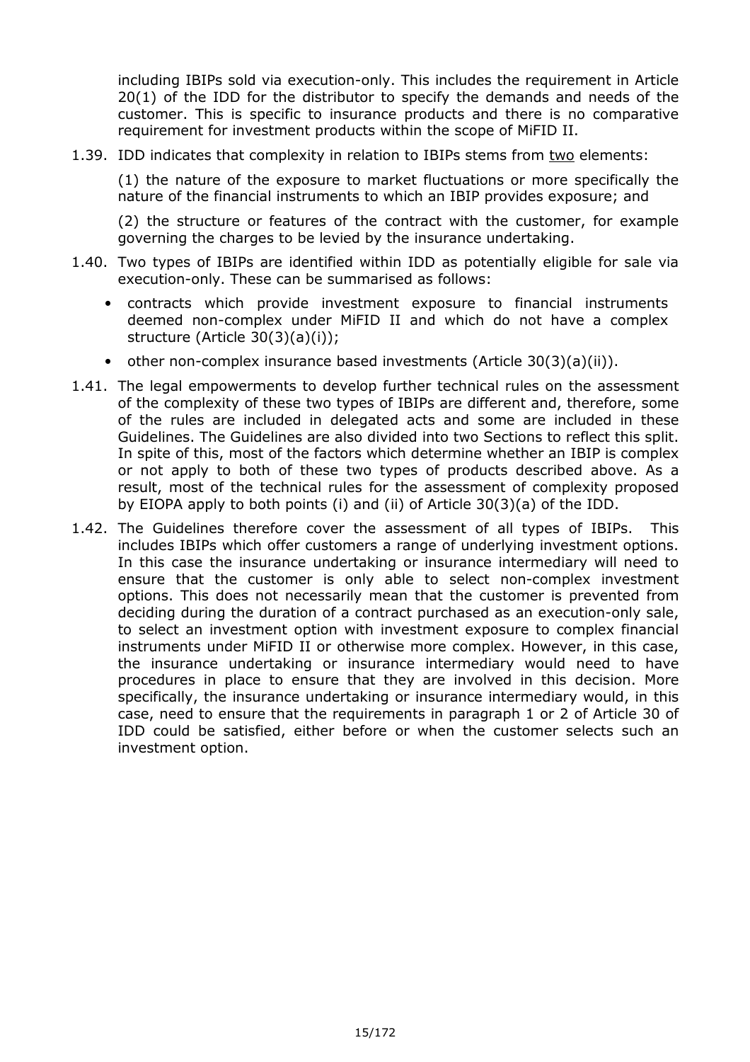including IBIPs sold via execution-only. This includes the requirement in Article 20(1) of the IDD for the distributor to specify the demands and needs of the customer. This is specific to insurance products and there is no comparative requirement for investment products within the scope of MiFID II.

1.39. IDD indicates that complexity in relation to IBIPs stems from <u>two</u> elements:

(1) the nature of the exposure to market fluctuations or more specifically the nature of the financial instruments to which an IBIP provides exposure; and

(2) the structure or features of the contract with the customer, for example governing the charges to be levied by the insurance undertaking.

1.40. Two types of IBIPs are identified within IDD as potentially eligible for sale via execution-only. These can be summarised as follows:

- contracts which provide investment exposure to financial instruments deemed non-complex under MiFID II and which do not have a complex structure (Article 30(3)(a)(i));
- other non-complex insurance based investments (Article 30(3)(a)(ii)).

1.41. The legal empowerments to develop further technical rules on the assessment of the complexity of these two types of IBIPs are different and, therefore, some of the rules are included in delegated acts and some are included in these Guidelines. The Guidelines are also divided into two Sections to reflect this split. In spite of this, most of the factors which determine whether an IBIP is complex or not apply to both of these two types of products described above. As a result, most of the technical rules for the assessment of complexity proposed by EIOPA apply to both points (i) and (ii) of Article 30(3)(a) of the IDD.

1.42. The Guidelines therefore cover the assessment of all types of IBIPs. This includes IBIPs which offer customers a range of underlying investment options. In this case the insurance undertaking or insurance intermediary will need to ensure that the customer is only able to select non-complex investment options. This does not necessarily mean that the customer is prevented from deciding during the duration of a contract purchased as an execution-only sale, to select an investment option with investment exposure to complex financial instruments under MiFID II or otherwise more complex. However, in this case, the insurance undertaking or insurance intermediary would need to have procedures in place to ensure that they are involved in this decision. More specifically, the insurance undertaking or insurance intermediary would, in this case, need to ensure that the requirements in paragraph 1 or 2 of Article 30 of IDD could be satisfied, either before or when the customer selects such an investment option.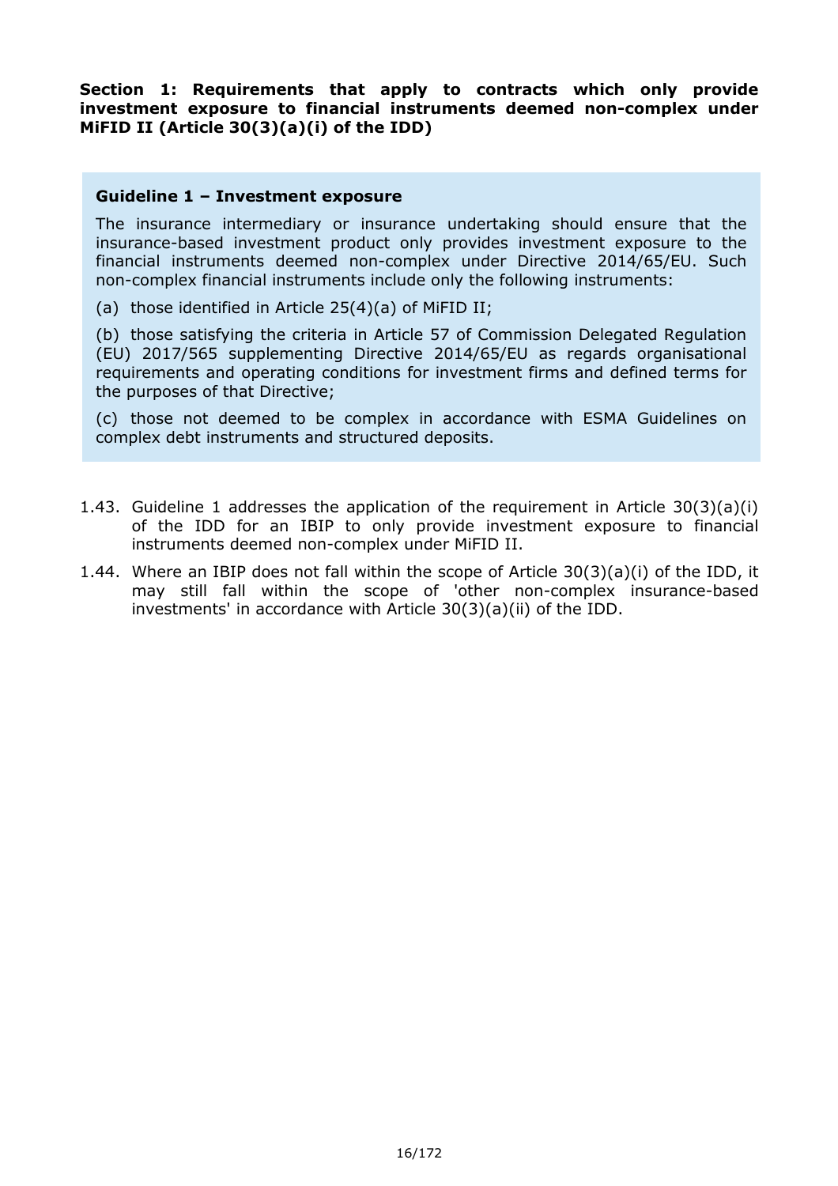**Section 1: Requirements that apply to contracts which only provide investment exposure to financial instruments deemed non-complex under MiFID II (Article 30(3)(a)(i) of the IDD)**

**Guideline 1 – Investment exposure**

The insurance intermediary or insurance undertaking should ensure that the insurance-based investment product only provides investment exposure to the financial instruments deemed non-complex under Directive 2014/65/EU. Such non-complex financial instruments include only the following instruments:

(a) those identified in Article 25(4)(a) of MiFID II;

(b) those satisfying the criteria in Article 57 of Commission Delegated Regulation (EU) 2017/565 supplementing Directive 2014/65/EU as regards organisational requirements and operating conditions for investment firms and defined terms for the purposes of that Directive;

(c) those not deemed to be complex in accordance with ESMA Guidelines on complex debt instruments and structured deposits.

1.43. Guideline 1 addresses the application of the requirement in Article 30(3)(a)(i) of the IDD for an IBIP to only provide investment exposure to financial instruments deemed non-complex under MiFID II.

1.44. Where an IBIP does not fall within the scope of Article 30(3)(a)(i) of the IDD, it may still fall within the scope of 'other non-complex insurance-based investments' in accordance with Article 30(3)(a)(ii) of the IDD.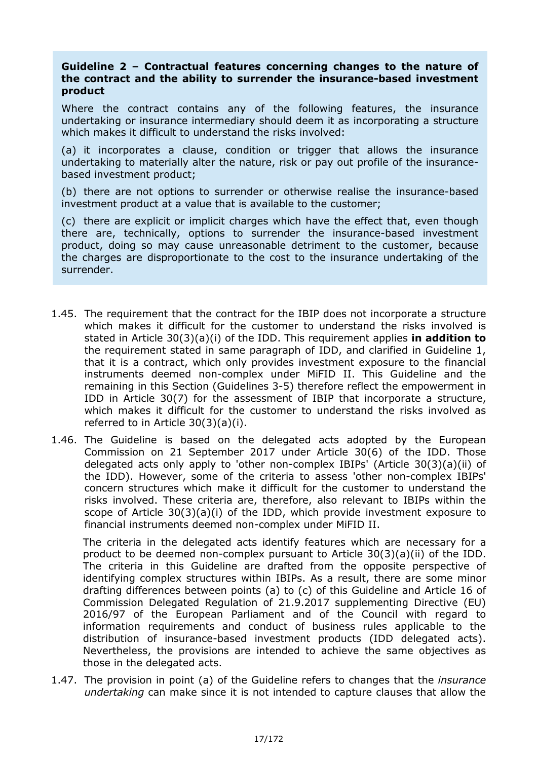**Guideline 2 – Contractual features concerning changes to the nature of the contract and the ability to surrender the insurance-based investment product**

Where the contract contains any of the following features, the insurance undertaking or insurance intermediary should deem it as incorporating a structure which makes it difficult to understand the risks involved:

(a) it incorporates a clause, condition or trigger that allows the insurance undertaking to materially alter the nature, risk or pay out profile of the insurance-based investment product;

(b) there are not options to surrender or otherwise realise the insurance-based investment product at a value that is available to the customer;

(c) there are explicit or implicit charges which have the effect that, even though there are, technically, options to surrender the insurance-based investment product, doing so may cause unreasonable detriment to the customer, because the charges are disproportionate to the cost to the insurance undertaking of the surrender.

1.45. The requirement that the contract for the IBIP does not incorporate a structure which makes it difficult for the customer to understand the risks involved is stated in Article 30(3)(a)(i) of the IDD. This requirement applies **in addition to** the requirement stated in same paragraph of IDD, and clarified in Guideline 1, that it is a contract, which only provides investment exposure to the financial instruments deemed non-complex under MiFID II. This Guideline and the remaining in this Section (Guidelines 3-5) therefore reflect the empowerment in IDD in Article 30(7) for the assessment of IBIP that incorporate a structure, which makes it difficult for the customer to understand the risks involved as referred to in Article 30(3)(a)(i).

1.46. The Guideline is based on the delegated acts adopted by the European Commission on 21 September 2017 under Article 30(6) of the IDD. Those delegated acts only apply to 'other non-complex IBIPs' (Article 30(3)(a)(ii) of the IDD). However, some of the criteria to assess 'other non-complex IBIPs' concern structures which make it difficult for the customer to understand the risks involved. These criteria are, therefore, also relevant to IBIPs within the scope of Article 30(3)(a)(i) of the IDD, which provide investment exposure to financial instruments deemed non-complex under MiFID II.

The criteria in the delegated acts identify features which are necessary for a product to be deemed non-complex pursuant to Article 30(3)(a)(ii) of the IDD. The criteria in this Guideline are drafted from the opposite perspective of identifying complex structures within IBIPs. As a result, there are some minor drafting differences between points (a) to (c) of this Guideline and Article 16 of Commission Delegated Regulation of 21.9.2017 supplementing Directive (EU) 2016/97 of the European Parliament and of the Council with regard to information requirements and conduct of business rules applicable to the distribution of insurance-based investment products (IDD delegated acts). Nevertheless, the provisions are intended to achieve the same objectives as those in the delegated acts.

1.47. The provision in point (a) of the Guideline refers to changes that the *insurance undertaking* can make since it is not intended to capture clauses that allow the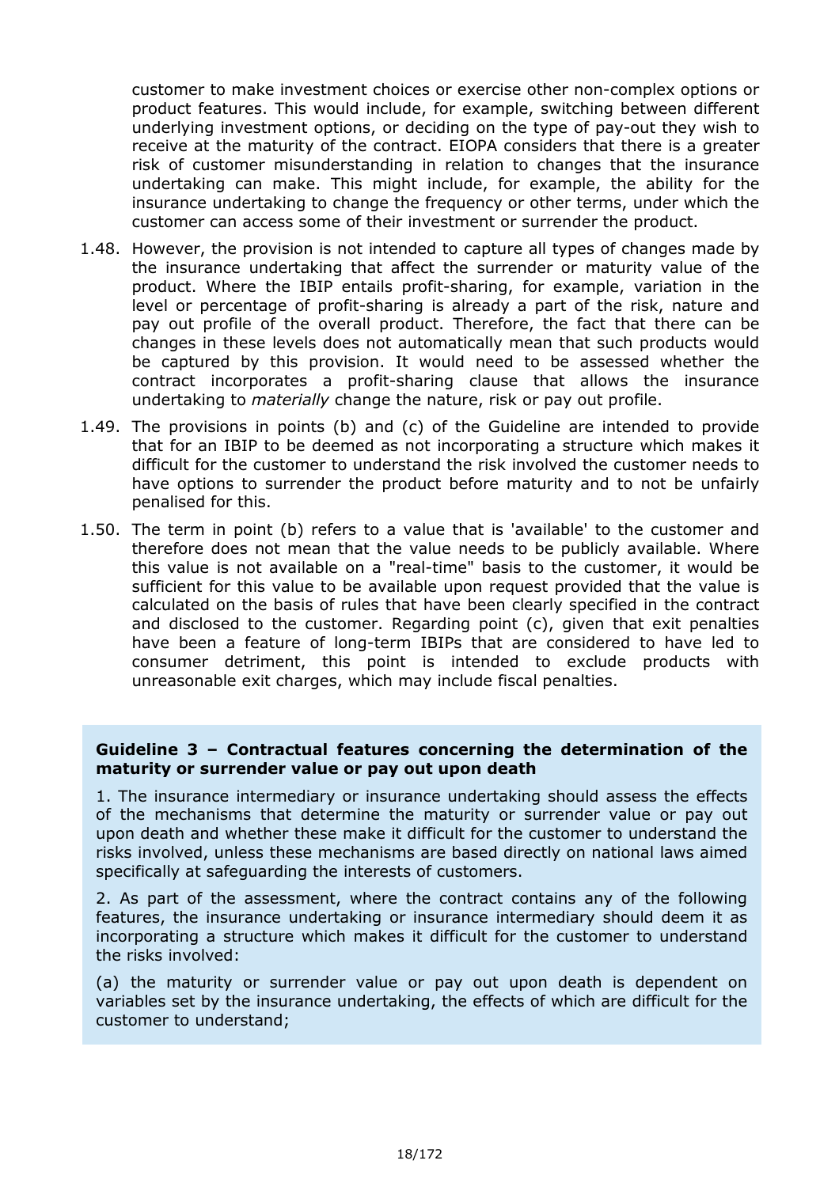customer to make investment choices or exercise other non-complex options or product features. This would include, for example, switching between different underlying investment options, or deciding on the type of pay-out they wish to receive at the maturity of the contract. EIOPA considers that there is a greater risk of customer misunderstanding in relation to changes that the insurance undertaking can make. This might include, for example, the ability for the insurance undertaking to change the frequency or other terms, under which the customer can access some of their investment or surrender the product.

1.48. However, the provision is not intended to capture all types of changes made by the insurance undertaking that affect the surrender or maturity value of the product. Where the IBIP entails profit-sharing, for example, variation in the level or percentage of profit-sharing is already a part of the risk, nature and pay out profile of the overall product. Therefore, the fact that there can be changes in these levels does not automatically mean that such products would be captured by this provision. It would need to be assessed whether the contract incorporates a profit-sharing clause that allows the insurance undertaking to *materially* change the nature, risk or pay out profile.

1.49. The provisions in points (b) and (c) of the Guideline are intended to provide that for an IBIP to be deemed as not incorporating a structure which makes it difficult for the customer to understand the risk involved the customer needs to have options to surrender the product before maturity and to not be unfairly penalised for this.

1.50. The term in point (b) refers to a value that is 'available' to the customer and therefore does not mean that the value needs to be publicly available. Where this value is not available on a "real-time" basis to the customer, it would be sufficient for this value to be available upon request provided that the value is calculated on the basis of rules that have been clearly specified in the contract and disclosed to the customer. Regarding point (c), given that exit penalties have been a feature of long-term IBIPs that are considered to have led to consumer detriment, this point is intended to exclude products with unreasonable exit charges, which may include fiscal penalties.

**Guideline 3 – Contractual features concerning the determination of the maturity or surrender value or pay out upon death**

1. The insurance intermediary or insurance undertaking should assess the effects of the mechanisms that determine the maturity or surrender value or pay out upon death and whether these make it difficult for the customer to understand the risks involved, unless these mechanisms are based directly on national laws aimed specifically at safeguarding the interests of customers.

2. As part of the assessment, where the contract contains any of the following features, the insurance undertaking or insurance intermediary should deem it as incorporating a structure which makes it difficult for the customer to understand the risks involved:

(a) the maturity or surrender value or pay out upon death is dependent on variables set by the insurance undertaking, the effects of which are difficult for the customer to understand;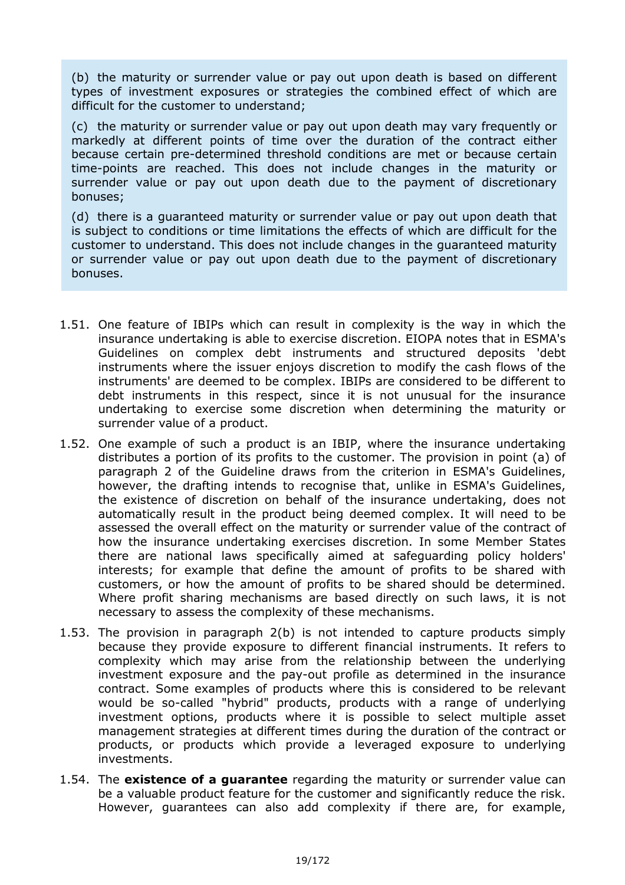(b) the maturity or surrender value or pay out upon death is based on different types of investment exposures or strategies the combined effect of which are difficult for the customer to understand;

(c) the maturity or surrender value or pay out upon death may vary frequently or markedly at different points of time over the duration of the contract either because certain pre-determined threshold conditions are met or because certain time-points are reached. This does not include changes in the maturity or surrender value or pay out upon death due to the payment of discretionary bonuses;

(d) there is a guaranteed maturity or surrender value or pay out upon death that is subject to conditions or time limitations the effects of which are difficult for the customer to understand. This does not include changes in the guaranteed maturity or surrender value or pay out upon death due to the payment of discretionary bonuses.

1.51. One feature of IBIPs which can result in complexity is the way in which the insurance undertaking is able to exercise discretion. EIOPA notes that in ESMA's Guidelines on complex debt instruments and structured deposits 'debt instruments where the issuer enjoys discretion to modify the cash flows of the instruments' are deemed to be complex. IBIPs are considered to be different to debt instruments in this respect, since it is not unusual for the insurance undertaking to exercise some discretion when determining the maturity or surrender value of a product.

1.52. One example of such a product is an IBIP, where the insurance undertaking distributes a portion of its profits to the customer. The provision in point (a) of paragraph 2 of the Guideline draws from the criterion in ESMA's Guidelines, however, the drafting intends to recognise that, unlike in ESMA's Guidelines, the existence of discretion on behalf of the insurance undertaking, does not automatically result in the product being deemed complex. It will need to be assessed the overall effect on the maturity or surrender value of the contract of how the insurance undertaking exercises discretion. In some Member States there are national laws specifically aimed at safeguarding policy holders' interests; for example that define the amount of profits to be shared with customers, or how the amount of profits to be shared should be determined. Where profit sharing mechanisms are based directly on such laws, it is not necessary to assess the complexity of these mechanisms.

1.53. The provision in paragraph 2(b) is not intended to capture products simply because they provide exposure to different financial instruments. It refers to complexity which may arise from the relationship between the underlying investment exposure and the pay-out profile as determined in the insurance contract. Some examples of products where this is considered to be relevant would be so-called "hybrid" products, products with a range of underlying investment options, products where it is possible to select multiple asset management strategies at different times during the duration of the contract or products, or products which provide a leveraged exposure to underlying investments.

1.54. The **existence of a guarantee** regarding the maturity or surrender value can be a valuable product feature for the customer and significantly reduce the risk. However, guarantees can also add complexity if there are, for example,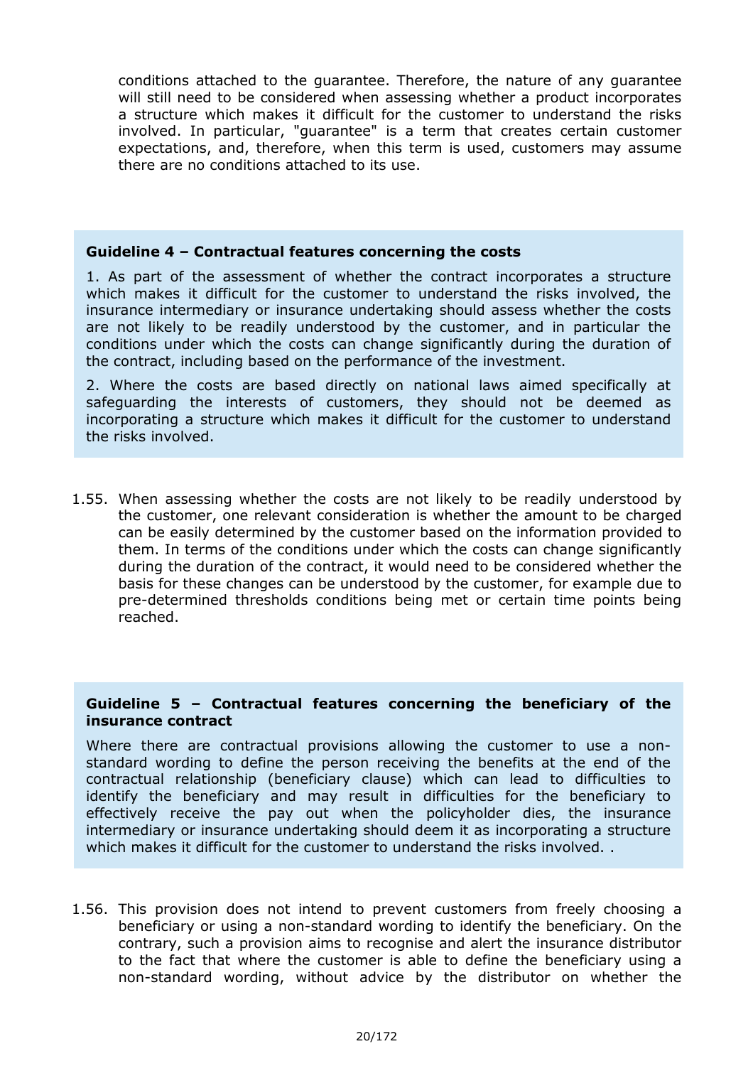conditions attached to the guarantee. Therefore, the nature of any guarantee will still need to be considered when assessing whether a product incorporates a structure which makes it difficult for the customer to understand the risks involved. In particular, "guarantee" is a term that creates certain customer expectations, and, therefore, when this term is used, customers may assume there are no conditions attached to its use.

**Guideline 4 – Contractual features concerning the costs**

1. As part of the assessment of whether the contract incorporates a structure which makes it difficult for the customer to understand the risks involved, the insurance intermediary or insurance undertaking should assess whether the costs are not likely to be readily understood by the customer, and in particular the conditions under which the costs can change significantly during the duration of the contract, including based on the performance of the investment.

2. Where the costs are based directly on national laws aimed specifically at safeguarding the interests of customers, they should not be deemed as incorporating a structure which makes it difficult for the customer to understand the risks involved.

1.55. When assessing whether the costs are not likely to be readily understood by the customer, one relevant consideration is whether the amount to be charged can be easily determined by the customer based on the information provided to them. In terms of the conditions under which the costs can change significantly during the duration of the contract, it would need to be considered whether the basis for these changes can be understood by the customer, for example due to pre-determined thresholds conditions being met or certain time points being reached.

**Guideline 5 – Contractual features concerning the beneficiary of the insurance contract**

Where there are contractual provisions allowing the customer to use a non-standard wording to define the person receiving the benefits at the end of the contractual relationship (beneficiary clause) which can lead to difficulties to identify the beneficiary and may result in difficulties for the beneficiary to effectively receive the pay out when the policyholder dies, the insurance intermediary or insurance undertaking should deem it as incorporating a structure which makes it difficult for the customer to understand the risks involved. .

1.56. This provision does not intend to prevent customers from freely choosing a beneficiary or using a non-standard wording to identify the beneficiary. On the contrary, such a provision aims to recognise and alert the insurance distributor to the fact that where the customer is able to define the beneficiary using a non-standard wording, without advice by the distributor on whether the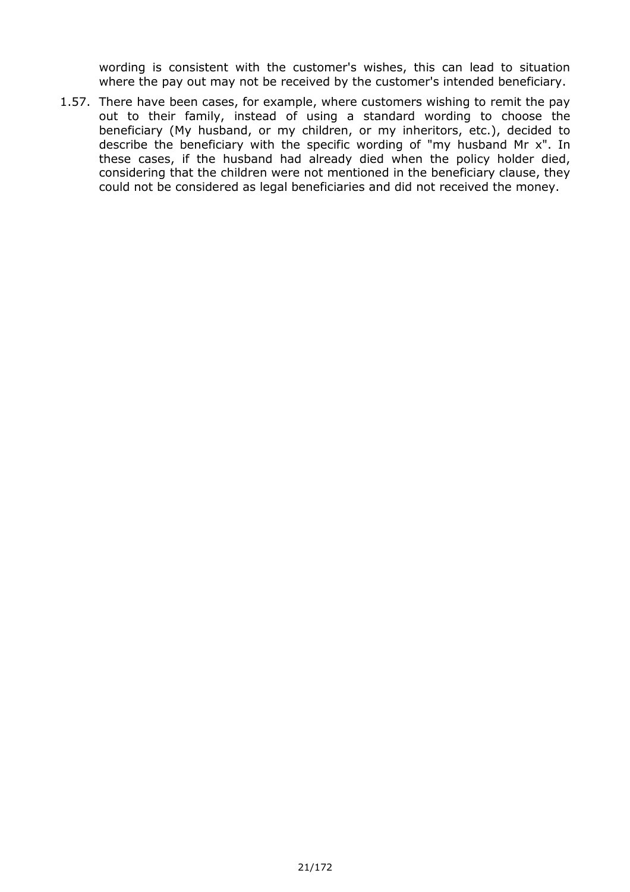wording is consistent with the customer's wishes, this can lead to situation where the pay out may not be received by the customer's intended beneficiary.

1.57. There have been cases, for example, where customers wishing to remit the pay out to their family, instead of using a standard wording to choose the beneficiary (My husband, or my children, or my inheritors, etc.), decided to describe the beneficiary with the specific wording of "my husband Mr x". In these cases, if the husband had already died when the policy holder died, considering that the children were not mentioned in the beneficiary clause, they could not be considered as legal beneficiaries and did not received the money.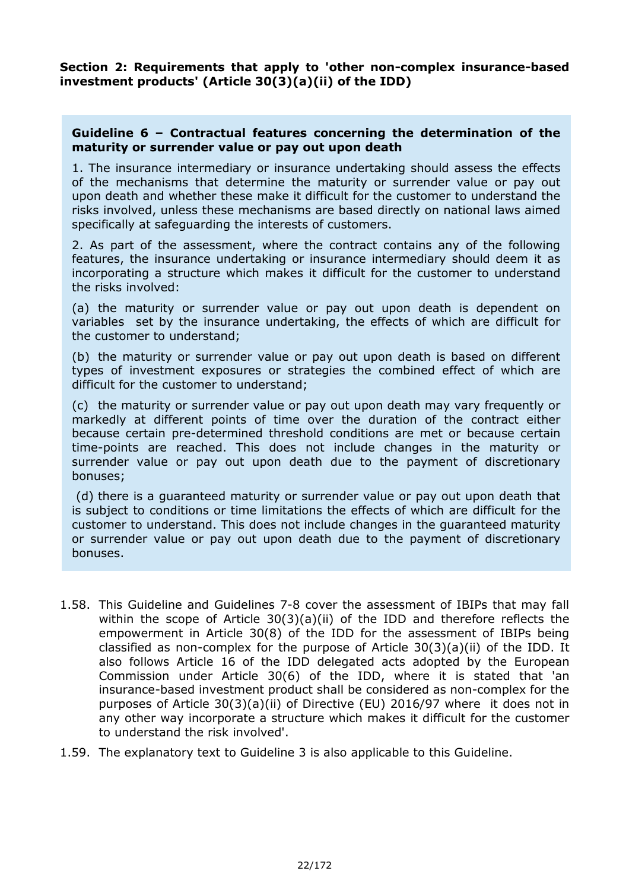**Section 2: Requirements that apply to 'other non-complex insurance-based investment products' (Article 30(3)(a)(ii) of the IDD)**

**Guideline 6 – Contractual features concerning the determination of the maturity or surrender value or pay out upon death**

1. The insurance intermediary or insurance undertaking should assess the effects of the mechanisms that determine the maturity or surrender value or pay out upon death and whether these make it difficult for the customer to understand the risks involved, unless these mechanisms are based directly on national laws aimed specifically at safeguarding the interests of customers.

2. As part of the assessment, where the contract contains any of the following features, the insurance undertaking or insurance intermediary should deem it as incorporating a structure which makes it difficult for the customer to understand the risks involved:

(a) the maturity or surrender value or pay out upon death is dependent on variables set by the insurance undertaking, the effects of which are difficult for the customer to understand;

(b) the maturity or surrender value or pay out upon death is based on different types of investment exposures or strategies the combined effect of which are difficult for the customer to understand;

(c) the maturity or surrender value or pay out upon death may vary frequently or markedly at different points of time over the duration of the contract either because certain pre-determined threshold conditions are met or because certain time-points are reached. This does not include changes in the maturity or surrender value or pay out upon death due to the payment of discretionary bonuses;

(d) there is a guaranteed maturity or surrender value or pay out upon death that is subject to conditions or time limitations the effects of which are difficult for the customer to understand. This does not include changes in the guaranteed maturity or surrender value or pay out upon death due to the payment of discretionary bonuses.

1.58. This Guideline and Guidelines 7-8 cover the assessment of IBIPs that may fall within the scope of Article 30(3)(a)(ii) of the IDD and therefore reflects the empowerment in Article 30(8) of the IDD for the assessment of IBIPs being classified as non-complex for the purpose of Article 30(3)(a)(ii) of the IDD. It also follows Article 16 of the IDD delegated acts adopted by the European Commission under Article 30(6) of the IDD, where it is stated that 'an insurance-based investment product shall be considered as non-complex for the purposes of Article 30(3)(a)(ii) of Directive (EU) 2016/97 where it does not in any other way incorporate a structure which makes it difficult for the customer to understand the risk involved'.

1.59. The explanatory text to Guideline 3 is also applicable to this Guideline.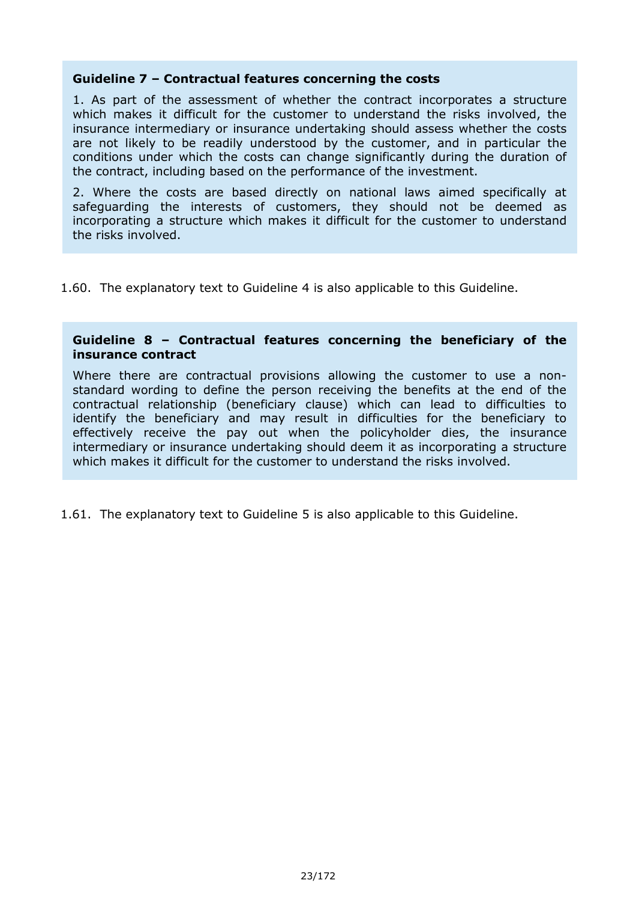**Guideline 7 – Contractual features concerning the costs**

1. As part of the assessment of whether the contract incorporates a structure which makes it difficult for the customer to understand the risks involved, the insurance intermediary or insurance undertaking should assess whether the costs are not likely to be readily understood by the customer, and in particular the conditions under which the costs can change significantly during the duration of the contract, including based on the performance of the investment.

2. Where the costs are based directly on national laws aimed specifically at safeguarding the interests of customers, they should not be deemed as incorporating a structure which makes it difficult for the customer to understand the risks involved.

1.60. The explanatory text to Guideline 4 is also applicable to this Guideline.

**Guideline 8 – Contractual features concerning the beneficiary of the insurance contract**

Where there are contractual provisions allowing the customer to use a non-standard wording to define the person receiving the benefits at the end of the contractual relationship (beneficiary clause) which can lead to difficulties to identify the beneficiary and may result in difficulties for the beneficiary to effectively receive the pay out when the policyholder dies, the insurance intermediary or insurance undertaking should deem it as incorporating a structure which makes it difficult for the customer to understand the risks involved.

1.61. The explanatory text to Guideline 5 is also applicable to this Guideline.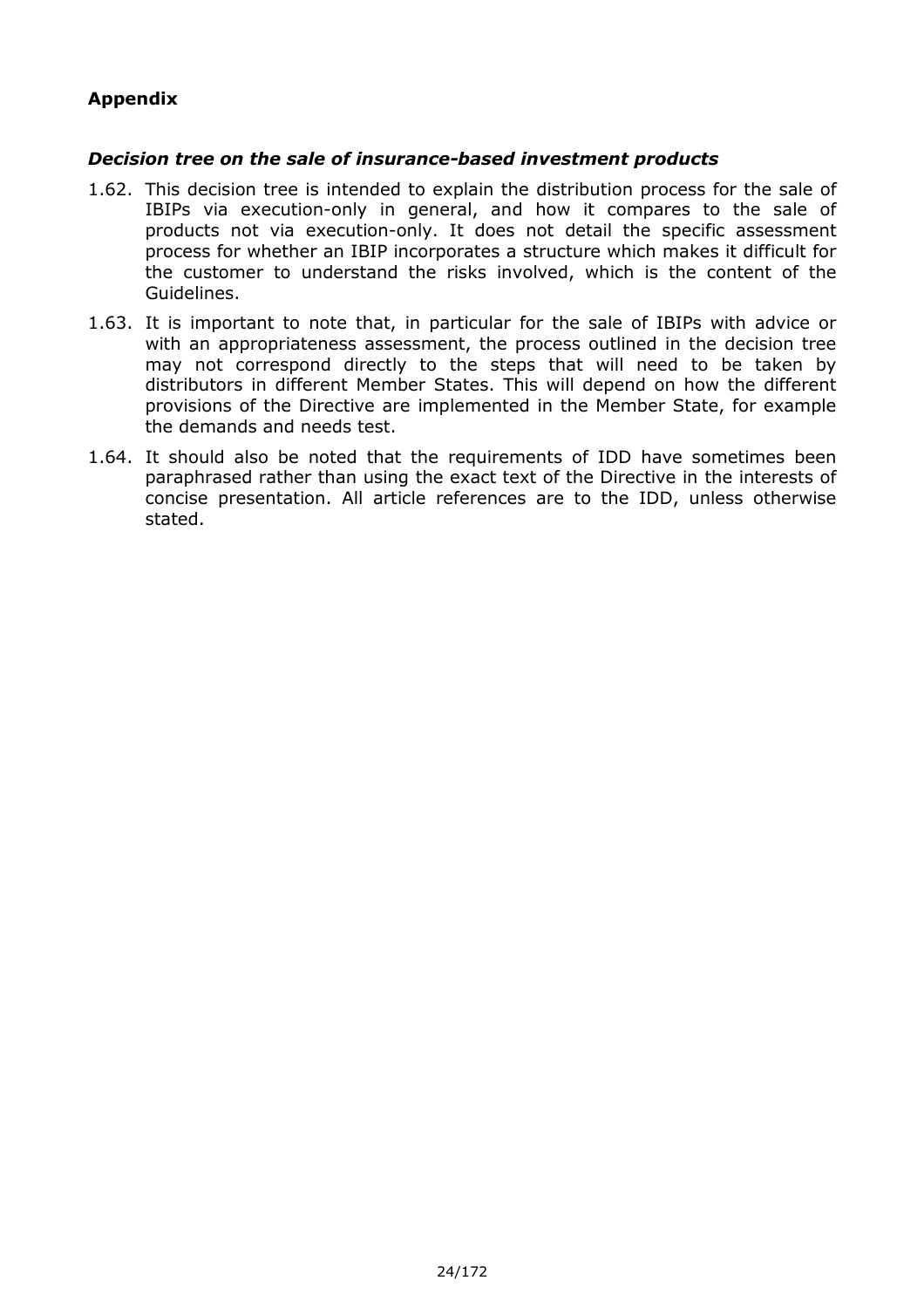## Appendix

### *Decision tree on the sale of insurance-based investment products*

1.62. This decision tree is intended to explain the distribution process for the sale of IBIPs via execution-only in general, and how it compares to the sale of products not via execution-only. It does not detail the specific assessment process for whether an IBIP incorporates a structure which makes it difficult for the customer to understand the risks involved, which is the content of the Guidelines.

1.63. It is important to note that, in particular for the sale of IBIPs with advice or with an appropriateness assessment, the process outlined in the decision tree may not correspond directly to the steps that will need to be taken by distributors in different Member States. This will depend on how the different provisions of the Directive are implemented in the Member State, for example the demands and needs test.

1.64. It should also be noted that the requirements of IDD have sometimes been paraphrased rather than using the exact text of the Directive in the interests of concise presentation. All article references are to the IDD, unless otherwise stated.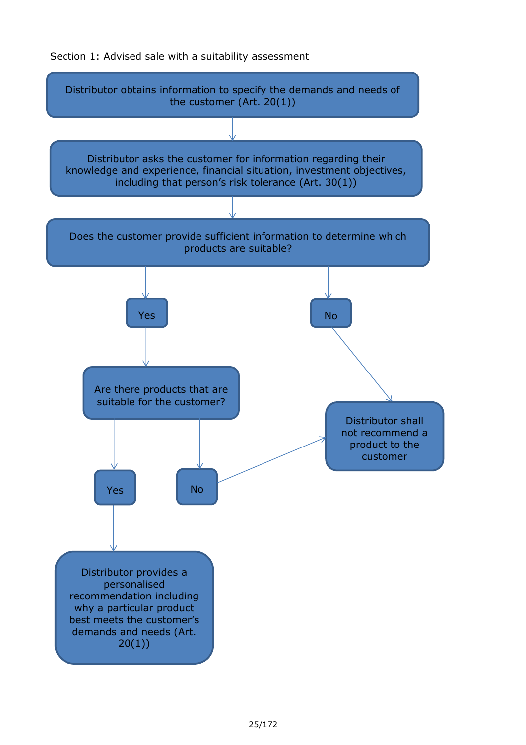Section 1: Advised sale with a suitability assessment

Distributor obtains information to specify the demands and needs of the customer (Art. 20(1))

Distributor asks the customer for information regarding their knowledge and experience, financial situation, investment objectives, including that person's risk tolerance (Art. 30(1))

Does the customer provide sufficient information to determine which products are suitable?

- Yes → Are there products that are suitable for the customer?
  - Yes → Distributor provides a personalised recommendation including why a particular product best meets the customer's demands and needs (Art. 20(1))
  - No → Distributor shall not recommend a product to the customer
- No → Distributor shall not recommend a product to the customer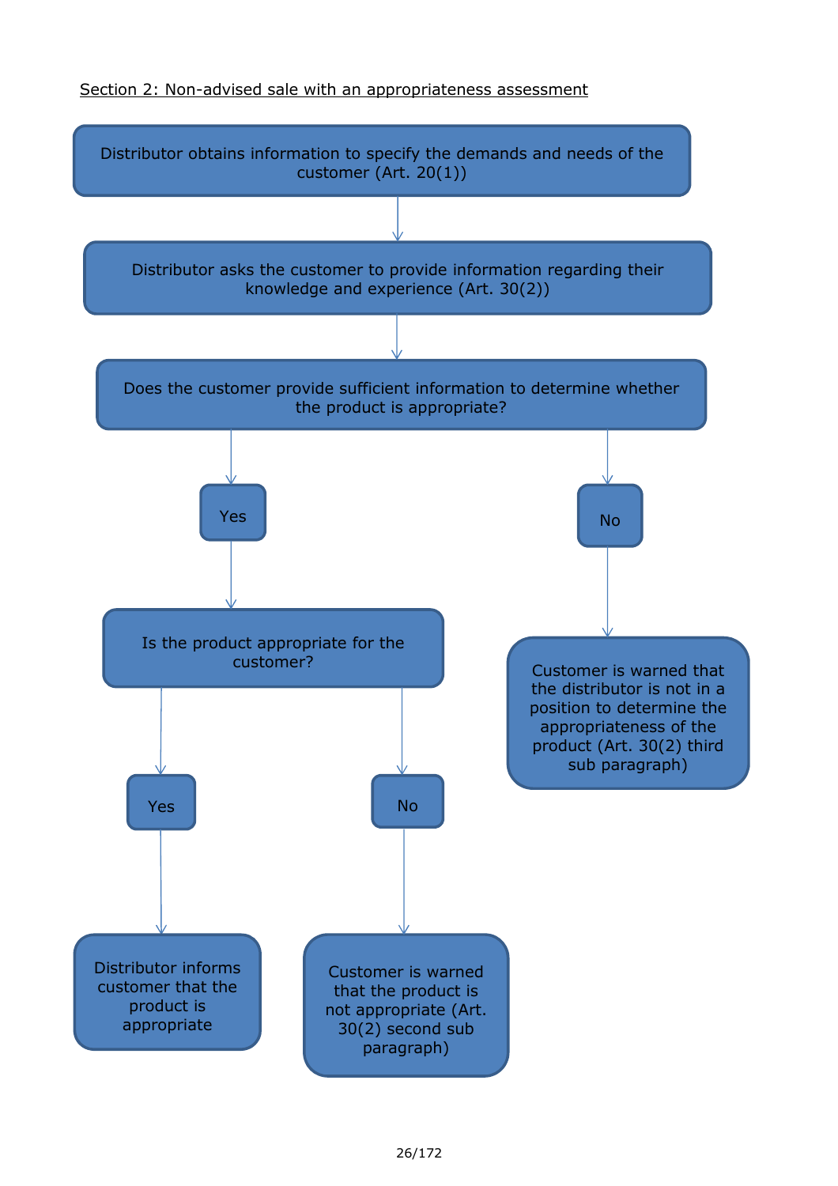Section 2: Non-advised sale with an appropriateness assessment

Distributor obtains information to specify the demands and needs of the customer (Art. 20(1))

↓

Distributor asks the customer to provide information regarding their knowledge and experience (Art. 30(2))

↓

Does the customer provide sufficient information to determine whether the product is appropriate?

- **Yes** → Is the product appropriate for the customer?
  - **Yes** → Distributor informs customer that the product is appropriate
  - **No** → Customer is warned that the product is not appropriate (Art. 30(2) second sub paragraph)
- **No** → Customer is warned that the distributor is not in a position to determine the appropriateness of the product (Art. 30(2) third sub paragraph)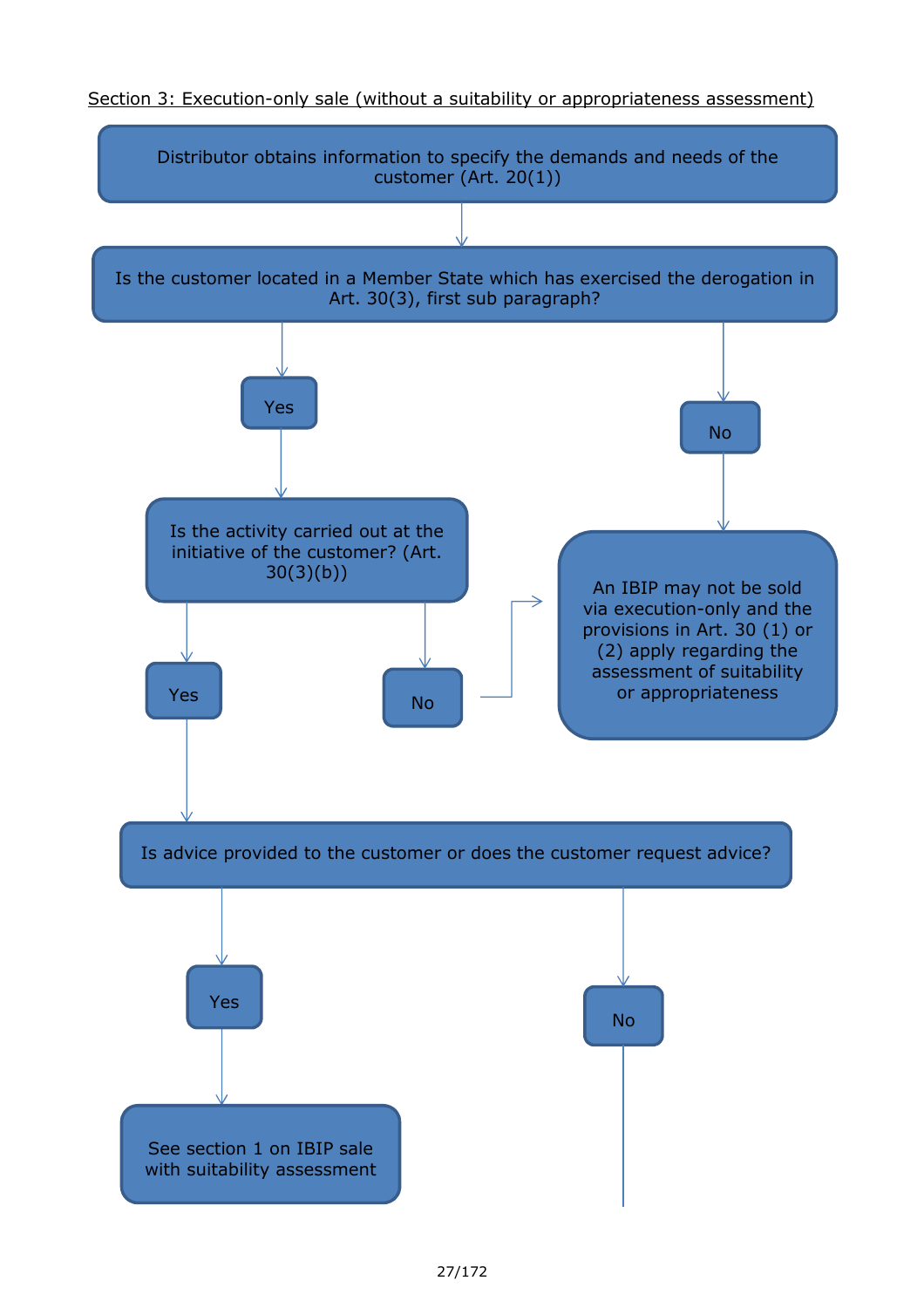<u>Section 3: Execution-only sale (without a suitability or appropriateness assessment)</u>

Distributor obtains information to specify the demands and needs of the customer (Art. 20(1))

Is the customer located in a Member State which has exercised the derogation in Art. 30(3), first sub paragraph?

- **Yes** → Is the activity carried out at the initiative of the customer? (Art. 30(3)(b))
  - **Yes** → Is advice provided to the customer or does the customer request advice?
    - **Yes** → See section 1 on IBIP sale with suitability assessment
    - **No** → (continued)
  - **No** → An IBIP may not be sold via execution-only and the provisions in Art. 30 (1) or (2) apply regarding the assessment of suitability or appropriateness
- **No** → An IBIP may not be sold via execution-only and the provisions in Art. 30 (1) or (2) apply regarding the assessment of suitability or appropriateness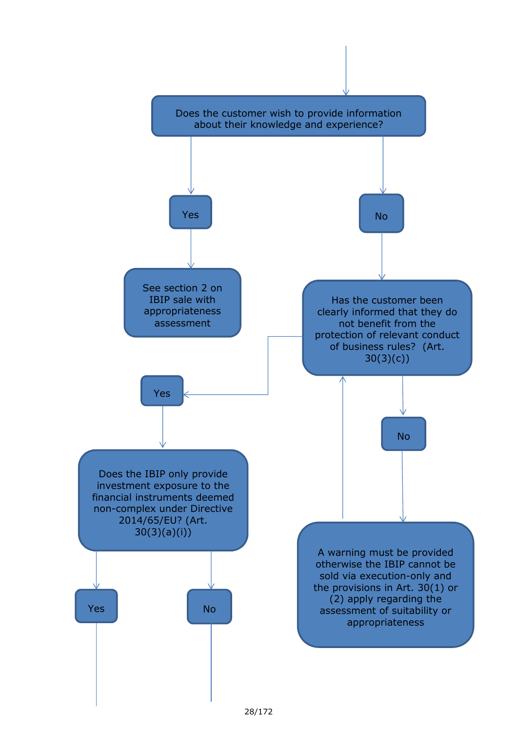Does the customer wish to provide information about their knowledge and experience?

Yes

See section 2 on IBIP sale with appropriateness assessment

No

Has the customer been clearly informed that they do not benefit from the protection of relevant conduct of business rules? (Art. 30(3)(c))

Yes

Does the IBIP only provide investment exposure to the financial instruments deemed non-complex under Directive 2014/65/EU? (Art. 30(3)(a)(i))

Yes

No

No

A warning must be provided otherwise the IBIP cannot be sold via execution-only and the provisions in Art. 30(1) or (2) apply regarding the assessment of suitability or appropriateness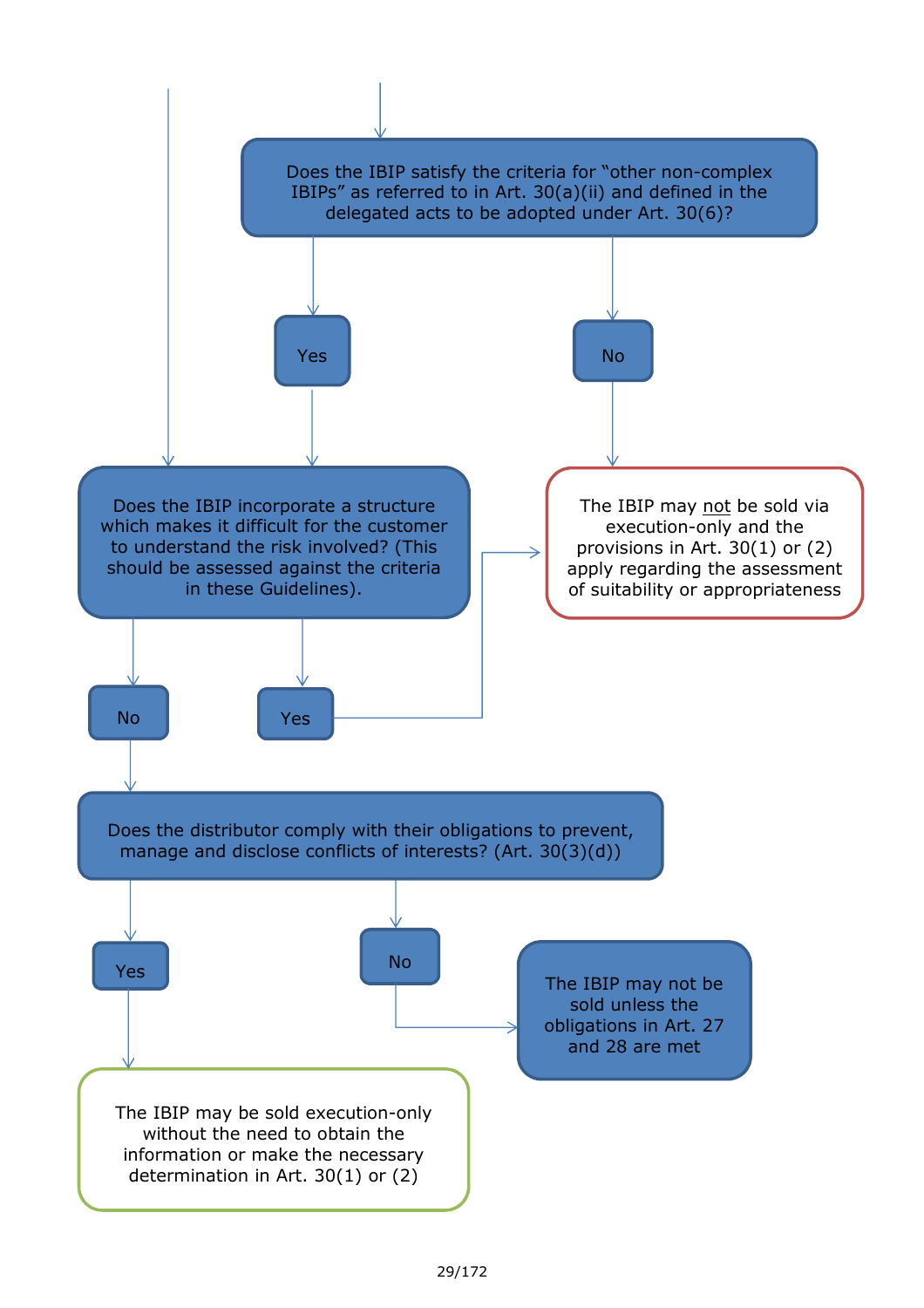Does the IBIP satisfy the criteria for "other non-complex IBIPs" as referred to in Art. 30(a)(ii) and defined in the delegated acts to be adopted under Art. 30(6)?

Yes

No

The IBIP may not be sold via execution-only and the provisions in Art. 30(1) or (2) apply regarding the assessment of suitability or appropriateness

Does the IBIP incorporate a structure which makes it difficult for the customer to understand the risk involved? (This should be assessed against the criteria in these Guidelines).

No

Yes

Does the distributor comply with their obligations to prevent, manage and disclose conflicts of interests? (Art. 30(3)(d))

Yes

No

The IBIP may not be sold unless the obligations in Art. 27 and 28 are met

The IBIP may be sold execution-only without the need to obtain the information or make the necessary determination in Art. 30(1) or (2)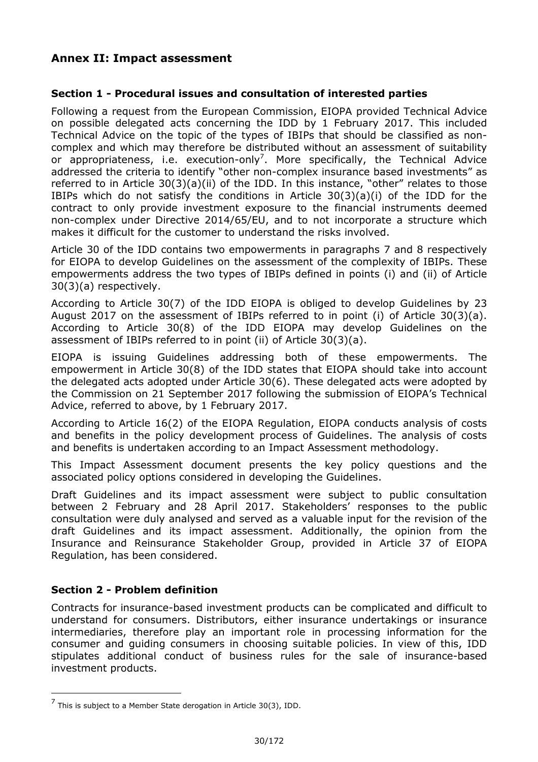## Annex II: Impact assessment

### Section 1 - Procedural issues and consultation of interested parties

Following a request from the European Commission, EIOPA provided Technical Advice on possible delegated acts concerning the IDD by 1 February 2017. This included Technical Advice on the topic of the types of IBIPs that should be classified as non-complex and which may therefore be distributed without an assessment of suitability or appropriateness, i.e. execution-only[7]. More specifically, the Technical Advice addressed the criteria to identify "other non-complex insurance based investments" as referred to in Article 30(3)(a)(ii) of the IDD. In this instance, "other" relates to those IBIPs which do not satisfy the conditions in Article 30(3)(a)(i) of the IDD for the contract to only provide investment exposure to the financial instruments deemed non-complex under Directive 2014/65/EU, and to not incorporate a structure which makes it difficult for the customer to understand the risks involved.

Article 30 of the IDD contains two empowerments in paragraphs 7 and 8 respectively for EIOPA to develop Guidelines on the assessment of the complexity of IBIPs. These empowerments address the two types of IBIPs defined in points (i) and (ii) of Article 30(3)(a) respectively.

According to Article 30(7) of the IDD EIOPA is obliged to develop Guidelines by 23 August 2017 on the assessment of IBIPs referred to in point (i) of Article 30(3)(a). According to Article 30(8) of the IDD EIOPA may develop Guidelines on the assessment of IBIPs referred to in point (ii) of Article 30(3)(a).

EIOPA is issuing Guidelines addressing both of these empowerments. The empowerment in Article 30(8) of the IDD states that EIOPA should take into account the delegated acts adopted under Article 30(6). These delegated acts were adopted by the Commission on 21 September 2017 following the submission of EIOPA's Technical Advice, referred to above, by 1 February 2017.

According to Article 16(2) of the EIOPA Regulation, EIOPA conducts analysis of costs and benefits in the policy development process of Guidelines. The analysis of costs and benefits is undertaken according to an Impact Assessment methodology.

This Impact Assessment document presents the key policy questions and the associated policy options considered in developing the Guidelines.

Draft Guidelines and its impact assessment were subject to public consultation between 2 February and 28 April 2017. Stakeholders' responses to the public consultation were duly analysed and served as a valuable input for the revision of the draft Guidelines and its impact assessment. Additionally, the opinion from the Insurance and Reinsurance Stakeholder Group, provided in Article 37 of EIOPA Regulation, has been considered.

### Section 2 - Problem definition

Contracts for insurance-based investment products can be complicated and difficult to understand for consumers. Distributors, either insurance undertakings or insurance intermediaries, therefore play an important role in processing information for the consumer and guiding consumers in choosing suitable policies. In view of this, IDD stipulates additional conduct of business rules for the sale of insurance-based investment products.

---

[7] This is subject to a Member State derogation in Article 30(3), IDD.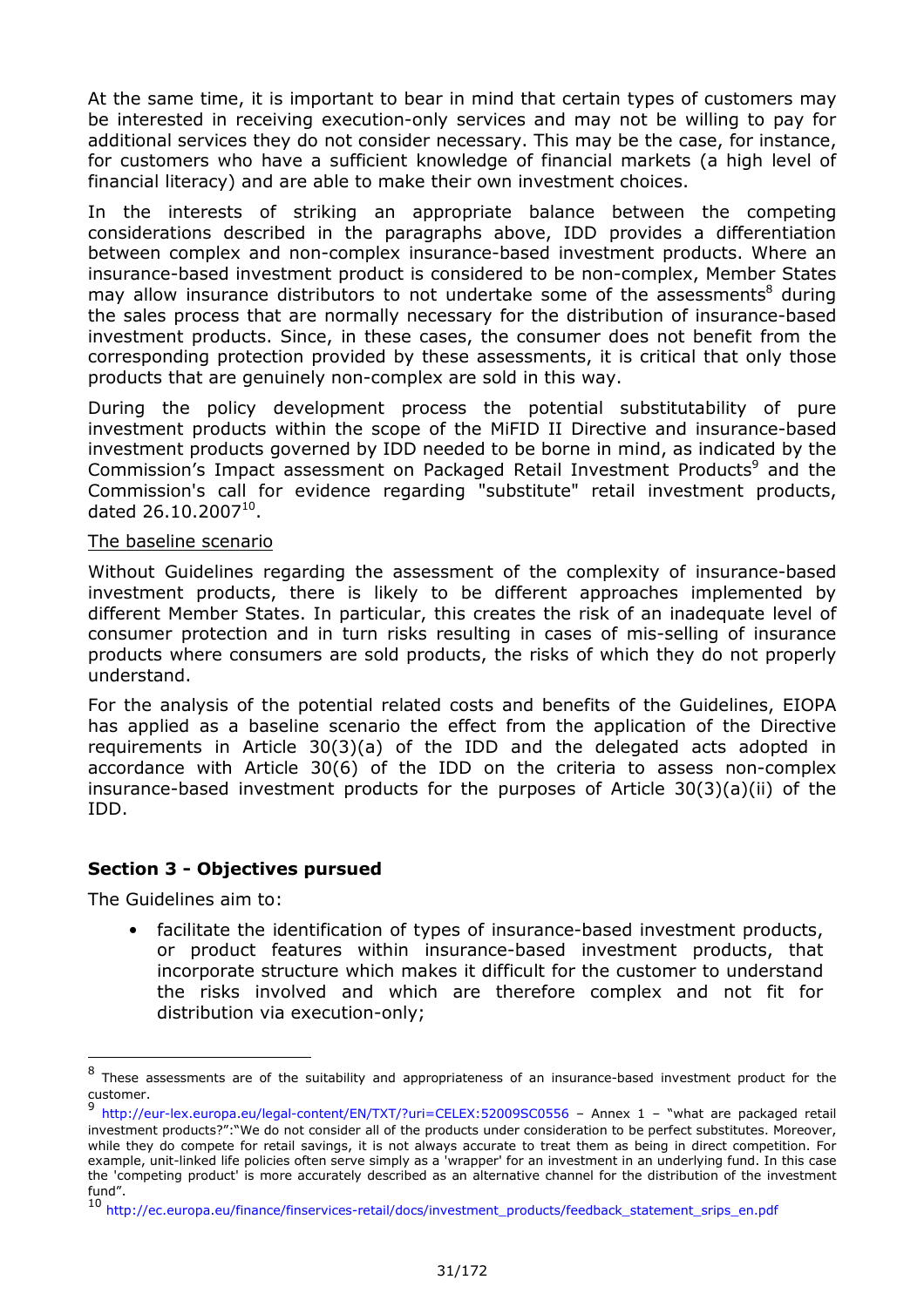At the same time, it is important to bear in mind that certain types of customers may be interested in receiving execution-only services and may not be willing to pay for additional services they do not consider necessary. This may be the case, for instance, for customers who have a sufficient knowledge of financial markets (a high level of financial literacy) and are able to make their own investment choices.

In the interests of striking an appropriate balance between the competing considerations described in the paragraphs above, IDD provides a differentiation between complex and non-complex insurance-based investment products. Where an insurance-based investment product is considered to be non-complex, Member States may allow insurance distributors to not undertake some of the assessments[8] during the sales process that are normally necessary for the distribution of insurance-based investment products. Since, in these cases, the consumer does not benefit from the corresponding protection provided by these assessments, it is critical that only those products that are genuinely non-complex are sold in this way.

During the policy development process the potential substitutability of pure investment products within the scope of the MiFID II Directive and insurance-based investment products governed by IDD needed to be borne in mind, as indicated by the Commission's Impact assessment on Packaged Retail Investment Products[9] and the Commission's call for evidence regarding "substitute" retail investment products, dated 26.10.2007[10].

The baseline scenario

Without Guidelines regarding the assessment of the complexity of insurance-based investment products, there is likely to be different approaches implemented by different Member States. In particular, this creates the risk of an inadequate level of consumer protection and in turn risks resulting in cases of mis-selling of insurance products where consumers are sold products, the risks of which they do not properly understand.

For the analysis of the potential related costs and benefits of the Guidelines, EIOPA has applied as a baseline scenario the effect from the application of the Directive requirements in Article 30(3)(a) of the IDD and the delegated acts adopted in accordance with Article 30(6) of the IDD on the criteria to assess non-complex insurance-based investment products for the purposes of Article 30(3)(a)(ii) of the IDD.

## Section 3 - Objectives pursued

The Guidelines aim to:

- facilitate the identification of types of insurance-based investment products, or product features within insurance-based investment products, that incorporate structure which makes it difficult for the customer to understand the risks involved and which are therefore complex and not fit for distribution via execution-only;

---

[8] These assessments are of the suitability and appropriateness of an insurance-based investment product for the customer.

[9] http://eur-lex.europa.eu/legal-content/EN/TXT/?uri=CELEX:52009SC0556 – Annex 1 – "what are packaged retail investment products?":"We do not consider all of the products under consideration to be perfect substitutes. Moreover, while they do compete for retail savings, it is not always accurate to treat them as being in direct competition. For example, unit-linked life policies often serve simply as a 'wrapper' for an investment in an underlying fund. In this case the 'competing product' is more accurately described as an alternative channel for the distribution of the investment fund".

[10] http://ec.europa.eu/finance/finservices-retail/docs/investment_products/feedback_statement_srips_en.pdf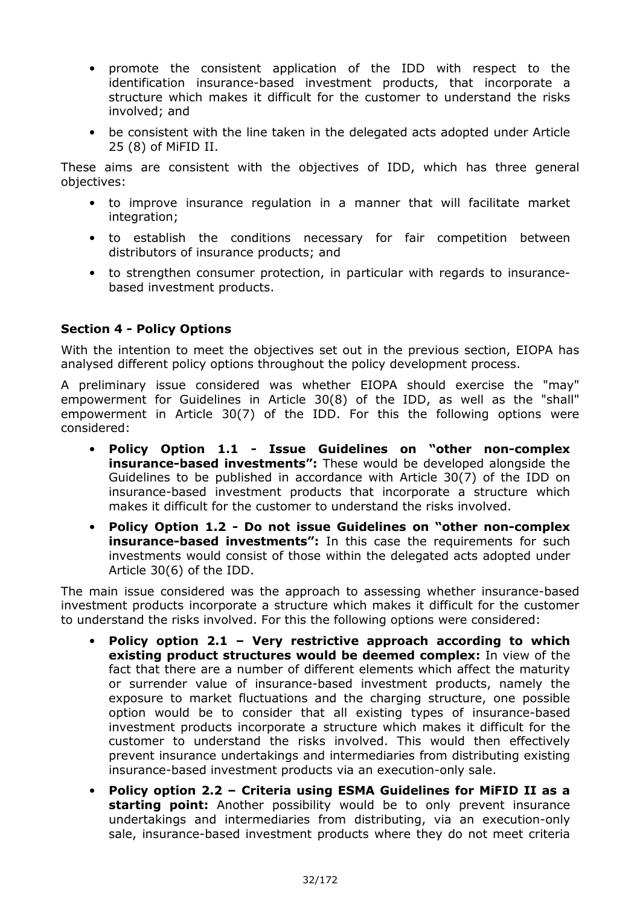- promote the consistent application of the IDD with respect to the identification insurance-based investment products, that incorporate a structure which makes it difficult for the customer to understand the risks involved; and
- be consistent with the line taken in the delegated acts adopted under Article 25 (8) of MiFID II.

These aims are consistent with the objectives of IDD, which has three general objectives:

- to improve insurance regulation in a manner that will facilitate market integration;
- to establish the conditions necessary for fair competition between distributors of insurance products; and
- to strengthen consumer protection, in particular with regards to insurance-based investment products.

**Section 4 - Policy Options**

With the intention to meet the objectives set out in the previous section, EIOPA has analysed different policy options throughout the policy development process.

A preliminary issue considered was whether EIOPA should exercise the "may" empowerment for Guidelines in Article 30(8) of the IDD, as well as the "shall" empowerment in Article 30(7) of the IDD. For this the following options were considered:

- **Policy Option 1.1 - Issue Guidelines on "other non-complex insurance-based investments":** These would be developed alongside the Guidelines to be published in accordance with Article 30(7) of the IDD on insurance-based investment products that incorporate a structure which makes it difficult for the customer to understand the risks involved.
- **Policy Option 1.2 - Do not issue Guidelines on "other non-complex insurance-based investments":** In this case the requirements for such investments would consist of those within the delegated acts adopted under Article 30(6) of the IDD.

The main issue considered was the approach to assessing whether insurance-based investment products incorporate a structure which makes it difficult for the customer to understand the risks involved. For this the following options were considered:

- **Policy option 2.1 – Very restrictive approach according to which existing product structures would be deemed complex:** In view of the fact that there are a number of different elements which affect the maturity or surrender value of insurance-based investment products, namely the exposure to market fluctuations and the charging structure, one possible option would be to consider that all existing types of insurance-based investment products incorporate a structure which makes it difficult for the customer to understand the risks involved. This would then effectively prevent insurance undertakings and intermediaries from distributing existing insurance-based investment products via an execution-only sale.
- **Policy option 2.2 – Criteria using ESMA Guidelines for MiFID II as a starting point:** Another possibility would be to only prevent insurance undertakings and intermediaries from distributing, via an execution-only sale, insurance-based investment products where they do not meet criteria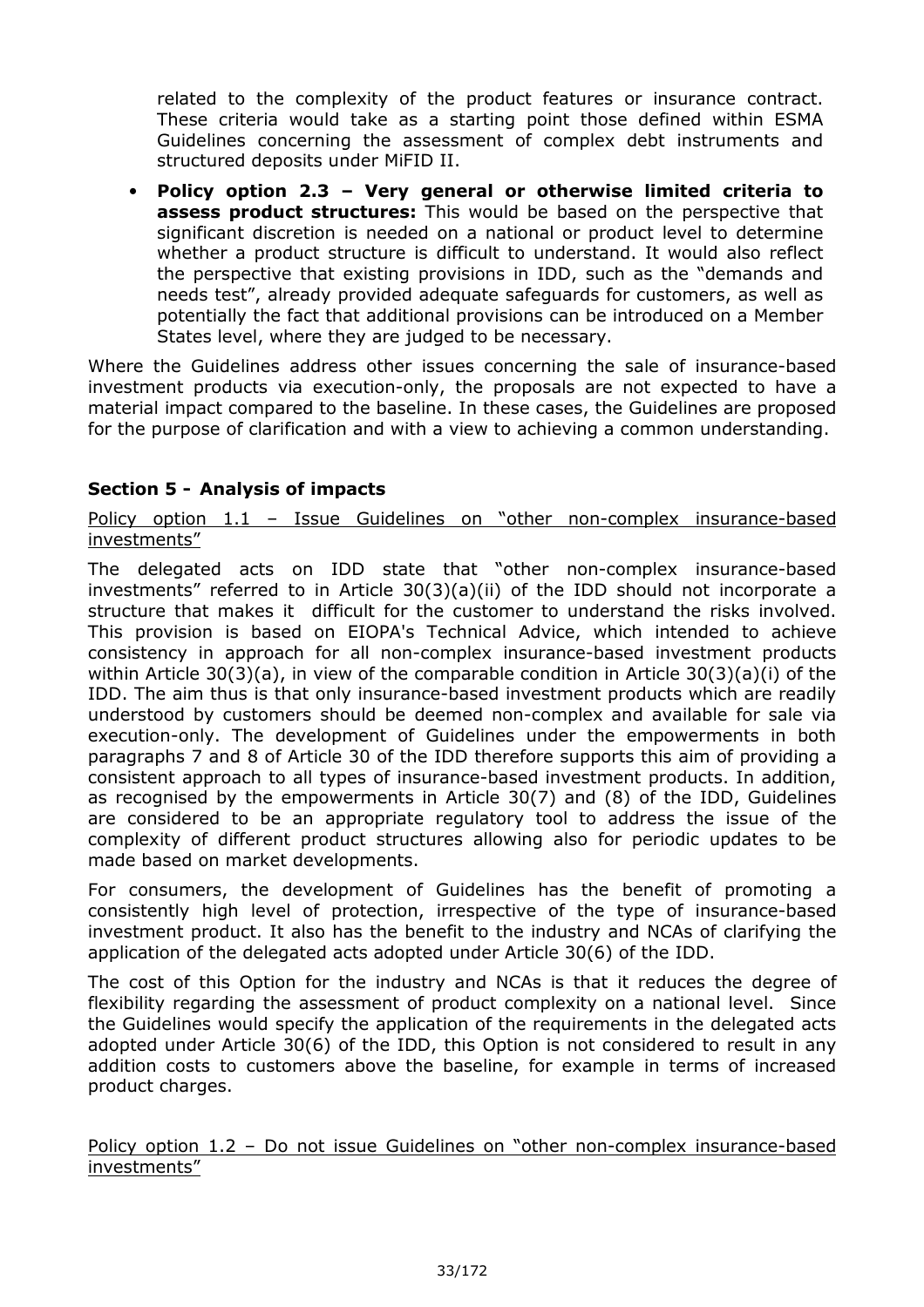related to the complexity of the product features or insurance contract. These criteria would take as a starting point those defined within ESMA Guidelines concerning the assessment of complex debt instruments and structured deposits under MiFID II.

- **Policy option 2.3 – Very general or otherwise limited criteria to assess product structures:** This would be based on the perspective that significant discretion is needed on a national or product level to determine whether a product structure is difficult to understand. It would also reflect the perspective that existing provisions in IDD, such as the "demands and needs test", already provided adequate safeguards for customers, as well as potentially the fact that additional provisions can be introduced on a Member States level, where they are judged to be necessary.

Where the Guidelines address other issues concerning the sale of insurance-based investment products via execution-only, the proposals are not expected to have a material impact compared to the baseline. In these cases, the Guidelines are proposed for the purpose of clarification and with a view to achieving a common understanding.

## Section 5 - Analysis of impacts

<u>Policy option 1.1 – Issue Guidelines on "other non-complex insurance-based investments"</u>

The delegated acts on IDD state that "other non-complex insurance-based investments" referred to in Article 30(3)(a)(ii) of the IDD should not incorporate a structure that makes it difficult for the customer to understand the risks involved. This provision is based on EIOPA's Technical Advice, which intended to achieve consistency in approach for all non-complex insurance-based investment products within Article 30(3)(a), in view of the comparable condition in Article 30(3)(a)(i) of the IDD. The aim thus is that only insurance-based investment products which are readily understood by customers should be deemed non-complex and available for sale via execution-only. The development of Guidelines under the empowerments in both paragraphs 7 and 8 of Article 30 of the IDD therefore supports this aim of providing a consistent approach to all types of insurance-based investment products. In addition, as recognised by the empowerments in Article 30(7) and (8) of the IDD, Guidelines are considered to be an appropriate regulatory tool to address the issue of the complexity of different product structures allowing also for periodic updates to be made based on market developments.

For consumers, the development of Guidelines has the benefit of promoting a consistently high level of protection, irrespective of the type of insurance-based investment product. It also has the benefit to the industry and NCAs of clarifying the application of the delegated acts adopted under Article 30(6) of the IDD.

The cost of this Option for the industry and NCAs is that it reduces the degree of flexibility regarding the assessment of product complexity on a national level. Since the Guidelines would specify the application of the requirements in the delegated acts adopted under Article 30(6) of the IDD, this Option is not considered to result in any addition costs to customers above the baseline, for example in terms of increased product charges.

<u>Policy option 1.2 – Do not issue Guidelines on "other non-complex insurance-based investments"</u>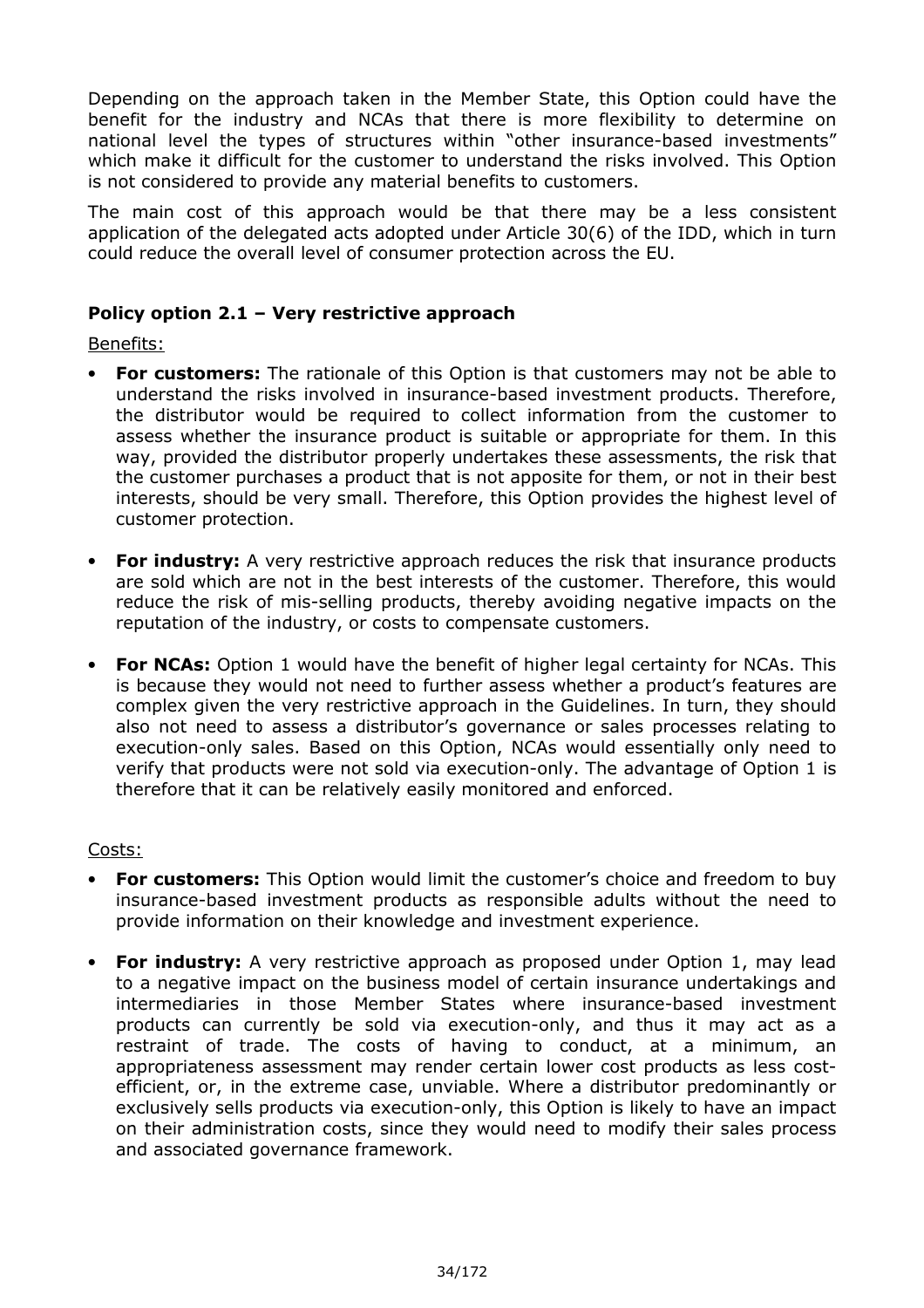Depending on the approach taken in the Member State, this Option could have the benefit for the industry and NCAs that there is more flexibility to determine on national level the types of structures within "other insurance-based investments" which make it difficult for the customer to understand the risks involved. This Option is not considered to provide any material benefits to customers.

The main cost of this approach would be that there may be a less consistent application of the delegated acts adopted under Article 30(6) of the IDD, which in turn could reduce the overall level of consumer protection across the EU.

### Policy option 2.1 – Very restrictive approach

Benefits:

- **For customers:** The rationale of this Option is that customers may not be able to understand the risks involved in insurance-based investment products. Therefore, the distributor would be required to collect information from the customer to assess whether the insurance product is suitable or appropriate for them. In this way, provided the distributor properly undertakes these assessments, the risk that the customer purchases a product that is not apposite for them, or not in their best interests, should be very small. Therefore, this Option provides the highest level of customer protection.
- **For industry:** A very restrictive approach reduces the risk that insurance products are sold which are not in the best interests of the customer. Therefore, this would reduce the risk of mis-selling products, thereby avoiding negative impacts on the reputation of the industry, or costs to compensate customers.
- **For NCAs:** Option 1 would have the benefit of higher legal certainty for NCAs. This is because they would not need to further assess whether a product's features are complex given the very restrictive approach in the Guidelines. In turn, they should also not need to assess a distributor's governance or sales processes relating to execution-only sales. Based on this Option, NCAs would essentially only need to verify that products were not sold via execution-only. The advantage of Option 1 is therefore that it can be relatively easily monitored and enforced.

Costs:

- **For customers:** This Option would limit the customer's choice and freedom to buy insurance-based investment products as responsible adults without the need to provide information on their knowledge and investment experience.
- **For industry:** A very restrictive approach as proposed under Option 1, may lead to a negative impact on the business model of certain insurance undertakings and intermediaries in those Member States where insurance-based investment products can currently be sold via execution-only, and thus it may act as a restraint of trade. The costs of having to conduct, at a minimum, an appropriateness assessment may render certain lower cost products as less cost-efficient, or, in the extreme case, unviable. Where a distributor predominantly or exclusively sells products via execution-only, this Option is likely to have an impact on their administration costs, since they would need to modify their sales process and associated governance framework.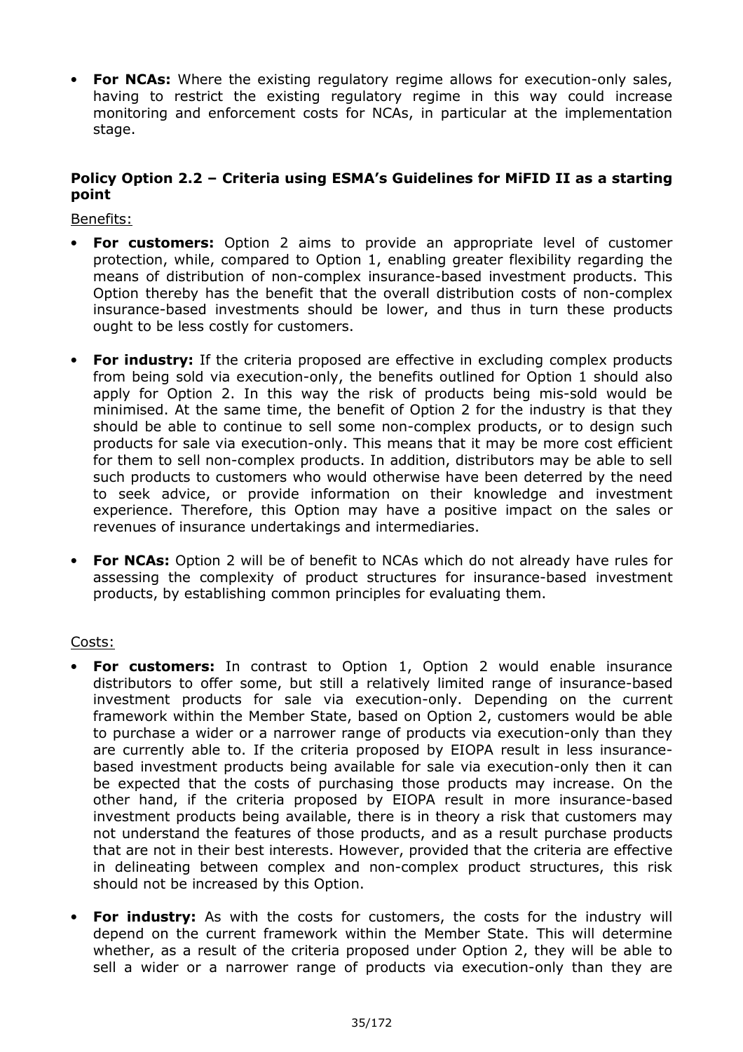- **For NCAs:** Where the existing regulatory regime allows for execution-only sales, having to restrict the existing regulatory regime in this way could increase monitoring and enforcement costs for NCAs, in particular at the implementation stage.

**Policy Option 2.2 – Criteria using ESMA's Guidelines for MiFID II as a starting point**

Benefits:

- **For customers:** Option 2 aims to provide an appropriate level of customer protection, while, compared to Option 1, enabling greater flexibility regarding the means of distribution of non-complex insurance-based investment products. This Option thereby has the benefit that the overall distribution costs of non-complex insurance-based investments should be lower, and thus in turn these products ought to be less costly for customers.

- **For industry:** If the criteria proposed are effective in excluding complex products from being sold via execution-only, the benefits outlined for Option 1 should also apply for Option 2. In this way the risk of products being mis-sold would be minimised. At the same time, the benefit of Option 2 for the industry is that they should be able to continue to sell some non-complex products, or to design such products for sale via execution-only. This means that it may be more cost efficient for them to sell non-complex products. In addition, distributors may be able to sell such products to customers who would otherwise have been deterred by the need to seek advice, or provide information on their knowledge and investment experience. Therefore, this Option may have a positive impact on the sales or revenues of insurance undertakings and intermediaries.

- **For NCAs:** Option 2 will be of benefit to NCAs which do not already have rules for assessing the complexity of product structures for insurance-based investment products, by establishing common principles for evaluating them.

Costs:

- **For customers:** In contrast to Option 1, Option 2 would enable insurance distributors to offer some, but still a relatively limited range of insurance-based investment products for sale via execution-only. Depending on the current framework within the Member State, based on Option 2, customers would be able to purchase a wider or a narrower range of products via execution-only than they are currently able to. If the criteria proposed by EIOPA result in less insurance-based investment products being available for sale via execution-only then it can be expected that the costs of purchasing those products may increase. On the other hand, if the criteria proposed by EIOPA result in more insurance-based investment products being available, there is in theory a risk that customers may not understand the features of those products, and as a result purchase products that are not in their best interests. However, provided that the criteria are effective in delineating between complex and non-complex product structures, this risk should not be increased by this Option.

- **For industry:** As with the costs for customers, the costs for the industry will depend on the current framework within the Member State. This will determine whether, as a result of the criteria proposed under Option 2, they will be able to sell a wider or a narrower range of products via execution-only than they are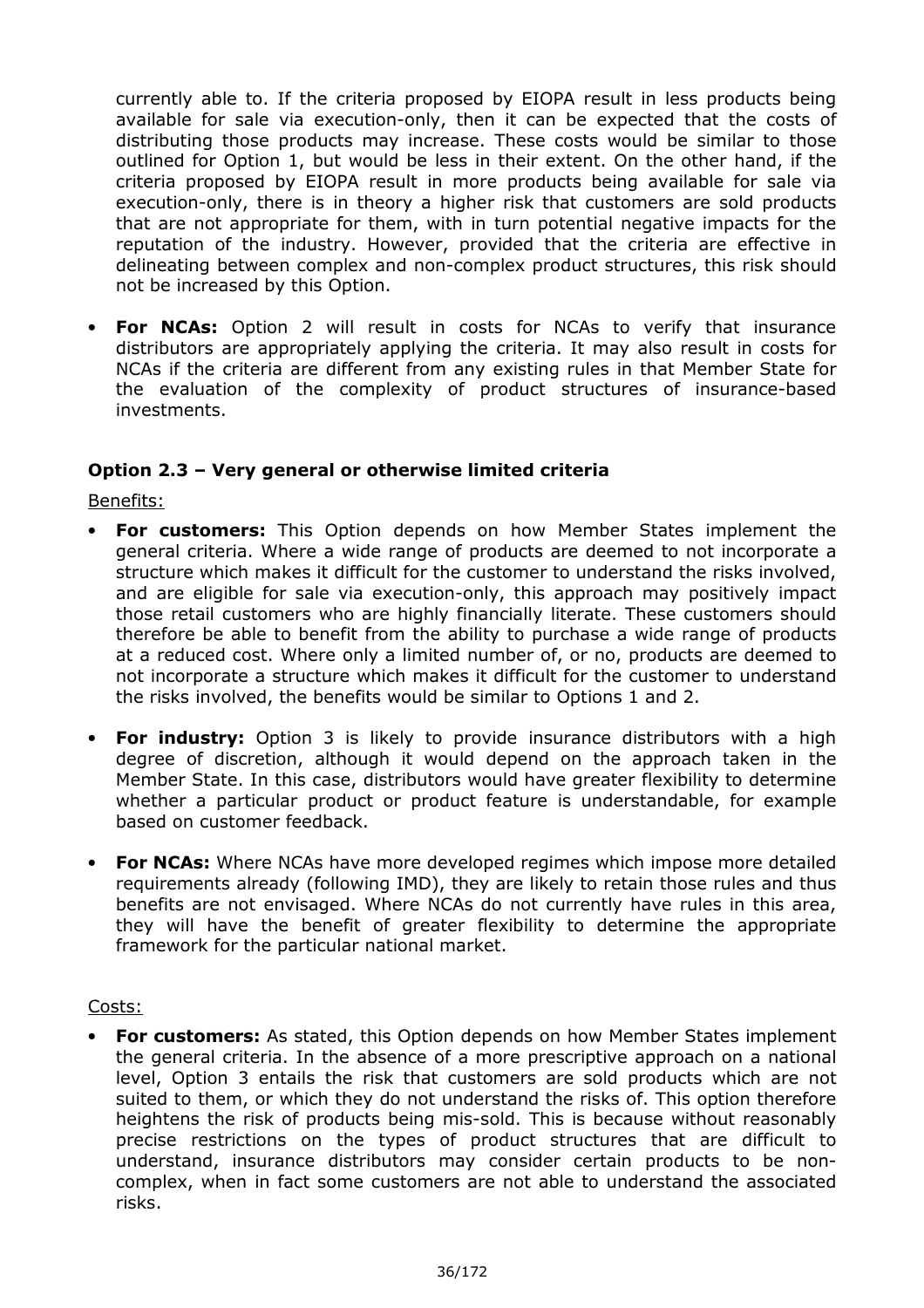currently able to. If the criteria proposed by EIOPA result in less products being available for sale via execution-only, then it can be expected that the costs of distributing those products may increase. These costs would be similar to those outlined for Option 1, but would be less in their extent. On the other hand, if the criteria proposed by EIOPA result in more products being available for sale via execution-only, there is in theory a higher risk that customers are sold products that are not appropriate for them, with in turn potential negative impacts for the reputation of the industry. However, provided that the criteria are effective in delineating between complex and non-complex product structures, this risk should not be increased by this Option.

- **For NCAs:** Option 2 will result in costs for NCAs to verify that insurance distributors are appropriately applying the criteria. It may also result in costs for NCAs if the criteria are different from any existing rules in that Member State for the evaluation of the complexity of product structures of insurance-based investments.

### Option 2.3 – Very general or otherwise limited criteria

Benefits:

- **For customers:** This Option depends on how Member States implement the general criteria. Where a wide range of products are deemed to not incorporate a structure which makes it difficult for the customer to understand the risks involved, and are eligible for sale via execution-only, this approach may positively impact those retail customers who are highly financially literate. These customers should therefore be able to benefit from the ability to purchase a wide range of products at a reduced cost. Where only a limited number of, or no, products are deemed to not incorporate a structure which makes it difficult for the customer to understand the risks involved, the benefits would be similar to Options 1 and 2.

- **For industry:** Option 3 is likely to provide insurance distributors with a high degree of discretion, although it would depend on the approach taken in the Member State. In this case, distributors would have greater flexibility to determine whether a particular product or product feature is understandable, for example based on customer feedback.

- **For NCAs:** Where NCAs have more developed regimes which impose more detailed requirements already (following IMD), they are likely to retain those rules and thus benefits are not envisaged. Where NCAs do not currently have rules in this area, they will have the benefit of greater flexibility to determine the appropriate framework for the particular national market.

Costs:

- **For customers:** As stated, this Option depends on how Member States implement the general criteria. In the absence of a more prescriptive approach on a national level, Option 3 entails the risk that customers are sold products which are not suited to them, or which they do not understand the risks of. This option therefore heightens the risk of products being mis-sold. This is because without reasonably precise restrictions on the types of product structures that are difficult to understand, insurance distributors may consider certain products to be non-complex, when in fact some customers are not able to understand the associated risks.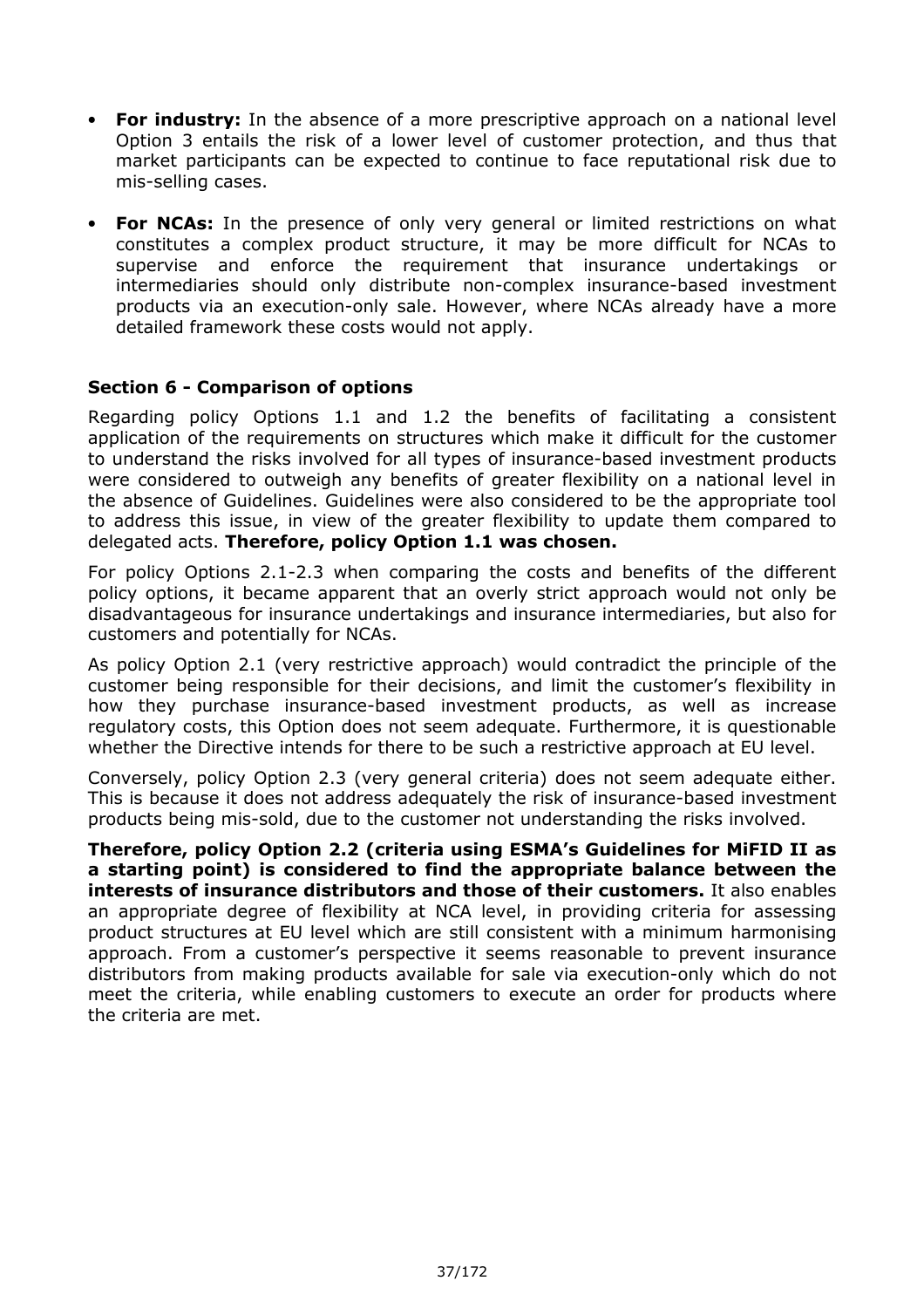- **For industry:** In the absence of a more prescriptive approach on a national level Option 3 entails the risk of a lower level of customer protection, and thus that market participants can be expected to continue to face reputational risk due to mis-selling cases.
- **For NCAs:** In the presence of only very general or limited restrictions on what constitutes a complex product structure, it may be more difficult for NCAs to supervise and enforce the requirement that insurance undertakings or intermediaries should only distribute non-complex insurance-based investment products via an execution-only sale. However, where NCAs already have a more detailed framework these costs would not apply.

### Section 6 - Comparison of options

Regarding policy Options 1.1 and 1.2 the benefits of facilitating a consistent application of the requirements on structures which make it difficult for the customer to understand the risks involved for all types of insurance-based investment products were considered to outweigh any benefits of greater flexibility on a national level in the absence of Guidelines. Guidelines were also considered to be the appropriate tool to address this issue, in view of the greater flexibility to update them compared to delegated acts. **Therefore, policy Option 1.1 was chosen.**

For policy Options 2.1-2.3 when comparing the costs and benefits of the different policy options, it became apparent that an overly strict approach would not only be disadvantageous for insurance undertakings and insurance intermediaries, but also for customers and potentially for NCAs.

As policy Option 2.1 (very restrictive approach) would contradict the principle of the customer being responsible for their decisions, and limit the customer's flexibility in how they purchase insurance-based investment products, as well as increase regulatory costs, this Option does not seem adequate. Furthermore, it is questionable whether the Directive intends for there to be such a restrictive approach at EU level.

Conversely, policy Option 2.3 (very general criteria) does not seem adequate either. This is because it does not address adequately the risk of insurance-based investment products being mis-sold, due to the customer not understanding the risks involved.

**Therefore, policy Option 2.2 (criteria using ESMA's Guidelines for MiFID II as a starting point) is considered to find the appropriate balance between the interests of insurance distributors and those of their customers.** It also enables an appropriate degree of flexibility at NCA level, in providing criteria for assessing product structures at EU level which are still consistent with a minimum harmonising approach. From a customer's perspective it seems reasonable to prevent insurance distributors from making products available for sale via execution-only which do not meet the criteria, while enabling customers to execute an order for products where the criteria are met.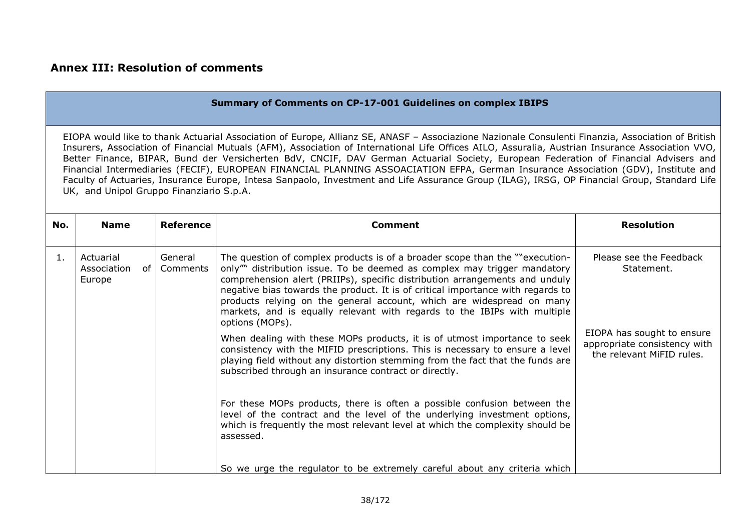## Annex III: Resolution of comments

| **Summary of Comments on CP-17-001 Guidelines on complex IBIPS** |
|---|
| EIOPA would like to thank Actuarial Association of Europe, Allianz SE, ANASF – Associazione Nazionale Consulenti Finanzia, Association of British Insurers, Association of Financial Mutuals (AFM), Association of International Life Offices AILO, Assuralia, Austrian Insurance Association VVO, Better Finance, BIPAR, Bund der Versicherten BdV, CNCIF, DAV German Actuarial Society, European Federation of Financial Advisers and Financial Intermediaries (FECIF), EUROPEAN FINANCIAL PLANNING ASSOACIATION EFPA, German Insurance Association (GDV), Institute and Faculty of Actuaries, Insurance Europe, Intesa Sanpaolo, Investment and Life Assurance Group (ILAG), IRSG, OP Financial Group, Standard Life UK, and Unipol Gruppo Finanziario S.p.A. |

| No. | Name | Reference | Comment | Resolution |
|---|---|---|---|---|
| 1. | Actuarial Association of Europe | General Comments | The question of complex products is of a broader scope than the ""execution-only"" distribution issue. To be deemed as complex may trigger mandatory comprehension alert (PRIIPs), specific distribution arrangements and unduly negative bias towards the product. It is of critical importance with regards to products relying on the general account, which are widespread on many markets, and is equally relevant with regards to the IBIPs with multiple options (MOPs). | Please see the Feedback Statement. |
| | | | When dealing with these MOPs products, it is of utmost importance to seek consistency with the MIFID prescriptions. This is necessary to ensure a level playing field without any distortion stemming from the fact that the funds are subscribed through an insurance contract or directly. | EIOPA has sought to ensure appropriate consistency with the relevant MiFID rules. |
| | | | For these MOPs products, there is often a possible confusion between the level of the contract and the level of the underlying investment options, which is frequently the most relevant level at which the complexity should be assessed. | |
| | | | So we urge the regulator to be extremely careful about any criteria which | |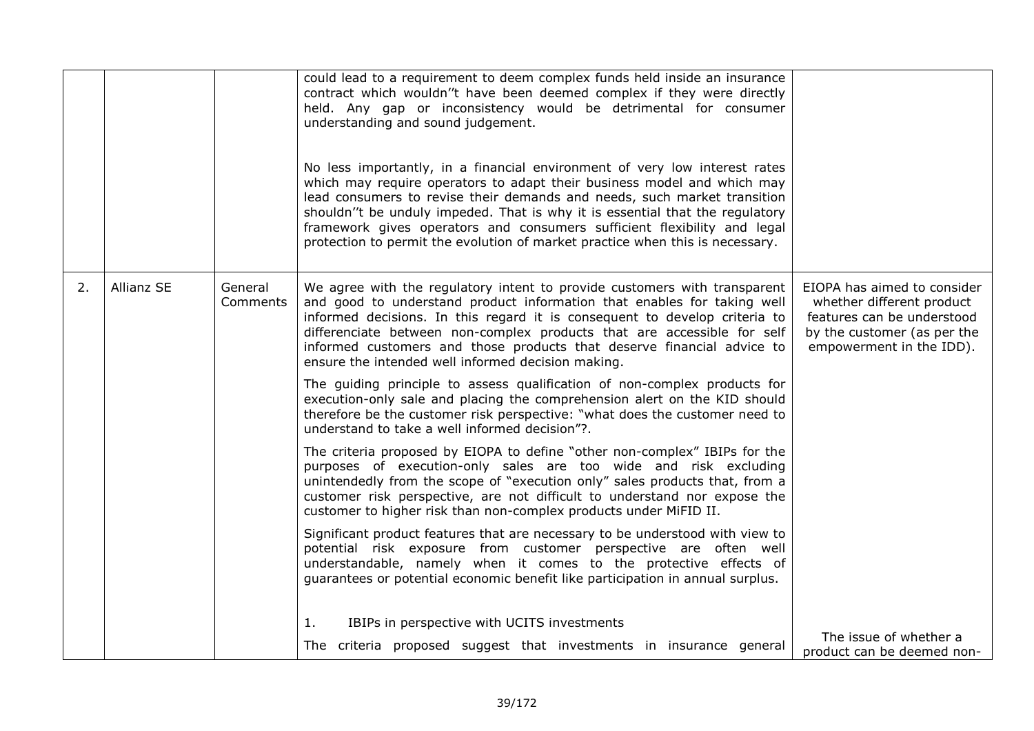|  |  |  |  |  |
|---|---|---|---|---|
|  |  |  | could lead to a requirement to deem complex funds held inside an insurance contract which wouldn''t have been deemed complex if they were directly held. Any gap or inconsistency would be detrimental for consumer understanding and sound judgement.<br><br>No less importantly, in a financial environment of very low interest rates which may require operators to adapt their business model and which may lead consumers to revise their demands and needs, such market transition shouldn''t be unduly impeded. That is why it is essential that the regulatory framework gives operators and consumers sufficient flexibility and legal protection to permit the evolution of market practice when this is necessary. |  |
| 2. | Allianz SE | General Comments | We agree with the regulatory intent to provide customers with transparent and good to understand product information that enables for taking well informed decisions. In this regard it is consequent to develop criteria to differenciate between non-complex products that are accessible for self informed customers and those products that deserve financial advice to ensure the intended well informed decision making.<br><br>The guiding principle to assess qualification of non-complex products for execution-only sale and placing the comprehension alert on the KID should therefore be the customer risk perspective: "what does the customer need to understand to take a well informed decision"?.<br><br>The criteria proposed by EIOPA to define "other non-complex" IBIPs for the purposes of execution-only sales are too wide and risk excluding unintendedly from the scope of "execution only" sales products that, from a customer risk perspective, are not difficult to understand nor expose the customer to higher risk than non-complex products under MiFID II.<br><br>Significant product features that are necessary to be understood with view to potential risk exposure from customer perspective are often well understandable, namely when it comes to the protective effects of guarantees or potential economic benefit like participation in annual surplus.<br><br>1. IBIPs in perspective with UCITS investments<br><br>The criteria proposed suggest that investments in insurance general | EIOPA has aimed to consider whether different product features can be understood by the customer (as per the empowerment in the IDD).<br><br>The issue of whether a product can be deemed non- |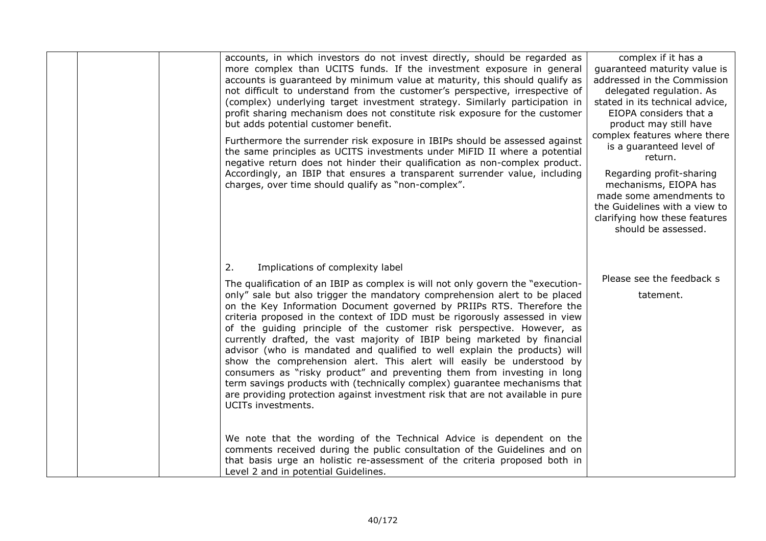| | | | | |
|---|---|---|---|---|
| | | | accounts, in which investors do not invest directly, should be regarded as more complex than UCITS funds. If the investment exposure in general accounts is guaranteed by minimum value at maturity, this should qualify as not difficult to understand from the customer's perspective, irrespective of (complex) underlying target investment strategy. Similarly participation in profit sharing mechanism does not constitute risk exposure for the customer but adds potential customer benefit.<br><br>Furthermore the surrender risk exposure in IBIPs should be assessed against the same principles as UCITS investments under MiFID II where a potential negative return does not hinder their qualification as non-complex product. Accordingly, an IBIP that ensures a transparent surrender value, including charges, over time should qualify as "non-complex". | complex if it has a guaranteed maturity value is addressed in the Commission delegated regulation. As stated in its technical advice, EIOPA considers that a product may still have complex features where there is a guaranteed level of return.<br><br>Regarding profit-sharing mechanisms, EIOPA has made some amendments to the Guidelines with a view to clarifying how these features should be assessed. |
| | | | 2. Implications of complexity label<br><br>The qualification of an IBIP as complex is will not only govern the "execution-only" sale but also trigger the mandatory comprehension alert to be placed on the Key Information Document governed by PRIIPs RTS. Therefore the criteria proposed in the context of IDD must be rigorously assessed in view of the guiding principle of the customer risk perspective. However, as currently drafted, the vast majority of IBIP being marketed by financial advisor (who is mandated and qualified to well explain the products) will show the comprehension alert. This alert will easily be understood by consumers as "risky product" and preventing them from investing in long term savings products with (technically complex) guarantee mechanisms that are providing protection against investment risk that are not available in pure UCITs investments.<br><br>We note that the wording of the Technical Advice is dependent on the comments received during the public consultation of the Guidelines and on that basis urge an holistic re-assessment of the criteria proposed both in Level 2 and in potential Guidelines. | Please see the feedback s tatement. |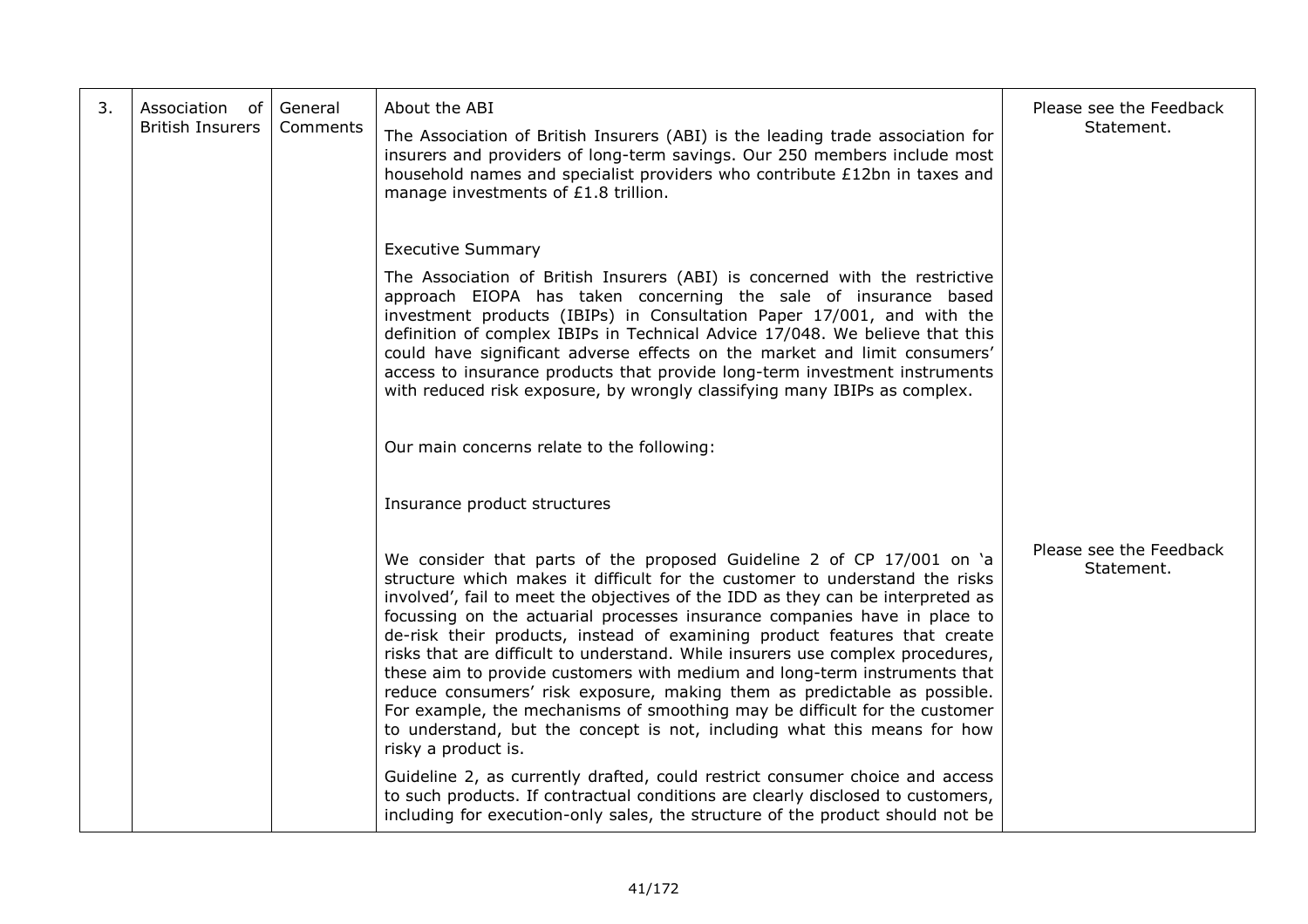| 3. | Association of British Insurers | General Comments | About the ABI<br><br>The Association of British Insurers (ABI) is the leading trade association for insurers and providers of long-term savings. Our 250 members include most household names and specialist providers who contribute £12bn in taxes and manage investments of £1.8 trillion.<br><br>Executive Summary<br><br>The Association of British Insurers (ABI) is concerned with the restrictive approach EIOPA has taken concerning the sale of insurance based investment products (IBIPs) in Consultation Paper 17/001, and with the definition of complex IBIPs in Technical Advice 17/048. We believe that this could have significant adverse effects on the market and limit consumers' access to insurance products that provide long-term investment instruments with reduced risk exposure, by wrongly classifying many IBIPs as complex.<br><br>Our main concerns relate to the following:<br><br>Insurance product structures | Please see the Feedback Statement. |
|---|---|---|---|---|
| | | | We consider that parts of the proposed Guideline 2 of CP 17/001 on 'a structure which makes it difficult for the customer to understand the risks involved', fail to meet the objectives of the IDD as they can be interpreted as focussing on the actuarial processes insurance companies have in place to de-risk their products, instead of examining product features that create risks that are difficult to understand. While insurers use complex procedures, these aim to provide customers with medium and long-term instruments that reduce consumers' risk exposure, making them as predictable as possible. For example, the mechanisms of smoothing may be difficult for the customer to understand, but the concept is not, including what this means for how risky a product is.<br><br>Guideline 2, as currently drafted, could restrict consumer choice and access to such products. If contractual conditions are clearly disclosed to customers, including for execution-only sales, the structure of the product should not be | Please see the Feedback Statement. |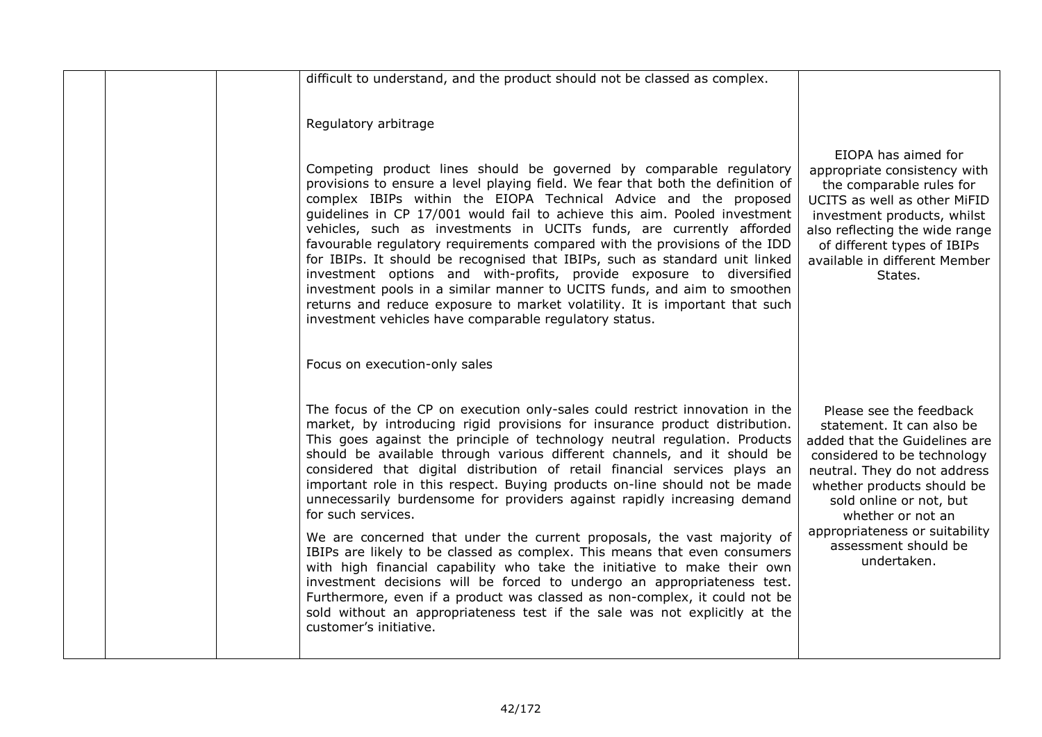|  |  |  | difficult to understand, and the product should not be classed as complex.<br><br>Regulatory arbitrage<br><br>Competing product lines should be governed by comparable regulatory provisions to ensure a level playing field. We fear that both the definition of complex IBIPs within the EIOPA Technical Advice and the proposed guidelines in CP 17/001 would fail to achieve this aim. Pooled investment vehicles, such as investments in UCITs funds, are currently afforded favourable regulatory requirements compared with the provisions of the IDD for IBIPs. It should be recognised that IBIPs, such as standard unit linked investment options and with-profits, provide exposure to diversified investment pools in a similar manner to UCITS funds, and aim to smoothen returns and reduce exposure to market volatility. It is important that such investment vehicles have comparable regulatory status. | EIOPA has aimed for appropriate consistency with the comparable rules for UCITS as well as other MiFID investment products, whilst also reflecting the wide range of different types of IBIPs available in different Member States. |
|---|---|---|---|---|
|  |  |  | Focus on execution-only sales<br><br>The focus of the CP on execution only-sales could restrict innovation in the market, by introducing rigid provisions for insurance product distribution. This goes against the principle of technology neutral regulation. Products should be available through various different channels, and it should be considered that digital distribution of retail financial services plays an important role in this respect. Buying products on-line should not be made unnecessarily burdensome for providers against rapidly increasing demand for such services.<br><br>We are concerned that under the current proposals, the vast majority of IBIPs are likely to be classed as complex. This means that even consumers with high financial capability who take the initiative to make their own investment decisions will be forced to undergo an appropriateness test. Furthermore, even if a product was classed as non-complex, it could not be sold without an appropriateness test if the sale was not explicitly at the customer's initiative. | Please see the feedback statement. It can also be added that the Guidelines are considered to be technology neutral. They do not address whether products should be sold online or not, but whether or not an appropriateness or suitability assessment should be undertaken. |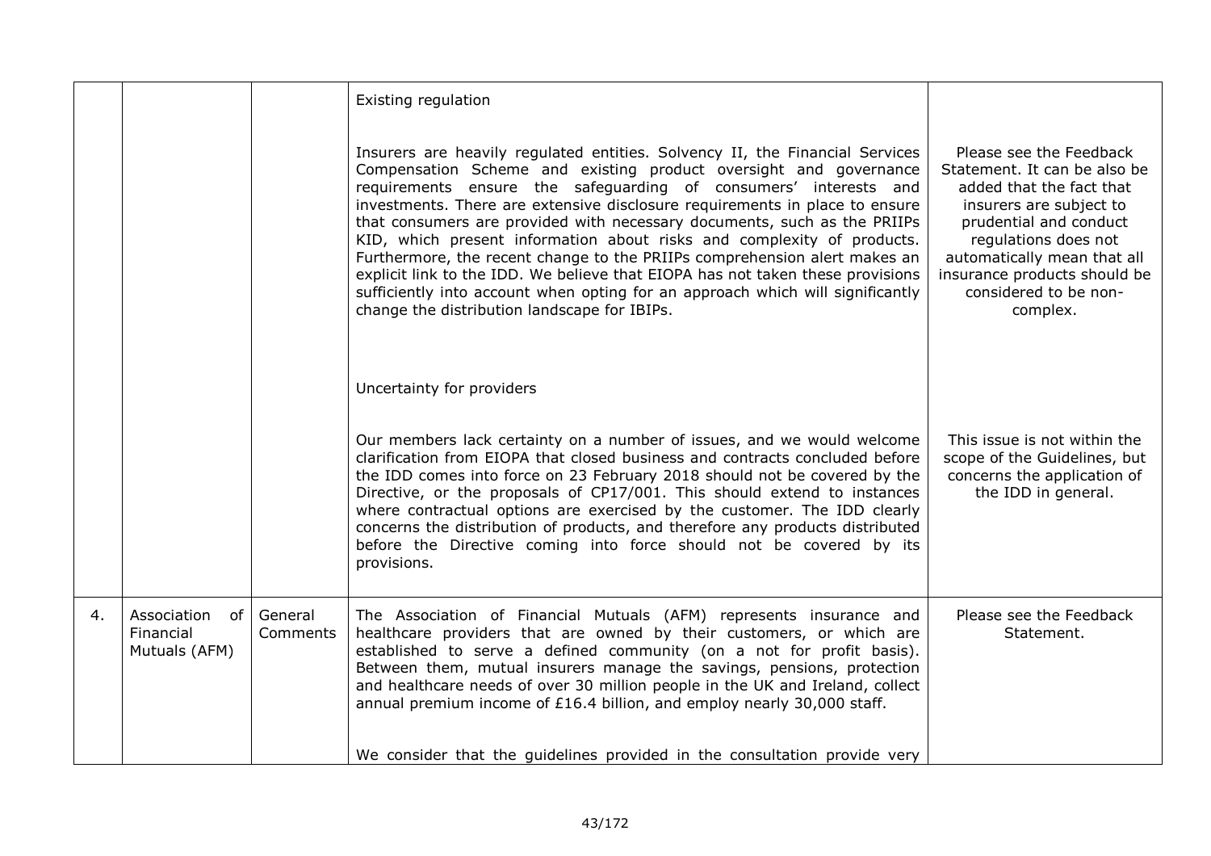| | | | | |
|---|---|---|---|---|
| | | | Existing regulation<br><br>Insurers are heavily regulated entities. Solvency II, the Financial Services Compensation Scheme and existing product oversight and governance requirements ensure the safeguarding of consumers' interests and investments. There are extensive disclosure requirements in place to ensure that consumers are provided with necessary documents, such as the PRIIPs KID, which present information about risks and complexity of products. Furthermore, the recent change to the PRIIPs comprehension alert makes an explicit link to the IDD. We believe that EIOPA has not taken these provisions sufficiently into account when opting for an approach which will significantly change the distribution landscape for IBIPs. | Please see the Feedback Statement. It can be also be added that the fact that insurers are subject to prudential and conduct regulations does not automatically mean that all insurance products should be considered to be non-complex. |
| | | | Uncertainty for providers<br><br>Our members lack certainty on a number of issues, and we would welcome clarification from EIOPA that closed business and contracts concluded before the IDD comes into force on 23 February 2018 should not be covered by the Directive, or the proposals of CP17/001. This should extend to instances where contractual options are exercised by the customer. The IDD clearly concerns the distribution of products, and therefore any products distributed before the Directive coming into force should not be covered by its provisions. | This issue is not within the scope of the Guidelines, but concerns the application of the IDD in general. |
| 4. | Association of Financial Mutuals (AFM) | General Comments | The Association of Financial Mutuals (AFM) represents insurance and healthcare providers that are owned by their customers, or which are established to serve a defined community (on a not for profit basis). Between them, mutual insurers manage the savings, pensions, protection and healthcare needs of over 30 million people in the UK and Ireland, collect annual premium income of £16.4 billion, and employ nearly 30,000 staff.<br><br>We consider that the guidelines provided in the consultation provide very | Please see the Feedback Statement. |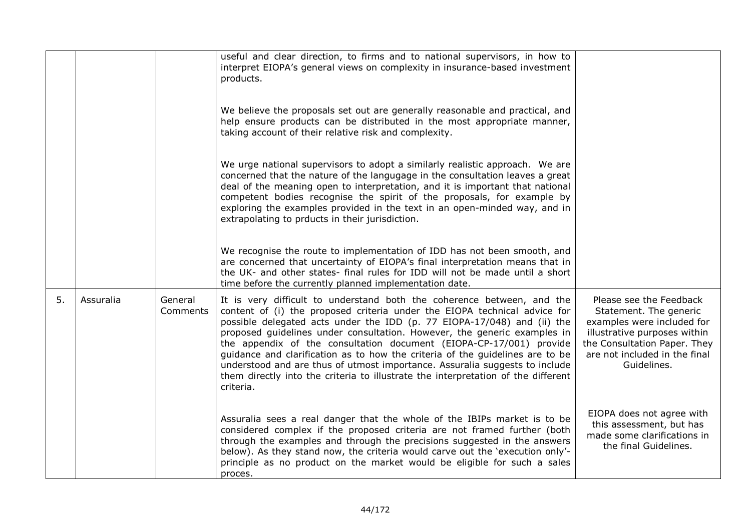| | | | | |
|---|---|---|---|---|
| | | | useful and clear direction, to firms and to national supervisors, in how to interpret EIOPA's general views on complexity in insurance-based investment products.<br><br>We believe the proposals set out are generally reasonable and practical, and help ensure products can be distributed in the most appropriate manner, taking account of their relative risk and complexity.<br><br>We urge national supervisors to adopt a similarly realistic approach. We are concerned that the nature of the langugage in the consultation leaves a great deal of the meaning open to interpretation, and it is important that national competent bodies recognise the spirit of the proposals, for example by exploring the examples provided in the text in an open-minded way, and in extrapolating to prducts in their jurisdiction.<br><br>We recognise the route to implementation of IDD has not been smooth, and are concerned that uncertainty of EIOPA's final interpretation means that in the UK- and other states- final rules for IDD will not be made until a short time before the currently planned implementation date. | |
| 5. | Assuralia | General Comments | It is very difficult to understand both the coherence between, and the content of (i) the proposed criteria under the EIOPA technical advice for possible delegated acts under the IDD (p. 77 EIOPA-17/048) and (ii) the proposed guidelines under consultation. However, the generic examples in the appendix of the consultation document (EIOPA-CP-17/001) provide guidance and clarification as to how the criteria of the guidelines are to be understood and are thus of utmost importance. Assuralia suggests to include them directly into the criteria to illustrate the interpretation of the different criteria.<br><br>Assuralia sees a real danger that the whole of the IBIPs market is to be considered complex if the proposed criteria are not framed further (both through the examples and through the precisions suggested in the answers below). As they stand now, the criteria would carve out the 'execution only'-principle as no product on the market would be eligible for such a sales proces. | Please see the Feedback Statement. The generic examples were included for illustrative purposes within the Consultation Paper. They are not included in the final Guidelines.<br><br>EIOPA does not agree with this assessment, but has made some clarifications in the final Guidelines. |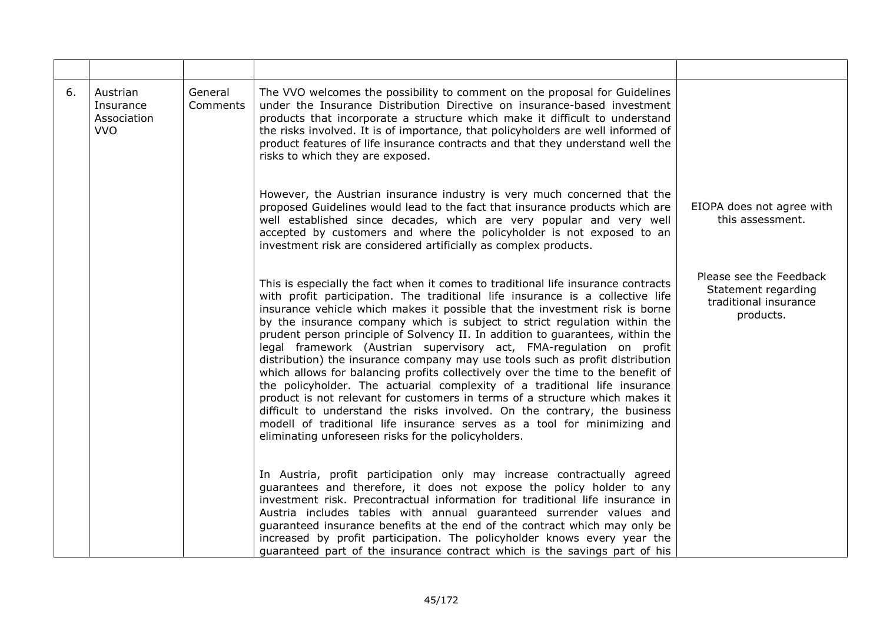|  |  |  |  |  |
|---|---|---|---|---|
| 6. | Austrian Insurance Association VVO | General Comments | The VVO welcomes the possibility to comment on the proposal for Guidelines under the Insurance Distribution Directive on insurance-based investment products that incorporate a structure which make it difficult to understand the risks involved. It is of importance, that policyholders are well informed of product features of life insurance contracts and that they understand well the risks to which they are exposed.<br><br>However, the Austrian insurance industry is very much concerned that the proposed Guidelines would lead to the fact that insurance products which are well established since decades, which are very popular and very well accepted by customers and where the policyholder is not exposed to an investment risk are considered artificially as complex products.<br><br>This is especially the fact when it comes to traditional life insurance contracts with profit participation. The traditional life insurance is a collective life insurance vehicle which makes it possible that the investment risk is borne by the insurance company which is subject to strict regulation within the prudent person principle of Solvency II. In addition to guarantees, within the legal framework (Austrian supervisory act, FMA-regulation on profit distribution) the insurance company may use tools such as profit distribution which allows for balancing profits collectively over the time to the benefit of the policyholder. The actuarial complexity of a traditional life insurance product is not relevant for customers in terms of a structure which makes it difficult to understand the risks involved. On the contrary, the business modell of traditional life insurance serves as a tool for minimizing and eliminating unforeseen risks for the policyholders.<br><br>In Austria, profit participation only may increase contractually agreed guarantees and therefore, it does not expose the policy holder to any investment risk. Precontractual information for traditional life insurance in Austria includes tables with annual guaranteed surrender values and guaranteed insurance benefits at the end of the contract which may only be increased by profit participation. The policyholder knows every year the guaranteed part of the insurance contract which is the savings part of his | EIOPA does not agree with this assessment.<br><br>Please see the Feedback Statement regarding traditional insurance products. |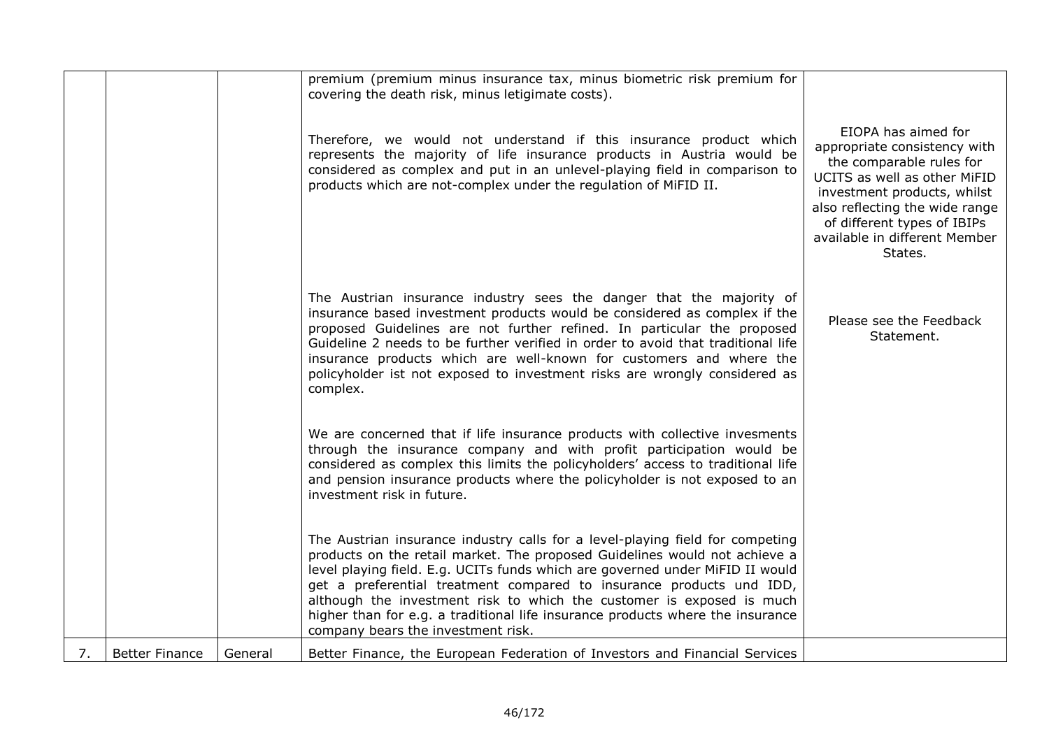| | | | | |
|---|---|---|---|---|
| | | | premium (premium minus insurance tax, minus biometric risk premium for covering the death risk, minus letigimate costs). | |
| | | | Therefore, we would not understand if this insurance product which represents the majority of life insurance products in Austria would be considered as complex and put in an unlevel-playing field in comparison to products which are not-complex under the regulation of MiFID II. | EIOPA has aimed for appropriate consistency with the comparable rules for UCITS as well as other MiFID investment products, whilst also reflecting the wide range of different types of IBIPs available in different Member States. |
| | | | The Austrian insurance industry sees the danger that the majority of insurance based investment products would be considered as complex if the proposed Guidelines are not further refined. In particular the proposed Guideline 2 needs to be further verified in order to avoid that traditional life insurance products which are well-known for customers and where the policyholder ist not exposed to investment risks are wrongly considered as complex. | Please see the Feedback Statement. |
| | | | We are concerned that if life insurance products with collective invesments through the insurance company and with profit participation would be considered as complex this limits the policyholders' access to traditional life and pension insurance products where the policyholder is not exposed to an investment risk in future. | |
| | | | The Austrian insurance industry calls for a level-playing field for competing products on the retail market. The proposed Guidelines would not achieve a level playing field. E.g. UCITs funds which are governed under MiFID II would get a preferential treatment compared to insurance products und IDD, although the investment risk to which the customer is exposed is much higher than for e.g. a traditional life insurance products where the insurance company bears the investment risk. | |
| 7. | Better Finance | General | Better Finance, the European Federation of Investors and Financial Services | |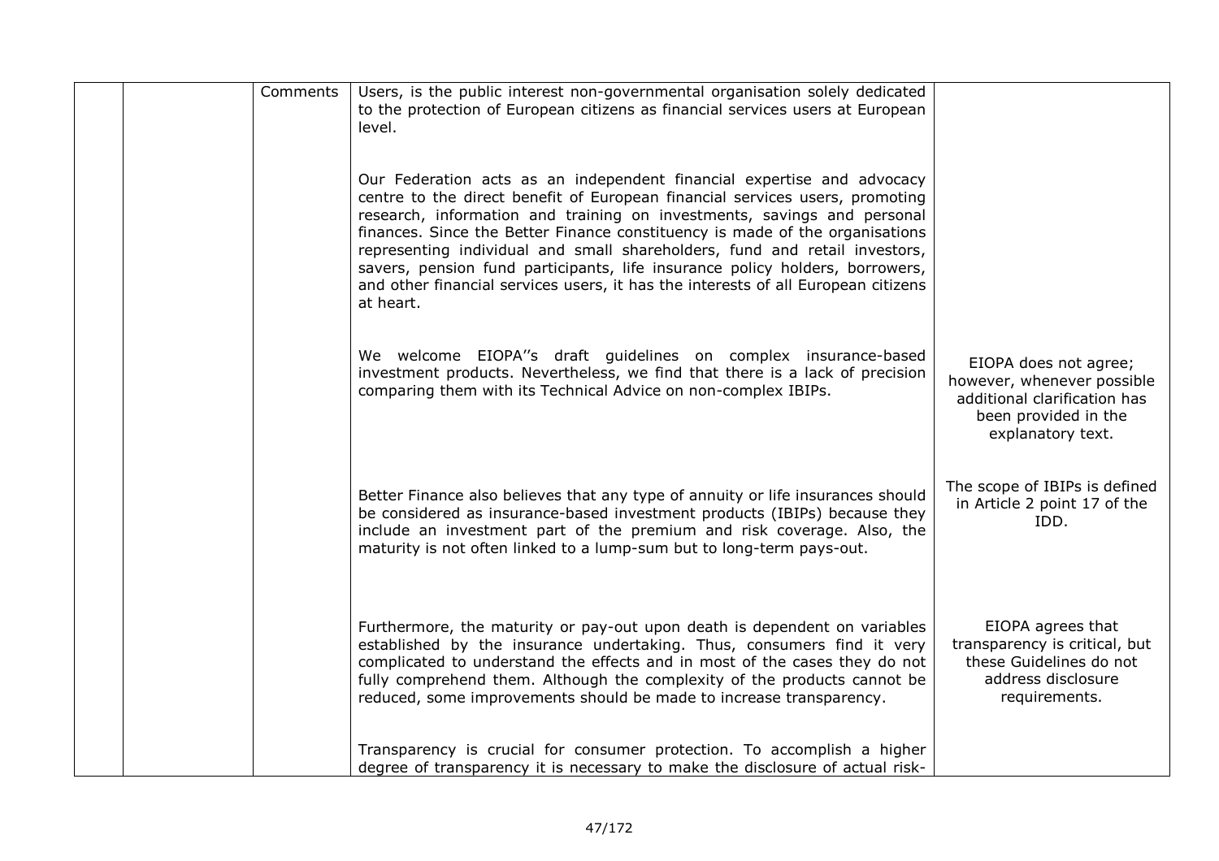| | | | | |
|---|---|---|---|---|
| | | Comments | Users, is the public interest non-governmental organisation solely dedicated to the protection of European citizens as financial services users at European level.<br><br>Our Federation acts as an independent financial expertise and advocacy centre to the direct benefit of European financial services users, promoting research, information and training on investments, savings and personal finances. Since the Better Finance constituency is made of the organisations representing individual and small shareholders, fund and retail investors, savers, pension fund participants, life insurance policy holders, borrowers, and other financial services users, it has the interests of all European citizens at heart. | |
| | | | We welcome EIOPA''s draft guidelines on complex insurance-based investment products. Nevertheless, we find that there is a lack of precision comparing them with its Technical Advice on non-complex IBIPs. | EIOPA does not agree; however, whenever possible additional clarification has been provided in the explanatory text. |
| | | | Better Finance also believes that any type of annuity or life insurances should be considered as insurance-based investment products (IBIPs) because they include an investment part of the premium and risk coverage. Also, the maturity is not often linked to a lump-sum but to long-term pays-out. | The scope of IBIPs is defined in Article 2 point 17 of the IDD. |
| | | | Furthermore, the maturity or pay-out upon death is dependent on variables established by the insurance undertaking. Thus, consumers find it very complicated to understand the effects and in most of the cases they do not fully comprehend them. Although the complexity of the products cannot be reduced, some improvements should be made to increase transparency. | EIOPA agrees that transparency is critical, but these Guidelines do not address disclosure requirements. |
| | | | Transparency is crucial for consumer protection. To accomplish a higher degree of transparency it is necessary to make the disclosure of actual risk- | |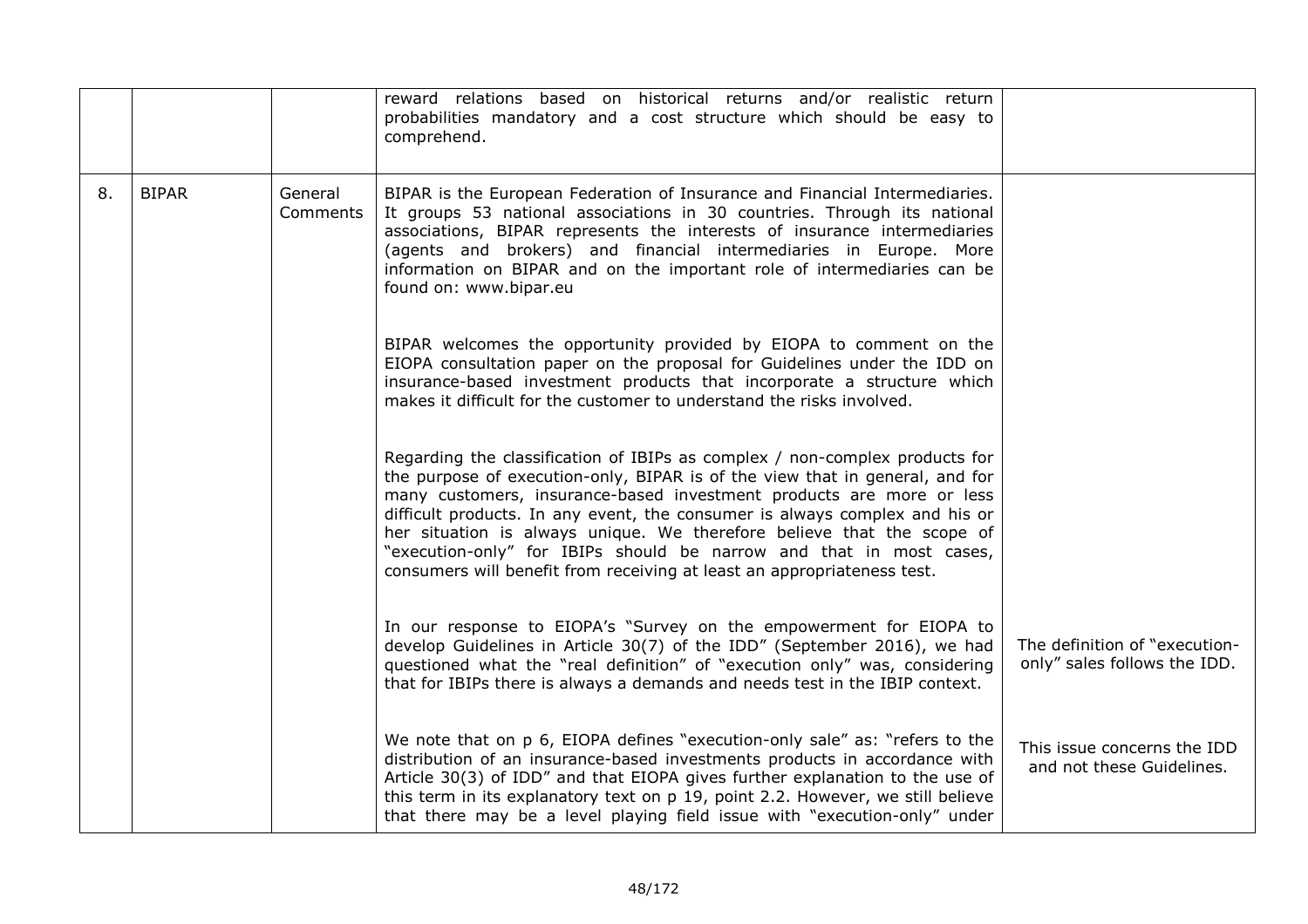| | | | | |
|---|---|---|---|---|
| | | | reward relations based on historical returns and/or realistic return probabilities mandatory and a cost structure which should be easy to comprehend. | |
| 8. | BIPAR | General Comments | BIPAR is the European Federation of Insurance and Financial Intermediaries. It groups 53 national associations in 30 countries. Through its national associations, BIPAR represents the interests of insurance intermediaries (agents and brokers) and financial intermediaries in Europe. More information on BIPAR and on the important role of intermediaries can be found on: www.bipar.eu<br><br>BIPAR welcomes the opportunity provided by EIOPA to comment on the EIOPA consultation paper on the proposal for Guidelines under the IDD on insurance-based investment products that incorporate a structure which makes it difficult for the customer to understand the risks involved.<br><br>Regarding the classification of IBIPs as complex / non-complex products for the purpose of execution-only, BIPAR is of the view that in general, and for many customers, insurance-based investment products are more or less difficult products. In any event, the consumer is always complex and his or her situation is always unique. We therefore believe that the scope of "execution-only" for IBIPs should be narrow and that in most cases, consumers will benefit from receiving at least an appropriateness test.<br><br>In our response to EIOPA's "Survey on the empowerment for EIOPA to develop Guidelines in Article 30(7) of the IDD" (September 2016), we had questioned what the "real definition" of "execution only" was, considering that for IBIPs there is always a demands and needs test in the IBIP context.<br><br>We note that on p 6, EIOPA defines "execution-only sale" as: "refers to the distribution of an insurance-based investments products in accordance with Article 30(3) of IDD" and that EIOPA gives further explanation to the use of this term in its explanatory text on p 19, point 2.2. However, we still believe that there may be a level playing field issue with "execution-only" under | The definition of "execution-only" sales follows the IDD.<br><br>This issue concerns the IDD and not these Guidelines. |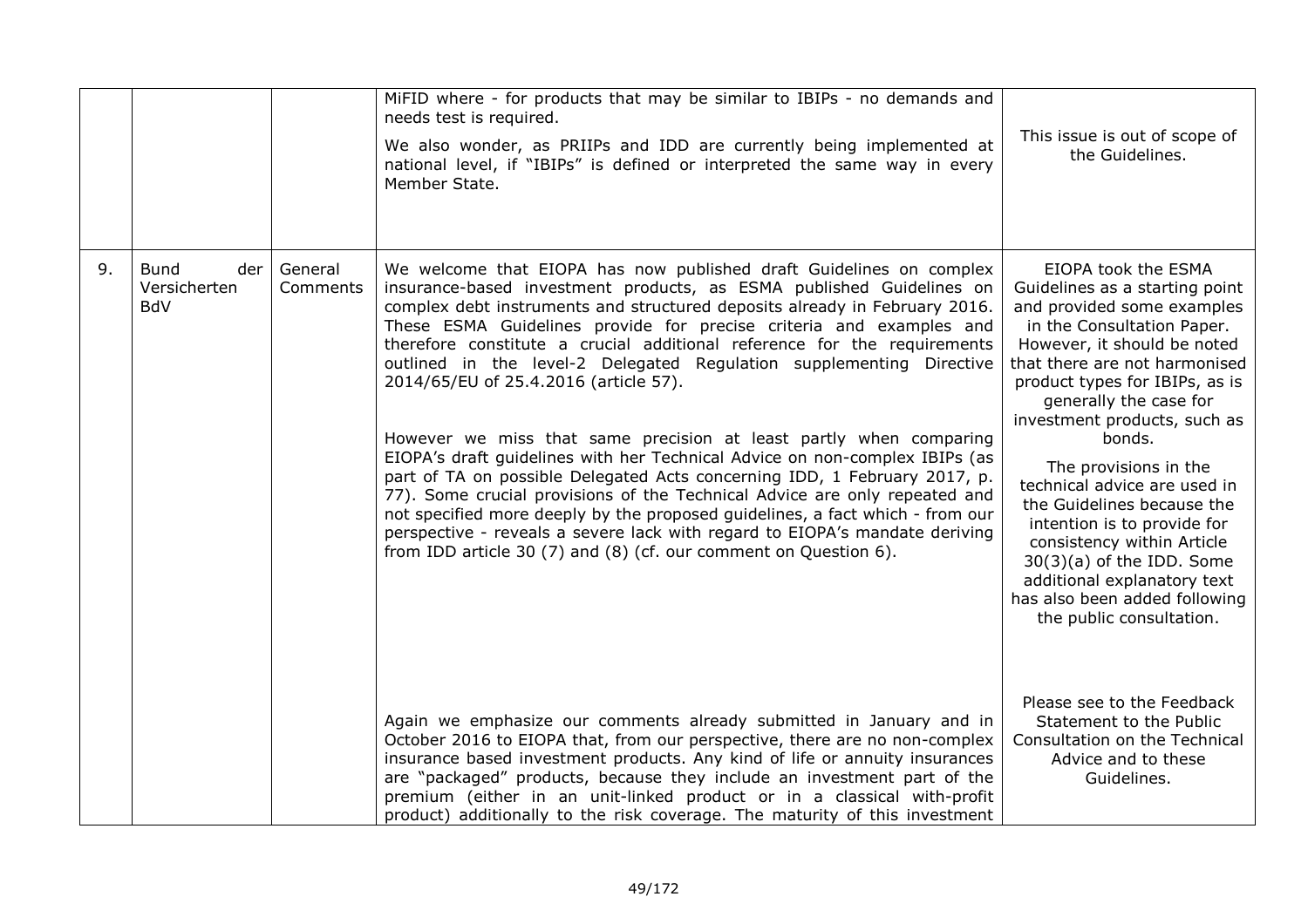|  |  |  | MiFID where - for products that may be similar to IBIPs - no demands and needs test is required.<br><br>We also wonder, as PRIIPs and IDD are currently being implemented at national level, if "IBIPs" is defined or interpreted the same way in every Member State. | This issue is out of scope of the Guidelines. |
|---|---|---|---|---|
| 9. | Bund der Versicherten BdV | General Comments | We welcome that EIOPA has now published draft Guidelines on complex insurance-based investment products, as ESMA published Guidelines on complex debt instruments and structured deposits already in February 2016. These ESMA Guidelines provide for precise criteria and examples and therefore constitute a crucial additional reference for the requirements outlined in the level-2 Delegated Regulation supplementing Directive 2014/65/EU of 25.4.2016 (article 57).<br><br>However we miss that same precision at least partly when comparing EIOPA's draft guidelines with her Technical Advice on non-complex IBIPs (as part of TA on possible Delegated Acts concerning IDD, 1 February 2017, p. 77). Some crucial provisions of the Technical Advice are only repeated and not specified more deeply by the proposed guidelines, a fact which - from our perspective - reveals a severe lack with regard to EIOPA's mandate deriving from IDD article 30 (7) and (8) (cf. our comment on Question 6). | EIOPA took the ESMA Guidelines as a starting point and provided some examples in the Consultation Paper. However, it should be noted that there are not harmonised product types for IBIPs, as is generally the case for investment products, such as bonds.<br><br>The provisions in the technical advice are used in the Guidelines because the intention is to provide for consistency within Article 30(3)(a) of the IDD. Some additional explanatory text has also been added following the public consultation. |
|  |  |  | Again we emphasize our comments already submitted in January and in October 2016 to EIOPA that, from our perspective, there are no non-complex insurance based investment products. Any kind of life or annuity insurances are "packaged" products, because they include an investment part of the premium (either in an unit-linked product or in a classical with-profit product) additionally to the risk coverage. The maturity of this investment | Please see to the Feedback Statement to the Public Consultation on the Technical Advice and to these Guidelines. |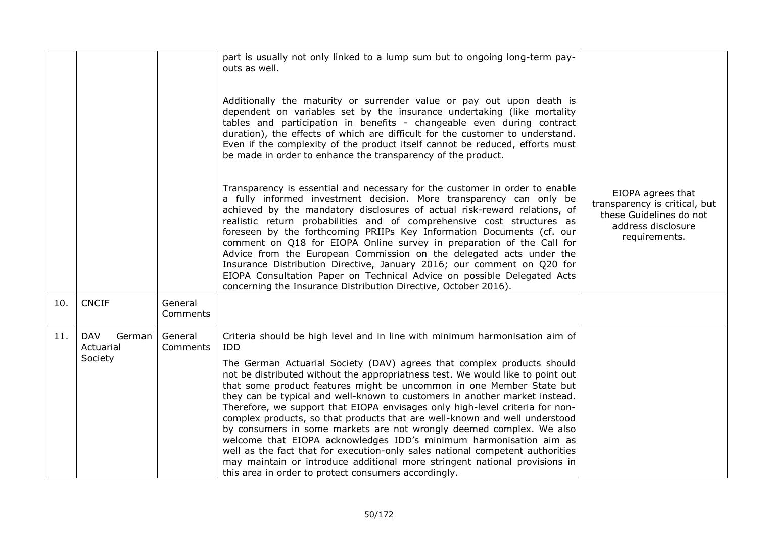| | | | | |
|---|---|---|---|---|
| | | | part is usually not only linked to a lump sum but to ongoing long-term pay-outs as well.<br><br>Additionally the maturity or surrender value or pay out upon death is dependent on variables set by the insurance undertaking (like mortality tables and participation in benefits - changeable even during contract duration), the effects of which are difficult for the customer to understand. Even if the complexity of the product itself cannot be reduced, efforts must be made in order to enhance the transparency of the product.<br><br>Transparency is essential and necessary for the customer in order to enable a fully informed investment decision. More transparency can only be achieved by the mandatory disclosures of actual risk-reward relations, of realistic return probabilities and of comprehensive cost structures as foreseen by the forthcoming PRIIPs Key Information Documents (cf. our comment on Q18 for EIOPA Online survey in preparation of the Call for Advice from the European Commission on the delegated acts under the Insurance Distribution Directive, January 2016; our comment on Q20 for EIOPA Consultation Paper on Technical Advice on possible Delegated Acts concerning the Insurance Distribution Directive, October 2016). | EIOPA agrees that transparency is critical, but these Guidelines do not address disclosure requirements. |
| 10. | CNCIF | General Comments | | |
| 11. | DAV German Actuarial Society | General Comments | Criteria should be high level and in line with minimum harmonisation aim of IDD<br><br>The German Actuarial Society (DAV) agrees that complex products should not be distributed without the appropriatness test. We would like to point out that some product features might be uncommon in one Member State but they can be typical and well-known to customers in another market instead. Therefore, we support that EIOPA envisages only high-level criteria for non-complex products, so that products that are well-known and well understood by consumers in some markets are not wrongly deemed complex. We also welcome that EIOPA acknowledges IDD's minimum harmonisation aim as well as the fact that for execution-only sales national competent authorities may maintain or introduce additional more stringent national provisions in this area in order to protect consumers accordingly. | |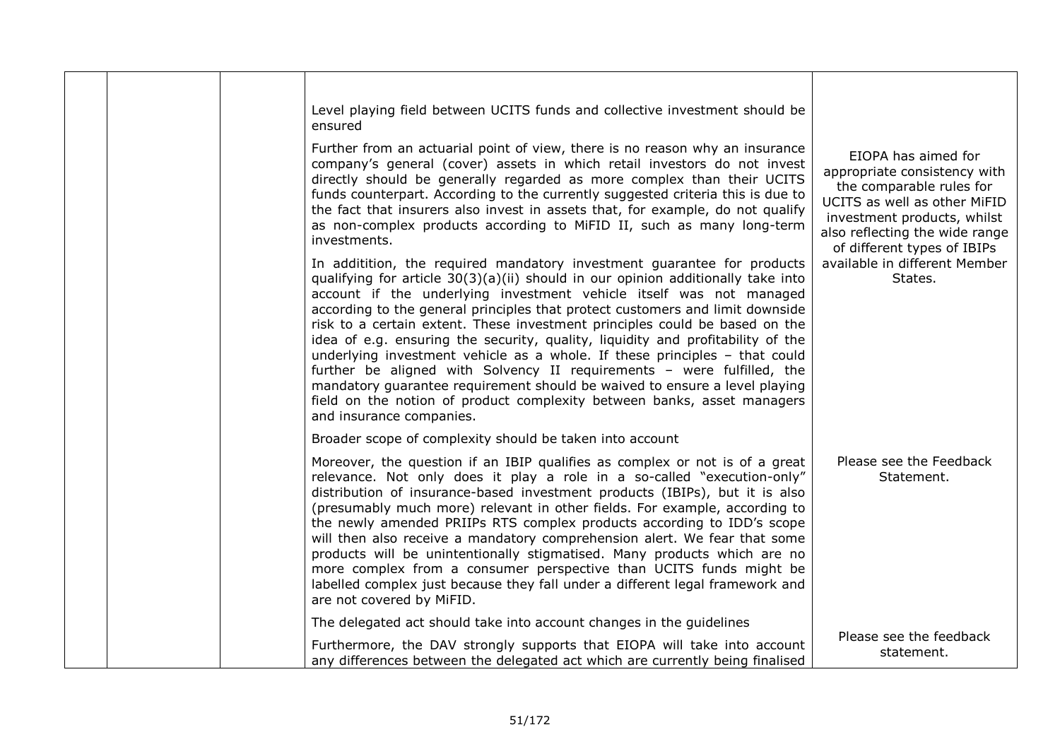|  |  |  | Level playing field between UCITS funds and collective investment should be ensured<br><br>Further from an actuarial point of view, there is no reason why an insurance company's general (cover) assets in which retail investors do not invest directly should be generally regarded as more complex than their UCITS funds counterpart. According to the currently suggested criteria this is due to the fact that insurers also invest in assets that, for example, do not qualify as non-complex products according to MiFID II, such as many long-term investments.<br><br>In addition, the required mandatory investment guarantee for products qualifying for article 30(3)(a)(ii) should in our opinion additionally take into account if the underlying investment vehicle itself was not managed according to the general principles that protect customers and limit downside risk to a certain extent. These investment principles could be based on the idea of e.g. ensuring the security, quality, liquidity and profitability of the underlying investment vehicle as a whole. If these principles – that could further be aligned with Solvency II requirements – were fulfilled, the mandatory guarantee requirement should be waived to ensure a level playing field on the notion of product complexity between banks, asset managers and insurance companies. | EIOPA has aimed for appropriate consistency with the comparable rules for UCITS as well as other MiFID investment products, whilst also reflecting the wide range of different types of IBIPs available in different Member States. |
|---|---|---|---|---|
|  |  |  | Broader scope of complexity should be taken into account<br><br>Moreover, the question if an IBIP qualifies as complex or not is of a great relevance. Not only does it play a role in a so-called "execution-only" distribution of insurance-based investment products (IBIPs), but it is also (presumably much more) relevant in other fields. For example, according to the newly amended PRIIPs RTS complex products according to IDD's scope will then also receive a mandatory comprehension alert. We fear that some products will be unintentionally stigmatised. Many products which are no more complex from a consumer perspective than UCITS funds might be labelled complex just because they fall under a different legal framework and are not covered by MiFID. | Please see the Feedback Statement. |
|  |  |  | The delegated act should take into account changes in the guidelines<br><br>Furthermore, the DAV strongly supports that EIOPA will take into account any differences between the delegated act which are currently being finalised | Please see the feedback statement. |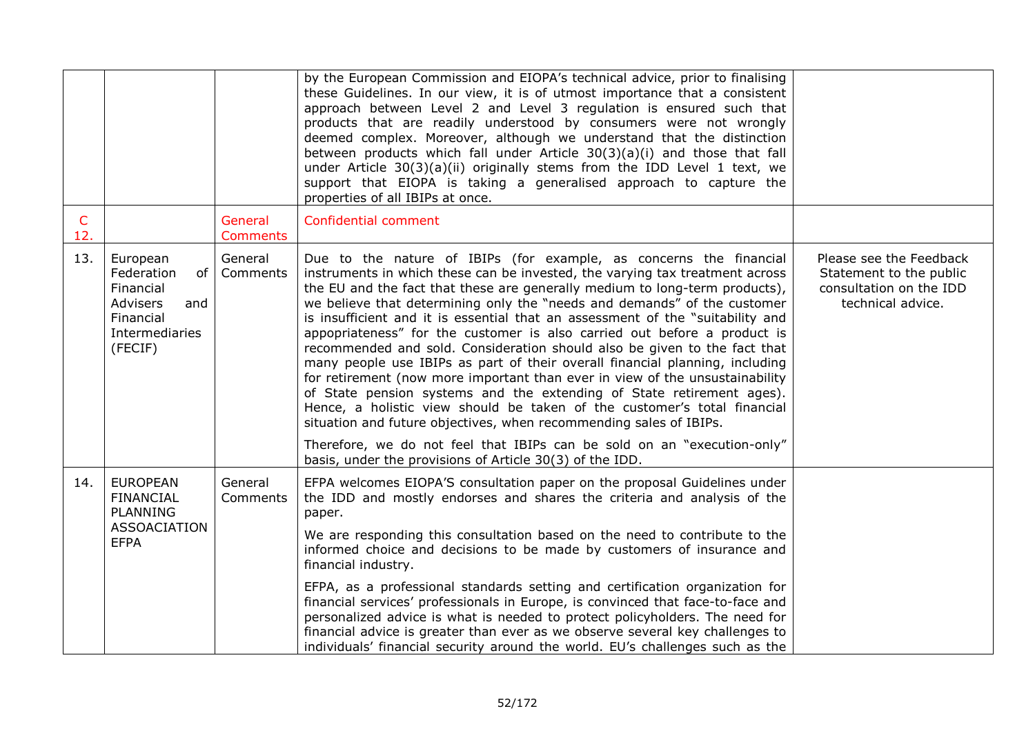|  |  |  | by the European Commission and EIOPA's technical advice, prior to finalising these Guidelines. In our view, it is of utmost importance that a consistent approach between Level 2 and Level 3 regulation is ensured such that products that are readily understood by consumers were not wrongly deemed complex. Moreover, although we understand that the distinction between products which fall under Article 30(3)(a)(i) and those that fall under Article 30(3)(a)(ii) originally stems from the IDD Level 1 text, we support that EIOPA is taking a generalised approach to capture the properties of all IBIPs at once. |  |
|---|---|---|---|---|
| C 12. |  | General Comments | Confidential comment |  |
| 13. | European Federation of Financial Advisers and Financial Intermediaries (FECIF) | General Comments | Due to the nature of IBIPs (for example, as concerns the financial instruments in which these can be invested, the varying tax treatment across the EU and the fact that these are generally medium to long-term products), we believe that determining only the "needs and demands" of the customer is insufficient and it is essential that an assessment of the "suitability and appropriateness" for the customer is also carried out before a product is recommended and sold. Consideration should also be given to the fact that many people use IBIPs as part of their overall financial planning, including for retirement (now more important than ever in view of the unsustainability of State pension systems and the extending of State retirement ages). Hence, a holistic view should be taken of the customer's total financial situation and future objectives, when recommending sales of IBIPs.<br><br>Therefore, we do not feel that IBIPs can be sold on an "execution-only" basis, under the provisions of Article 30(3) of the IDD. | Please see the Feedback Statement to the public consultation on the IDD technical advice. |
| 14. | EUROPEAN FINANCIAL PLANNING ASSOACIATION EFPA | General Comments | EFPA welcomes EIOPA'S consultation paper on the proposal Guidelines under the IDD and mostly endorses and shares the criteria and analysis of the paper.<br><br>We are responding this consultation based on the need to contribute to the informed choice and decisions to be made by customers of insurance and financial industry.<br><br>EFPA, as a professional standards setting and certification organization for financial services' professionals in Europe, is convinced that face-to-face and personalized advice is what is needed to protect policyholders. The need for financial advice is greater than ever as we observe several key challenges to individuals' financial security around the world. EU's challenges such as the |  |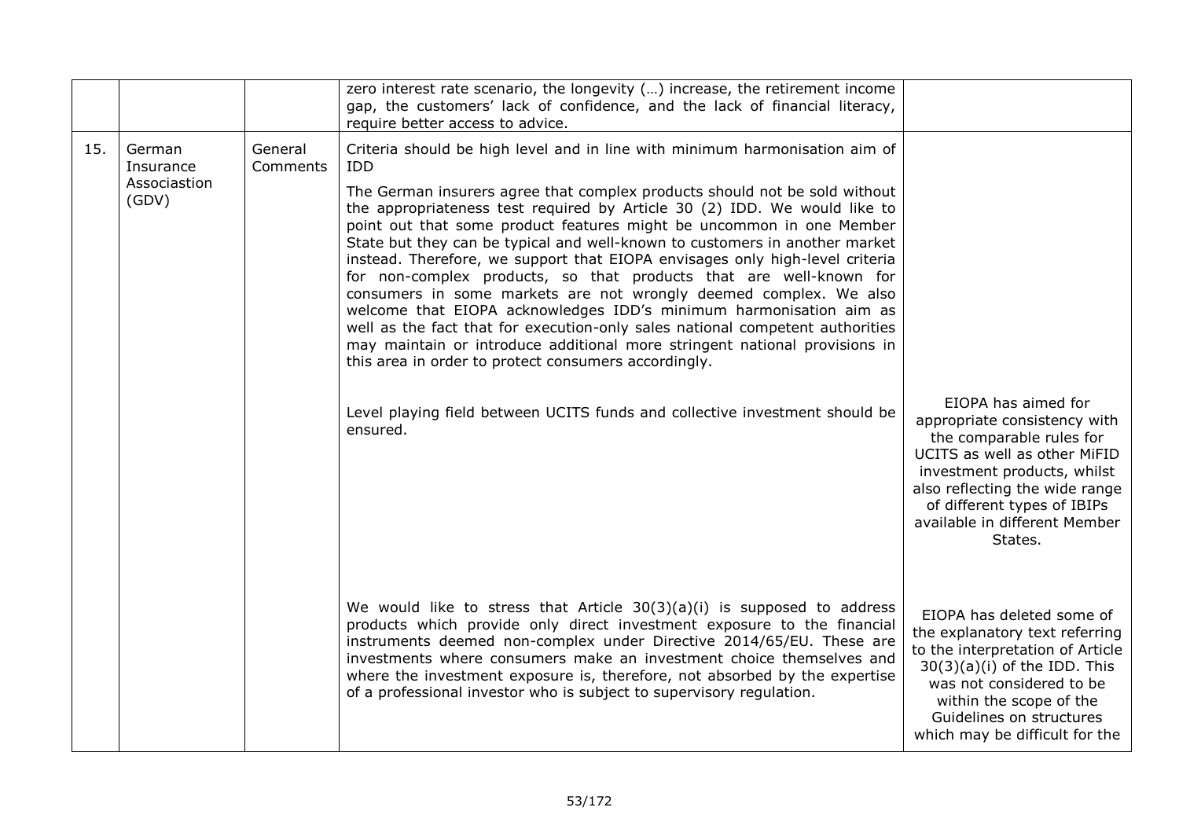| | | | | |
|---|---|---|---|---|
| | | | zero interest rate scenario, the longevity (…) increase, the retirement income gap, the customers' lack of confidence, and the lack of financial literacy, require better access to advice. | |
| 15. | German Insurance Associastion (GDV) | General Comments | Criteria should be high level and in line with minimum harmonisation aim of IDD<br><br>The German insurers agree that complex products should not be sold without the appropriateness test required by Article 30 (2) IDD. We would like to point out that some product features might be uncommon in one Member State but they can be typical and well-known to customers in another market instead. Therefore, we support that EIOPA envisages only high-level criteria for non-complex products, so that products that are well-known for consumers in some markets are not wrongly deemed complex. We also welcome that EIOPA acknowledges IDD's minimum harmonisation aim as well as the fact that for execution-only sales national competent authorities may maintain or introduce additional more stringent national provisions in this area in order to protect consumers accordingly.<br><br>Level playing field between UCITS funds and collective investment should be ensured.<br><br>We would like to stress that Article 30(3)(a)(i) is supposed to address products which provide only direct investment exposure to the financial instruments deemed non-complex under Directive 2014/65/EU. These are investments where consumers make an investment choice themselves and where the investment exposure is, therefore, not absorbed by the expertise of a professional investor who is subject to supervisory regulation. | EIOPA has aimed for appropriate consistency with the comparable rules for UCITS as well as other MiFID investment products, whilst also reflecting the wide range of different types of IBIPs available in different Member States.<br><br>EIOPA has deleted some of the explanatory text referring to the interpretation of Article 30(3)(a)(i) of the IDD. This was not considered to be within the scope of the Guidelines on structures which may be difficult for the |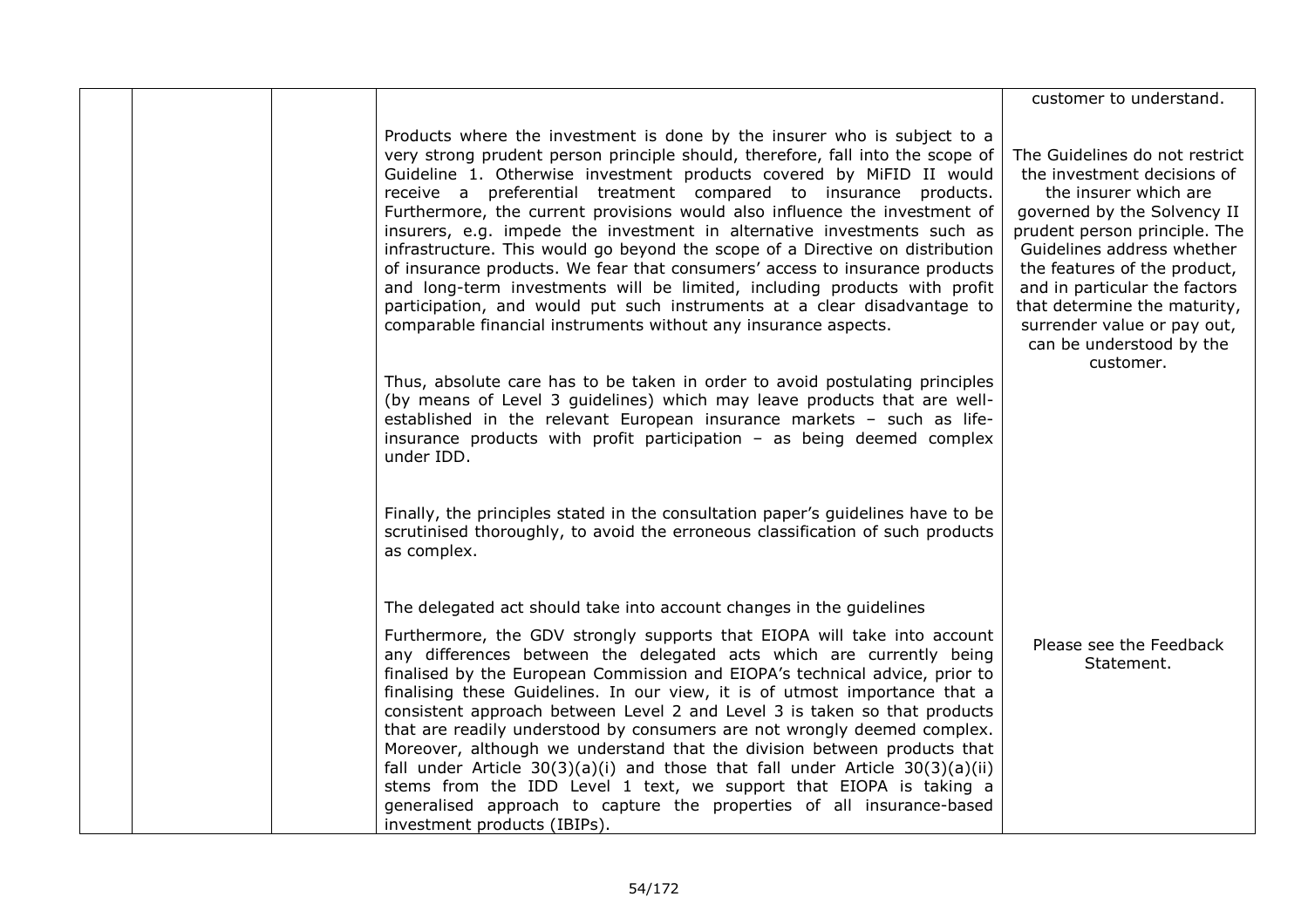| | | | | |
|---|---|---|---|---|
| | | | | customer to understand. |
| | | | Products where the investment is done by the insurer who is subject to a very strong prudent person principle should, therefore, fall into the scope of Guideline 1. Otherwise investment products covered by MiFID II would receive a preferential treatment compared to insurance products. Furthermore, the current provisions would also influence the investment of insurers, e.g. impede the investment in alternative investments such as infrastructure. This would go beyond the scope of a Directive on distribution of insurance products. We fear that consumers' access to insurance products and long-term investments will be limited, including products with profit participation, and would put such instruments at a clear disadvantage to comparable financial instruments without any insurance aspects.<br><br>Thus, absolute care has to be taken in order to avoid postulating principles (by means of Level 3 guidelines) which may leave products that are well-established in the relevant European insurance markets – such as life-insurance products with profit participation – as being deemed complex under IDD.<br><br>Finally, the principles stated in the consultation paper's guidelines have to be scrutinised thoroughly, to avoid the erroneous classification of such products as complex. | The Guidelines do not restrict the investment decisions of the insurer which are governed by the Solvency II prudent person principle. The Guidelines address whether the features of the product, and in particular the factors that determine the maturity, surrender value or pay out, can be understood by the customer. |
| | | | The delegated act should take into account changes in the guidelines<br><br>Furthermore, the GDV strongly supports that EIOPA will take into account any differences between the delegated acts which are currently being finalised by the European Commission and EIOPA's technical advice, prior to finalising these Guidelines. In our view, it is of utmost importance that a consistent approach between Level 2 and Level 3 is taken so that products that are readily understood by consumers are not wrongly deemed complex. Moreover, although we understand that the division between products that fall under Article 30(3)(a)(i) and those that fall under Article 30(3)(a)(ii) stems from the IDD Level 1 text, we support that EIOPA is taking a generalised approach to capture the properties of all insurance-based investment products (IBIPs). | Please see the Feedback Statement. |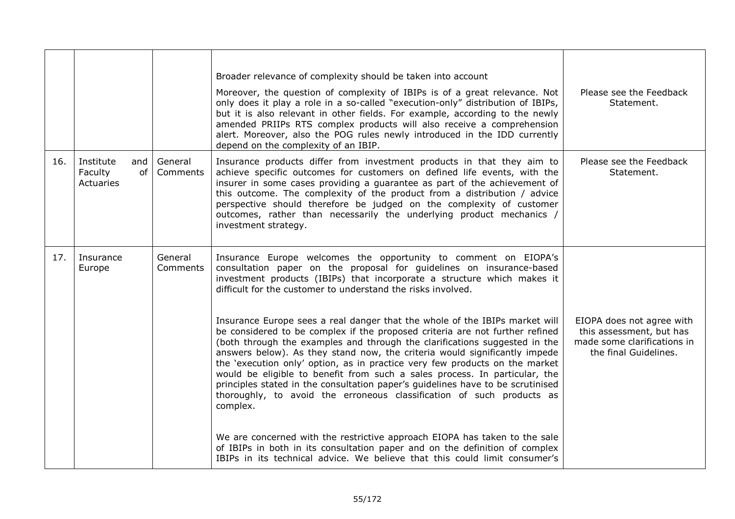| | | | | |
|---|---|---|---|---|
| | | | Broader relevance of complexity should be taken into account<br><br>Moreover, the question of complexity of IBIPs is of a great relevance. Not only does it play a role in a so-called "execution-only" distribution of IBIPs, but it is also relevant in other fields. For example, according to the newly amended PRIIPs RTS complex products will also receive a comprehension alert. Moreover, also the POG rules newly introduced in the IDD currently depend on the complexity of an IBIP. | Please see the Feedback Statement. |
| 16. | Institute and Faculty of Actuaries | General Comments | Insurance products differ from investment products in that they aim to achieve specific outcomes for customers on defined life events, with the insurer in some cases providing a guarantee as part of the achievement of this outcome. The complexity of the product from a distribution / advice perspective should therefore be judged on the complexity of customer outcomes, rather than necessarily the underlying product mechanics / investment strategy. | Please see the Feedback Statement. |
| 17. | Insurance Europe | General Comments | Insurance Europe welcomes the opportunity to comment on EIOPA's consultation paper on the proposal for guidelines on insurance-based investment products (IBIPs) that incorporate a structure which makes it difficult for the customer to understand the risks involved.<br><br>Insurance Europe sees a real danger that the whole of the IBIPs market will be considered to be complex if the proposed criteria are not further refined (both through the examples and through the clarifications suggested in the answers below). As they stand now, the criteria would significantly impede the 'execution only' option, as in practice very few products on the market would be eligible to benefit from such a sales process. In particular, the principles stated in the consultation paper's guidelines have to be scrutinised thoroughly, to avoid the erroneous classification of such products as complex.<br><br>We are concerned with the restrictive approach EIOPA has taken to the sale of IBIPs in both in its consultation paper and on the definition of complex IBIPs in its technical advice. We believe that this could limit consumer's | EIOPA does not agree with this assessment, but has made some clarifications in the final Guidelines. |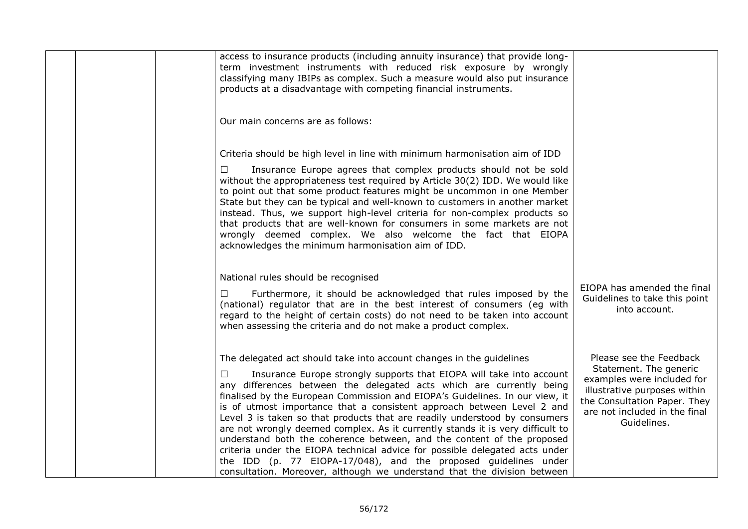| | | | | |
|---|---|---|---|---|
| | | | access to insurance products (including annuity insurance) that provide long-term investment instruments with reduced risk exposure by wrongly classifying many IBIPs as complex. Such a measure would also put insurance products at a disadvantage with competing financial instruments.<br><br>Our main concerns are as follows:<br><br>Criteria should be high level in line with minimum harmonisation aim of IDD<br><br>☐ Insurance Europe agrees that complex products should not be sold without the appropriateness test required by Article 30(2) IDD. We would like to point out that some product features might be uncommon in one Member State but they can be typical and well-known to customers in another market instead. Thus, we support high-level criteria for non-complex products so that products that are well-known for consumers in some markets are not wrongly deemed complex. We also welcome the fact that EIOPA acknowledges the minimum harmonisation aim of IDD. | |
| | | | National rules should be recognised<br><br>☐ Furthermore, it should be acknowledged that rules imposed by the (national) regulator that are in the best interest of consumers (eg with regard to the height of certain costs) do not need to be taken into account when assessing the criteria and do not make a product complex. | EIOPA has amended the final Guidelines to take this point into account. |
| | | | The delegated act should take into account changes in the guidelines<br><br>☐ Insurance Europe strongly supports that EIOPA will take into account any differences between the delegated acts which are currently being finalised by the European Commission and EIOPA's Guidelines. In our view, it is of utmost importance that a consistent approach between Level 2 and Level 3 is taken so that products that are readily understood by consumers are not wrongly deemed complex. As it currently stands it is very difficult to understand both the coherence between, and the content of the proposed criteria under the EIOPA technical advice for possible delegated acts under the IDD (p. 77 EIOPA-17/048), and the proposed guidelines under consultation. Moreover, although we understand that the division between | Please see the Feedback Statement. The generic examples were included for illustrative purposes within the Consultation Paper. They are not included in the final Guidelines. |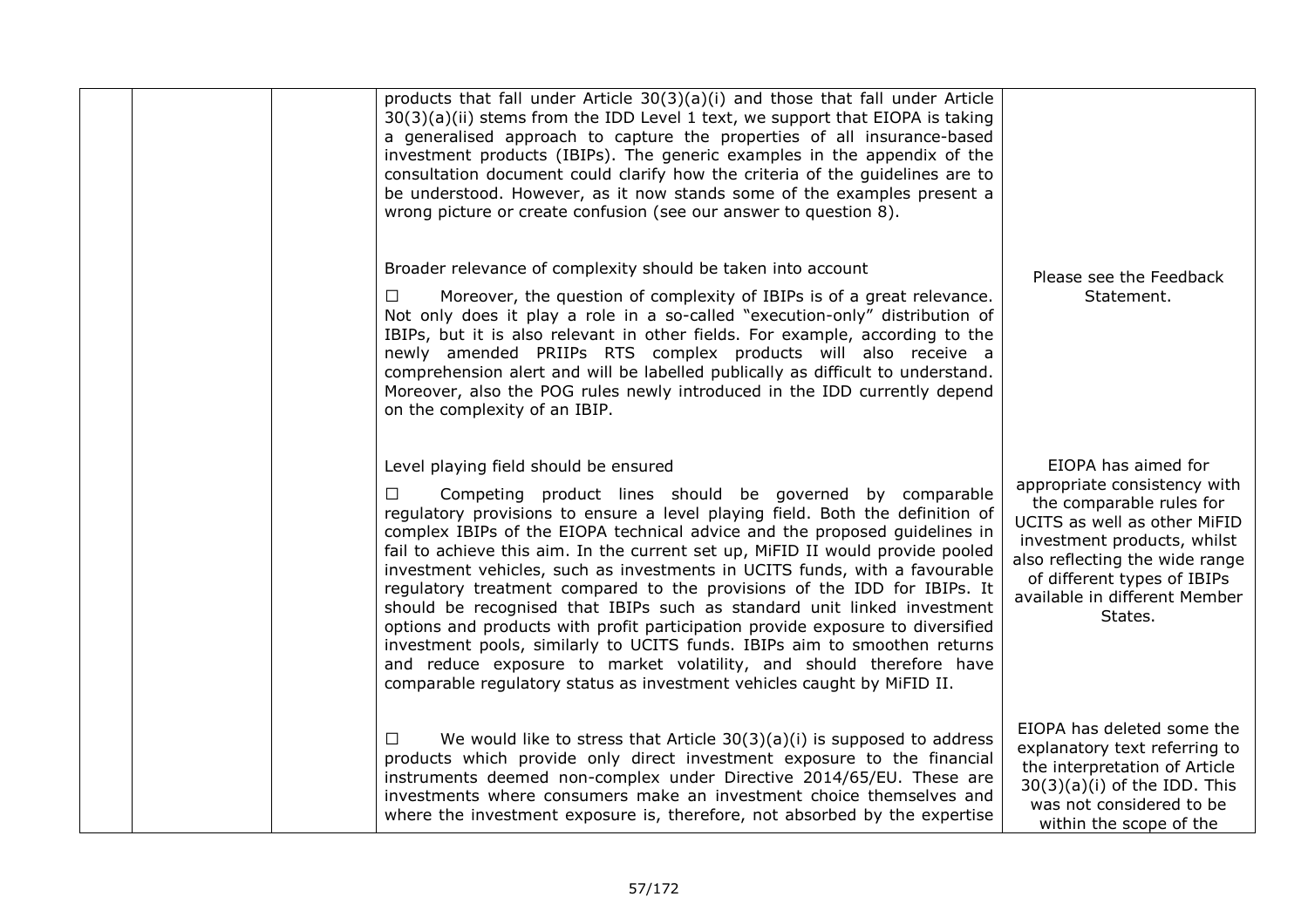| | | | | |
|---|---|---|---|---|
| | | | products that fall under Article 30(3)(a)(i) and those that fall under Article 30(3)(a)(ii) stems from the IDD Level 1 text, we support that EIOPA is taking a generalised approach to capture the properties of all insurance-based investment products (IBIPs). The generic examples in the appendix of the consultation document could clarify how the criteria of the guidelines are to be understood. However, as it now stands some of the examples present a wrong picture or create confusion (see our answer to question 8). | |
| | | | Broader relevance of complexity should be taken into account<br><br>☐ Moreover, the question of complexity of IBIPs is of a great relevance. Not only does it play a role in a so-called "execution-only" distribution of IBIPs, but it is also relevant in other fields. For example, according to the newly amended PRIIPs RTS complex products will also receive a comprehension alert and will be labelled publically as difficult to understand. Moreover, also the POG rules newly introduced in the IDD currently depend on the complexity of an IBIP. | Please see the Feedback Statement. |
| | | | Level playing field should be ensured<br><br>☐ Competing product lines should be governed by comparable regulatory provisions to ensure a level playing field. Both the definition of complex IBIPs of the EIOPA technical advice and the proposed guidelines in fail to achieve this aim. In the current set up, MiFID II would provide pooled investment vehicles, such as investments in UCITS funds, with a favourable regulatory treatment compared to the provisions of the IDD for IBIPs. It should be recognised that IBIPs such as standard unit linked investment options and products with profit participation provide exposure to diversified investment pools, similarly to UCITS funds. IBIPs aim to smoothen returns and reduce exposure to market volatility, and should therefore have comparable regulatory status as investment vehicles caught by MiFID II. | EIOPA has aimed for appropriate consistency with the comparable rules for UCITS as well as other MiFID investment products, whilst also reflecting the wide range of different types of IBIPs available in different Member States. |
| | | | ☐ We would like to stress that Article 30(3)(a)(i) is supposed to address products which provide only direct investment exposure to the financial instruments deemed non-complex under Directive 2014/65/EU. These are investments where consumers make an investment choice themselves and where the investment exposure is, therefore, not absorbed by the expertise | EIOPA has deleted some the explanatory text referring to the interpretation of Article 30(3)(a)(i) of the IDD. This was not considered to be within the scope of the |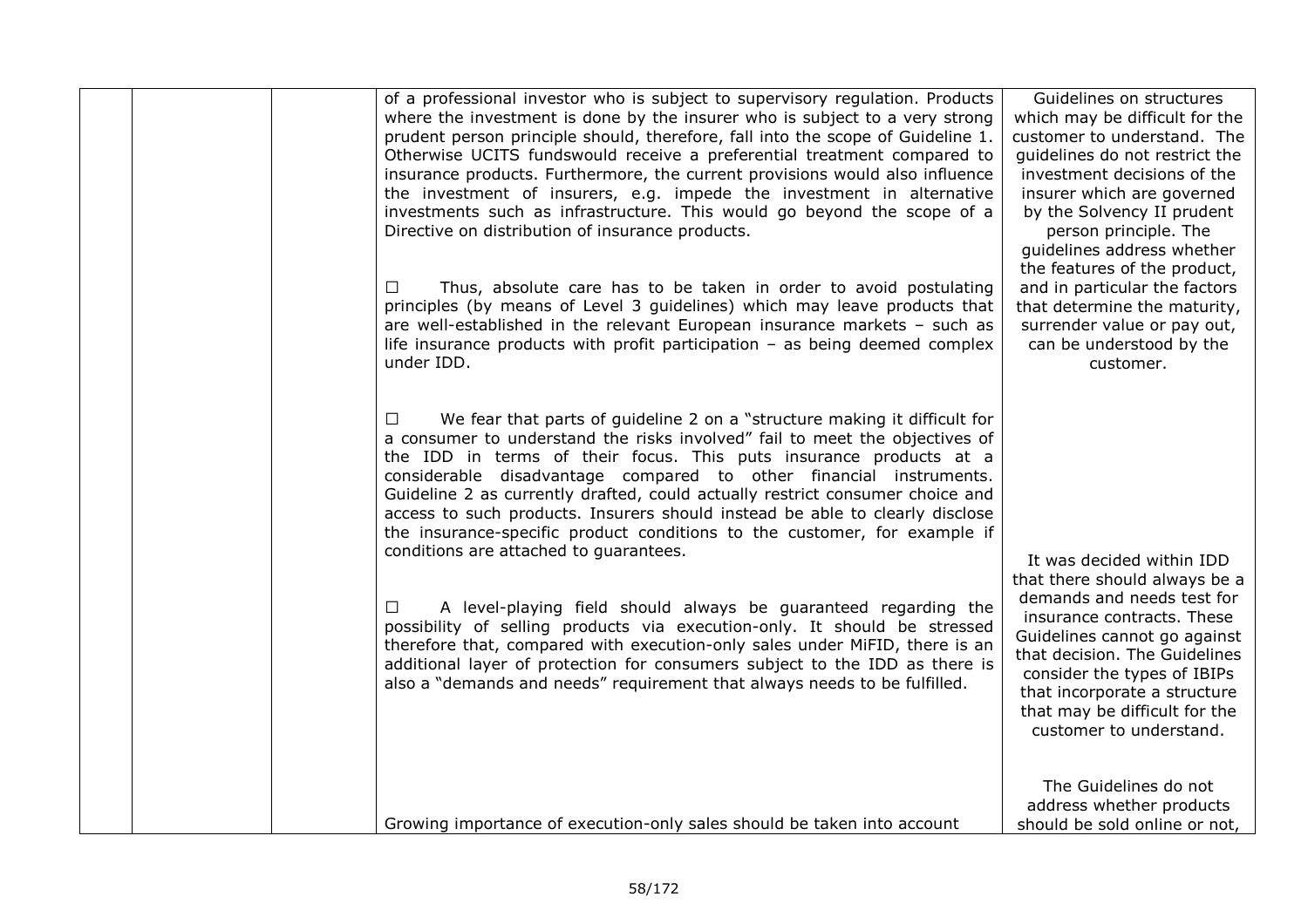|  |  |  | of a professional investor who is subject to supervisory regulation. Products where the investment is done by the insurer who is subject to a very strong prudent person principle should, therefore, fall into the scope of Guideline 1. Otherwise UCITS fundswould receive a preferential treatment compared to insurance products. Furthermore, the current provisions would also influence the investment of insurers, e.g. impede the investment in alternative investments such as infrastructure. This would go beyond the scope of a Directive on distribution of insurance products.<br><br>☐ Thus, absolute care has to be taken in order to avoid postulating principles (by means of Level 3 guidelines) which may leave products that are well-established in the relevant European insurance markets – such as life insurance products with profit participation – as being deemed complex under IDD.<br><br>☐ We fear that parts of guideline 2 on a "structure making it difficult for a consumer to understand the risks involved" fail to meet the objectives of the IDD in terms of their focus. This puts insurance products at a considerable disadvantage compared to other financial instruments. Guideline 2 as currently drafted, could actually restrict consumer choice and access to such products. Insurers should instead be able to clearly disclose the insurance-specific product conditions to the customer, for example if conditions are attached to guarantees.<br><br>☐ A level-playing field should always be guaranteed regarding the possibility of selling products via execution-only. It should be stressed therefore that, compared with execution-only sales under MiFID, there is an additional layer of protection for consumers subject to the IDD as there is also a "demands and needs" requirement that always needs to be fulfilled.<br><br>Growing importance of execution-only sales should be taken into account | Guidelines on structures which may be difficult for the customer to understand. The guidelines do not restrict the investment decisions of the insurer which are governed by the Solvency II prudent person principle. The guidelines address whether the features of the product, and in particular the factors that determine the maturity, surrender value or pay out, can be understood by the customer.<br><br>It was decided within IDD that there should always be a demands and needs test for insurance contracts. These Guidelines cannot go against that decision. The Guidelines consider the types of IBIPs that incorporate a structure that may be difficult for the customer to understand.<br><br>The Guidelines do not address whether products should be sold online or not, |
|---|---|---|---|---|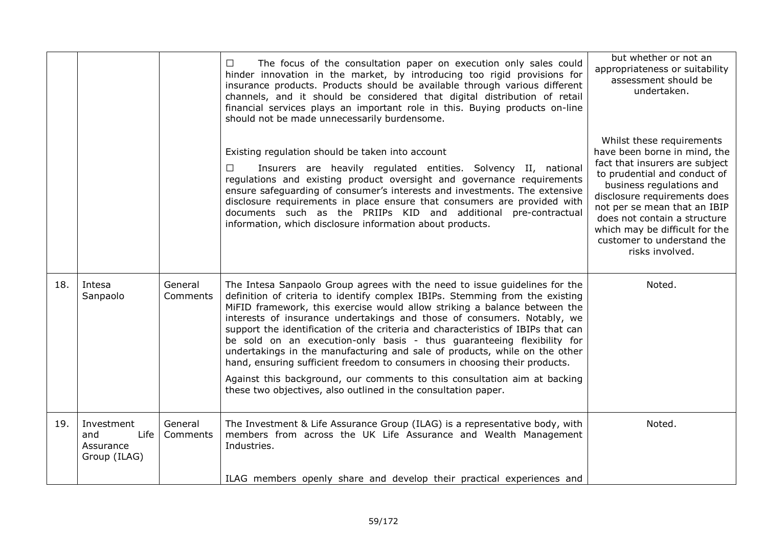| | | | | |
|---|---|---|---|---|
| | | | ☐ The focus of the consultation paper on execution only sales could hinder innovation in the market, by introducing too rigid provisions for insurance products. Products should be available through various different channels, and it should be considered that digital distribution of retail financial services plays an important role in this. Buying products on-line should not be made unnecessarily burdensome.<br><br>Existing regulation should be taken into account<br><br>☐ Insurers are heavily regulated entities. Solvency II, national regulations and existing product oversight and governance requirements ensure safeguarding of consumer's interests and investments. The extensive disclosure requirements in place ensure that consumers are provided with documents such as the PRIIPs KID and additional pre-contractual information, which disclosure information about products. | but whether or not an appropriateness or suitability assessment should be undertaken.<br><br>Whilst these requirements have been borne in mind, the fact that insurers are subject to prudential and conduct of business regulations and disclosure requirements does not per se mean that an IBIP does not contain a structure which may be difficult for the customer to understand the risks involved. |
| 18. | Intesa Sanpaolo | General Comments | The Intesa Sanpaolo Group agrees with the need to issue guidelines for the definition of criteria to identify complex IBIPs. Stemming from the existing MiFID framework, this exercise would allow striking a balance between the interests of insurance undertakings and those of consumers. Notably, we support the identification of the criteria and characteristics of IBIPs that can be sold on an execution-only basis - thus guaranteeing flexibility for undertakings in the manufacturing and sale of products, while on the other hand, ensuring sufficient freedom to consumers in choosing their products.<br><br>Against this background, our comments to this consultation aim at backing these two objectives, also outlined in the consultation paper. | Noted. |
| 19. | Investment and Life Assurance Group (ILAG) | General Comments | The Investment & Life Assurance Group (ILAG) is a representative body, with members from across the UK Life Assurance and Wealth Management Industries.<br><br>ILAG members openly share and develop their practical experiences and | Noted. |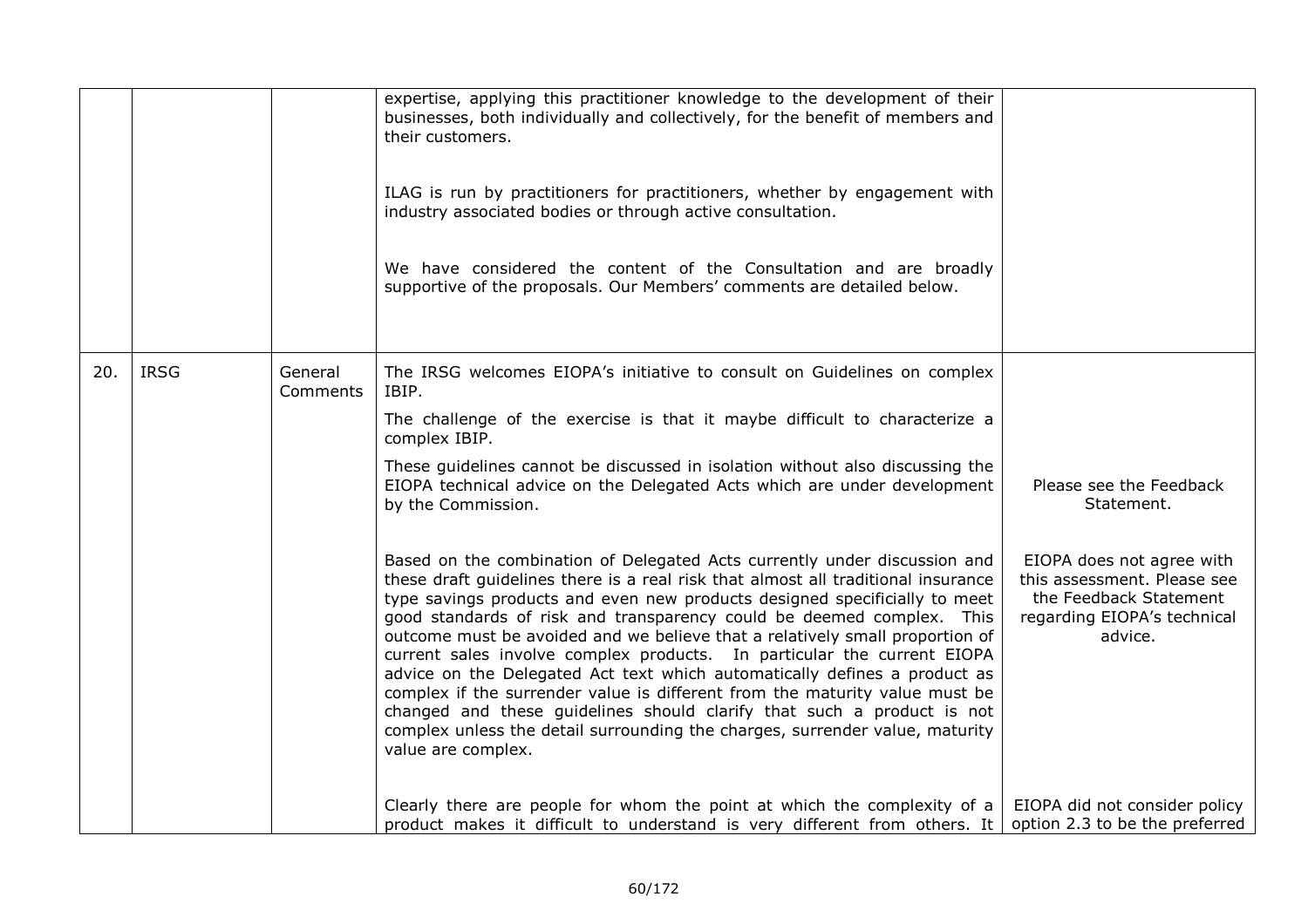| | | | | |
|---|---|---|---|---|
| | | | expertise, applying this practitioner knowledge to the development of their businesses, both individually and collectively, for the benefit of members and their customers.<br><br>ILAG is run by practitioners for practitioners, whether by engagement with industry associated bodies or through active consultation.<br><br>We have considered the content of the Consultation and are broadly supportive of the proposals. Our Members' comments are detailed below. | |
| 20. | IRSG | General Comments | The IRSG welcomes EIOPA's initiative to consult on Guidelines on complex IBIP.<br><br>The challenge of the exercise is that it maybe difficult to characterize a complex IBIP.<br><br>These guidelines cannot be discussed in isolation without also discussing the EIOPA technical advice on the Delegated Acts which are under development by the Commission. | Please see the Feedback Statement. |
| | | | Based on the combination of Delegated Acts currently under discussion and these draft guidelines there is a real risk that almost all traditional insurance type savings products and even new products designed specificially to meet good standards of risk and transparency could be deemed complex. This outcome must be avoided and we believe that a relatively small proportion of current sales involve complex products. In particular the current EIOPA advice on the Delegated Act text which automatically defines a product as complex if the surrender value is different from the maturity value must be changed and these guidelines should clarify that such a product is not complex unless the detail surrounding the charges, surrender value, maturity value are complex. | EIOPA does not agree with this assessment. Please see the Feedback Statement regarding EIOPA's technical advice. |
| | | | Clearly there are people for whom the point at which the complexity of a product makes it difficult to understand is very different from others. It | EIOPA did not consider policy option 2.3 to be the preferred |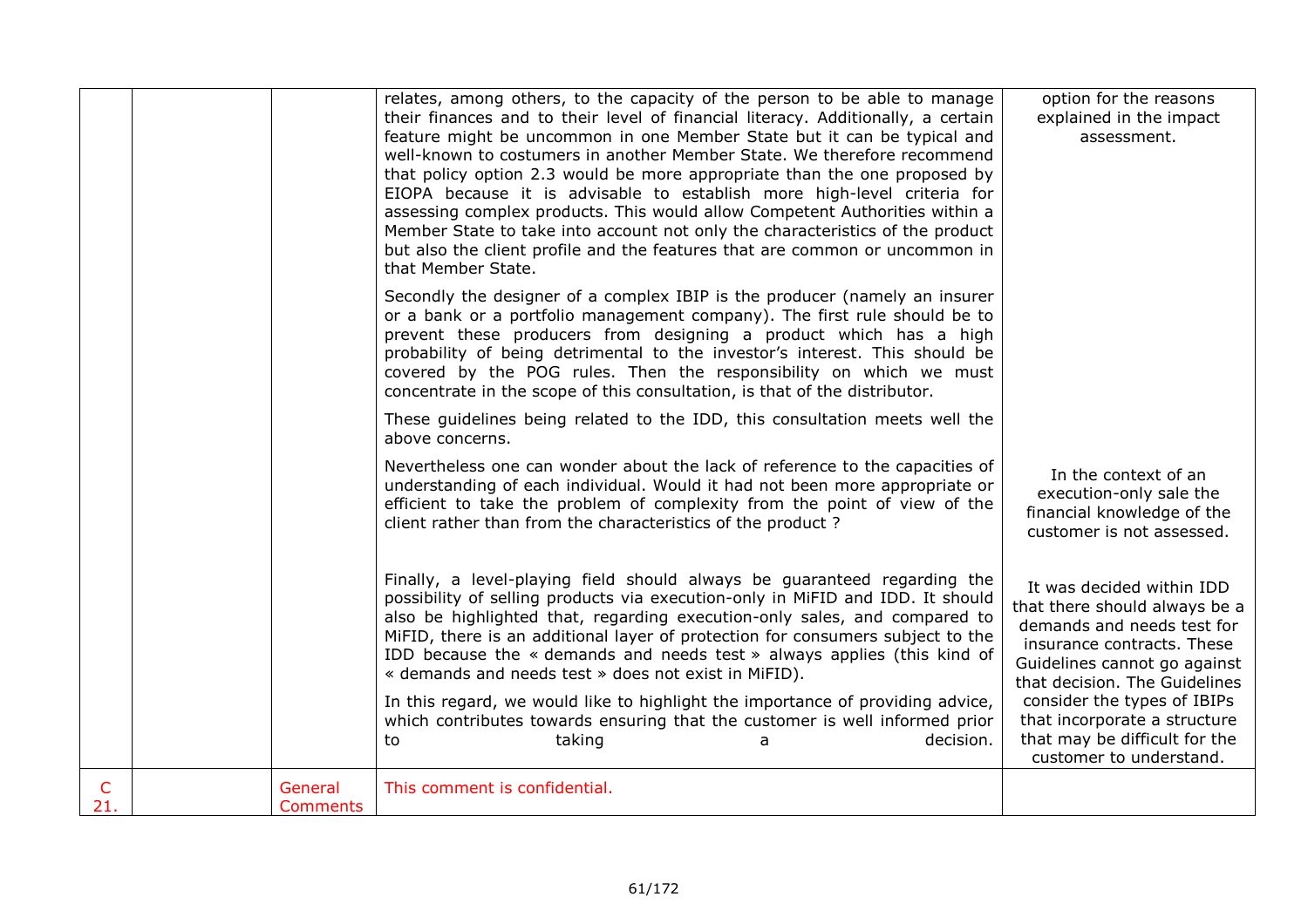| | | | | |
|---|---|---|---|---|
| | | | relates, among others, to the capacity of the person to be able to manage their finances and to their level of financial literacy. Additionally, a certain feature might be uncommon in one Member State but it can be typical and well-known to costumers in another Member State. We therefore recommend that policy option 2.3 would be more appropriate than the one proposed by EIOPA because it is advisable to establish more high-level criteria for assessing complex products. This would allow Competent Authorities within a Member State to take into account not only the characteristics of the product but also the client profile and the features that are common or uncommon in that Member State.<br><br>Secondly the designer of a complex IBIP is the producer (namely an insurer or a bank or a portfolio management company). The first rule should be to prevent these producers from designing a product which has a high probability of being detrimental to the investor's interest. This should be covered by the POG rules. Then the responsibility on which we must concentrate in the scope of this consultation, is that of the distributor.<br><br>These guidelines being related to the IDD, this consultation meets well the above concerns. | option for the reasons explained in the impact assessment. |
| | | | Nevertheless one can wonder about the lack of reference to the capacities of understanding of each individual. Would it had not been more appropriate or efficient to take the problem of complexity from the point of view of the client rather than from the characteristics of the product ? | In the context of an execution-only sale the financial knowledge of the customer is not assessed. |
| | | | Finally, a level-playing field should always be guaranteed regarding the possibility of selling products via execution-only in MiFID and IDD. It should also be highlighted that, regarding execution-only sales, and compared to MiFID, there is an additional layer of protection for consumers subject to the IDD because the « demands and needs test » always applies (this kind of « demands and needs test » does not exist in MiFID).<br><br>In this regard, we would like to highlight the importance of providing advice, which contributes towards ensuring that the customer is well informed prior to taking a decision. | It was decided within IDD that there should always be a demands and needs test for insurance contracts. These Guidelines cannot go against that decision. The Guidelines consider the types of IBIPs that incorporate a structure that may be difficult for the customer to understand. |
| C 21. | | General Comments | This comment is confidential. | |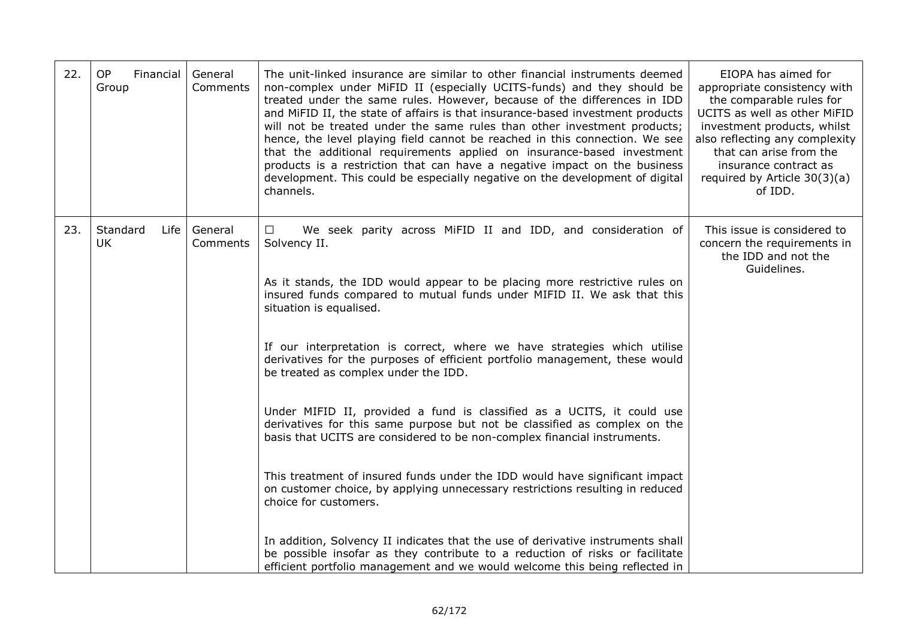| 22. | OP Financial Group | General Comments | The unit-linked insurance are similar to other financial instruments deemed non-complex under MiFID II (especially UCITS-funds) and they should be treated under the same rules. However, because of the differences in IDD and MiFID II, the state of affairs is that insurance-based investment products will not be treated under the same rules than other investment products; hence, the level playing field cannot be reached in this connection. We see that the additional requirements applied on insurance-based investment products is a restriction that can have a negative impact on the business development. This could be especially negative on the development of digital channels. | EIOPA has aimed for appropriate consistency with the comparable rules for UCITS as well as other MiFID investment products, whilst also reflecting any complexity that can arise from the insurance contract as required by Article 30(3)(a) of IDD. |
|---|---|---|---|---|
| 23. | Standard Life UK | General Comments | ☐ We seek parity across MiFID II and IDD, and consideration of Solvency II.<br><br>As it stands, the IDD would appear to be placing more restrictive rules on insured funds compared to mutual funds under MIFID II. We ask that this situation is equalised.<br><br>If our interpretation is correct, where we have strategies which utilise derivatives for the purposes of efficient portfolio management, these would be treated as complex under the IDD.<br><br>Under MIFID II, provided a fund is classified as a UCITS, it could use derivatives for this same purpose but not be classified as complex on the basis that UCITS are considered to be non-complex financial instruments.<br><br>This treatment of insured funds under the IDD would have significant impact on customer choice, by applying unnecessary restrictions resulting in reduced choice for customers.<br><br>In addition, Solvency II indicates that the use of derivative instruments shall be possible insofar as they contribute to a reduction of risks or facilitate efficient portfolio management and we would welcome this being reflected in | This issue is considered to concern the requirements in the IDD and not the Guidelines. |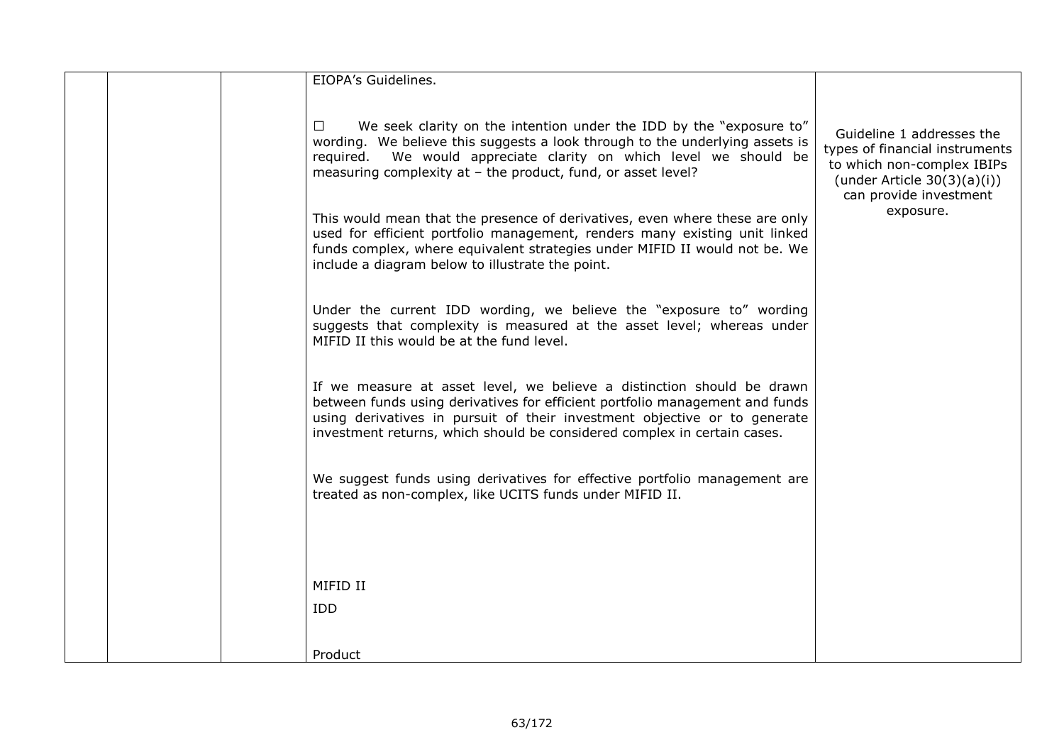| | | | | |
|---|---|---|---|---|
| | | | EIOPA's Guidelines.<br><br>☐ We seek clarity on the intention under the IDD by the "exposure to" wording. We believe this suggests a look through to the underlying assets is required. We would appreciate clarity on which level we should be measuring complexity at – the product, fund, or asset level?<br><br>This would mean that the presence of derivatives, even where these are only used for efficient portfolio management, renders many existing unit linked funds complex, where equivalent strategies under MIFID II would not be. We include a diagram below to illustrate the point.<br><br>Under the current IDD wording, we believe the "exposure to" wording suggests that complexity is measured at the asset level; whereas under MIFID II this would be at the fund level.<br><br>If we measure at asset level, we believe a distinction should be drawn between funds using derivatives for efficient portfolio management and funds using derivatives in pursuit of their investment objective or to generate investment returns, which should be considered complex in certain cases.<br><br>We suggest funds using derivatives for effective portfolio management are treated as non-complex, like UCITS funds under MIFID II.<br><br>MIFID II<br><br>IDD<br><br>Product | Guideline 1 addresses the types of financial instruments to which non-complex IBIPs (under Article 30(3)(a)(i)) can provide investment exposure. |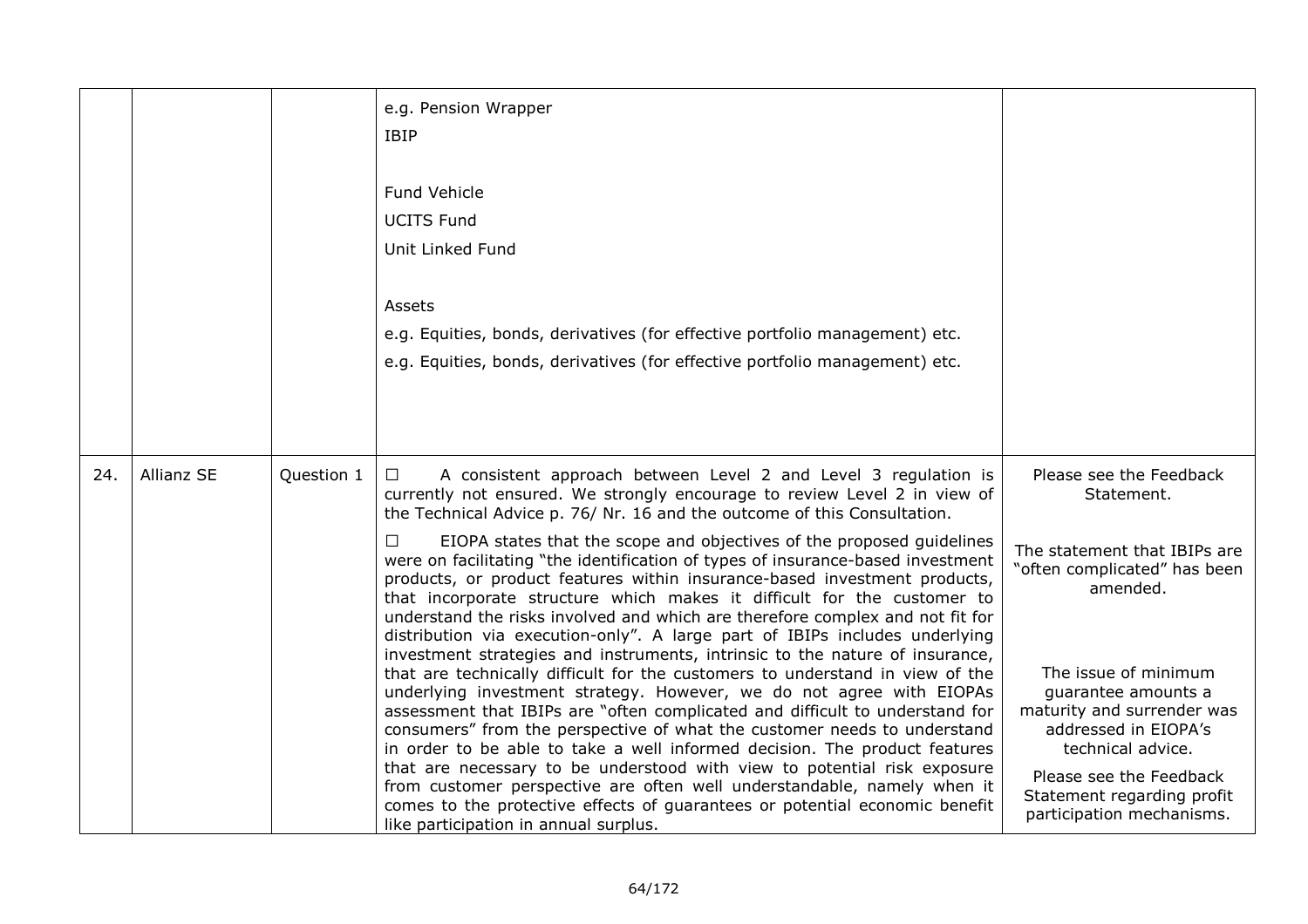| | | | | |
|---|---|---|---|---|
| | | | e.g. Pension Wrapper<br>IBIP<br><br>Fund Vehicle<br>UCITS Fund<br>Unit Linked Fund<br><br>Assets<br>e.g. Equities, bonds, derivatives (for effective portfolio management) etc.<br>e.g. Equities, bonds, derivatives (for effective portfolio management) etc. | |
| 24. | Allianz SE | Question 1 | ☐ A consistent approach between Level 2 and Level 3 regulation is currently not ensured. We strongly encourage to review Level 2 in view of the Technical Advice p. 76/ Nr. 16 and the outcome of this Consultation.<br><br>☐ EIOPA states that the scope and objectives of the proposed guidelines were on facilitating "the identification of types of insurance-based investment products, or product features within insurance-based investment products, that incorporate structure which makes it difficult for the customer to understand the risks involved and which are therefore complex and not fit for distribution via execution-only". A large part of IBIPs includes underlying investment strategies and instruments, intrinsic to the nature of insurance, that are technically difficult for the customers to understand in view of the underlying investment strategy. However, we do not agree with EIOPAs assessment that IBIPs are "often complicated and difficult to understand for consumers" from the perspective of what the customer needs to understand in order to be able to take a well informed decision. The product features that are necessary to be understood with view to potential risk exposure from customer perspective are often well understandable, namely when it comes to the protective effects of guarantees or potential economic benefit like participation in annual surplus. | Please see the Feedback Statement.<br><br>The statement that IBIPs are "often complicated" has been amended.<br><br>The issue of minimum guarantee amounts a maturity and surrender was addressed in EIOPA's technical advice.<br><br>Please see the Feedback Statement regarding profit participation mechanisms. |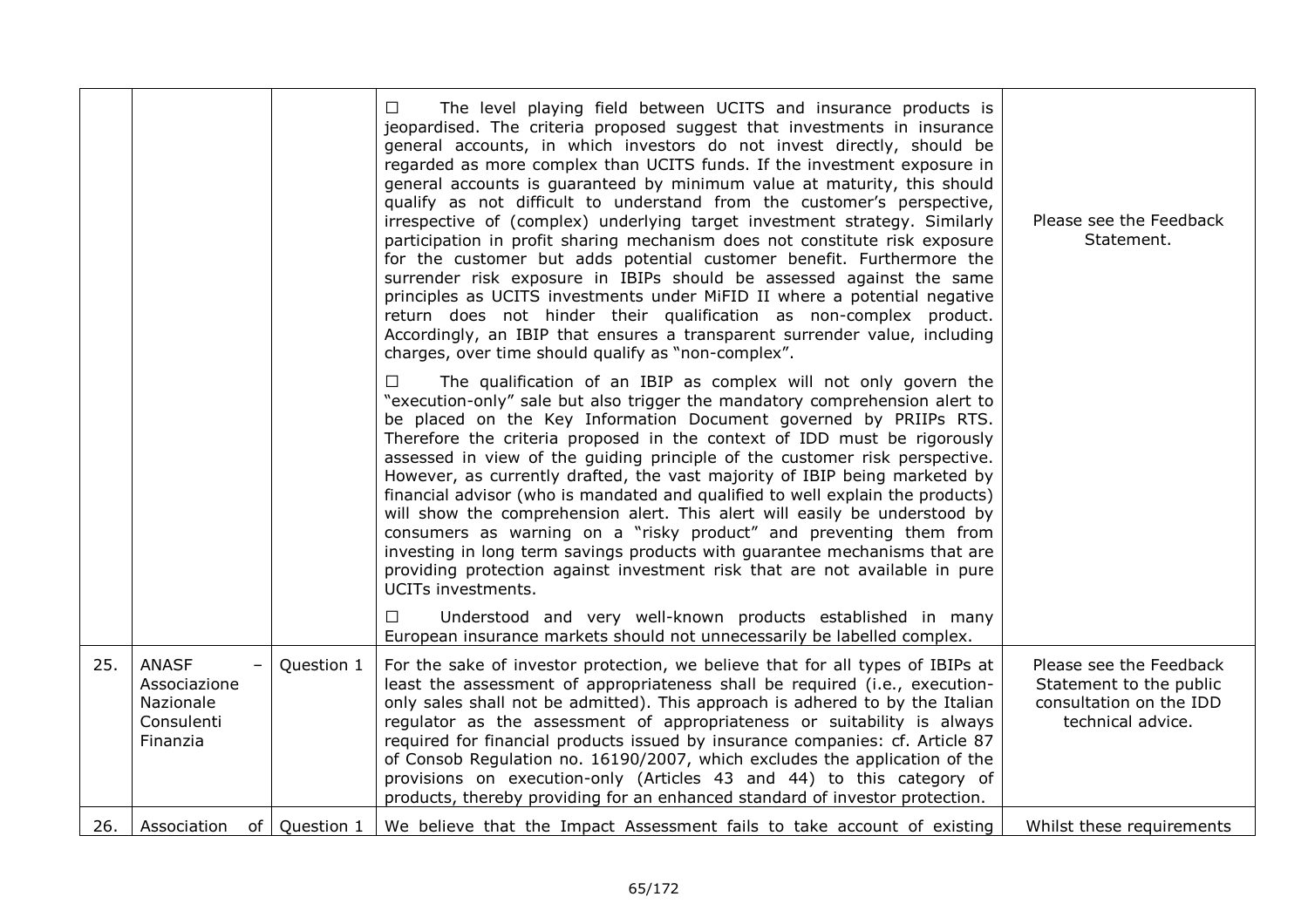| | | | | |
|---|---|---|---|---|
| | | | ☐ The level playing field between UCITS and insurance products is jeopardised. The criteria proposed suggest that investments in insurance general accounts, in which investors do not invest directly, should be regarded as more complex than UCITS funds. If the investment exposure in general accounts is guaranteed by minimum value at maturity, this should qualify as not difficult to understand from the customer's perspective, irrespective of (complex) underlying target investment strategy. Similarly participation in profit sharing mechanism does not constitute risk exposure for the customer but adds potential customer benefit. Furthermore the surrender risk exposure in IBIPs should be assessed against the same principles as UCITS investments under MiFID II where a potential negative return does not hinder their qualification as non-complex product. Accordingly, an IBIP that ensures a transparent surrender value, including charges, over time should qualify as "non-complex".<br><br>☐ The qualification of an IBIP as complex will not only govern the "execution-only" sale but also trigger the mandatory comprehension alert to be placed on the Key Information Document governed by PRIIPs RTS. Therefore the criteria proposed in the context of IDD must be rigorously assessed in view of the guiding principle of the customer risk perspective. However, as currently drafted, the vast majority of IBIP being marketed by financial advisor (who is mandated and qualified to well explain the products) will show the comprehension alert. This alert will easily be understood by consumers as warning on a "risky product" and preventing them from investing in long term savings products with guarantee mechanisms that are providing protection against investment risk that are not available in pure UCITs investments.<br><br>☐ Understood and very well-known products established in many European insurance markets should not unnecessarily be labelled complex. | Please see the Feedback Statement. |
| 25. | ANASF – Associazione Nazionale Consulenti Finanzia | Question 1 | For the sake of investor protection, we believe that for all types of IBIPs at least the assessment of appropriateness shall be required (i.e., execution-only sales shall not be admitted). This approach is adhered to by the Italian regulator as the assessment of appropriateness or suitability is always required for financial products issued by insurance companies: cf. Article 87 of Consob Regulation no. 16190/2007, which excludes the application of the provisions on execution-only (Articles 43 and 44) to this category of products, thereby providing for an enhanced standard of investor protection. | Please see the Feedback Statement to the public consultation on the IDD technical advice. |
| 26. | Association of | Question 1 | We believe that the Impact Assessment fails to take account of existing | Whilst these requirements |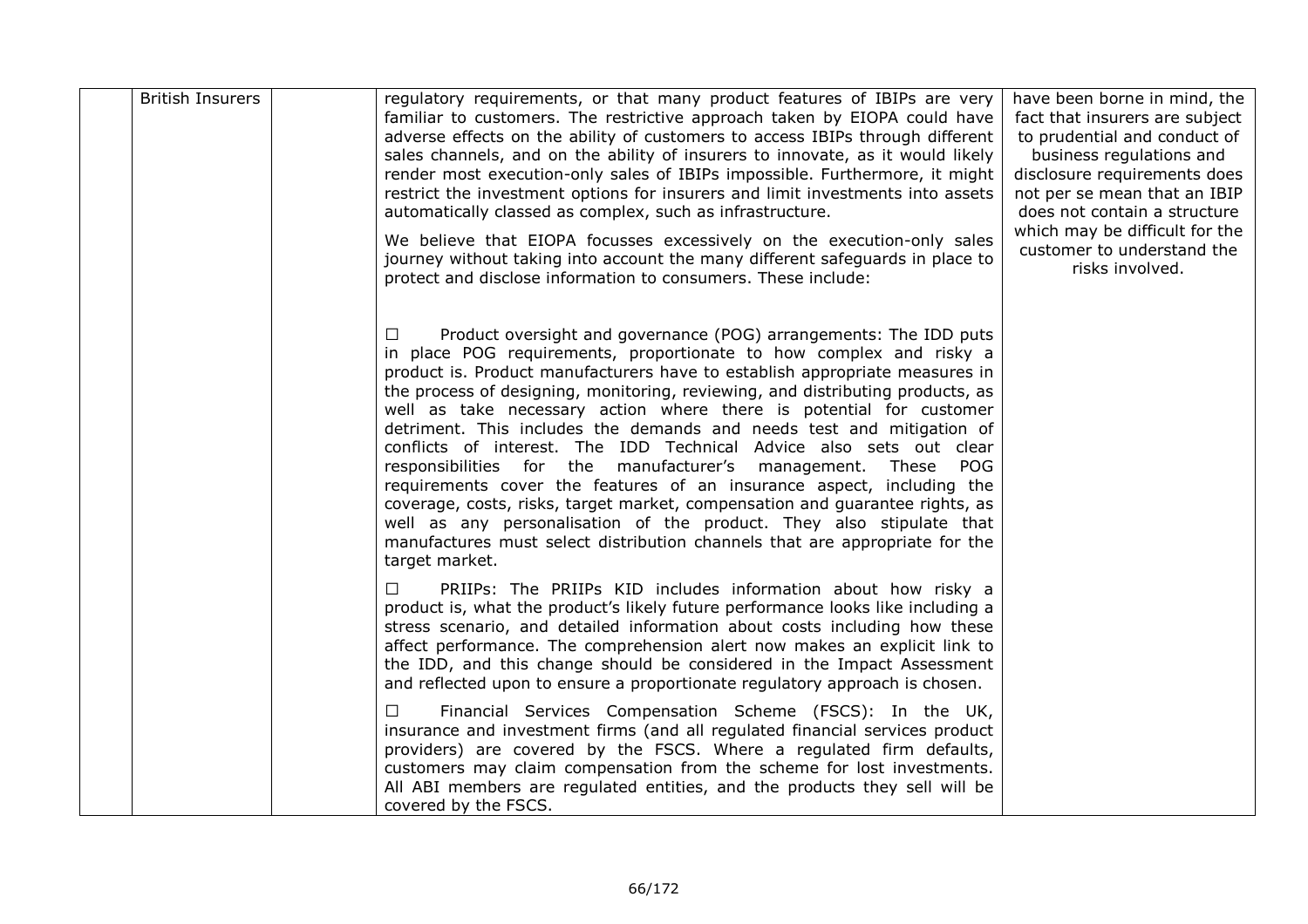| | British Insurers | | regulatory requirements, or that many product features of IBIPs are very familiar to customers. The restrictive approach taken by EIOPA could have adverse effects on the ability of customers to access IBIPs through different sales channels, and on the ability of insurers to innovate, as it would likely render most execution-only sales of IBIPs impossible. Furthermore, it might restrict the investment options for insurers and limit investments into assets automatically classed as complex, such as infrastructure.<br><br>We believe that EIOPA focusses excessively on the execution-only sales journey without taking into account the many different safeguards in place to protect and disclose information to consumers. These include:<br><br>☐ Product oversight and governance (POG) arrangements: The IDD puts in place POG requirements, proportionate to how complex and risky a product is. Product manufacturers have to establish appropriate measures in the process of designing, monitoring, reviewing, and distributing products, as well as take necessary action where there is potential for customer detriment. This includes the demands and needs test and mitigation of conflicts of interest. The IDD Technical Advice also sets out clear responsibilities for the manufacturer's management. These POG requirements cover the features of an insurance aspect, including the coverage, costs, risks, target market, compensation and guarantee rights, as well as any personalisation of the product. They also stipulate that manufactures must select distribution channels that are appropriate for the target market.<br><br>☐ PRIIPs: The PRIIPs KID includes information about how risky a product is, what the product's likely future performance looks like including a stress scenario, and detailed information about costs including how these affect performance. The comprehension alert now makes an explicit link to the IDD, and this change should be considered in the Impact Assessment and reflected upon to ensure a proportionate regulatory approach is chosen.<br><br>☐ Financial Services Compensation Scheme (FSCS): In the UK, insurance and investment firms (and all regulated financial services product providers) are covered by the FSCS. Where a regulated firm defaults, customers may claim compensation from the scheme for lost investments. All ABI members are regulated entities, and the products they sell will be covered by the FSCS. | have been borne in mind, the fact that insurers are subject to prudential and conduct of business regulations and disclosure requirements does not per se mean that an IBIP does not contain a structure which may be difficult for the customer to understand the risks involved. |
|---|---|---|---|---|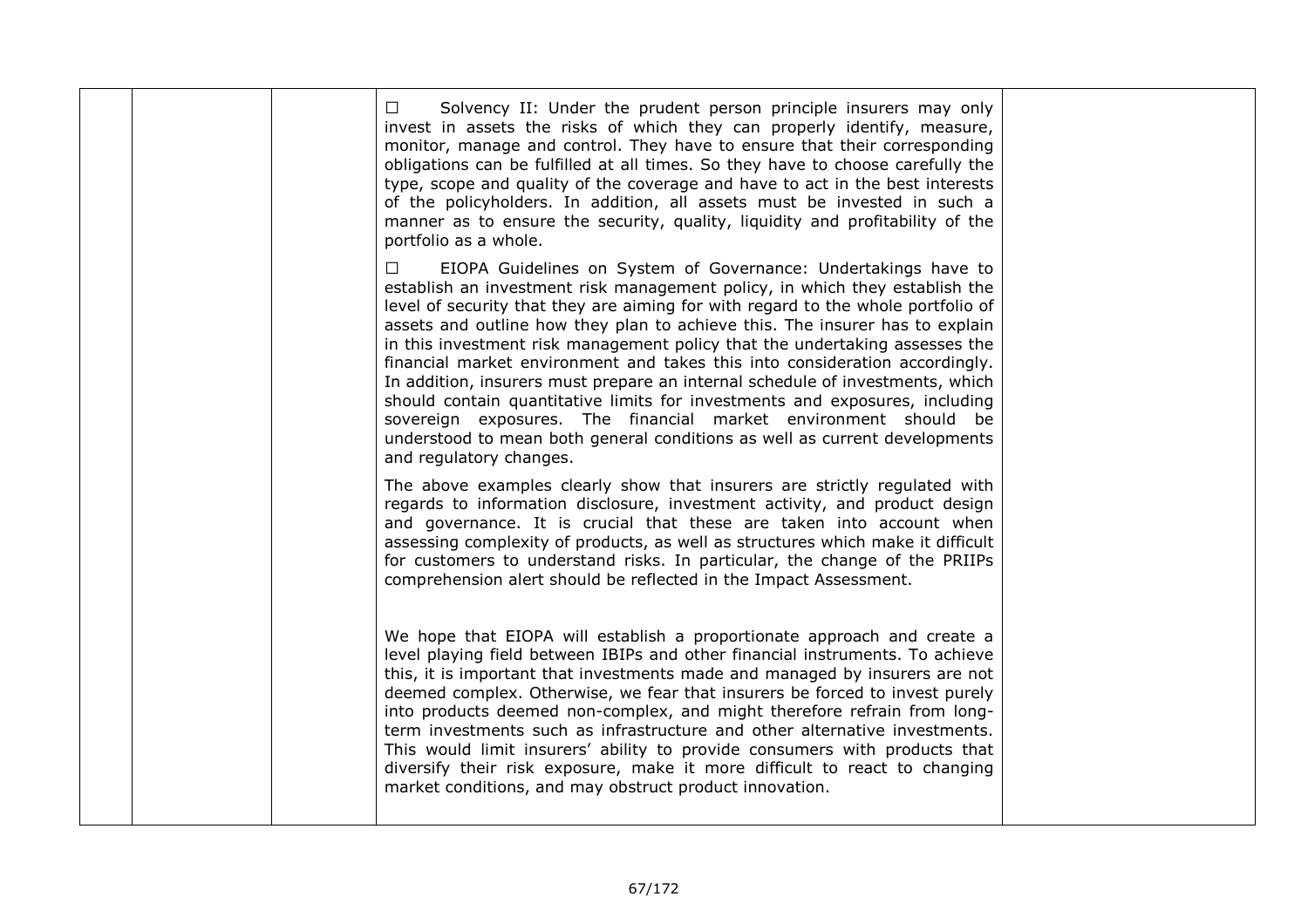| | | | | |
|---|---|---|---|---|
| | | | ☐ Solvency II: Under the prudent person principle insurers may only invest in assets the risks of which they can properly identify, measure, monitor, manage and control. They have to ensure that their corresponding obligations can be fulfilled at all times. So they have to choose carefully the type, scope and quality of the coverage and have to act in the best interests of the policyholders. In addition, all assets must be invested in such a manner as to ensure the security, quality, liquidity and profitability of the portfolio as a whole.<br><br>☐ EIOPA Guidelines on System of Governance: Undertakings have to establish an investment risk management policy, in which they establish the level of security that they are aiming for with regard to the whole portfolio of assets and outline how they plan to achieve this. The insurer has to explain in this investment risk management policy that the undertaking assesses the financial market environment and takes this into consideration accordingly. In addition, insurers must prepare an internal schedule of investments, which should contain quantitative limits for investments and exposures, including sovereign exposures. The financial market environment should be understood to mean both general conditions as well as current developments and regulatory changes.<br><br>The above examples clearly show that insurers are strictly regulated with regards to information disclosure, investment activity, and product design and governance. It is crucial that these are taken into account when assessing complexity of products, as well as structures which make it difficult for customers to understand risks. In particular, the change of the PRIIPs comprehension alert should be reflected in the Impact Assessment.<br><br>We hope that EIOPA will establish a proportionate approach and create a level playing field between IBIPs and other financial instruments. To achieve this, it is important that investments made and managed by insurers are not deemed complex. Otherwise, we fear that insurers be forced to invest purely into products deemed non-complex, and might therefore refrain from long-term investments such as infrastructure and other alternative investments. This would limit insurers' ability to provide consumers with products that diversify their risk exposure, make it more difficult to react to changing market conditions, and may obstruct product innovation. | |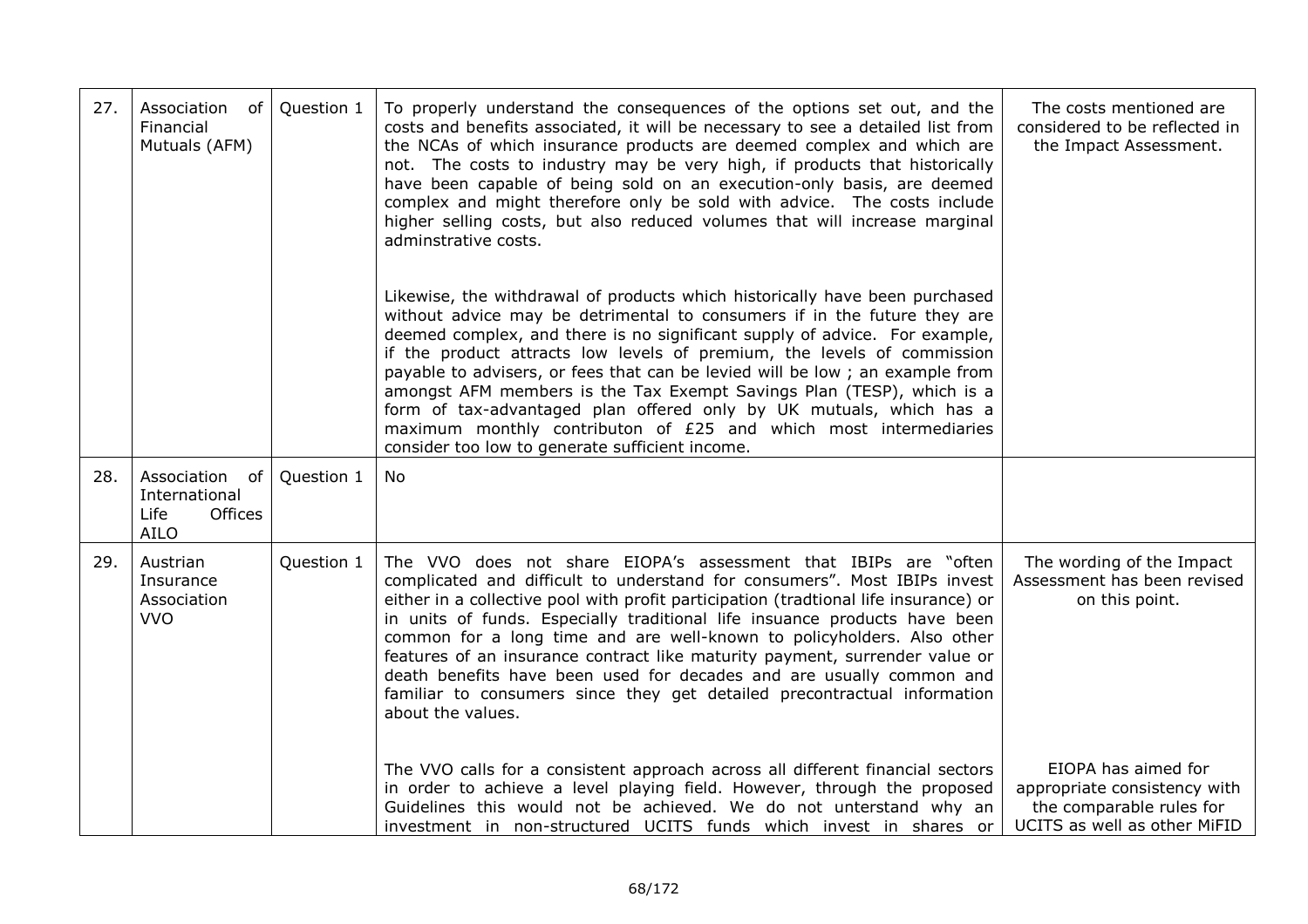| 27. | Association of Financial Mutuals (AFM) | Question 1 | To properly understand the consequences of the options set out, and the costs and benefits associated, it will be necessary to see a detailed list from the NCAs of which insurance products are deemed complex and which are not. The costs to industry may be very high, if products that historically have been capable of being sold on an execution-only basis, are deemed complex and might therefore only be sold with advice. The costs include higher selling costs, but also reduced volumes that will increase marginal adminstrative costs.<br><br>Likewise, the withdrawal of products which historically have been purchased without advice may be detrimental to consumers if in the future they are deemed complex, and there is no significant supply of advice. For example, if the product attracts low levels of premium, the levels of commission payable to advisers, or fees that can be levied will be low ; an example from amongst AFM members is the Tax Exempt Savings Plan (TESP), which is a form of tax-advantaged plan offered only by UK mutuals, which has a maximum monthly contributon of £25 and which most intermediaries consider too low to generate sufficient income. | The costs mentioned are considered to be reflected in the Impact Assessment. |
|---|---|---|---|---|
| 28. | Association of International Life Offices AILO | Question 1 | No | |
| 29. | Austrian Insurance Association VVO | Question 1 | The VVO does not share EIOPA's assessment that IBIPs are "often complicated and difficult to understand for consumers". Most IBIPs invest either in a collective pool with profit participation (tradtional life insurance) or in units of funds. Especially traditional life insuance products have been common for a long time and are well-known to policyholders. Also other features of an insurance contract like maturity payment, surrender value or death benefits have been used for decades and are usually common and familiar to consumers since they get detailed precontractual information about the values.<br><br>The VVO calls for a consistent approach across all different financial sectors in order to achieve a level playing field. However, through the proposed Guidelines this would not be achieved. We do not unterstand why an investment in non-structured UCITS funds which invest in shares or | The wording of the Impact Assessment has been revised on this point.<br><br>EIOPA has aimed for appropriate consistency with the comparable rules for UCITS as well as other MiFID |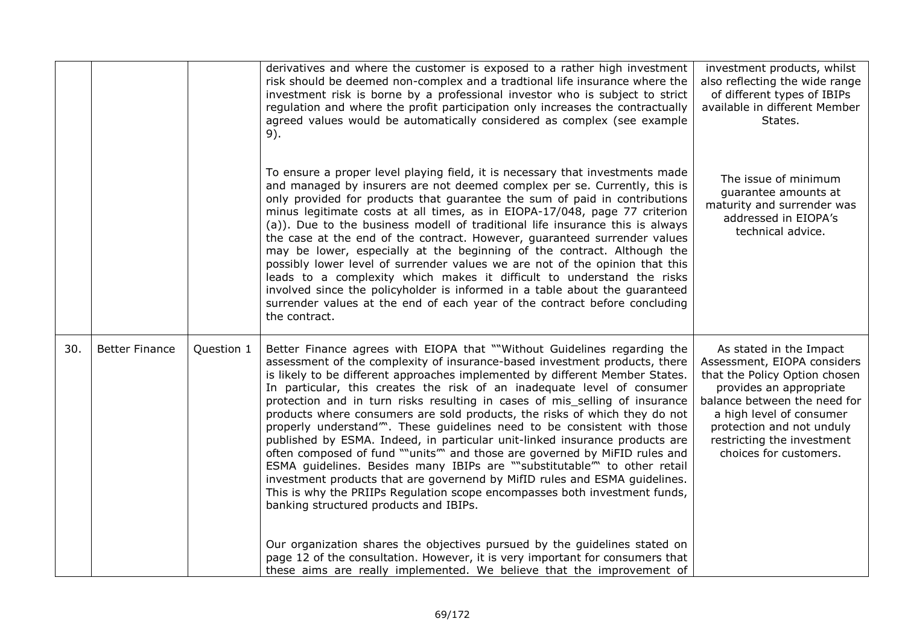|  |  |  |  |  |
|---|---|---|---|---|
|  |  |  | derivatives and where the customer is exposed to a rather high investment risk should be deemed non-complex and a tradtional life insurance where the investment risk is borne by a professional investor who is subject to strict regulation and where the profit participation only increases the contractually agreed values would be automatically considered as complex (see example 9).<br><br>To ensure a proper level playing field, it is necessary that investments made and managed by insurers are not deemed complex per se. Currently, this is only provided for products that guarantee the sum of paid in contributions minus legitimate costs at all times, as in EIOPA-17/048, page 77 criterion (a)). Due to the business modell of traditional life insurance this is always the case at the end of the contract. However, guaranteed surrender values may be lower, especially at the beginning of the contract. Although the possibly lower level of surrender values we are not of the opinion that this leads to a complexity which makes it difficult to understand the risks involved since the policyholder is informed in a table about the guaranteed surrender values at the end of each year of the contract before concluding the contract. | investment products, whilst also reflecting the wide range of different types of IBIPs available in different Member States.<br><br>The issue of minimum guarantee amounts at maturity and surrender was addressed in EIOPA's technical advice. |
| 30. | Better Finance | Question 1 | Better Finance agrees with EIOPA that ""Without Guidelines regarding the assessment of the complexity of insurance-based investment products, there is likely to be different approaches implemented by different Member States. In particular, this creates the risk of an inadequate level of consumer protection and in turn risks resulting in cases of mis_selling of insurance products where consumers are sold products, the risks of which they do not properly understand'"'. These guidelines need to be consistent with those published by ESMA. Indeed, in particular unit-linked insurance products are often composed of fund ""units'"' and those are governed by MiFID rules and ESMA guidelines. Besides many IBIPs are ""substitutable'"' to other retail investment products that are governend by MifID rules and ESMA guidelines. This is why the PRIIPs Regulation scope encompasses both investment funds, banking structured products and IBIPs.<br><br>Our organization shares the objectives pursued by the guidelines stated on page 12 of the consultation. However, it is very important for consumers that these aims are really implemented. We believe that the improvement of | As stated in the Impact Assessment, EIOPA considers that the Policy Option chosen provides an appropriate balance between the need for a high level of consumer protection and not unduly restricting the investment choices for customers. |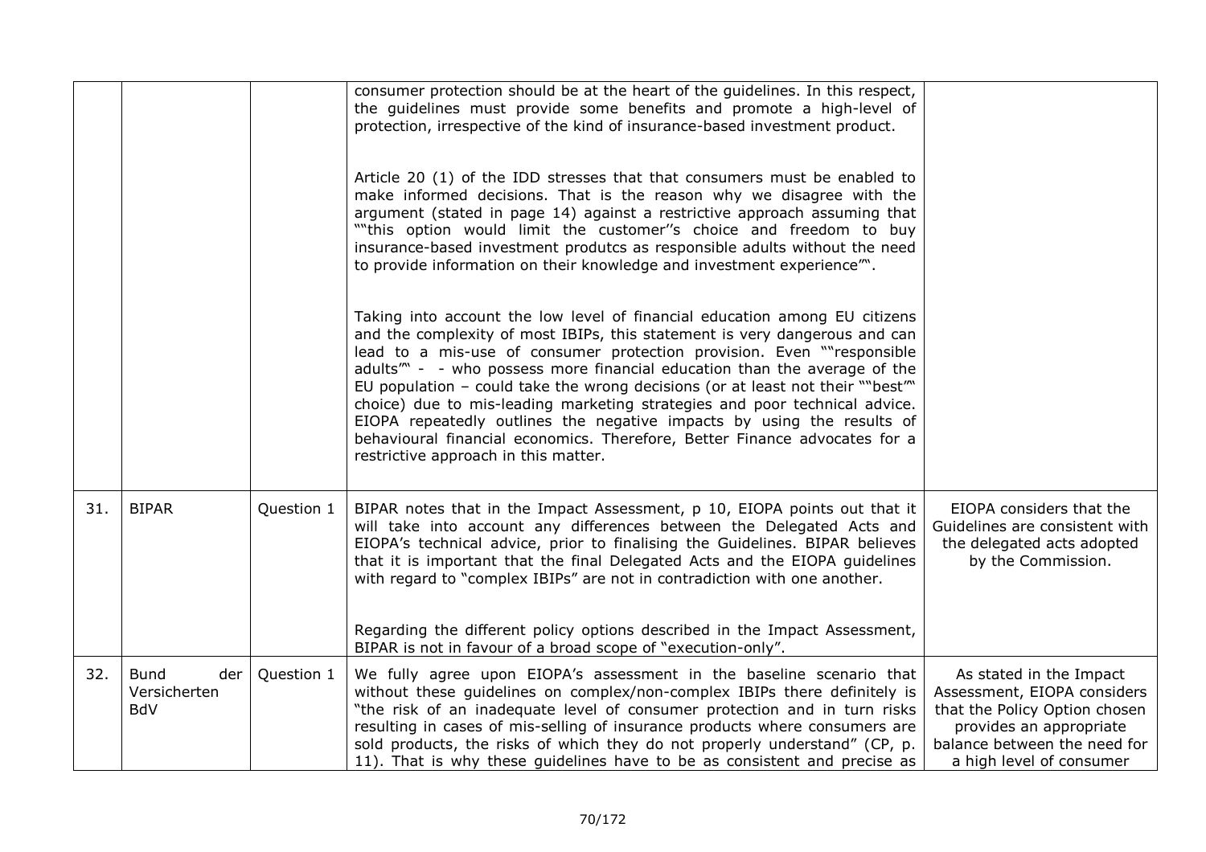|  |  |  | consumer protection should be at the heart of the guidelines. In this respect, the guidelines must provide some benefits and promote a high-level of protection, irrespective of the kind of insurance-based investment product.<br><br>Article 20 (1) of the IDD stresses that that consumers must be enabled to make informed decisions. That is the reason why we disagree with the argument (stated in page 14) against a restrictive approach assuming that ""this option would limit the customer''s choice and freedom to buy insurance-based investment produtcs as responsible adults without the need to provide information on their knowledge and investment experience"".<br><br>Taking into account the low level of financial education among EU citizens and the complexity of most IBIPs, this statement is very dangerous and can lead to a mis-use of consumer protection provision. Even ""responsible adults"" - - who possess more financial education than the average of the EU population – could take the wrong decisions (or at least not their ""best"" choice) due to mis-leading marketing strategies and poor technical advice. EIOPA repeatedly outlines the negative impacts by using the results of behavioural financial economics. Therefore, Better Finance advocates for a restrictive approach in this matter. |  |
|---|---|---|---|---|
| 31. | BIPAR | Question 1 | BIPAR notes that in the Impact Assessment, p 10, EIOPA points out that it will take into account any differences between the Delegated Acts and EIOPA's technical advice, prior to finalising the Guidelines. BIPAR believes that it is important that the final Delegated Acts and the EIOPA guidelines with regard to "complex IBIPs" are not in contradiction with one another.<br><br>Regarding the different policy options described in the Impact Assessment, BIPAR is not in favour of a broad scope of "execution-only". | EIOPA considers that the Guidelines are consistent with the delegated acts adopted by the Commission. |
| 32. | Bund der Versicherten BdV | Question 1 | We fully agree upon EIOPA's assessment in the baseline scenario that without these guidelines on complex/non-complex IBIPs there definitely is "the risk of an inadequate level of consumer protection and in turn risks resulting in cases of mis-selling of insurance products where consumers are sold products, the risks of which they do not properly understand" (CP, p. 11). That is why these guidelines have to be as consistent and precise as | As stated in the Impact Assessment, EIOPA considers that the Policy Option chosen provides an appropriate balance between the need for a high level of consumer |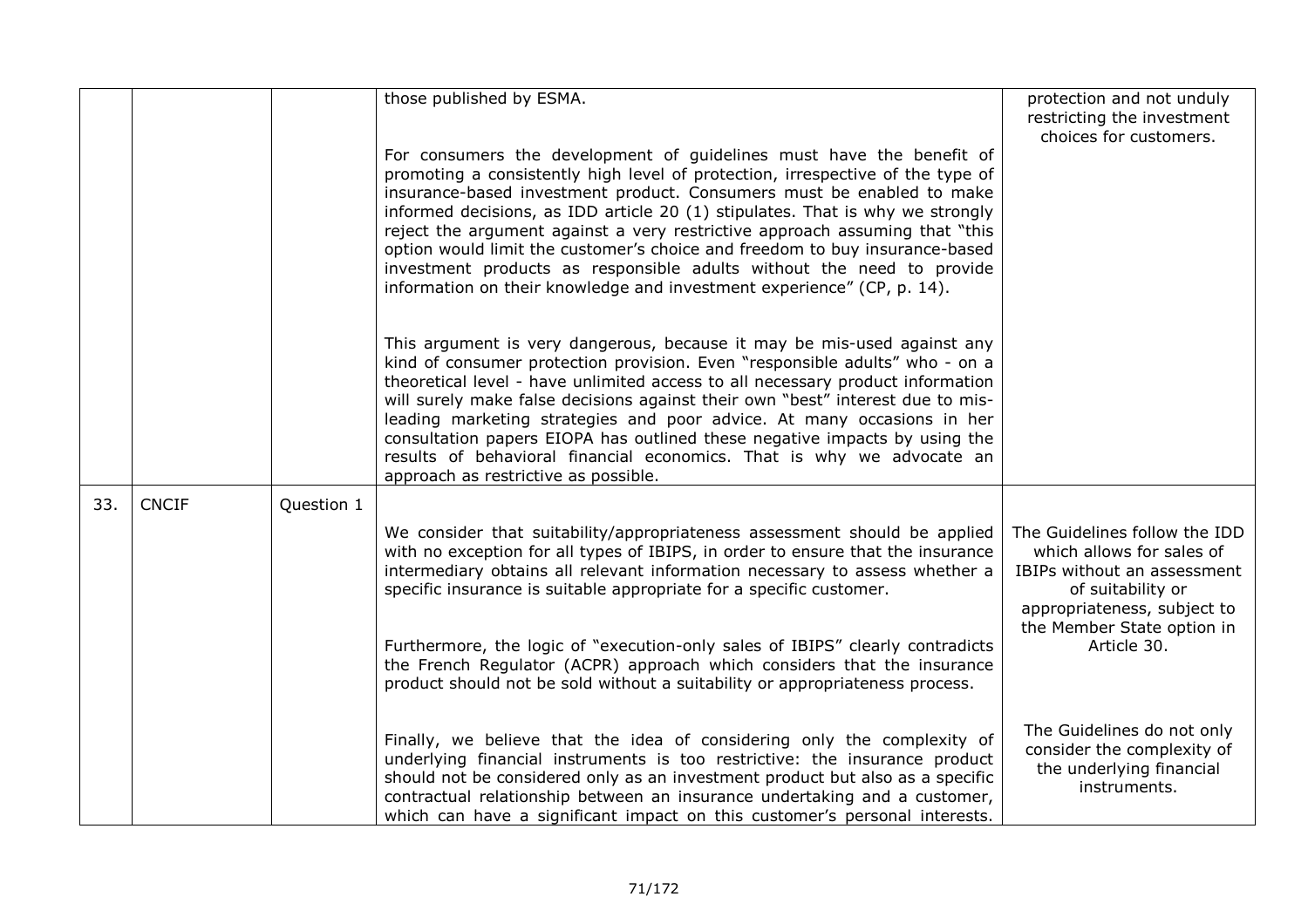| | | | | |
|---|---|---|---|---|
| | | | those published by ESMA.<br><br>For consumers the development of guidelines must have the benefit of promoting a consistently high level of protection, irrespective of the type of insurance-based investment product. Consumers must be enabled to make informed decisions, as IDD article 20 (1) stipulates. That is why we strongly reject the argument against a very restrictive approach assuming that "this option would limit the customer's choice and freedom to buy insurance-based investment products as responsible adults without the need to provide information on their knowledge and investment experience" (CP, p. 14).<br><br>This argument is very dangerous, because it may be mis-used against any kind of consumer protection provision. Even "responsible adults" who - on a theoretical level - have unlimited access to all necessary product information will surely make false decisions against their own "best" interest due to mis-leading marketing strategies and poor advice. At many occasions in her consultation papers EIOPA has outlined these negative impacts by using the results of behavioral financial economics. That is why we advocate an approach as restrictive as possible. | protection and not unduly restricting the investment choices for customers. |
| 33. | CNCIF | Question 1 | We consider that suitability/appropriateness assessment should be applied with no exception for all types of IBIPS, in order to ensure that the insurance intermediary obtains all relevant information necessary to assess whether a specific insurance is suitable appropriate for a specific customer.<br><br>Furthermore, the logic of "execution-only sales of IBIPS" clearly contradicts the French Regulator (ACPR) approach which considers that the insurance product should not be sold without a suitability or appropriateness process.<br><br>Finally, we believe that the idea of considering only the complexity of underlying financial instruments is too restrictive: the insurance product should not be considered only as an investment product but also as a specific contractual relationship between an insurance undertaking and a customer, which can have a significant impact on this customer's personal interests. | The Guidelines follow the IDD which allows for sales of IBIPs without an assessment of suitability or appropriateness, subject to the Member State option in Article 30.<br><br>The Guidelines do not only consider the complexity of the underlying financial instruments. |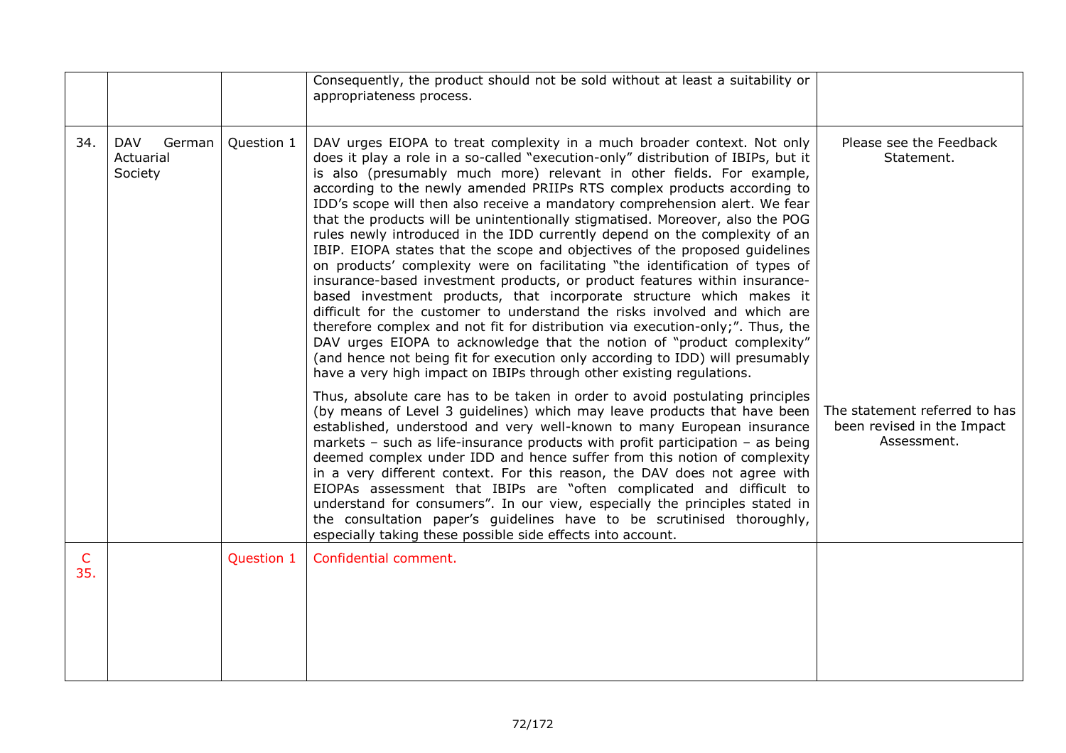| | | | | |
|---|---|---|---|---|
| | | | Consequently, the product should not be sold without at least a suitability or appropriateness process. | |
| 34. | DAV German Actuarial Society | Question 1 | DAV urges EIOPA to treat complexity in a much broader context. Not only does it play a role in a so-called "execution-only" distribution of IBIPs, but it is also (presumably much more) relevant in other fields. For example, according to the newly amended PRIIPs RTS complex products according to IDD's scope will then also receive a mandatory comprehension alert. We fear that the products will be unintentionally stigmatised. Moreover, also the POG rules newly introduced in the IDD currently depend on the complexity of an IBIP. EIOPA states that the scope and objectives of the proposed guidelines on products' complexity were on facilitating "the identification of types of insurance-based investment products, or product features within insurance-based investment products, that incorporate structure which makes it difficult for the customer to understand the risks involved and which are therefore complex and not fit for distribution via execution-only;". Thus, the DAV urges EIOPA to acknowledge that the notion of "product complexity" (and hence not being fit for execution only according to IDD) will presumably have a very high impact on IBIPs through other existing regulations.<br><br>Thus, absolute care has to be taken in order to avoid postulating principles (by means of Level 3 guidelines) which may leave products that have been established, understood and very well-known to many European insurance markets – such as life-insurance products with profit participation – as being deemed complex under IDD and hence suffer from this notion of complexity in a very different context. For this reason, the DAV does not agree with EIOPAs assessment that IBIPs are "often complicated and difficult to understand for consumers". In our view, especially the principles stated in the consultation paper's guidelines have to be scrutinised thoroughly, especially taking these possible side effects into account. | Please see the Feedback Statement.<br><br>The statement referred to has been revised in the Impact Assessment. |
| C 35. | | Question 1 | Confidential comment. | |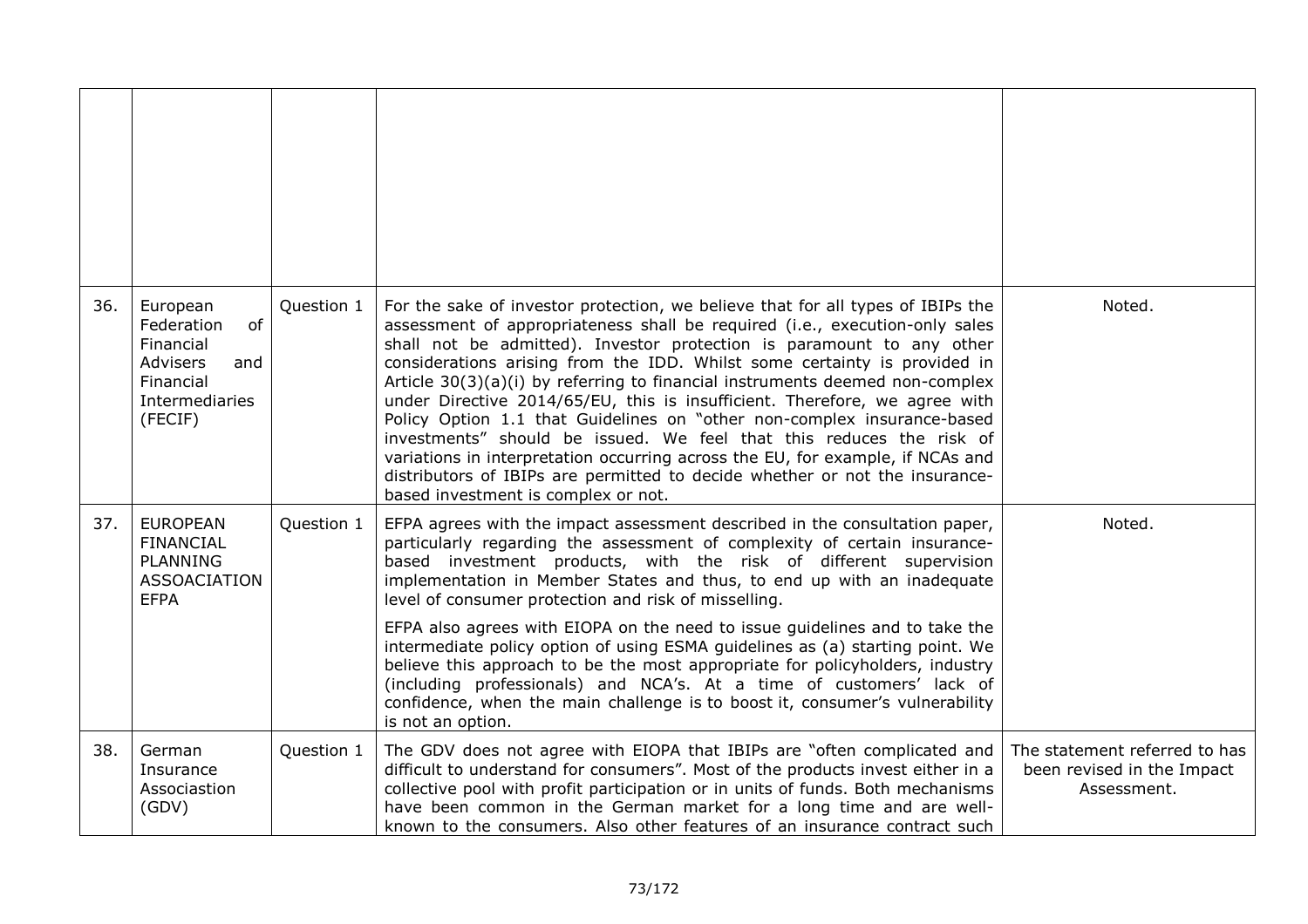| | | | | |
|---|---|---|---|---|
| | | | | |
| 36. | European Federation of Financial Advisers and Financial Intermediaries (FECIF) | Question 1 | For the sake of investor protection, we believe that for all types of IBIPs the assessment of appropriateness shall be required (i.e., execution-only sales shall not be admitted). Investor protection is paramount to any other considerations arising from the IDD. Whilst some certainty is provided in Article 30(3)(a)(i) by referring to financial instruments deemed non-complex under Directive 2014/65/EU, this is insufficient. Therefore, we agree with Policy Option 1.1 that Guidelines on "other non-complex insurance-based investments" should be issued. We feel that this reduces the risk of variations in interpretation occurring across the EU, for example, if NCAs and distributors of IBIPs are permitted to decide whether or not the insurance-based investment is complex or not. | Noted. |
| 37. | EUROPEAN FINANCIAL PLANNING ASSOACIATION EFPA | Question 1 | EFPA agrees with the impact assessment described in the consultation paper, particularly regarding the assessment of complexity of certain insurance-based investment products, with the risk of different supervision implementation in Member States and thus, to end up with an inadequate level of consumer protection and risk of misselling.<br><br>EFPA also agrees with EIOPA on the need to issue guidelines and to take the intermediate policy option of using ESMA guidelines as (a) starting point. We believe this approach to be the most appropriate for policyholders, industry (including professionals) and NCA's. At a time of customers' lack of confidence, when the main challenge is to boost it, consumer's vulnerability is not an option. | Noted. |
| 38. | German Insurance Associastion (GDV) | Question 1 | The GDV does not agree with EIOPA that IBIPs are "often complicated and difficult to understand for consumers". Most of the products invest either in a collective pool with profit participation or in units of funds. Both mechanisms have been common in the German market for a long time and are well-known to the consumers. Also other features of an insurance contract such | The statement referred to has been revised in the Impact Assessment. |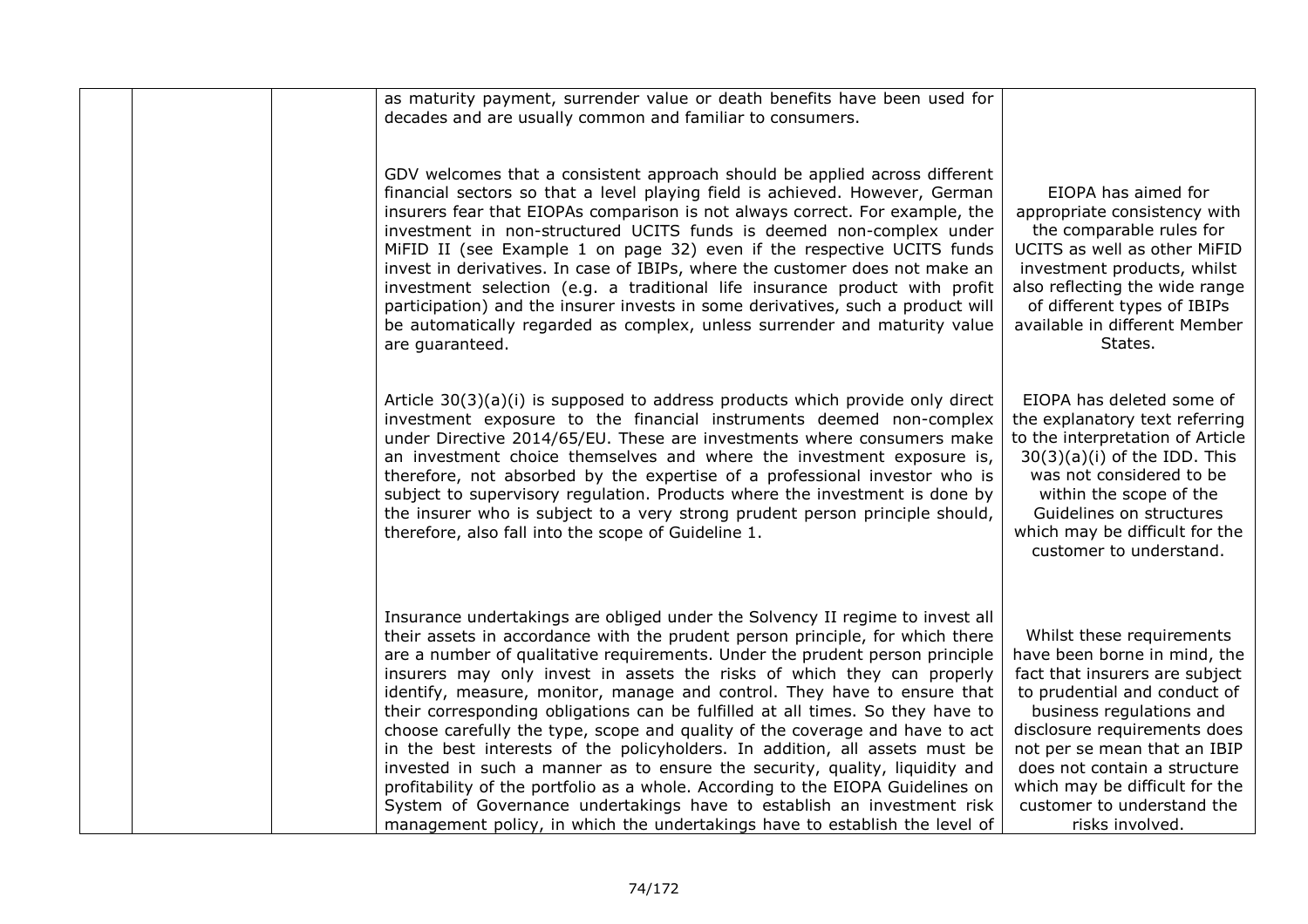|  |  |  | as maturity payment, surrender value or death benefits have been used for decades and are usually common and familiar to consumers.<br><br>GDV welcomes that a consistent approach should be applied across different financial sectors so that a level playing field is achieved. However, German insurers fear that EIOPAs comparison is not always correct. For example, the investment in non-structured UCITS funds is deemed non-complex under MiFID II (see Example 1 on page 32) even if the respective UCITS funds invest in derivatives. In case of IBIPs, where the customer does not make an investment selection (e.g. a traditional life insurance product with profit participation) and the insurer invests in some derivatives, such a product will be automatically regarded as complex, unless surrender and maturity value are guaranteed. | EIOPA has aimed for appropriate consistency with the comparable rules for UCITS as well as other MiFID investment products, whilst also reflecting the wide range of different types of IBIPs available in different Member States. |
|---|---|---|---|---|
|  |  |  | Article 30(3)(a)(i) is supposed to address products which provide only direct investment exposure to the financial instruments deemed non-complex under Directive 2014/65/EU. These are investments where consumers make an investment choice themselves and where the investment exposure is, therefore, not absorbed by the expertise of a professional investor who is subject to supervisory regulation. Products where the investment is done by the insurer who is subject to a very strong prudent person principle should, therefore, also fall into the scope of Guideline 1. | EIOPA has deleted some of the explanatory text referring to the interpretation of Article 30(3)(a)(i) of the IDD. This was not considered to be within the scope of the Guidelines on structures which may be difficult for the customer to understand. |
|  |  |  | Insurance undertakings are obliged under the Solvency II regime to invest all their assets in accordance with the prudent person principle, for which there are a number of qualitative requirements. Under the prudent person principle insurers may only invest in assets the risks of which they can properly identify, measure, monitor, manage and control. They have to ensure that their corresponding obligations can be fulfilled at all times. So they have to choose carefully the type, scope and quality of the coverage and have to act in the best interests of the policyholders. In addition, all assets must be invested in such a manner as to ensure the security, quality, liquidity and profitability of the portfolio as a whole. According to the EIOPA Guidelines on System of Governance undertakings have to establish an investment risk management policy, in which the undertakings have to establish the level of | Whilst these requirements have been borne in mind, the fact that insurers are subject to prudential and conduct of business regulations and disclosure requirements does not per se mean that an IBIP does not contain a structure which may be difficult for the customer to understand the risks involved. |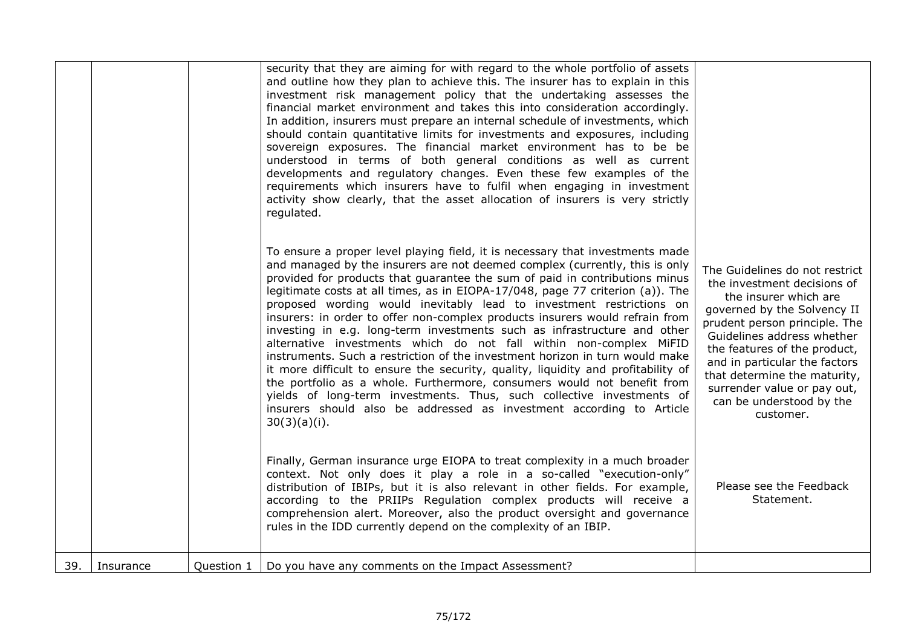| | | | | |
|---|---|---|---|---|
| | | | security that they are aiming for with regard to the whole portfolio of assets and outline how they plan to achieve this. The insurer has to explain in this investment risk management policy that the undertaking assesses the financial market environment and takes this into consideration accordingly. In addition, insurers must prepare an internal schedule of investments, which should contain quantitative limits for investments and exposures, including sovereign exposures. The financial market environment has to be be understood in terms of both general conditions as well as current developments and regulatory changes. Even these few examples of the requirements which insurers have to fulfil when engaging in investment activity show clearly, that the asset allocation of insurers is very strictly regulated.<br><br>To ensure a proper level playing field, it is necessary that investments made and managed by the insurers are not deemed complex (currently, this is only provided for products that guarantee the sum of paid in contributions minus legitimate costs at all times, as in EIOPA-17/048, page 77 criterion (a)). The proposed wording would inevitably lead to investment restrictions on insurers: in order to offer non-complex products insurers would refrain from investing in e.g. long-term investments such as infrastructure and other alternative investments which do not fall within non-complex MiFID instruments. Such a restriction of the investment horizon in turn would make it more difficult to ensure the security, quality, liquidity and profitability of the portfolio as a whole. Furthermore, consumers would not benefit from yields of long-term investments. Thus, such collective investments of insurers should also be addressed as investment according to Article 30(3)(a)(i).<br><br>Finally, German insurance urge EIOPA to treat complexity in a much broader context. Not only does it play a role in a so-called "execution-only" distribution of IBIPs, but it is also relevant in other fields. For example, according to the PRIIPs Regulation complex products will receive a comprehension alert. Moreover, also the product oversight and governance rules in the IDD currently depend on the complexity of an IBIP. | The Guidelines do not restrict the investment decisions of the insurer which are governed by the Solvency II prudent person principle. The Guidelines address whether the features of the product, and in particular the factors that determine the maturity, surrender value or pay out, can be understood by the customer.<br><br>Please see the Feedback Statement. |
| 39. | Insurance | Question 1 | Do you have any comments on the Impact Assessment? | |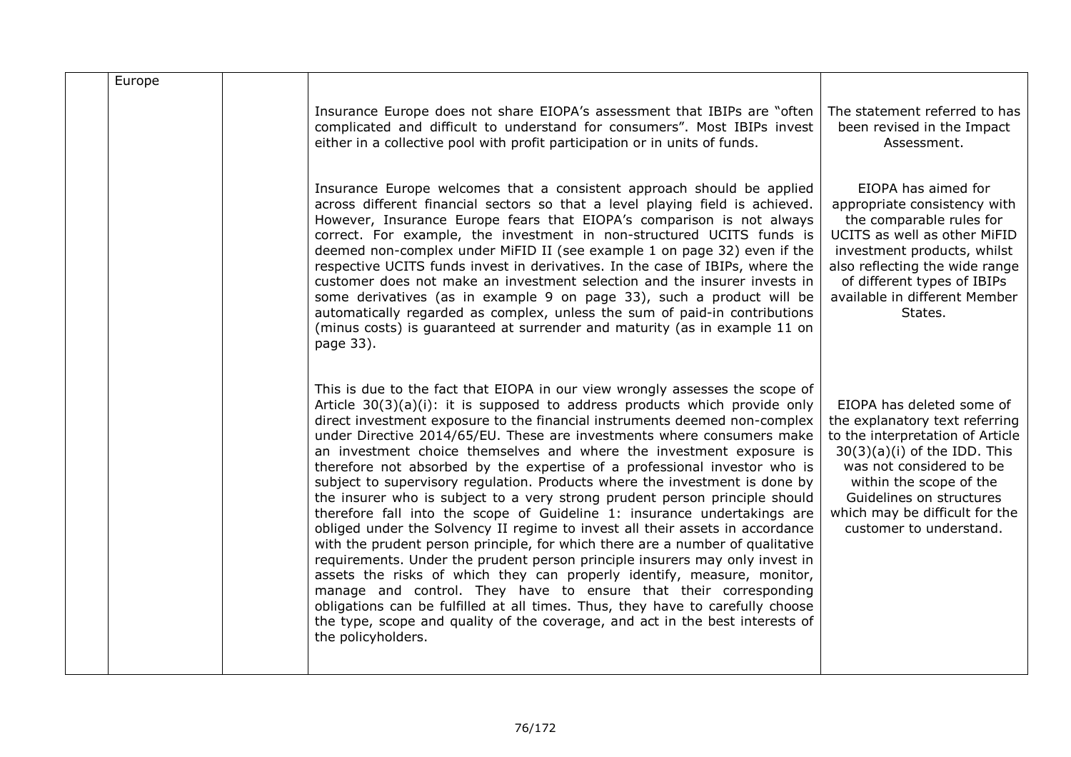| | | | | |
|---|---|---|---|---|
| | Europe | | Insurance Europe does not share EIOPA's assessment that IBIPs are "often complicated and difficult to understand for consumers". Most IBIPs invest either in a collective pool with profit participation or in units of funds. | The statement referred to has been revised in the Impact Assessment. |
| | | | Insurance Europe welcomes that a consistent approach should be applied across different financial sectors so that a level playing field is achieved. However, Insurance Europe fears that EIOPA's comparison is not always correct. For example, the investment in non-structured UCITS funds is deemed non-complex under MiFID II (see example 1 on page 32) even if the respective UCITS funds invest in derivatives. In the case of IBIPs, where the customer does not make an investment selection and the insurer invests in some derivatives (as in example 9 on page 33), such a product will be automatically regarded as complex, unless the sum of paid-in contributions (minus costs) is guaranteed at surrender and maturity (as in example 11 on page 33). | EIOPA has aimed for appropriate consistency with the comparable rules for UCITS as well as other MiFID investment products, whilst also reflecting the wide range of different types of IBIPs available in different Member States. |
| | | | This is due to the fact that EIOPA in our view wrongly assesses the scope of Article 30(3)(a)(i): it is supposed to address products which provide only direct investment exposure to the financial instruments deemed non-complex under Directive 2014/65/EU. These are investments where consumers make an investment choice themselves and where the investment exposure is therefore not absorbed by the expertise of a professional investor who is subject to supervisory regulation. Products where the investment is done by the insurer who is subject to a very strong prudent person principle should therefore fall into the scope of Guideline 1: insurance undertakings are obliged under the Solvency II regime to invest all their assets in accordance with the prudent person principle, for which there are a number of qualitative requirements. Under the prudent person principle insurers may only invest in assets the risks of which they can properly identify, measure, monitor, manage and control. They have to ensure that their corresponding obligations can be fulfilled at all times. Thus, they have to carefully choose the type, scope and quality of the coverage, and act in the best interests of the policyholders. | EIOPA has deleted some of the explanatory text referring to the interpretation of Article 30(3)(a)(i) of the IDD. This was not considered to be within the scope of the Guidelines on structures which may be difficult for the customer to understand. |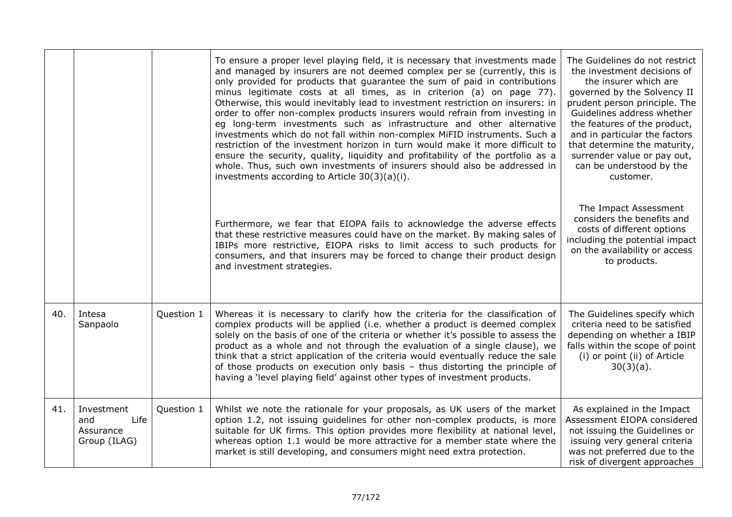| | | | | |
|---|---|---|---|---|
| | | | To ensure a proper level playing field, it is necessary that investments made and managed by insurers are not deemed complex per se (currently, this is only provided for products that guarantee the sum of paid in contributions minus legitimate costs at all times, as in criterion (a) on page 77). Otherwise, this would inevitably lead to investment restriction on insurers: in order to offer non-complex products insurers would refrain from investing in eg long-term investments such as infrastructure and other alternative investments which do not fall within non-complex MiFID instruments. Such a restriction of the investment horizon in turn would make it more difficult to ensure the security, quality, liquidity and profitability of the portfolio as a whole. Thus, such own investments of insurers should also be addressed in investments according to Article 30(3)(a)(i). | The Guidelines do not restrict the investment decisions of the insurer which are governed by the Solvency II prudent person principle. The Guidelines address whether the features of the product, and in particular the factors that determine the maturity, surrender value or pay out, can be understood by the customer. |
| | | | Furthermore, we fear that EIOPA fails to acknowledge the adverse effects that these restrictive measures could have on the market. By making sales of IBIPs more restrictive, EIOPA risks to limit access to such products for consumers, and that insurers may be forced to change their product design and investment strategies. | The Impact Assessment considers the benefits and costs of different options including the potential impact on the availability or access to products. |
| 40. | Intesa Sanpaolo | Question 1 | Whereas it is necessary to clarify how the criteria for the classification of complex products will be applied (i.e. whether a product is deemed complex solely on the basis of one of the criteria or whether it's possible to assess the product as a whole and not through the evaluation of a single clause), we think that a strict application of the criteria would eventually reduce the sale of those products on execution only basis – thus distorting the principle of having a 'level playing field' against other types of investment products. | The Guidelines specify which criteria need to be satisfied depending on whether a IBIP falls within the scope of point (i) or point (ii) of Article 30(3)(a). |
| 41. | Investment and Life Assurance Group (ILAG) | Question 1 | Whilst we note the rationale for your proposals, as UK users of the market option 1.2, not issuing guidelines for other non-complex products, is more suitable for UK firms. This option provides more flexibility at national level, whereas option 1.1 would be more attractive for a member state where the market is still developing, and consumers might need extra protection. | As explained in the Impact Assessment EIOPA considered not issuing the Guidelines or issuing very general criteria was not preferred due to the risk of divergent approaches |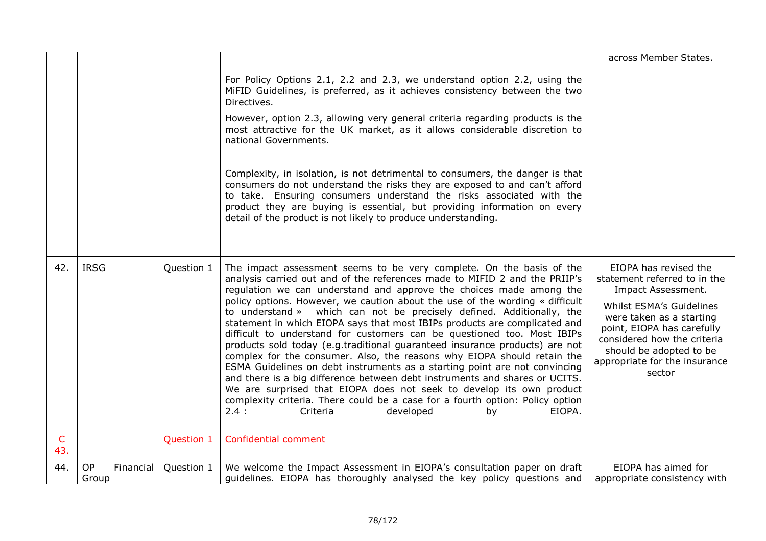| | | | | |
|---|---|---|---|---|
| | | | For Policy Options 2.1, 2.2 and 2.3, we understand option 2.2, using the MiFID Guidelines, is preferred, as it achieves consistency between the two Directives.<br><br>However, option 2.3, allowing very general criteria regarding products is the most attractive for the UK market, as it allows considerable discretion to national Governments.<br><br>Complexity, in isolation, is not detrimental to consumers, the danger is that consumers do not understand the risks they are exposed to and can't afford to take. Ensuring consumers understand the risks associated with the product they are buying is essential, but providing information on every detail of the product is not likely to produce understanding. | across Member States. |
| 42. | IRSG | Question 1 | The impact assessment seems to be very complete. On the basis of the analysis carried out and of the references made to MIFID 2 and the PRIIP's regulation we can understand and approve the choices made among the policy options. However, we caution about the use of the wording « difficult to understand » which can not be precisely defined. Additionally, the statement in which EIOPA says that most IBIPs products are complicated and difficult to understand for customers can be questioned too. Most IBIPs products sold today (e.g.traditional guaranteed insurance products) are not complex for the consumer. Also, the reasons why EIOPA should retain the ESMA Guidelines on debt instruments as a starting point are not convincing and there is a big difference between debt instruments and shares or UCITS. We are surprised that EIOPA does not seek to develop its own product complexity criteria. There could be a case for a fourth option: Policy option 2.4 : Criteria developed by EIOPA. | EIOPA has revised the statement referred to in the Impact Assessment.<br><br>Whilst ESMA's Guidelines were taken as a starting point, EIOPA has carefully considered how the criteria should be adopted to be appropriate for the insurance sector |
| C 43. | | Question 1 | Confidential comment | |
| 44. | OP Financial Group | Question 1 | We welcome the Impact Assessment in EIOPA's consultation paper on draft guidelines. EIOPA has thoroughly analysed the key policy questions and | EIOPA has aimed for appropriate consistency with |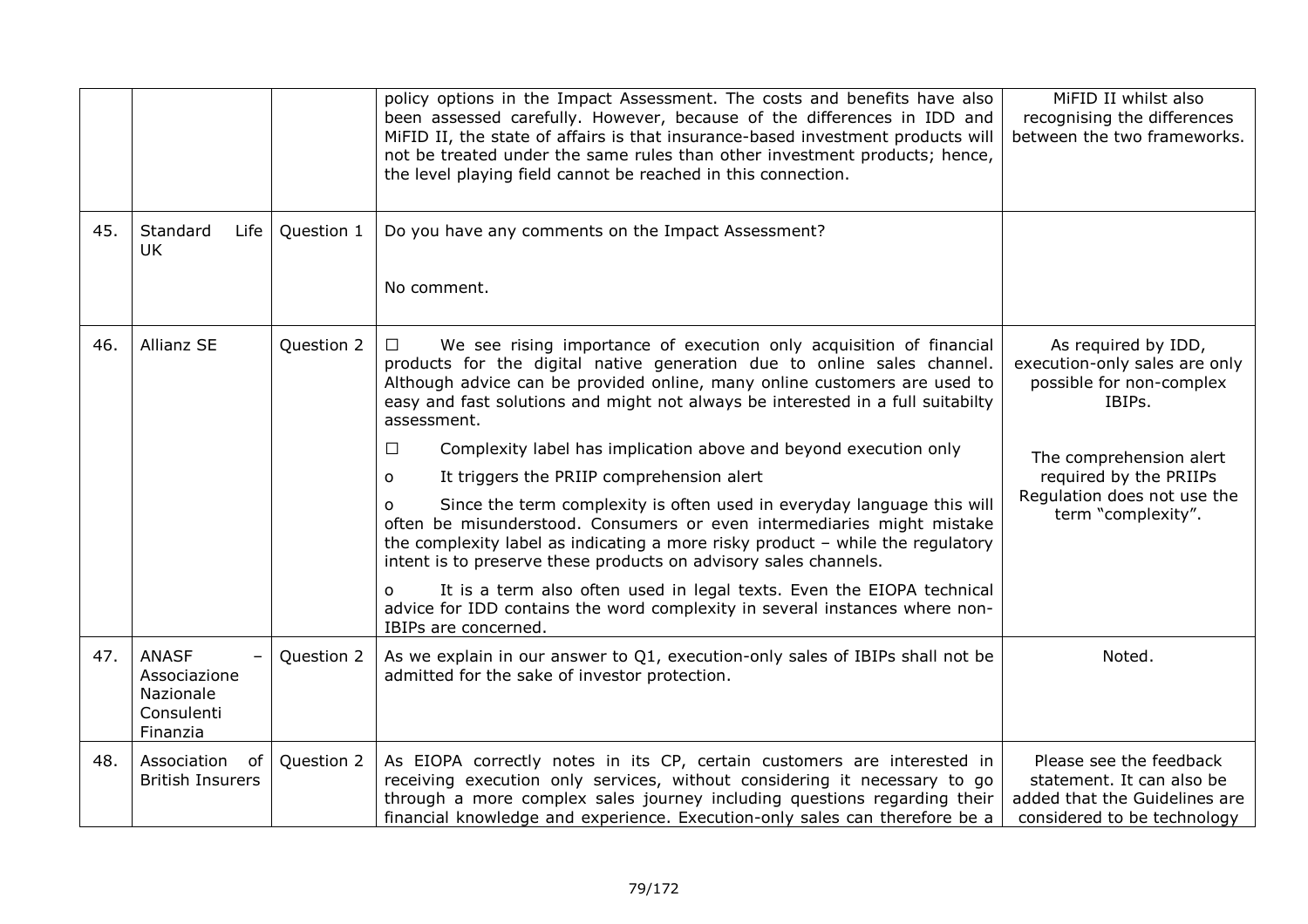| | | | | |
|---|---|---|---|---|
| | | | policy options in the Impact Assessment. The costs and benefits have also been assessed carefully. However, because of the differences in IDD and MiFID II, the state of affairs is that insurance-based investment products will not be treated under the same rules than other investment products; hence, the level playing field cannot be reached in this connection. | MiFID II whilst also recognising the differences between the two frameworks. |
| 45. | Standard Life UK | Question 1 | Do you have any comments on the Impact Assessment?<br><br>No comment. | |
| 46. | Allianz SE | Question 2 | ☐ We see rising importance of execution only acquisition of financial products for the digital native generation due to online sales channel. Although advice can be provided online, many online customers are used to easy and fast solutions and might not always be interested in a full suitabilty assessment.<br>☐ Complexity label has implication above and beyond execution only<br>o It triggers the PRIIP comprehension alert<br>o Since the term complexity is often used in everyday language this will often be misunderstood. Consumers or even intermediaries might mistake the complexity label as indicating a more risky product – while the regulatory intent is to preserve these products on advisory sales channels.<br>o It is a term also often used in legal texts. Even the EIOPA technical advice for IDD contains the word complexity in several instances where non-IBIPs are concerned. | As required by IDD, execution-only sales are only possible for non-complex IBIPs.<br><br>The comprehension alert required by the PRIIPs Regulation does not use the term "complexity". |
| 47. | ANASF – Associazione Nazionale Consulenti Finanzia | Question 2 | As we explain in our answer to Q1, execution-only sales of IBIPs shall not be admitted for the sake of investor protection. | Noted. |
| 48. | Association of British Insurers | Question 2 | As EIOPA correctly notes in its CP, certain customers are interested in receiving execution only services, without considering it necessary to go through a more complex sales journey including questions regarding their financial knowledge and experience. Execution-only sales can therefore be a | Please see the feedback statement. It can also be added that the Guidelines are considered to be technology |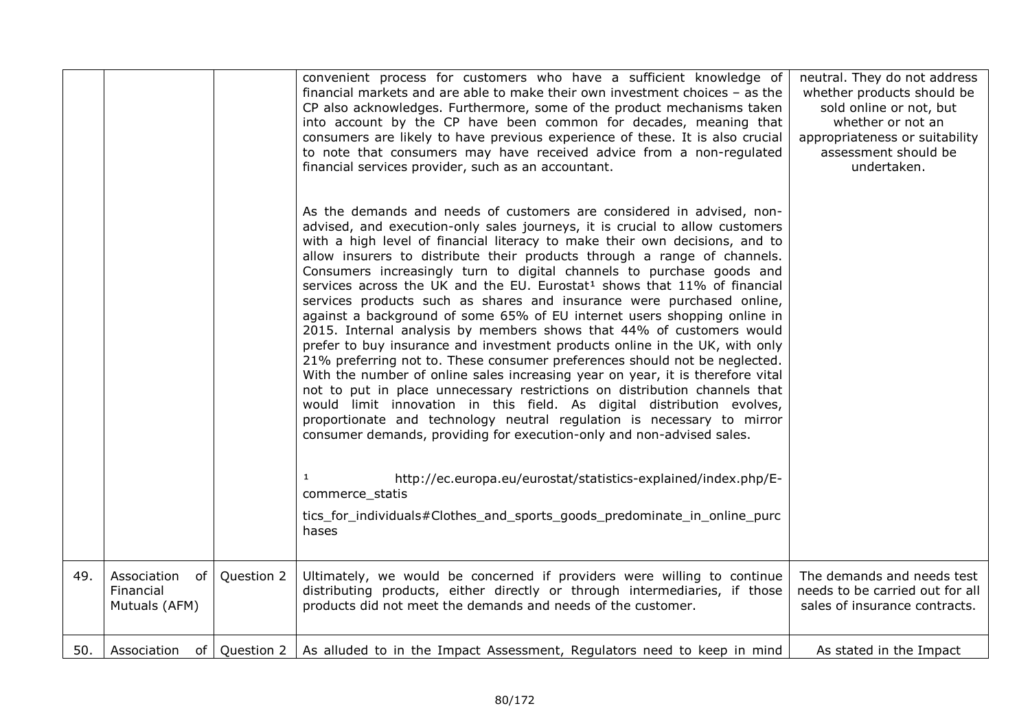| | | | | |
|---|---|---|---|---|
| | | | convenient process for customers who have a sufficient knowledge of financial markets and are able to make their own investment choices – as the CP also acknowledges. Furthermore, some of the product mechanisms taken into account by the CP have been common for decades, meaning that consumers are likely to have previous experience of these. It is also crucial to note that consumers may have received advice from a non-regulated financial services provider, such as an accountant.<br><br>As the demands and needs of customers are considered in advised, non-advised, and execution-only sales journeys, it is crucial to allow customers with a high level of financial literacy to make their own decisions, and to allow insurers to distribute their products through a range of channels. Consumers increasingly turn to digital channels to purchase goods and services across the UK and the EU. Eurostat[1] shows that 11% of financial services products such as shares and insurance were purchased online, against a background of some 65% of EU internet users shopping online in 2015. Internal analysis by members shows that 44% of customers would prefer to buy insurance and investment products online in the UK, with only 21% preferring not to. These consumer preferences should not be neglected. With the number of online sales increasing year on year, it is therefore vital not to put in place unnecessary restrictions on distribution channels that would limit innovation in this field. As digital distribution evolves, proportionate and technology neutral regulation is necessary to mirror consumer demands, providing for execution-only and non-advised sales.<br><br>[1] http://ec.europa.eu/eurostat/statistics-explained/index.php/E-commerce_statistics_for_individuals#Clothes_and_sports_goods_predominate_in_online_purchases | neutral. They do not address whether products should be sold online or not, but whether or not an appropriateness or suitability assessment should be undertaken. |
| 49. | Association of Financial Mutuals (AFM) | Question 2 | Ultimately, we would be concerned if providers were willing to continue distributing products, either directly or through intermediaries, if those products did not meet the demands and needs of the customer. | The demands and needs test needs to be carried out for all sales of insurance contracts. |
| 50. | Association of | Question 2 | As alluded to in the Impact Assessment, Regulators need to keep in mind | As stated in the Impact |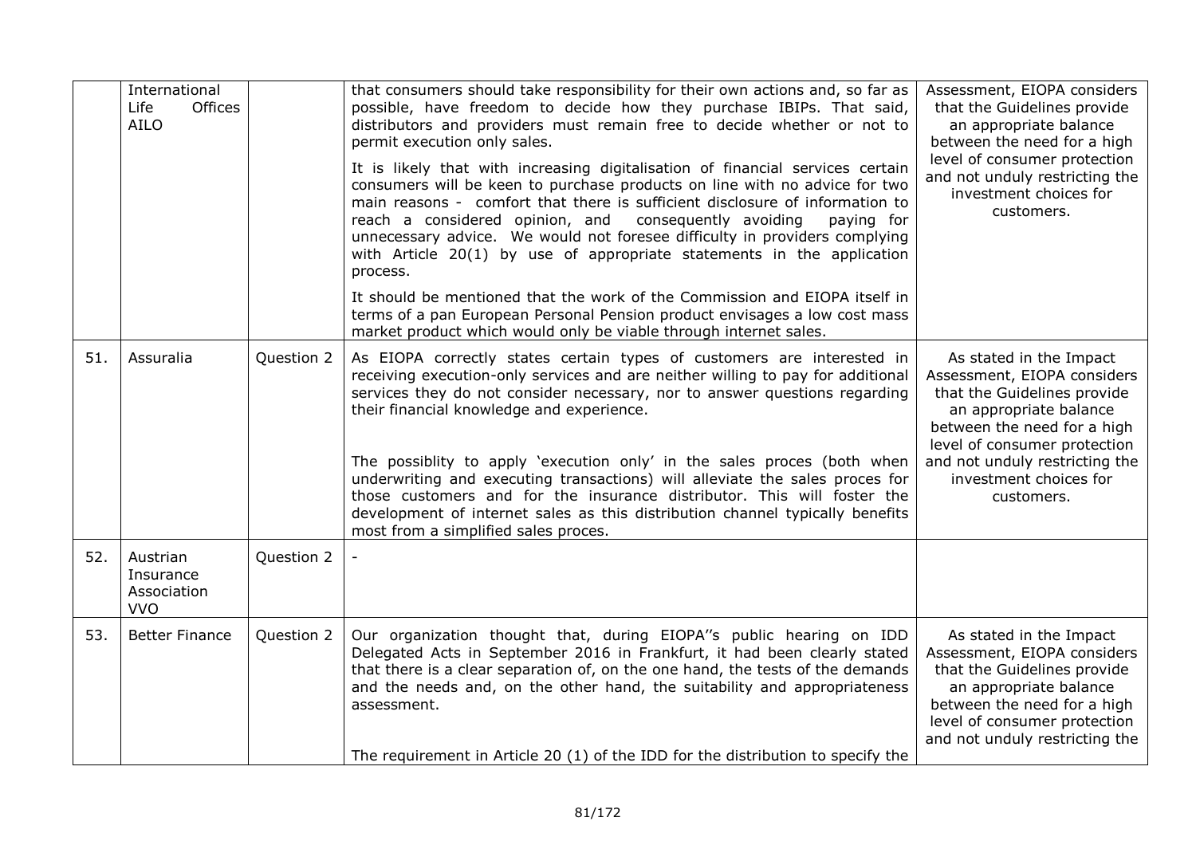|  |  |  |  |  |
|---|---|---|---|---|
|  | International Life Offices AILO |  | that consumers should take responsibility for their own actions and, so far as possible, have freedom to decide how they purchase IBIPs. That said, distributors and providers must remain free to decide whether or not to permit execution only sales.<br><br>It is likely that with increasing digitalisation of financial services certain consumers will be keen to purchase products on line with no advice for two main reasons - comfort that there is sufficient disclosure of information to reach a considered opinion, and consequently avoiding paying for unnecessary advice. We would not foresee difficulty in providers complying with Article 20(1) by use of appropriate statements in the application process.<br><br>It should be mentioned that the work of the Commission and EIOPA itself in terms of a pan European Personal Pension product envisages a low cost mass market product which would only be viable through internet sales. | Assessment, EIOPA considers that the Guidelines provide an appropriate balance between the need for a high level of consumer protection and not unduly restricting the investment choices for customers. |
| 51. | Assuralia | Question 2 | As EIOPA correctly states certain types of customers are interested in receiving execution-only services and are neither willing to pay for additional services they do not consider necessary, nor to answer questions regarding their financial knowledge and experience.<br><br>The possiblity to apply 'execution only' in the sales proces (both when underwriting and executing transactions) will alleviate the sales proces for those customers and for the insurance distributor. This will foster the development of internet sales as this distribution channel typically benefits most from a simplified sales proces. | As stated in the Impact Assessment, EIOPA considers that the Guidelines provide an appropriate balance between the need for a high level of consumer protection and not unduly restricting the investment choices for customers. |
| 52. | Austrian Insurance Association VVO | Question 2 | - |  |
| 53. | Better Finance | Question 2 | Our organization thought that, during EIOPA''s public hearing on IDD Delegated Acts in September 2016 in Frankfurt, it had been clearly stated that there is a clear separation of, on the one hand, the tests of the demands and the needs and, on the other hand, the suitability and appropriateness assessment.<br><br>The requirement in Article 20 (1) of the IDD for the distribution to specify the | As stated in the Impact Assessment, EIOPA considers that the Guidelines provide an appropriate balance between the need for a high level of consumer protection and not unduly restricting the |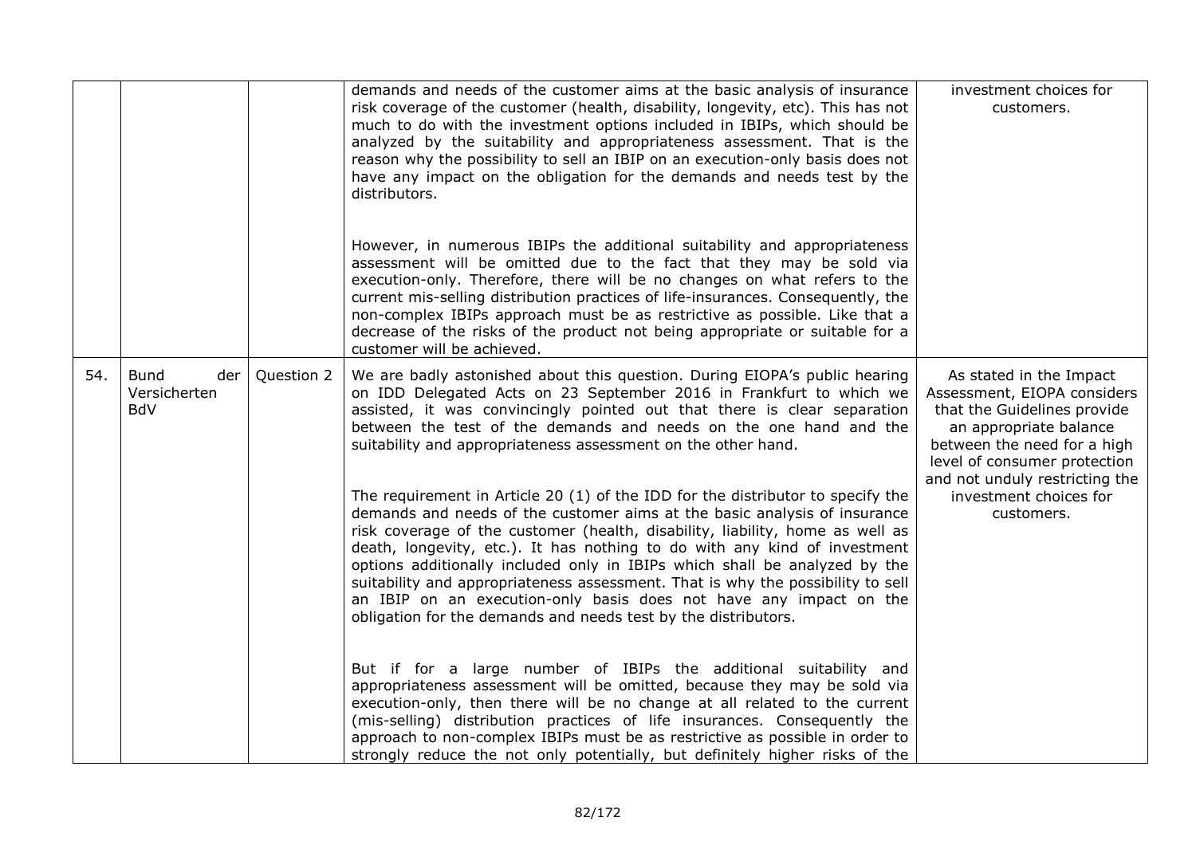| | | | | |
|---|---|---|---|---|
| | | | demands and needs of the customer aims at the basic analysis of insurance risk coverage of the customer (health, disability, longevity, etc). This has not much to do with the investment options included in IBIPs, which should be analyzed by the suitability and appropriateness assessment. That is the reason why the possibility to sell an IBIP on an execution-only basis does not have any impact on the obligation for the demands and needs test by the distributors.<br><br>However, in numerous IBIPs the additional suitability and appropriateness assessment will be omitted due to the fact that they may be sold via execution-only. Therefore, there will be no changes on what refers to the current mis-selling distribution practices of life-insurances. Consequently, the non-complex IBIPs approach must be as restrictive as possible. Like that a decrease of the risks of the product not being appropriate or suitable for a customer will be achieved. | investment choices for customers. |
| 54. | Bund der Versicherten BdV | Question 2 | We are badly astonished about this question. During EIOPA's public hearing on IDD Delegated Acts on 23 September 2016 in Frankfurt to which we assisted, it was convincingly pointed out that there is clear separation between the test of the demands and needs on the one hand and the suitability and appropriateness assessment on the other hand.<br><br>The requirement in Article 20 (1) of the IDD for the distributor to specify the demands and needs of the customer aims at the basic analysis of insurance risk coverage of the customer (health, disability, liability, home as well as death, longevity, etc.). It has nothing to do with any kind of investment options additionally included only in IBIPs which shall be analyzed by the suitability and appropriateness assessment. That is why the possibility to sell an IBIP on an execution-only basis does not have any impact on the obligation for the demands and needs test by the distributors.<br><br>But if for a large number of IBIPs the additional suitability and appropriateness assessment will be omitted, because they may be sold via execution-only, then there will be no change at all related to the current (mis-selling) distribution practices of life insurances. Consequently the approach to non-complex IBIPs must be as restrictive as possible in order to strongly reduce the not only potentially, but definitely higher risks of the | As stated in the Impact Assessment, EIOPA considers that the Guidelines provide an appropriate balance between the need for a high level of consumer protection and not unduly restricting the investment choices for customers. |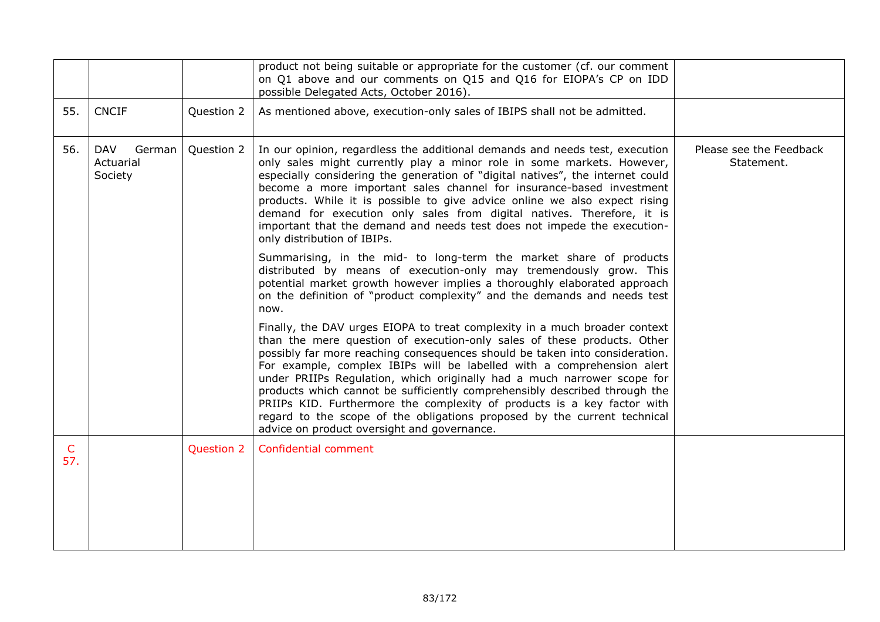| | | | | |
|---|---|---|---|---|
| | | | product not being suitable or appropriate for the customer (cf. our comment on Q1 above and our comments on Q15 and Q16 for EIOPA's CP on IDD possible Delegated Acts, October 2016). | |
| 55. | CNCIF | Question 2 | As mentioned above, execution-only sales of IBIPS shall not be admitted. | |
| 56. | DAV German Actuarial Society | Question 2 | In our opinion, regardless the additional demands and needs test, execution only sales might currently play a minor role in some markets. However, especially considering the generation of "digital natives", the internet could become a more important sales channel for insurance-based investment products. While it is possible to give advice online we also expect rising demand for execution only sales from digital natives. Therefore, it is important that the demand and needs test does not impede the execution-only distribution of IBIPs.<br><br>Summarising, in the mid- to long-term the market share of products distributed by means of execution-only may tremendously grow. This potential market growth however implies a thoroughly elaborated approach on the definition of "product complexity" and the demands and needs test now.<br><br>Finally, the DAV urges EIOPA to treat complexity in a much broader context than the mere question of execution-only sales of these products. Other possibly far more reaching consequences should be taken into consideration. For example, complex IBIPs will be labelled with a comprehension alert under PRIIPs Regulation, which originally had a much narrower scope for products which cannot be sufficiently comprehensibly described through the PRIIPs KID. Furthermore the complexity of products is a key factor with regard to the scope of the obligations proposed by the current technical advice on product oversight and governance. | Please see the Feedback Statement. |
| C 57. | | Question 2 | Confidential comment | |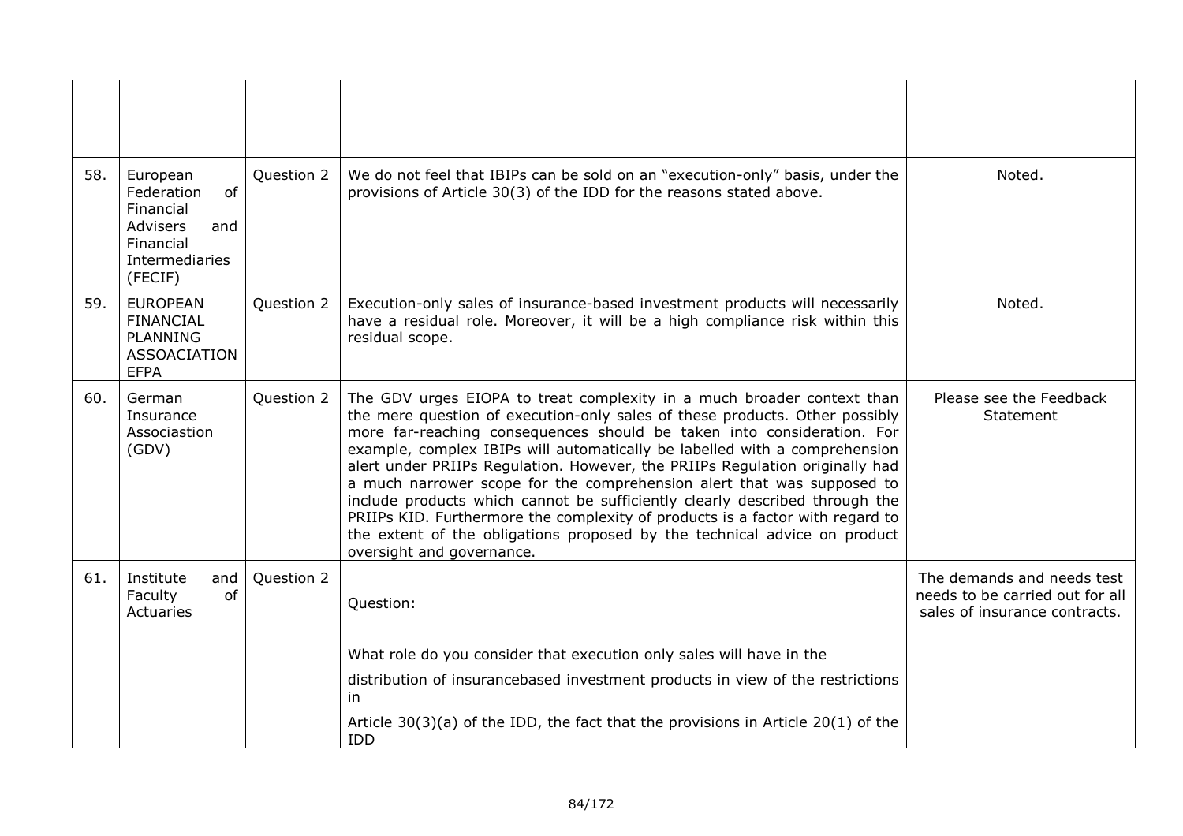|  |  |  |  |  |
|---|---|---|---|---|
|  |  |  |  |  |
| 58. | European Federation of Financial Advisers and Financial Intermediaries (FECIF) | Question 2 | We do not feel that IBIPs can be sold on an "execution-only" basis, under the provisions of Article 30(3) of the IDD for the reasons stated above. | Noted. |
| 59. | EUROPEAN FINANCIAL PLANNING ASSOACIATION EFPA | Question 2 | Execution-only sales of insurance-based investment products will necessarily have a residual role. Moreover, it will be a high compliance risk within this residual scope. | Noted. |
| 60. | German Insurance Associastion (GDV) | Question 2 | The GDV urges EIOPA to treat complexity in a much broader context than the mere question of execution-only sales of these products. Other possibly more far-reaching consequences should be taken into consideration. For example, complex IBIPs will automatically be labelled with a comprehension alert under PRIIPs Regulation. However, the PRIIPs Regulation originally had a much narrower scope for the comprehension alert that was supposed to include products which cannot be sufficiently clearly described through the PRIIPs KID. Furthermore the complexity of products is a factor with regard to the extent of the obligations proposed by the technical advice on product oversight and governance. | Please see the Feedback Statement |
| 61. | Institute and Faculty of Actuaries | Question 2 | Question:<br><br>What role do you consider that execution only sales will have in the<br>distribution of insurancebased investment products in view of the restrictions in<br>Article 30(3)(a) of the IDD, the fact that the provisions in Article 20(1) of the IDD | The demands and needs test needs to be carried out for all sales of insurance contracts. |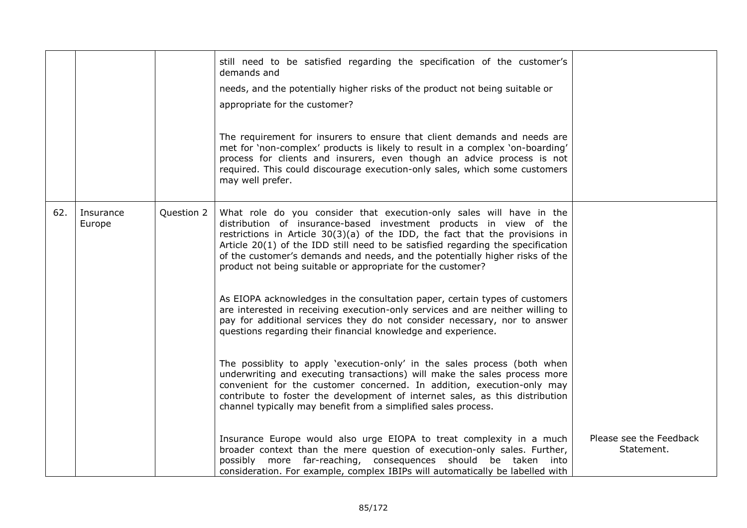| | | | | |
|---|---|---|---|---|
| | | | still need to be satisfied regarding the specification of the customer's demands and<br><br>needs, and the potentially higher risks of the product not being suitable or<br><br>appropriate for the customer?<br><br>The requirement for insurers to ensure that client demands and needs are met for 'non-complex' products is likely to result in a complex 'on-boarding' process for clients and insurers, even though an advice process is not required. This could discourage execution-only sales, which some customers may well prefer. | |
| 62. | Insurance Europe | Question 2 | What role do you consider that execution-only sales will have in the distribution of insurance-based investment products in view of the restrictions in Article 30(3)(a) of the IDD, the fact that the provisions in Article 20(1) of the IDD still need to be satisfied regarding the specification of the customer's demands and needs, and the potentially higher risks of the product not being suitable or appropriate for the customer?<br><br>As EIOPA acknowledges in the consultation paper, certain types of customers are interested in receiving execution-only services and are neither willing to pay for additional services they do not consider necessary, nor to answer questions regarding their financial knowledge and experience.<br><br>The possiblity to apply 'execution-only' in the sales process (both when underwriting and executing transactions) will make the sales process more convenient for the customer concerned. In addition, execution-only may contribute to foster the development of internet sales, as this distribution channel typically may benefit from a simplified sales process.<br><br>Insurance Europe would also urge EIOPA to treat complexity in a much broader context than the mere question of execution-only sales. Further, possibly more far-reaching, consequences should be taken into consideration. For example, complex IBIPs will automatically be labelled with | Please see the Feedback Statement. |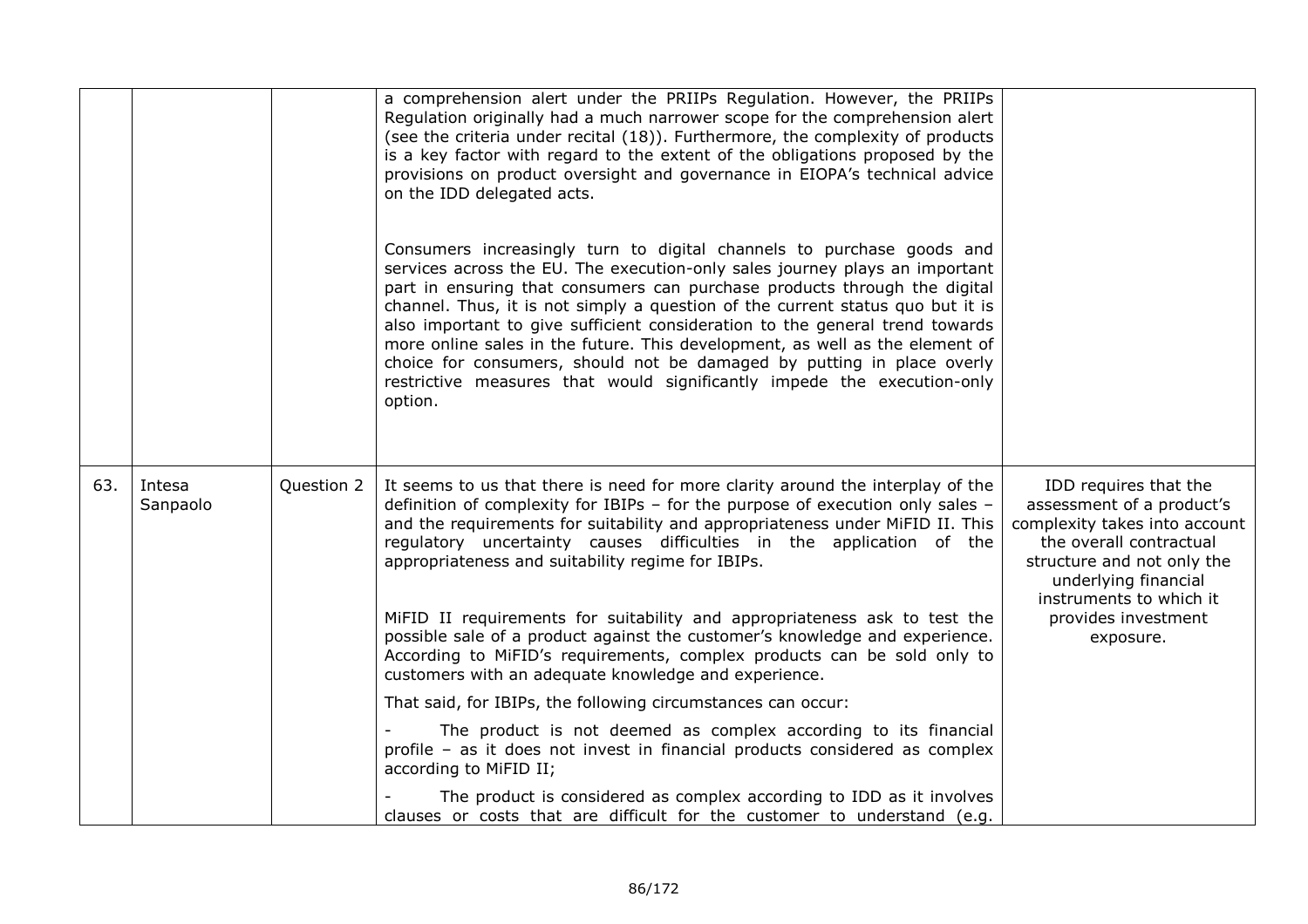| | | | | |
|---|---|---|---|---|
| | | | a comprehension alert under the PRIIPs Regulation. However, the PRIIPs Regulation originally had a much narrower scope for the comprehension alert (see the criteria under recital (18)). Furthermore, the complexity of products is a key factor with regard to the extent of the obligations proposed by the provisions on product oversight and governance in EIOPA's technical advice on the IDD delegated acts.<br><br>Consumers increasingly turn to digital channels to purchase goods and services across the EU. The execution-only sales journey plays an important part in ensuring that consumers can purchase products through the digital channel. Thus, it is not simply a question of the current status quo but it is also important to give sufficient consideration to the general trend towards more online sales in the future. This development, as well as the element of choice for consumers, should not be damaged by putting in place overly restrictive measures that would significantly impede the execution-only option. | |
| 63. | Intesa Sanpaolo | Question 2 | It seems to us that there is need for more clarity around the interplay of the definition of complexity for IBIPs – for the purpose of execution only sales – and the requirements for suitability and appropriateness under MiFID II. This regulatory uncertainty causes difficulties in the application of the appropriateness and suitability regime for IBIPs.<br><br>MiFID II requirements for suitability and appropriateness ask to test the possible sale of a product against the customer's knowledge and experience. According to MiFID's requirements, complex products can be sold only to customers with an adequate knowledge and experience.<br><br>That said, for IBIPs, the following circumstances can occur:<br><br>- The product is not deemed as complex according to its financial profile – as it does not invest in financial products considered as complex according to MiFID II;<br><br>- The product is considered as complex according to IDD as it involves clauses or costs that are difficult for the customer to understand (e.g. | IDD requires that the assessment of a product's complexity takes into account the overall contractual structure and not only the underlying financial instruments to which it provides investment exposure. |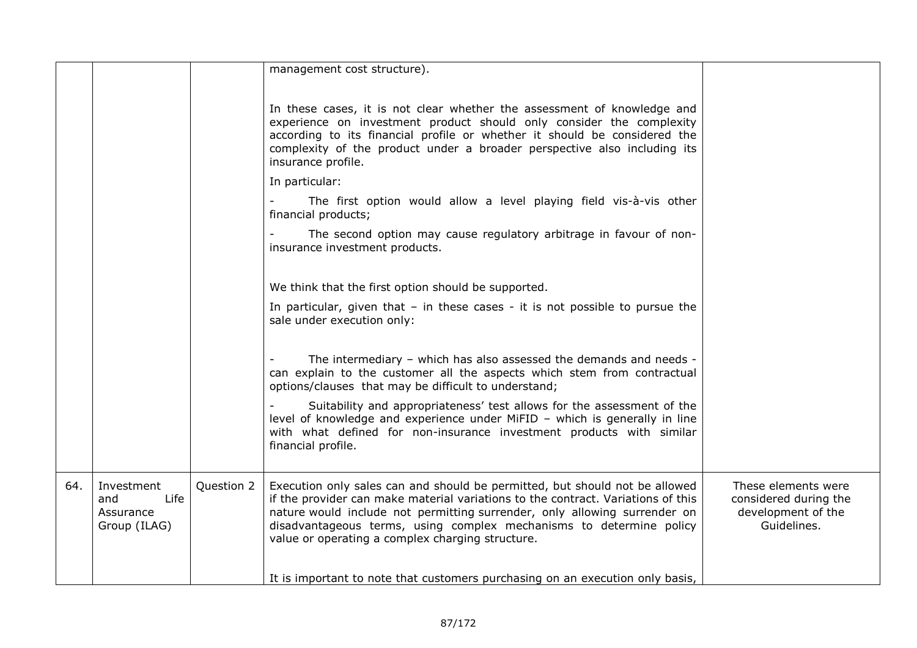| | | | | |
|---|---|---|---|---|
| | | | management cost structure).<br><br>In these cases, it is not clear whether the assessment of knowledge and experience on investment product should only consider the complexity according to its financial profile or whether it should be considered the complexity of the product under a broader perspective also including its insurance profile.<br><br>In particular:<br><br>- The first option would allow a level playing field vis-à-vis other financial products;<br><br>- The second option may cause regulatory arbitrage in favour of non-insurance investment products.<br><br>We think that the first option should be supported.<br><br>In particular, given that – in these cases - it is not possible to pursue the sale under execution only:<br><br>- The intermediary – which has also assessed the demands and needs - can explain to the customer all the aspects which stem from contractual options/clauses that may be difficult to understand;<br><br>- Suitability and appropriateness' test allows for the assessment of the level of knowledge and experience under MiFID – which is generally in line with what defined for non-insurance investment products with similar financial profile. | |
| 64. | Investment and Life Assurance Group (ILAG) | Question 2 | Execution only sales can and should be permitted, but should not be allowed if the provider can make material variations to the contract. Variations of this nature would include not permitting surrender, only allowing surrender on disadvantageous terms, using complex mechanisms to determine policy value or operating a complex charging structure.<br><br>It is important to note that customers purchasing on an execution only basis, | These elements were considered during the development of the Guidelines. |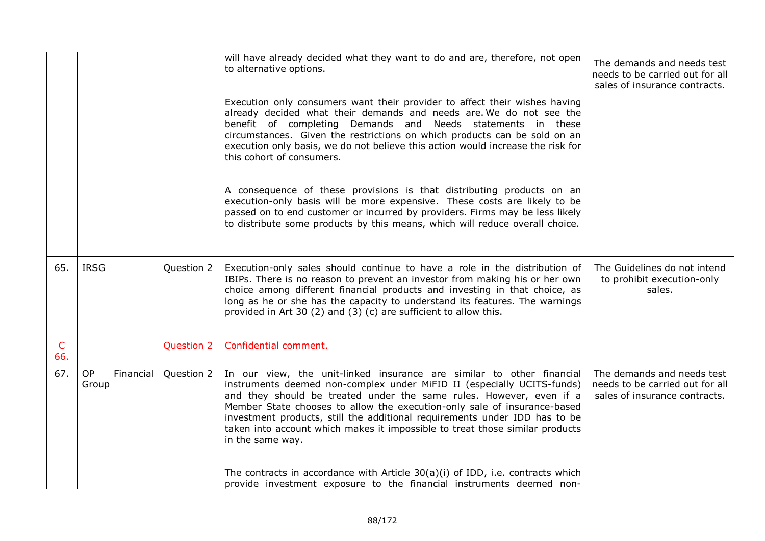| | | | | |
|---|---|---|---|---|
| | | | will have already decided what they want to do and are, therefore, not open to alternative options.<br><br>Execution only consumers want their provider to affect their wishes having already decided what their demands and needs are. We do not see the benefit of completing Demands and Needs statements in these circumstances. Given the restrictions on which products can be sold on an execution only basis, we do not believe this action would increase the risk for this cohort of consumers.<br><br>A consequence of these provisions is that distributing products on an execution-only basis will be more expensive. These costs are likely to be passed on to end customer or incurred by providers. Firms may be less likely to distribute some products by this means, which will reduce overall choice. | The demands and needs test needs to be carried out for all sales of insurance contracts. |
| 65. | IRSG | Question 2 | Execution-only sales should continue to have a role in the distribution of IBIPs. There is no reason to prevent an investor from making his or her own choice among different financial products and investing in that choice, as long as he or she has the capacity to understand its features. The warnings provided in Art 30 (2) and (3) (c) are sufficient to allow this. | The Guidelines do not intend to prohibit execution-only sales. |
| C 66. | | Question 2 | Confidential comment. | |
| 67. | OP Financial Group | Question 2 | In our view, the unit-linked insurance are similar to other financial instruments deemed non-complex under MiFID II (especially UCITS-funds) and they should be treated under the same rules. However, even if a Member State chooses to allow the execution-only sale of insurance-based investment products, still the additional requirements under IDD has to be taken into account which makes it impossible to treat those similar products in the same way.<br><br>The contracts in accordance with Article 30(a)(i) of IDD, i.e. contracts which provide investment exposure to the financial instruments deemed non- | The demands and needs test needs to be carried out for all sales of insurance contracts. |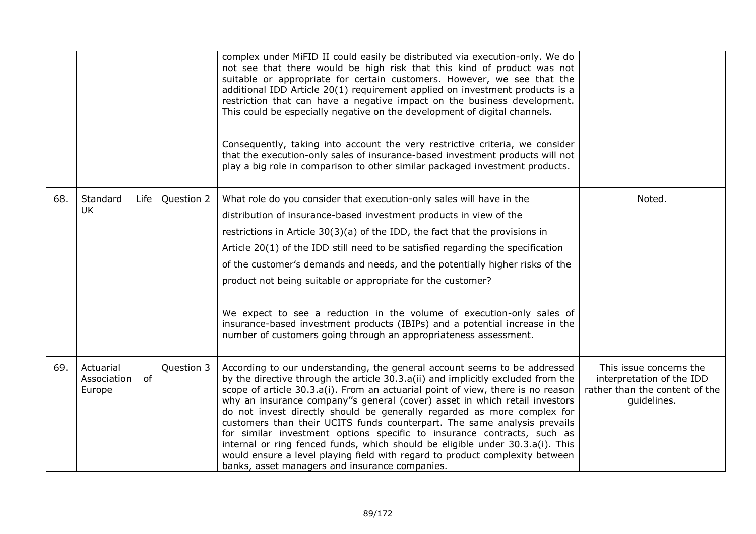| | | | | |
|---|---|---|---|---|
| | | | complex under MiFID II could easily be distributed via execution-only. We do not see that there would be high risk that this kind of product was not suitable or appropriate for certain customers. However, we see that the additional IDD Article 20(1) requirement applied on investment products is a restriction that can have a negative impact on the business development. This could be especially negative on the development of digital channels.<br><br>Consequently, taking into account the very restrictive criteria, we consider that the execution-only sales of insurance-based investment products will not play a big role in comparison to other similar packaged investment products. | |
| 68. | Standard Life UK | Question 2 | What role do you consider that execution-only sales will have in the distribution of insurance-based investment products in view of the restrictions in Article 30(3)(a) of the IDD, the fact that the provisions in Article 20(1) of the IDD still need to be satisfied regarding the specification of the customer's demands and needs, and the potentially higher risks of the product not being suitable or appropriate for the customer?<br><br>We expect to see a reduction in the volume of execution-only sales of insurance-based investment products (IBIPs) and a potential increase in the number of customers going through an appropriateness assessment. | Noted. |
| 69. | Actuarial Association of Europe | Question 3 | According to our understanding, the general account seems to be addressed by the directive through the article 30.3.a(ii) and implicitly excluded from the scope of article 30.3.a(i). From an actuarial point of view, there is no reason why an insurance company''s general (cover) asset in which retail investors do not invest directly should be generally regarded as more complex for customers than their UCITS funds counterpart. The same analysis prevails for similar investment options specific to insurance contracts, such as internal or ring fenced funds, which should be eligible under 30.3.a(i). This would ensure a level playing field with regard to product complexity between banks, asset managers and insurance companies. | This issue concerns the interpretation of the IDD rather than the content of the guidelines. |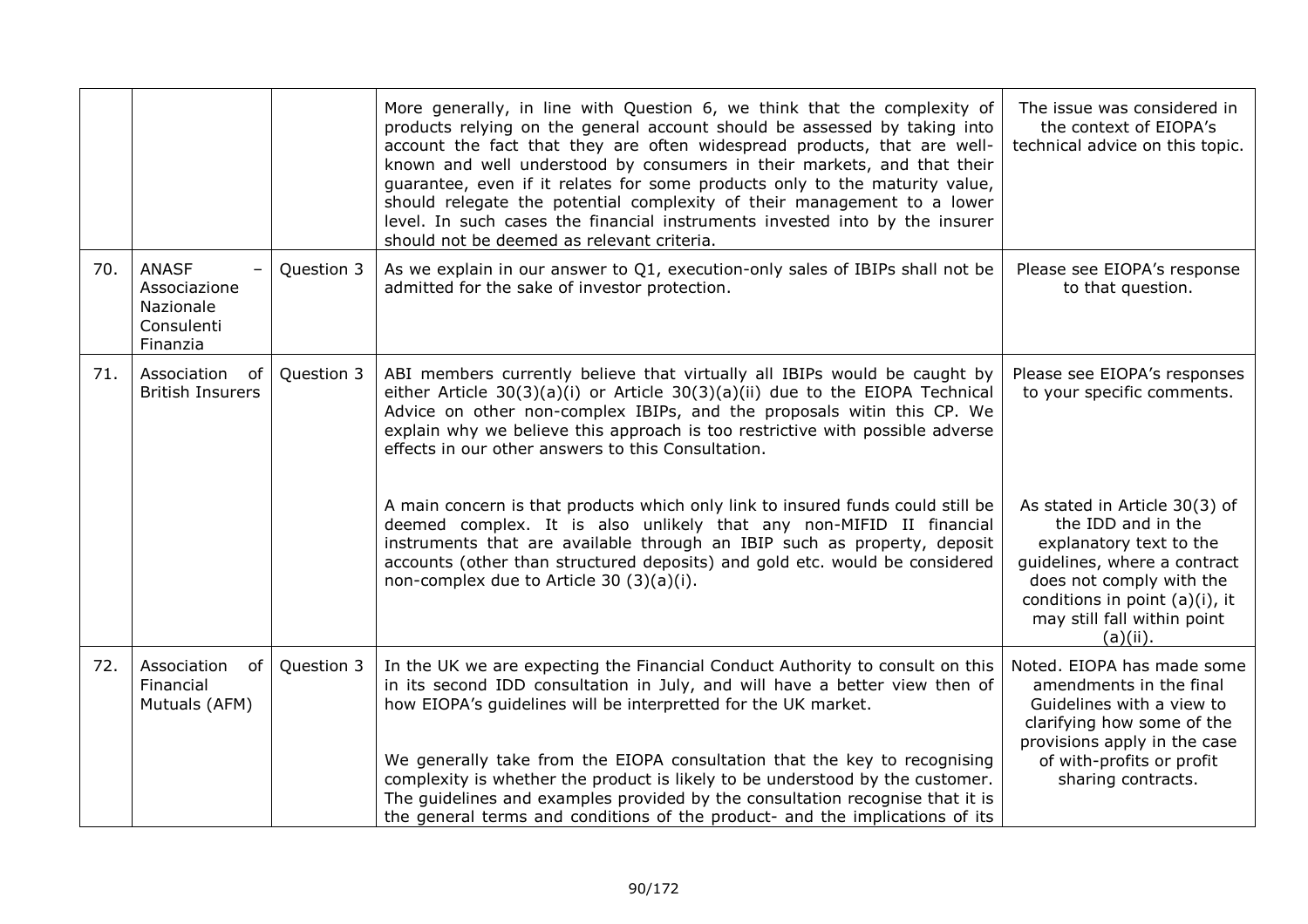| | | | | |
|---|---|---|---|---|
| | | | More generally, in line with Question 6, we think that the complexity of products relying on the general account should be assessed by taking into account the fact that they are often widespread products, that are well-known and well understood by consumers in their markets, and that their guarantee, even if it relates for some products only to the maturity value, should relegate the potential complexity of their management to a lower level. In such cases the financial instruments invested into by the insurer should not be deemed as relevant criteria. | The issue was considered in the context of EIOPA's technical advice on this topic. |
| 70. | ANASF – Associazione Nazionale Consulenti Finanzia | Question 3 | As we explain in our answer to Q1, execution-only sales of IBIPs shall not be admitted for the sake of investor protection. | Please see EIOPA's response to that question. |
| 71. | Association of British Insurers | Question 3 | ABI members currently believe that virtually all IBIPs would be caught by either Article 30(3)(a)(i) or Article 30(3)(a)(ii) due to the EIOPA Technical Advice on other non-complex IBIPs, and the proposals witin this CP. We explain why we believe this approach is too restrictive with possible adverse effects in our other answers to this Consultation.<br><br>A main concern is that products which only link to insured funds could still be deemed complex. It is also unlikely that any non-MIFID II financial instruments that are available through an IBIP such as property, deposit accounts (other than structured deposits) and gold etc. would be considered non-complex due to Article 30 (3)(a)(i). | Please see EIOPA's responses to your specific comments.<br><br>As stated in Article 30(3) of the IDD and in the explanatory text to the guidelines, where a contract does not comply with the conditions in point (a)(i), it may still fall within point (a)(ii). |
| 72. | Association of Financial Mutuals (AFM) | Question 3 | In the UK we are expecting the Financial Conduct Authority to consult on this in its second IDD consultation in July, and will have a better view then of how EIOPA's guidelines will be interpretted for the UK market.<br><br>We generally take from the EIOPA consultation that the key to recognising complexity is whether the product is likely to be understood by the customer. The guidelines and examples provided by the consultation recognise that it is the general terms and conditions of the product- and the implications of its | Noted. EIOPA has made some amendments in the final Guidelines with a view to clarifying how some of the provisions apply in the case of with-profits or profit sharing contracts. |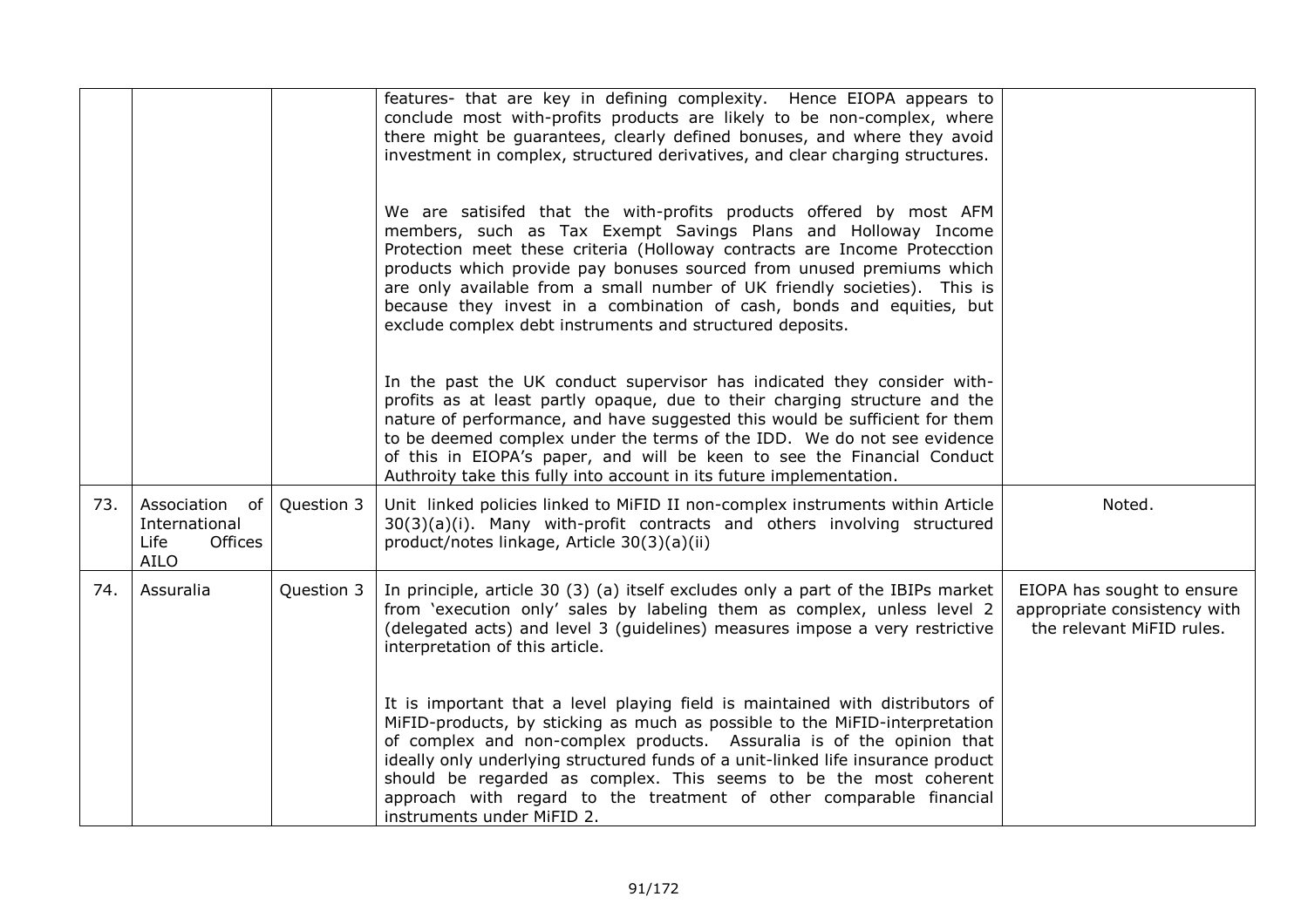| | | | | |
|---|---|---|---|---|
| | | | features- that are key in defining complexity. Hence EIOPA appears to conclude most with-profits products are likely to be non-complex, where there might be guarantees, clearly defined bonuses, and where they avoid investment in complex, structured derivatives, and clear charging structures.<br><br>We are satisifed that the with-profits products offered by most AFM members, such as Tax Exempt Savings Plans and Holloway Income Protection meet these criteria (Holloway contracts are Income Protecction products which provide pay bonuses sourced from unused premiums which are only available from a small number of UK friendly societies). This is because they invest in a combination of cash, bonds and equities, but exclude complex debt instruments and structured deposits.<br><br>In the past the UK conduct supervisor has indicated they consider with-profits as at least partly opaque, due to their charging structure and the nature of performance, and have suggested this would be sufficient for them to be deemed complex under the terms of the IDD. We do not see evidence of this in EIOPA's paper, and will be keen to see the Financial Conduct Authroity take this fully into account in its future implementation. | |
| 73. | Association of International Life Offices AILO | Question 3 | Unit linked policies linked to MiFID II non-complex instruments within Article 30(3)(a)(i). Many with-profit contracts and others involving structured product/notes linkage, Article 30(3)(a)(ii) | Noted. |
| 74. | Assuralia | Question 3 | In principle, article 30 (3) (a) itself excludes only a part of the IBIPs market from 'execution only' sales by labeling them as complex, unless level 2 (delegated acts) and level 3 (guidelines) measures impose a very restrictive interpretation of this article.<br><br>It is important that a level playing field is maintained with distributors of MiFID-products, by sticking as much as possible to the MiFID-interpretation of complex and non-complex products. Assuralia is of the opinion that ideally only underlying structured funds of a unit-linked life insurance product should be regarded as complex. This seems to be the most coherent approach with regard to the treatment of other comparable financial instruments under MiFID 2. | EIOPA has sought to ensure appropriate consistency with the relevant MiFID rules. |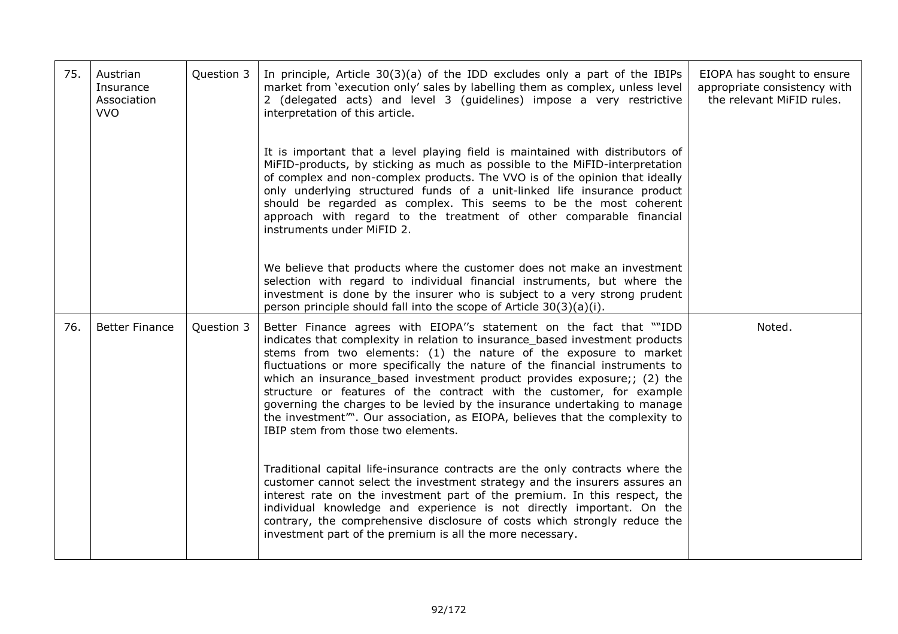| 75. | Austrian Insurance Association VVO | Question 3 | In principle, Article 30(3)(a) of the IDD excludes only a part of the IBIPs market from 'execution only' sales by labelling them as complex, unless level 2 (delegated acts) and level 3 (guidelines) impose a very restrictive interpretation of this article.<br><br>It is important that a level playing field is maintained with distributors of MiFID-products, by sticking as much as possible to the MiFID-interpretation of complex and non-complex products. The VVO is of the opinion that ideally only underlying structured funds of a unit-linked life insurance product should be regarded as complex. This seems to be the most coherent approach with regard to the treatment of other comparable financial instruments under MiFID 2.<br><br>We believe that products where the customer does not make an investment selection with regard to individual financial instruments, but where the investment is done by the insurer who is subject to a very strong prudent person principle should fall into the scope of Article 30(3)(a)(i). | EIOPA has sought to ensure appropriate consistency with the relevant MiFID rules. |
|---|---|---|---|---|
| 76. | Better Finance | Question 3 | Better Finance agrees with EIOPA''s statement on the fact that ""IDD indicates that complexity in relation to insurance_based investment products stems from two elements: (1) the nature of the exposure to market fluctuations or more specifically the nature of the financial instruments to which an insurance_based investment product provides exposure;; (2) the structure or features of the contract with the customer, for example governing the charges to be levied by the insurance undertaking to manage the investment'"'. Our association, as EIOPA, believes that the complexity to IBIP stem from those two elements.<br><br>Traditional capital life-insurance contracts are the only contracts where the customer cannot select the investment strategy and the insurers assures an interest rate on the investment part of the premium. In this respect, the individual knowledge and experience is not directly important. On the contrary, the comprehensive disclosure of costs which strongly reduce the investment part of the premium is all the more necessary. | Noted. |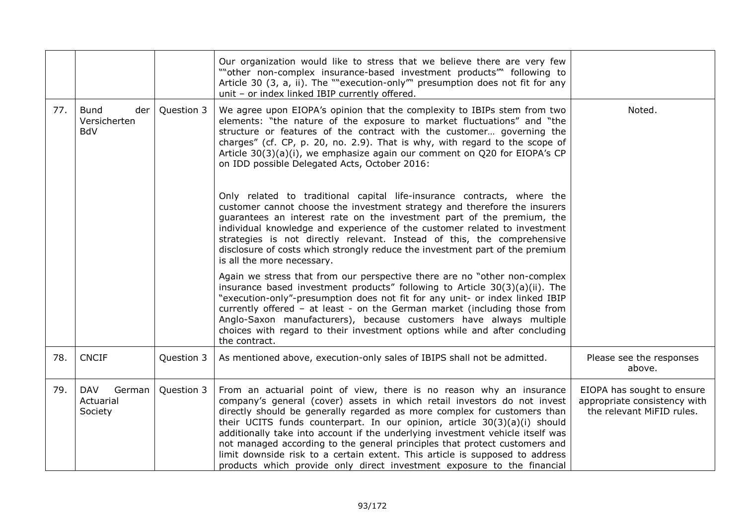| | | | | |
|---|---|---|---|---|
| | | | Our organization would like to stress that we believe there are very few ""other non-complex insurance-based investment products"" following to Article 30 (3, a, ii). The ""execution-only"" presumption does not fit for any unit – or index linked IBIP currently offered. | |
| 77. | Bund der Versicherten BdV | Question 3 | We agree upon EIOPA's opinion that the complexity to IBIPs stem from two elements: "the nature of the exposure to market fluctuations" and "the structure or features of the contract with the customer… governing the charges" (cf. CP, p. 20, no. 2.9). That is why, with regard to the scope of Article 30(3)(a)(i), we emphasize again our comment on Q20 for EIOPA's CP on IDD possible Delegated Acts, October 2016:<br><br>Only related to traditional capital life-insurance contracts, where the customer cannot choose the investment strategy and therefore the insurers guarantees an interest rate on the investment part of the premium, the individual knowledge and experience of the customer related to investment strategies is not directly relevant. Instead of this, the comprehensive disclosure of costs which strongly reduce the investment part of the premium is all the more necessary.<br><br>Again we stress that from our perspective there are no "other non-complex insurance based investment products" following to Article 30(3)(a)(ii). The "execution-only"-presumption does not fit for any unit- or index linked IBIP currently offered – at least - on the German market (including those from Anglo-Saxon manufacturers), because customers have always multiple choices with regard to their investment options while and after concluding the contract. | Noted. |
| 78. | CNCIF | Question 3 | As mentioned above, execution-only sales of IBIPS shall not be admitted. | Please see the responses above. |
| 79. | DAV German Actuarial Society | Question 3 | From an actuarial point of view, there is no reason why an insurance company's general (cover) assets in which retail investors do not invest directly should be generally regarded as more complex for customers than their UCITS funds counterpart. In our opinion, article 30(3)(a)(i) should additionally take into account if the underlying investment vehicle itself was not managed according to the general principles that protect customers and limit downside risk to a certain extent. This article is supposed to address products which provide only direct investment exposure to the financial | EIOPA has sought to ensure appropriate consistency with the relevant MiFID rules. |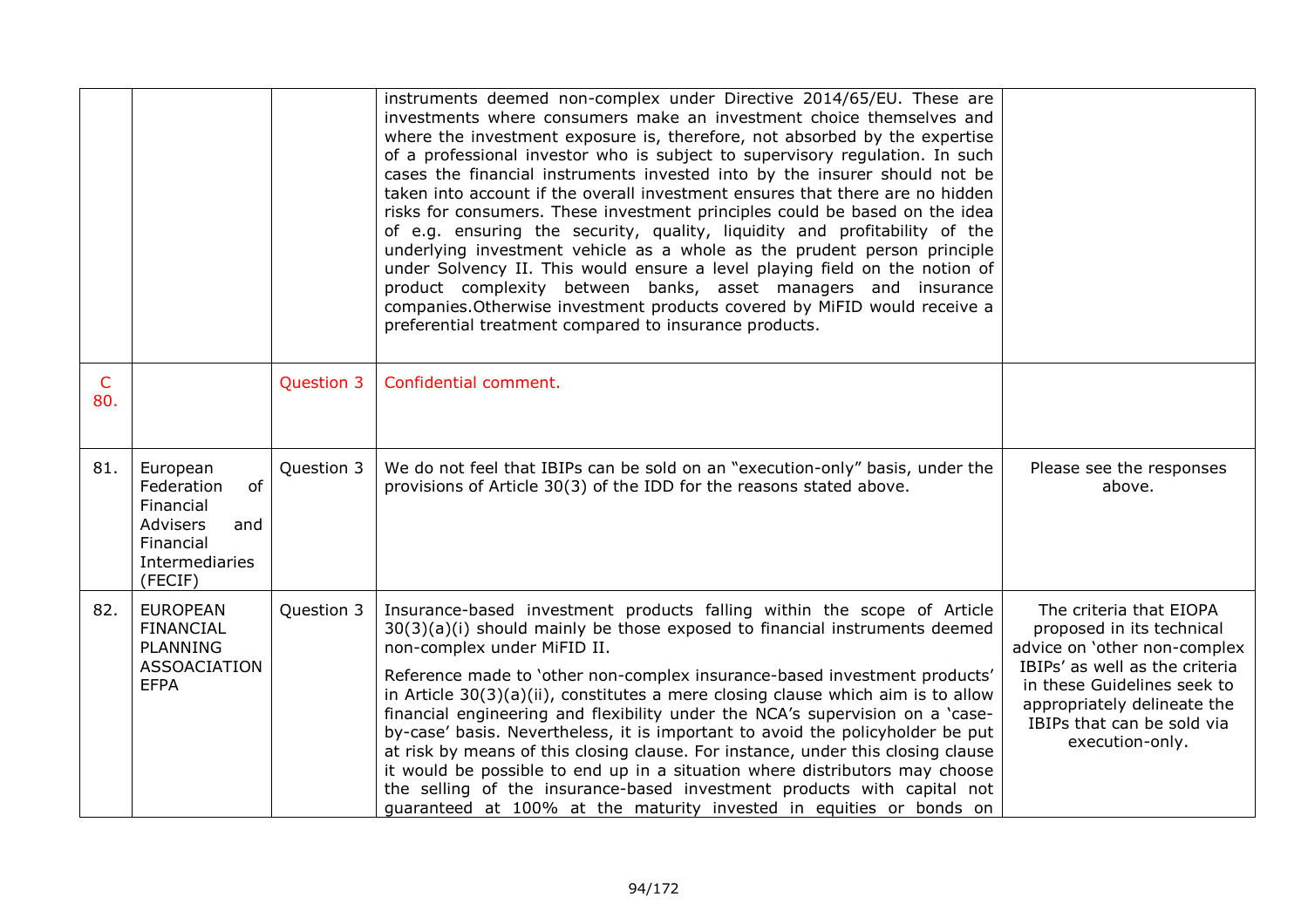| | | | | |
|---|---|---|---|---|
| | | | instruments deemed non-complex under Directive 2014/65/EU. These are investments where consumers make an investment choice themselves and where the investment exposure is, therefore, not absorbed by the expertise of a professional investor who is subject to supervisory regulation. In such cases the financial instruments invested into by the insurer should not be taken into account if the overall investment ensures that there are no hidden risks for consumers. These investment principles could be based on the idea of e.g. ensuring the security, quality, liquidity and profitability of the underlying investment vehicle as a whole as the prudent person principle under Solvency II. This would ensure a level playing field on the notion of product complexity between banks, asset managers and insurance companies.Otherwise investment products covered by MiFID would receive a preferential treatment compared to insurance products. | |
| C 80. | | Question 3 | Confidential comment. | |
| 81. | European Federation of Financial Advisers and Financial Intermediaries (FECIF) | Question 3 | We do not feel that IBIPs can be sold on an "execution-only" basis, under the provisions of Article 30(3) of the IDD for the reasons stated above. | Please see the responses above. |
| 82. | EUROPEAN FINANCIAL PLANNING ASSOACIATION EFPA | Question 3 | Insurance-based investment products falling within the scope of Article 30(3)(a)(i) should mainly be those exposed to financial instruments deemed non-complex under MiFID II.<br><br>Reference made to 'other non-complex insurance-based investment products' in Article 30(3)(a)(ii), constitutes a mere closing clause which aim is to allow financial engineering and flexibility under the NCA's supervision on a 'case-by-case' basis. Nevertheless, it is important to avoid the policyholder be put at risk by means of this closing clause. For instance, under this closing clause it would be possible to end up in a situation where distributors may choose the selling of the insurance-based investment products with capital not guaranteed at 100% at the maturity invested in equities or bonds on | The criteria that EIOPA proposed in its technical advice on 'other non-complex IBIPs' as well as the criteria in these Guidelines seek to appropriately delineate the IBIPs that can be sold via execution-only. |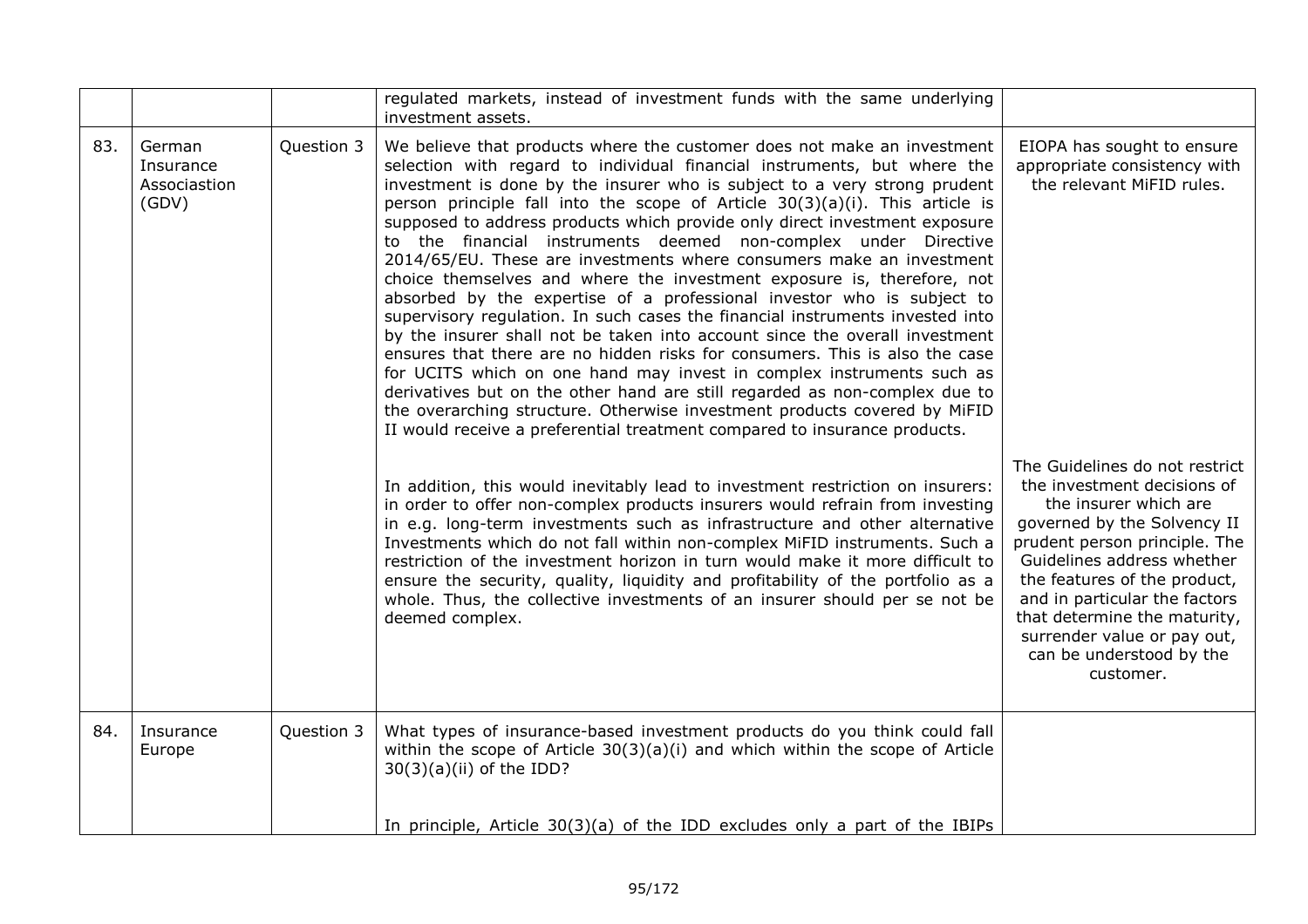| | | | regulated markets, instead of investment funds with the same underlying investment assets. | |
|---|---|---|---|---|
| 83. | German Insurance Associastion (GDV) | Question 3 | We believe that products where the customer does not make an investment selection with regard to individual financial instruments, but where the investment is done by the insurer who is subject to a very strong prudent person principle fall into the scope of Article 30(3)(a)(i). This article is supposed to address products which provide only direct investment exposure to the financial instruments deemed non-complex under Directive 2014/65/EU. These are investments where consumers make an investment choice themselves and where the investment exposure is, therefore, not absorbed by the expertise of a professional investor who is subject to supervisory regulation. In such cases the financial instruments invested into by the insurer shall not be taken into account since the overall investment ensures that there are no hidden risks for consumers. This is also the case for UCITS which on one hand may invest in complex instruments such as derivatives but on the other hand are still regarded as non-complex due to the overarching structure. Otherwise investment products covered by MiFID II would receive a preferential treatment compared to insurance products.<br><br>In addition, this would inevitably lead to investment restriction on insurers: in order to offer non-complex products insurers would refrain from investing in e.g. long-term investments such as infrastructure and other alternative Investments which do not fall within non-complex MiFID instruments. Such a restriction of the investment horizon in turn would make it more difficult to ensure the security, quality, liquidity and profitability of the portfolio as a whole. Thus, the collective investments of an insurer should per se not be deemed complex. | EIOPA has sought to ensure appropriate consistency with the relevant MiFID rules.<br><br>The Guidelines do not restrict the investment decisions of the insurer which are governed by the Solvency II prudent person principle. The Guidelines address whether the features of the product, and in particular the factors that determine the maturity, surrender value or pay out, can be understood by the customer. |
| 84. | Insurance Europe | Question 3 | What types of insurance-based investment products do you think could fall within the scope of Article 30(3)(a)(i) and which within the scope of Article 30(3)(a)(ii) of the IDD?<br><br>In principle, Article 30(3)(a) of the IDD excludes only a part of the IBIPs | |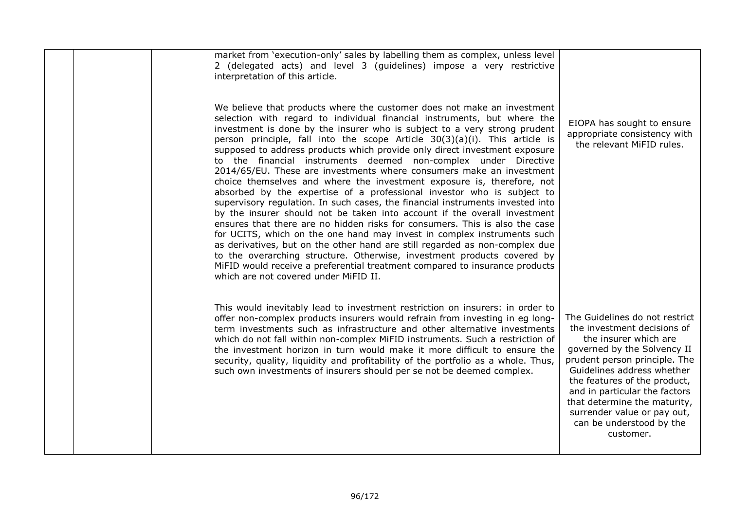| | | | | |
|---|---|---|---|---|
| | | | market from 'execution-only' sales by labelling them as complex, unless level 2 (delegated acts) and level 3 (guidelines) impose a very restrictive interpretation of this article. | |
| | | | We believe that products where the customer does not make an investment selection with regard to individual financial instruments, but where the investment is done by the insurer who is subject to a very strong prudent person principle, fall into the scope Article 30(3)(a)(i). This article is supposed to address products which provide only direct investment exposure to the financial instruments deemed non-complex under Directive 2014/65/EU. These are investments where consumers make an investment choice themselves and where the investment exposure is, therefore, not absorbed by the expertise of a professional investor who is subject to supervisory regulation. In such cases, the financial instruments invested into by the insurer should not be taken into account if the overall investment ensures that there are no hidden risks for consumers. This is also the case for UCITS, which on the one hand may invest in complex instruments such as derivatives, but on the other hand are still regarded as non-complex due to the overarching structure. Otherwise, investment products covered by MiFID would receive a preferential treatment compared to insurance products which are not covered under MiFID II. | EIOPA has sought to ensure appropriate consistency with the relevant MiFID rules. |
| | | | This would inevitably lead to investment restriction on insurers: in order to offer non-complex products insurers would refrain from investing in eg long-term investments such as infrastructure and other alternative investments which do not fall within non-complex MiFID instruments. Such a restriction of the investment horizon in turn would make it more difficult to ensure the security, quality, liquidity and profitability of the portfolio as a whole. Thus, such own investments of insurers should per se not be deemed complex. | The Guidelines do not restrict the investment decisions of the insurer which are governed by the Solvency II prudent person principle. The Guidelines address whether the features of the product, and in particular the factors that determine the maturity, surrender value or pay out, can be understood by the customer. |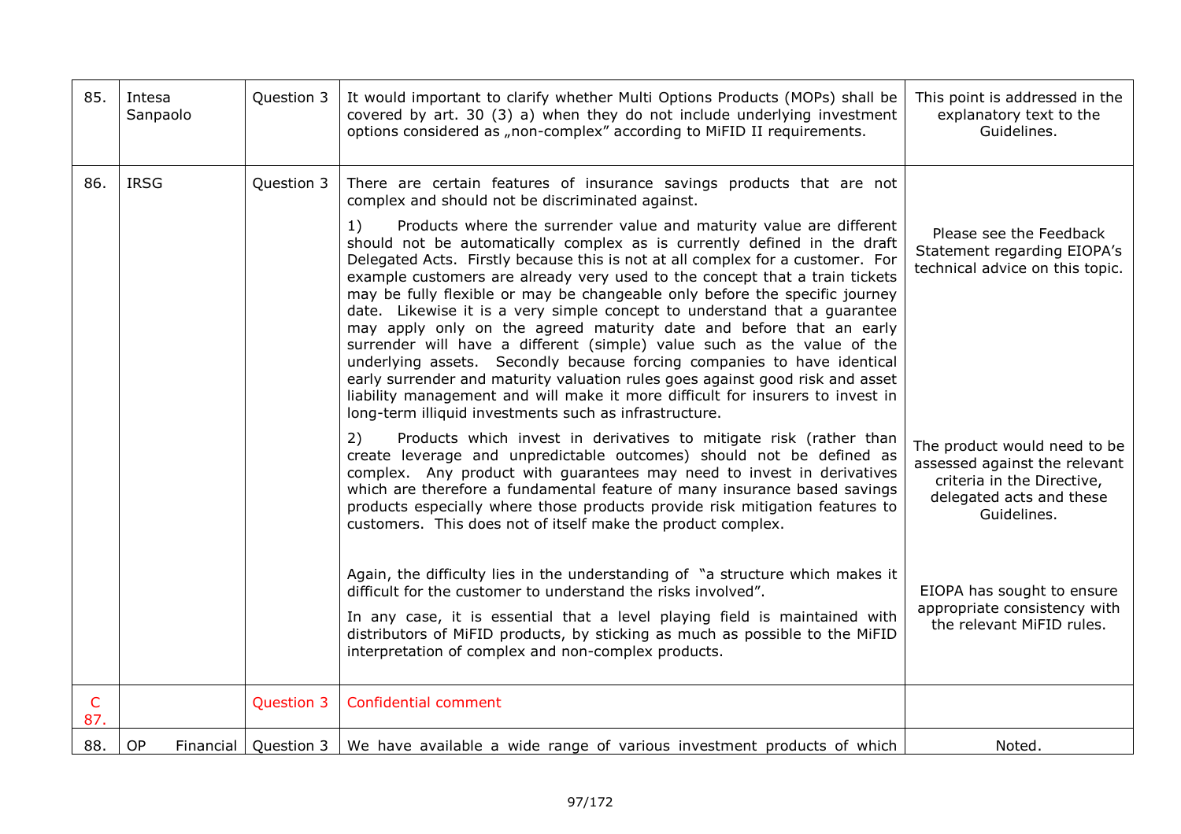| | | | | |
|---|---|---|---|---|
| 85. | Intesa Sanpaolo | Question 3 | It would important to clarify whether Multi Options Products (MOPs) shall be covered by art. 30 (3) a) when they do not include underlying investment options considered as „non-complex" according to MiFID II requirements. | This point is addressed in the explanatory text to the Guidelines. |
| 86. | IRSG | Question 3 | There are certain features of insurance savings products that are not complex and should not be discriminated against.<br><br>1) Products where the surrender value and maturity value are different should not be automatically complex as is currently defined in the draft Delegated Acts. Firstly because this is not at all complex for a customer. For example customers are already very used to the concept that a train tickets may be fully flexible or may be changeable only before the specific journey date. Likewise it is a very simple concept to understand that a guarantee may apply only on the agreed maturity date and before that an early surrender will have a different (simple) value such as the value of the underlying assets. Secondly because forcing companies to have identical early surrender and maturity valuation rules goes against good risk and asset liability management and will make it more difficult for insurers to invest in long-term illiquid investments such as infrastructure.<br><br>2) Products which invest in derivatives to mitigate risk (rather than create leverage and unpredictable outcomes) should not be defined as complex. Any product with guarantees may need to invest in derivatives which are therefore a fundamental feature of many insurance based savings products especially where those products provide risk mitigation features to customers. This does not of itself make the product complex.<br><br>Again, the difficulty lies in the understanding of "a structure which makes it difficult for the customer to understand the risks involved".<br><br>In any case, it is essential that a level playing field is maintained with distributors of MiFID products, by sticking as much as possible to the MiFID interpretation of complex and non-complex products. | Please see the Feedback Statement regarding EIOPA's technical advice on this topic.<br><br>The product would need to be assessed against the relevant criteria in the Directive, delegated acts and these Guidelines.<br><br>EIOPA has sought to ensure appropriate consistency with the relevant MiFID rules. |
| C 87. | | Question 3 | Confidential comment | |
| 88. | OP Financial | Question 3 | We have available a wide range of various investment products of which | Noted. |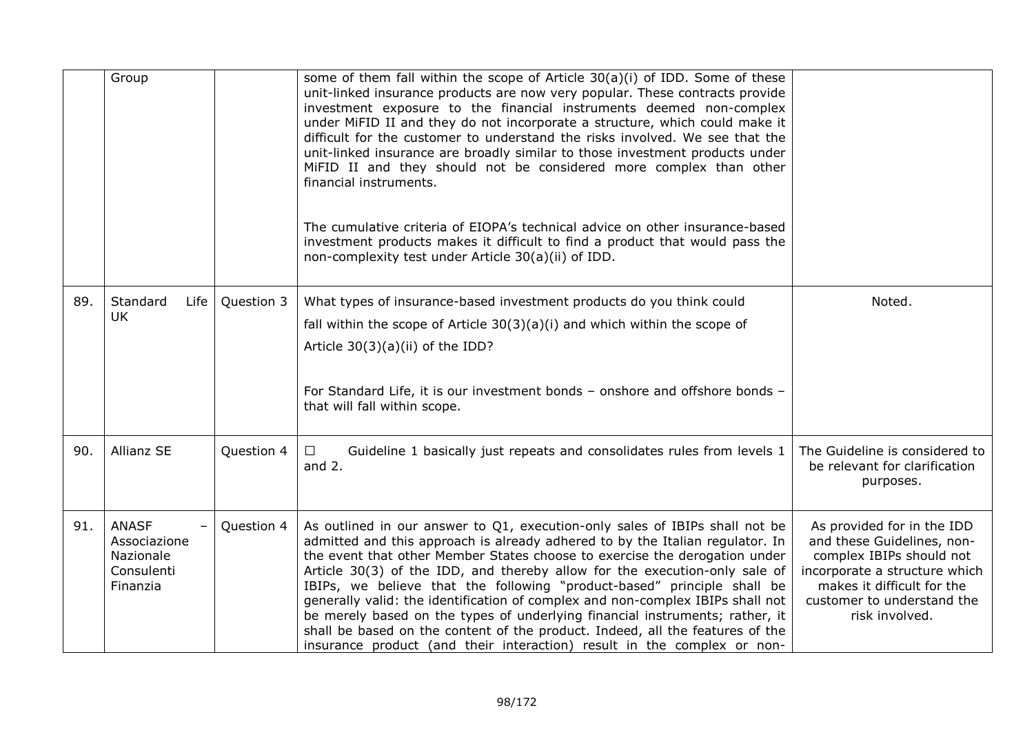|  |  |  |  |  |
|---|---|---|---|---|
|  | Group |  | some of them fall within the scope of Article 30(a)(i) of IDD. Some of these unit-linked insurance products are now very popular. These contracts provide investment exposure to the financial instruments deemed non-complex under MiFID II and they do not incorporate a structure, which could make it difficult for the customer to understand the risks involved. We see that the unit-linked insurance are broadly similar to those investment products under MiFID II and they should not be considered more complex than other financial instruments.<br><br>The cumulative criteria of EIOPA's technical advice on other insurance-based investment products makes it difficult to find a product that would pass the non-complexity test under Article 30(a)(ii) of IDD. |  |
| 89. | Standard Life UK | Question 3 | What types of insurance-based investment products do you think could fall within the scope of Article 30(3)(a)(i) and which within the scope of Article 30(3)(a)(ii) of the IDD?<br><br>For Standard Life, it is our investment bonds – onshore and offshore bonds – that will fall within scope. | Noted. |
| 90. | Allianz SE | Question 4 | ☐ Guideline 1 basically just repeats and consolidates rules from levels 1 and 2. | The Guideline is considered to be relevant for clarification purposes. |
| 91. | ANASF – Associazione Nazionale Consulenti Finanzia | Question 4 | As outlined in our answer to Q1, execution-only sales of IBIPs shall not be admitted and this approach is already adhered to by the Italian regulator. In the event that other Member States choose to exercise the derogation under Article 30(3) of the IDD, and thereby allow for the execution-only sale of IBIPs, we believe that the following "product-based" principle shall be generally valid: the identification of complex and non-complex IBIPs shall not be merely based on the types of underlying financial instruments; rather, it shall be based on the content of the product. Indeed, all the features of the insurance product (and their interaction) result in the complex or non- | As provided for in the IDD and these Guidelines, non-complex IBIPs should not incorporate a structure which makes it difficult for the customer to understand the risk involved. |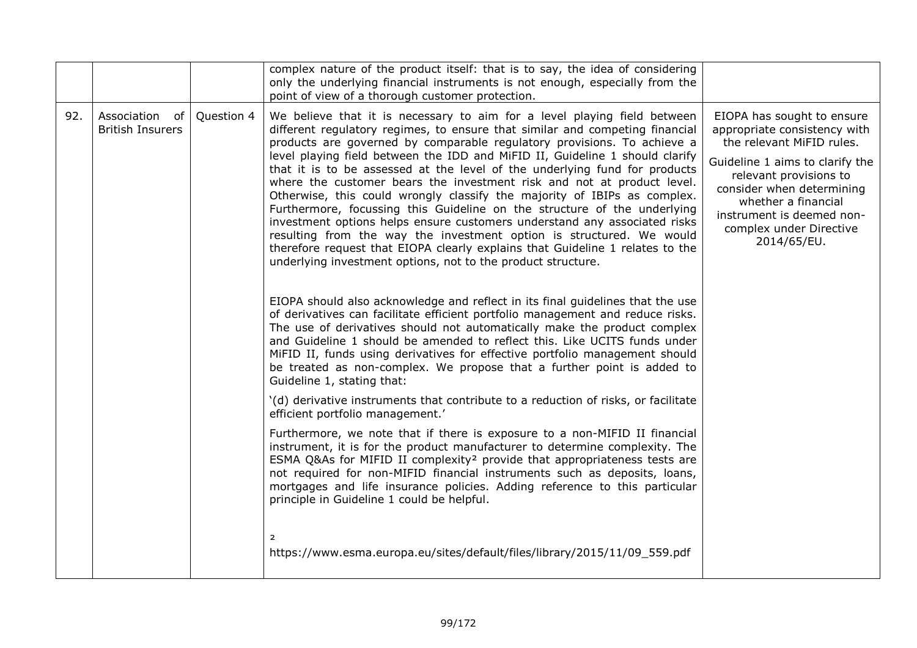| | | | | |
|---|---|---|---|---|
| | | | complex nature of the product itself: that is to say, the idea of considering only the underlying financial instruments is not enough, especially from the point of view of a thorough customer protection. | |
| 92. | Association of British Insurers | Question 4 | We believe that it is necessary to aim for a level playing field between different regulatory regimes, to ensure that similar and competing financial products are governed by comparable regulatory provisions. To achieve a level playing field between the IDD and MiFID II, Guideline 1 should clarify that it is to be assessed at the level of the underlying fund for products where the customer bears the investment risk and not at product level. Otherwise, this could wrongly classify the majority of IBIPs as complex. Furthermore, focussing this Guideline on the structure of the underlying investment options helps ensure customers understand any associated risks resulting from the way the investment option is structured. We would therefore request that EIOPA clearly explains that Guideline 1 relates to the underlying investment options, not to the product structure.<br><br>EIOPA should also acknowledge and reflect in its final guidelines that the use of derivatives can facilitate efficient portfolio management and reduce risks. The use of derivatives should not automatically make the product complex and Guideline 1 should be amended to reflect this. Like UCITS funds under MiFID II, funds using derivatives for effective portfolio management should be treated as non-complex. We propose that a further point is added to Guideline 1, stating that:<br><br>'(d) derivative instruments that contribute to a reduction of risks, or facilitate efficient portfolio management.'<br><br>Furthermore, we note that if there is exposure to a non-MIFID II financial instrument, it is for the product manufacturer to determine complexity. The ESMA Q&As for MIFID II complexity[2] provide that appropriateness tests are not required for non-MIFID financial instruments such as deposits, loans, mortgages and life insurance policies. Adding reference to this particular principle in Guideline 1 could be helpful.<br><br>[2] https://www.esma.europa.eu/sites/default/files/library/2015/11/09_559.pdf | EIOPA has sought to ensure appropriate consistency with the relevant MiFID rules.<br><br>Guideline 1 aims to clarify the relevant provisions to consider when determining whether a financial instrument is deemed non-complex under Directive 2014/65/EU. |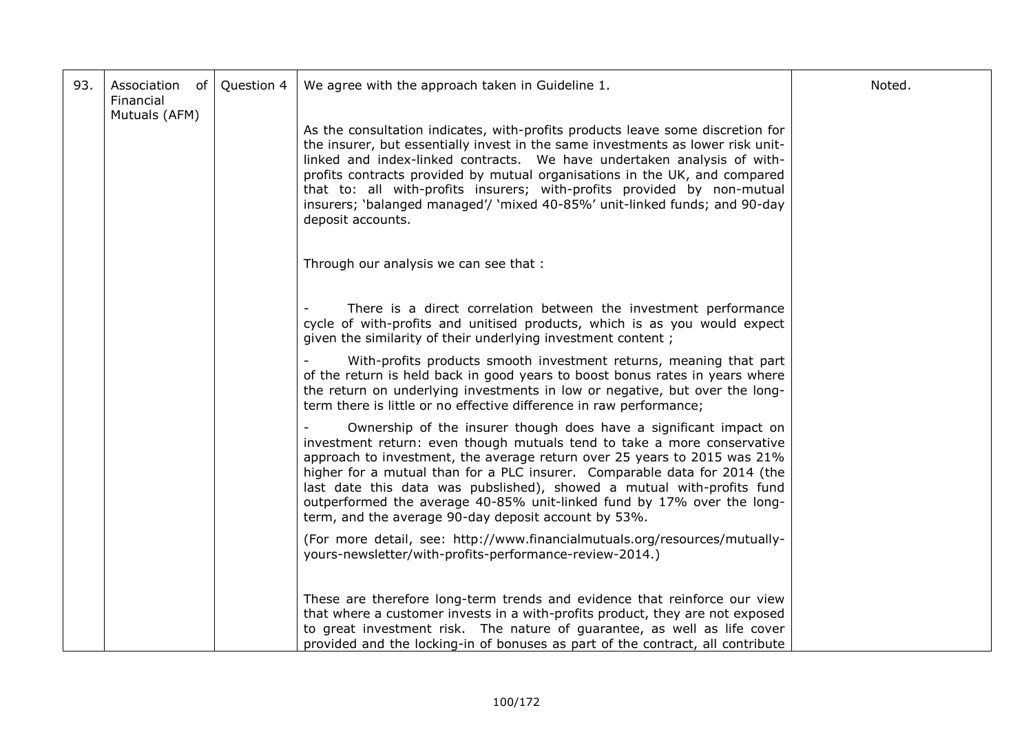| 93. | Association of Financial Mutuals (AFM) | Question 4 | We agree with the approach taken in Guideline 1.<br><br>As the consultation indicates, with-profits products leave some discretion for the insurer, but essentially invest in the same investments as lower risk unit-linked and index-linked contracts. We have undertaken analysis of with-profits contracts provided by mutual organisations in the UK, and compared that to: all with-profits insurers; with-profits provided by non-mutual insurers; 'balanged managed'/ 'mixed 40-85%' unit-linked funds; and 90-day deposit accounts.<br><br>Through our analysis we can see that :<br><br>- There is a direct correlation between the investment performance cycle of with-profits and unitised products, which is as you would expect given the similarity of their underlying investment content ;<br><br>- With-profits products smooth investment returns, meaning that part of the return is held back in good years to boost bonus rates in years where the return on underlying investments in low or negative, but over the long-term there is little or no effective difference in raw performance;<br><br>- Ownership of the insurer though does have a significant impact on investment return: even though mutuals tend to take a more conservative approach to investment, the average return over 25 years to 2015 was 21% higher for a mutual than for a PLC insurer. Comparable data for 2014 (the last date this data was pubslished), showed a mutual with-profits fund outperformed the average 40-85% unit-linked fund by 17% over the long-term, and the average 90-day deposit account by 53%.<br><br>(For more detail, see: http://www.financialmutuals.org/resources/mutually-yours-newsletter/with-profits-performance-review-2014.)<br><br>These are therefore long-term trends and evidence that reinforce our view that where a customer invests in a with-profits product, they are not exposed to great investment risk. The nature of guarantee, as well as life cover provided and the locking-in of bonuses as part of the contract, all contribute | Noted. |
|---|---|---|---|---|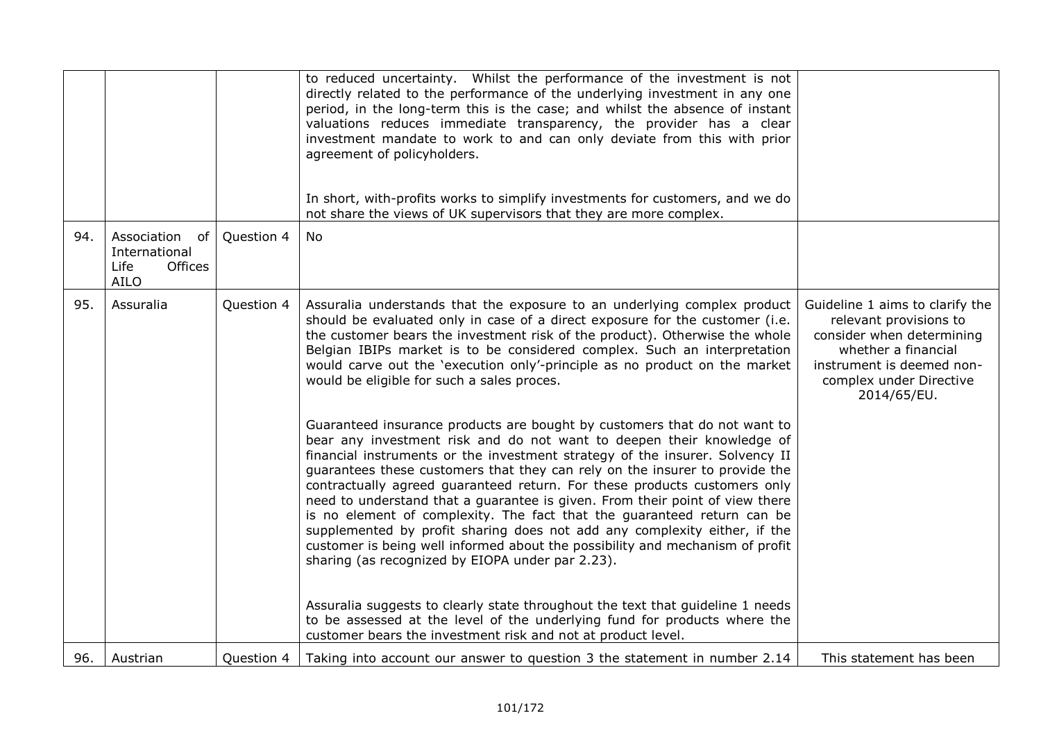|  |  |  |  |  |
|---|---|---|---|---|
|  |  |  | to reduced uncertainty. Whilst the performance of the investment is not directly related to the performance of the underlying investment in any one period, in the long-term this is the case; and whilst the absence of instant valuations reduces immediate transparency, the provider has a clear investment mandate to work to and can only deviate from this with prior agreement of policyholders.<br><br>In short, with-profits works to simplify investments for customers, and we do not share the views of UK supervisors that they are more complex. |  |
| 94. | Association of International Life Offices AILO | Question 4 | No |  |
| 95. | Assuralia | Question 4 | Assuralia understands that the exposure to an underlying complex product should be evaluated only in case of a direct exposure for the customer (i.e. the customer bears the investment risk of the product). Otherwise the whole Belgian IBIPs market is to be considered complex. Such an interpretation would carve out the 'execution only'-principle as no product on the market would be eligible for such a sales proces.<br><br>Guaranteed insurance products are bought by customers that do not want to bear any investment risk and do not want to deepen their knowledge of financial instruments or the investment strategy of the insurer. Solvency II guarantees these customers that they can rely on the insurer to provide the contractually agreed guaranteed return. For these products customers only need to understand that a guarantee is given. From their point of view there is no element of complexity. The fact that the guaranteed return can be supplemented by profit sharing does not add any complexity either, if the customer is being well informed about the possibility and mechanism of profit sharing (as recognized by EIOPA under par 2.23).<br><br>Assuralia suggests to clearly state throughout the text that guideline 1 needs to be assessed at the level of the underlying fund for products where the customer bears the investment risk and not at product level. | Guideline 1 aims to clarify the relevant provisions to consider when determining whether a financial instrument is deemed non-complex under Directive 2014/65/EU. |
| 96. | Austrian | Question 4 | Taking into account our answer to question 3 the statement in number 2.14 | This statement has been |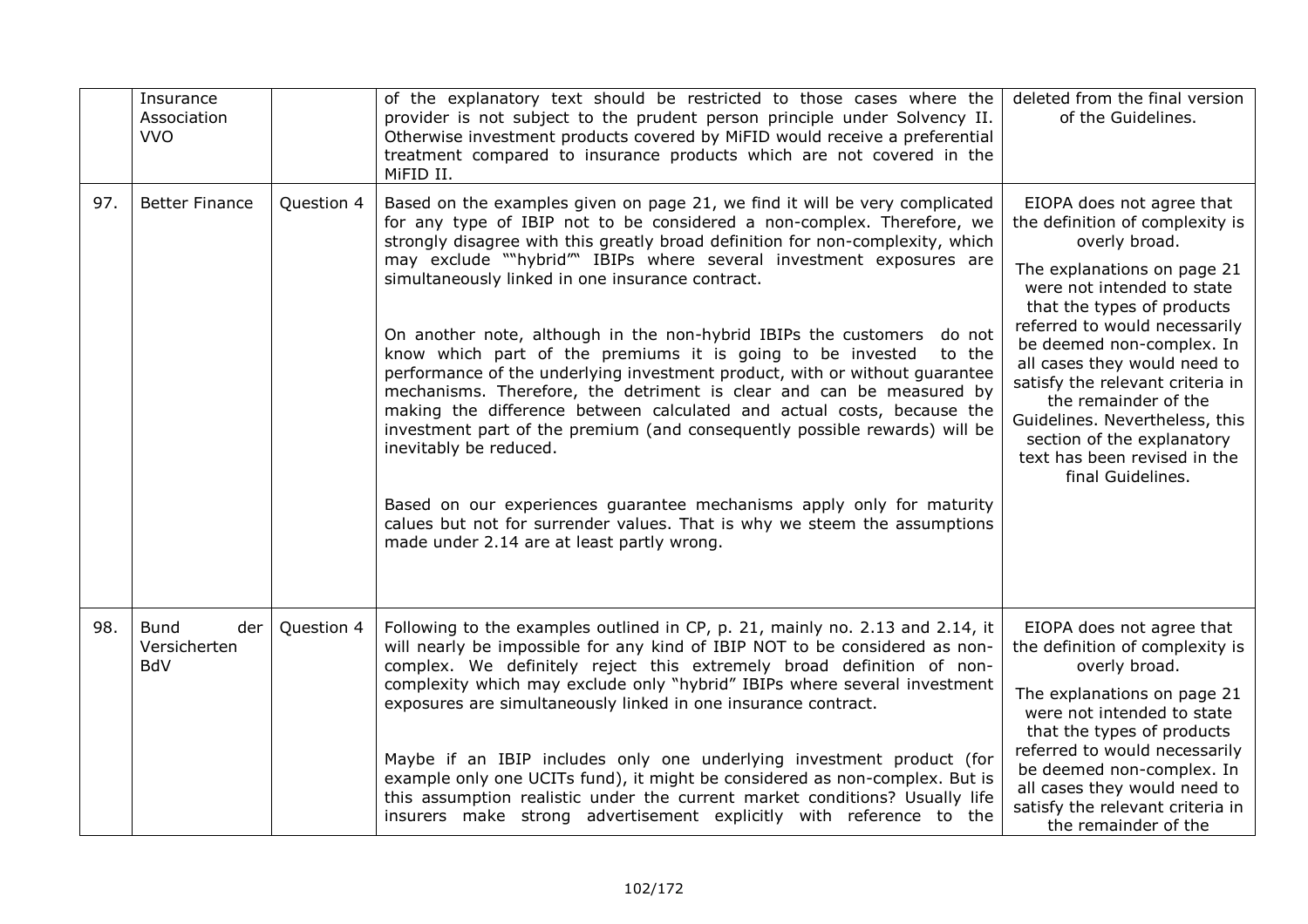|  | Insurance Association VVO |  | of the explanatory text should be restricted to those cases where the provider is not subject to the prudent person principle under Solvency II. Otherwise investment products covered by MiFID would receive a preferential treatment compared to insurance products which are not covered in the MiFID II. | deleted from the final version of the Guidelines. |
|---|---|---|---|---|
| 97. | Better Finance | Question 4 | Based on the examples given on page 21, we find it will be very complicated for any type of IBIP not to be considered a non-complex. Therefore, we strongly disagree with this greatly broad definition for non-complexity, which may exclude ""hybrid"" IBIPs where several investment exposures are simultaneously linked in one insurance contract.<br><br>On another note, although in the non-hybrid IBIPs the customers do not know which part of the premiums it is going to be invested to the performance of the underlying investment product, with or without guarantee mechanisms. Therefore, the detriment is clear and can be measured by making the difference between calculated and actual costs, because the investment part of the premium (and consequently possible rewards) will be inevitably be reduced.<br><br>Based on our experiences guarantee mechanisms apply only for maturity calues but not for surrender values. That is why we steem the assumptions made under 2.14 are at least partly wrong. | EIOPA does not agree that the definition of complexity is overly broad.<br><br>The explanations on page 21 were not intended to state that the types of products referred to would necessarily be deemed non-complex. In all cases they would need to satisfy the relevant criteria in the remainder of the Guidelines. Nevertheless, this section of the explanatory text has been revised in the final Guidelines. |
| 98. | Bund der Versicherten BdV | Question 4 | Following to the examples outlined in CP, p. 21, mainly no. 2.13 and 2.14, it will nearly be impossible for any kind of IBIP NOT to be considered as non-complex. We definitely reject this extremely broad definition of non-complexity which may exclude only "hybrid" IBIPs where several investment exposures are simultaneously linked in one insurance contract.<br><br>Maybe if an IBIP includes only one underlying investment product (for example only one UCITs fund), it might be considered as non-complex. But is this assumption realistic under the current market conditions? Usually life insurers make strong advertisement explicitly with reference to the | EIOPA does not agree that the definition of complexity is overly broad.<br><br>The explanations on page 21 were not intended to state that the types of products referred to would necessarily be deemed non-complex. In all cases they would need to satisfy the relevant criteria in the remainder of the |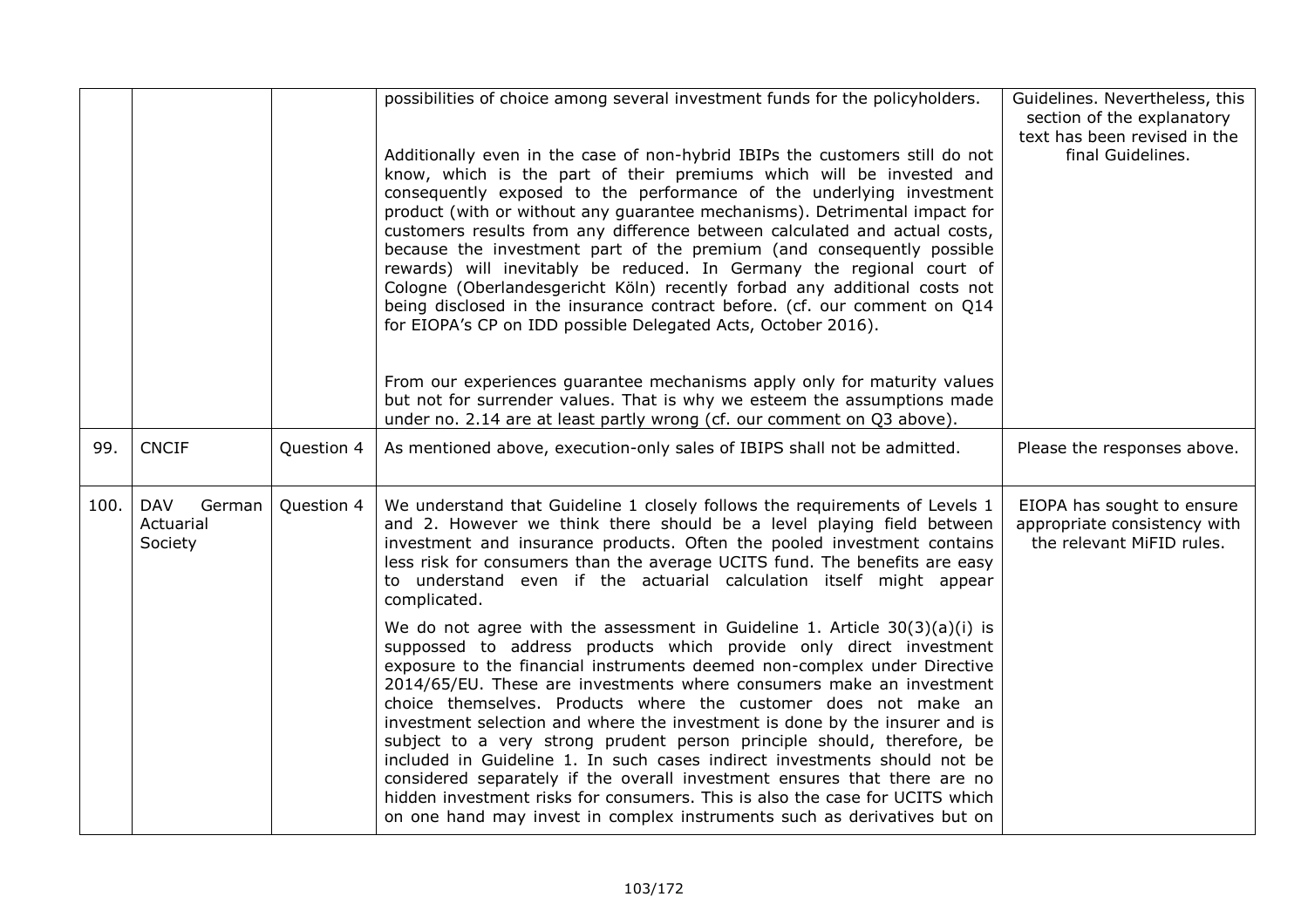| | | | | |
|---|---|---|---|---|
| | | | possibilities of choice among several investment funds for the policyholders.<br><br>Additionally even in the case of non-hybrid IBIPs the customers still do not know, which is the part of their premiums which will be invested and consequently exposed to the performance of the underlying investment product (with or without any guarantee mechanisms). Detrimental impact for customers results from any difference between calculated and actual costs, because the investment part of the premium (and consequently possible rewards) will inevitably be reduced. In Germany the regional court of Cologne (Oberlandesgericht Köln) recently forbad any additional costs not being disclosed in the insurance contract before. (cf. our comment on Q14 for EIOPA's CP on IDD possible Delegated Acts, October 2016).<br><br>From our experiences guarantee mechanisms apply only for maturity values but not for surrender values. That is why we esteem the assumptions made under no. 2.14 are at least partly wrong (cf. our comment on Q3 above). | Guidelines. Nevertheless, this section of the explanatory text has been revised in the final Guidelines. |
| 99. | CNCIF | Question 4 | As mentioned above, execution-only sales of IBIPS shall not be admitted. | Please the responses above. |
| 100. | DAV German Actuarial Society | Question 4 | We understand that Guideline 1 closely follows the requirements of Levels 1 and 2. However we think there should be a level playing field between investment and insurance products. Often the pooled investment contains less risk for consumers than the average UCITS fund. The benefits are easy to understand even if the actuarial calculation itself might appear complicated.<br><br>We do not agree with the assessment in Guideline 1. Article 30(3)(a)(i) is suppossed to address products which provide only direct investment exposure to the financial instruments deemed non-complex under Directive 2014/65/EU. These are investments where consumers make an investment choice themselves. Products where the customer does not make an investment selection and where the investment is done by the insurer and is subject to a very strong prudent person principle should, therefore, be included in Guideline 1. In such cases indirect investments should not be considered separately if the overall investment ensures that there are no hidden investment risks for consumers. This is also the case for UCITS which on one hand may invest in complex instruments such as derivatives but on | EIOPA has sought to ensure appropriate consistency with the relevant MiFID rules. |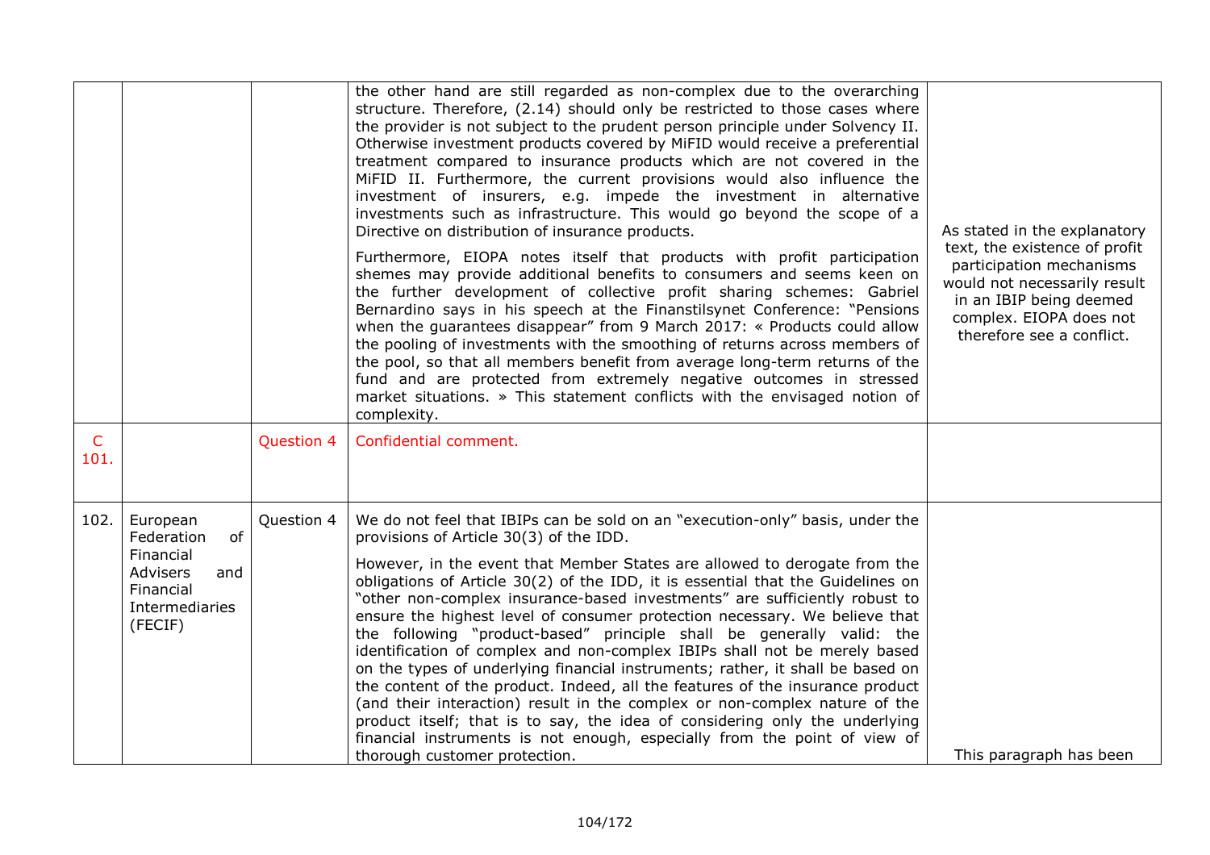| | | | | |
|---|---|---|---|---|
| | | | the other hand are still regarded as non-complex due to the overarching structure. Therefore, (2.14) should only be restricted to those cases where the provider is not subject to the prudent person principle under Solvency II. Otherwise investment products covered by MiFID would receive a preferential treatment compared to insurance products which are not covered in the MiFID II. Furthermore, the current provisions would also influence the investment of insurers, e.g. impede the investment in alternative investments such as infrastructure. This would go beyond the scope of a Directive on distribution of insurance products.<br><br>Furthermore, EIOPA notes itself that products with profit participation shemes may provide additional benefits to consumers and seems keen on the further development of collective profit sharing schemes: Gabriel Bernardino says in his speech at the Finanstilsynet Conference: "Pensions when the guarantees disappear" from 9 March 2017: « Products could allow the pooling of investments with the smoothing of returns across members of the pool, so that all members benefit from average long-term returns of the fund and are protected from extremely negative outcomes in stressed market situations. » This statement conflicts with the envisaged notion of complexity. | As stated in the explanatory text, the existence of profit participation mechanisms would not necessarily result in an IBIP being deemed complex. EIOPA does not therefore see a conflict. |
| C 101. | | Question 4 | Confidential comment. | |
| 102. | European Federation of Financial Advisers and Financial Intermediaries (FECIF) | Question 4 | We do not feel that IBIPs can be sold on an "execution-only" basis, under the provisions of Article 30(3) of the IDD.<br><br>However, in the event that Member States are allowed to derogate from the obligations of Article 30(2) of the IDD, it is essential that the Guidelines on "other non-complex insurance-based investments" are sufficiently robust to ensure the highest level of consumer protection necessary. We believe that the following "product-based" principle shall be generally valid: the identification of complex and non-complex IBIPs shall not be merely based on the types of underlying financial instruments; rather, it shall be based on the content of the product. Indeed, all the features of the insurance product (and their interaction) result in the complex or non-complex nature of the product itself; that is to say, the idea of considering only the underlying financial instruments is not enough, especially from the point of view of thorough customer protection. | This paragraph has been |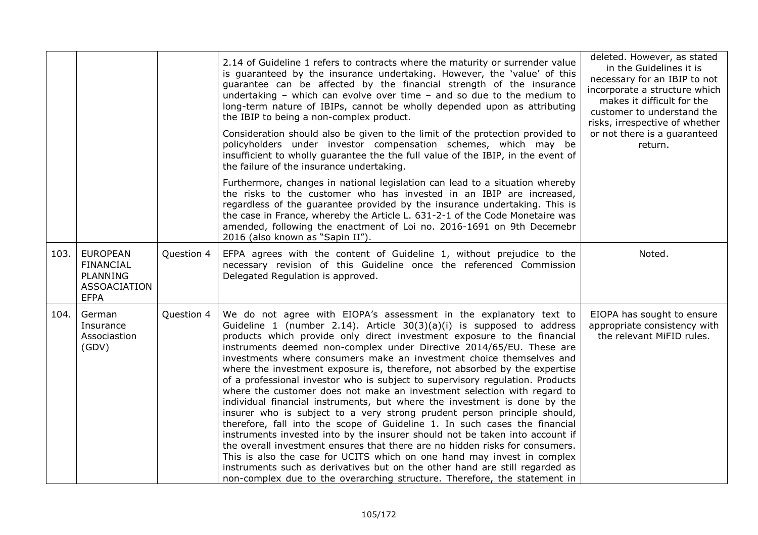| | | | | |
|---|---|---|---|---|
| | | | 2.14 of Guideline 1 refers to contracts where the maturity or surrender value is guaranteed by the insurance undertaking. However, the 'value' of this guarantee can be affected by the financial strength of the insurance undertaking – which can evolve over time – and so due to the medium to long-term nature of IBIPs, cannot be wholly depended upon as attributing the IBIP to being a non-complex product.<br><br>Consideration should also be given to the limit of the protection provided to policyholders under investor compensation schemes, which may be insufficient to wholly guarantee the the full value of the IBIP, in the event of the failure of the insurance undertaking.<br><br>Furthermore, changes in national legislation can lead to a situation whereby the risks to the customer who has invested in an IBIP are increased, regardless of the guarantee provided by the insurance undertaking. This is the case in France, whereby the Article L. 631-2-1 of the Code Monetaire was amended, following the enactment of Loi no. 2016-1691 on 9th Decemebr 2016 (also known as "Sapin II"). | deleted. However, as stated in the Guidelines it is necessary for an IBIP to not incorporate a structure which makes it difficult for the customer to understand the risks, irrespective of whether or not there is a guaranteed return. |
| 103. | EUROPEAN FINANCIAL PLANNING ASSOACIATION EFPA | Question 4 | EFPA agrees with the content of Guideline 1, without prejudice to the necessary revision of this Guideline once the referenced Commission Delegated Regulation is approved. | Noted. |
| 104. | German Insurance Associastion (GDV) | Question 4 | We do not agree with EIOPA's assessment in the explanatory text to Guideline 1 (number 2.14). Article 30(3)(a)(i) is supposed to address products which provide only direct investment exposure to the financial instruments deemed non-complex under Directive 2014/65/EU. These are investments where consumers make an investment choice themselves and where the investment exposure is, therefore, not absorbed by the expertise of a professional investor who is subject to supervisory regulation. Products where the customer does not make an investment selection with regard to individual financial instruments, but where the investment is done by the insurer who is subject to a very strong prudent person principle should, therefore, fall into the scope of Guideline 1. In such cases the financial instruments invested into by the insurer should not be taken into account if the overall investment ensures that there are no hidden risks for consumers. This is also the case for UCITS which on one hand may invest in complex instruments such as derivatives but on the other hand are still regarded as non-complex due to the overarching structure. Therefore, the statement in | EIOPA has sought to ensure appropriate consistency with the relevant MiFID rules. |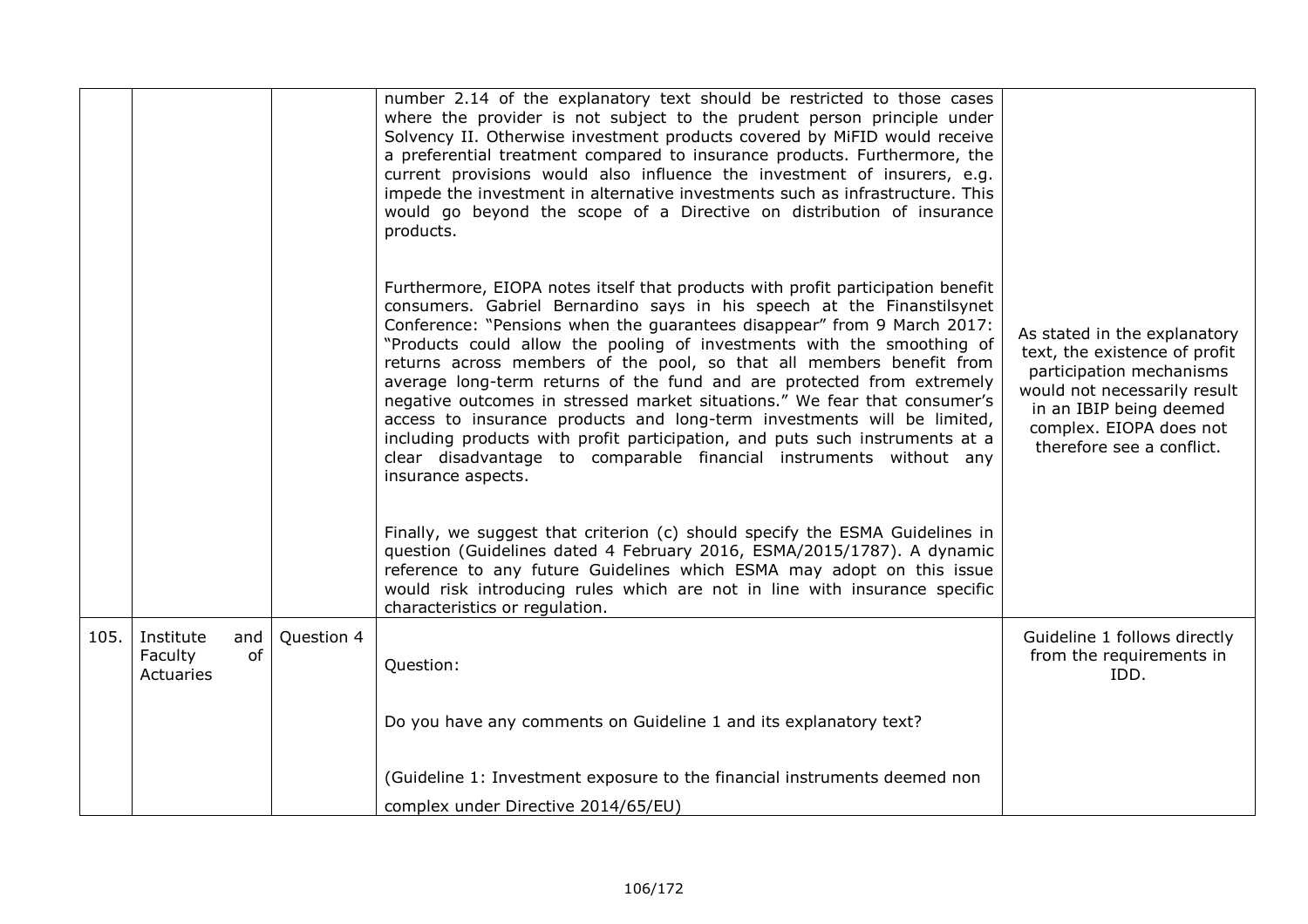|  |  |  |  |  |
|---|---|---|---|---|
|  |  |  | number 2.14 of the explanatory text should be restricted to those cases where the provider is not subject to the prudent person principle under Solvency II. Otherwise investment products covered by MiFID would receive a preferential treatment compared to insurance products. Furthermore, the current provisions would also influence the investment of insurers, e.g. impede the investment in alternative investments such as infrastructure. This would go beyond the scope of a Directive on distribution of insurance products.<br><br>Furthermore, EIOPA notes itself that products with profit participation benefit consumers. Gabriel Bernardino says in his speech at the Finanstilsynet Conference: "Pensions when the guarantees disappear" from 9 March 2017: "Products could allow the pooling of investments with the smoothing of returns across members of the pool, so that all members benefit from average long-term returns of the fund and are protected from extremely negative outcomes in stressed market situations." We fear that consumer's access to insurance products and long-term investments will be limited, including products with profit participation, and puts such instruments at a clear disadvantage to comparable financial instruments without any insurance aspects.<br><br>Finally, we suggest that criterion (c) should specify the ESMA Guidelines in question (Guidelines dated 4 February 2016, ESMA/2015/1787). A dynamic reference to any future Guidelines which ESMA may adopt on this issue would risk introducing rules which are not in line with insurance specific characteristics or regulation. | As stated in the explanatory text, the existence of profit participation mechanisms would not necessarily result in an IBIP being deemed complex. EIOPA does not therefore see a conflict. |
| 105. | Institute and Faculty of Actuaries | Question 4 | Question:<br><br>Do you have any comments on Guideline 1 and its explanatory text?<br><br>(Guideline 1: Investment exposure to the financial instruments deemed non complex under Directive 2014/65/EU) | Guideline 1 follows directly from the requirements in IDD. |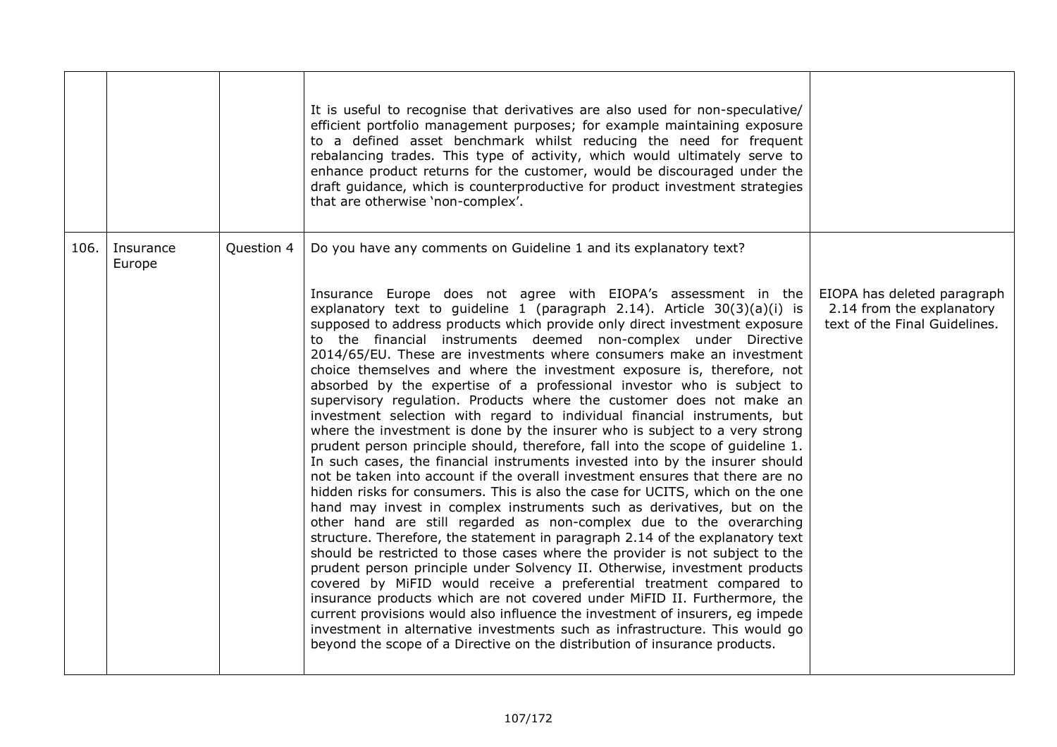|  |  |  | It is useful to recognise that derivatives are also used for non-speculative/ efficient portfolio management purposes; for example maintaining exposure to a defined asset benchmark whilst reducing the need for frequent rebalancing trades. This type of activity, which would ultimately serve to enhance product returns for the customer, would be discouraged under the draft guidance, which is counterproductive for product investment strategies that are otherwise 'non-complex'. |  |
|---|---|---|---|---|
| 106. | Insurance Europe | Question 4 | Do you have any comments on Guideline 1 and its explanatory text?<br><br>Insurance Europe does not agree with EIOPA's assessment in the explanatory text to guideline 1 (paragraph 2.14). Article 30(3)(a)(i) is supposed to address products which provide only direct investment exposure to the financial instruments deemed non-complex under Directive 2014/65/EU. These are investments where consumers make an investment choice themselves and where the investment exposure is, therefore, not absorbed by the expertise of a professional investor who is subject to supervisory regulation. Products where the customer does not make an investment selection with regard to individual financial instruments, but where the investment is done by the insurer who is subject to a very strong prudent person principle should, therefore, fall into the scope of guideline 1. In such cases, the financial instruments invested into by the insurer should not be taken into account if the overall investment ensures that there are no hidden risks for consumers. This is also the case for UCITS, which on the one hand may invest in complex instruments such as derivatives, but on the other hand are still regarded as non-complex due to the overarching structure. Therefore, the statement in paragraph 2.14 of the explanatory text should be restricted to those cases where the provider is not subject to the prudent person principle under Solvency II. Otherwise, investment products covered by MiFID would receive a preferential treatment compared to insurance products which are not covered under MiFID II. Furthermore, the current provisions would also influence the investment of insurers, eg impede investment in alternative investments such as infrastructure. This would go beyond the scope of a Directive on the distribution of insurance products. | EIOPA has deleted paragraph 2.14 from the explanatory text of the Final Guidelines. |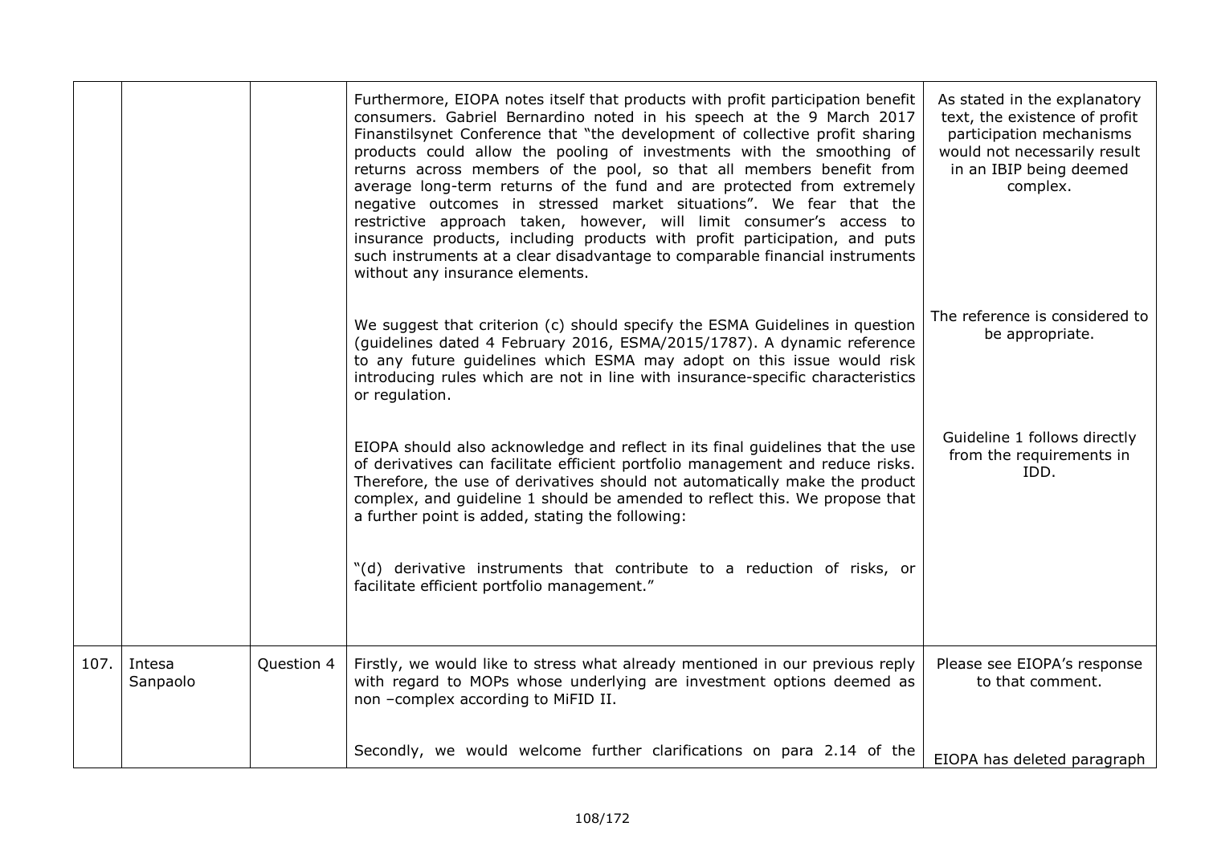| | | | | |
|---|---|---|---|---|
| | | | Furthermore, EIOPA notes itself that products with profit participation benefit consumers. Gabriel Bernardino noted in his speech at the 9 March 2017 Finanstilsynet Conference that "the development of collective profit sharing products could allow the pooling of investments with the smoothing of returns across members of the pool, so that all members benefit from average long-term returns of the fund and are protected from extremely negative outcomes in stressed market situations". We fear that the restrictive approach taken, however, will limit consumer's access to insurance products, including products with profit participation, and puts such instruments at a clear disadvantage to comparable financial instruments without any insurance elements. | As stated in the explanatory text, the existence of profit participation mechanisms would not necessarily result in an IBIP being deemed complex. |
| | | | We suggest that criterion (c) should specify the ESMA Guidelines in question (guidelines dated 4 February 2016, ESMA/2015/1787). A dynamic reference to any future guidelines which ESMA may adopt on this issue would risk introducing rules which are not in line with insurance-specific characteristics or regulation. | The reference is considered to be appropriate. |
| | | | EIOPA should also acknowledge and reflect in its final guidelines that the use of derivatives can facilitate efficient portfolio management and reduce risks. Therefore, the use of derivatives should not automatically make the product complex, and guideline 1 should be amended to reflect this. We propose that a further point is added, stating the following:<br><br>"(d) derivative instruments that contribute to a reduction of risks, or facilitate efficient portfolio management." | Guideline 1 follows directly from the requirements in IDD. |
| 107. | Intesa Sanpaolo | Question 4 | Firstly, we would like to stress what already mentioned in our previous reply with regard to MOPs whose underlying are investment options deemed as non –complex according to MiFID II. | Please see EIOPA's response to that comment. |
| | | | Secondly, we would welcome further clarifications on para 2.14 of the | EIOPA has deleted paragraph |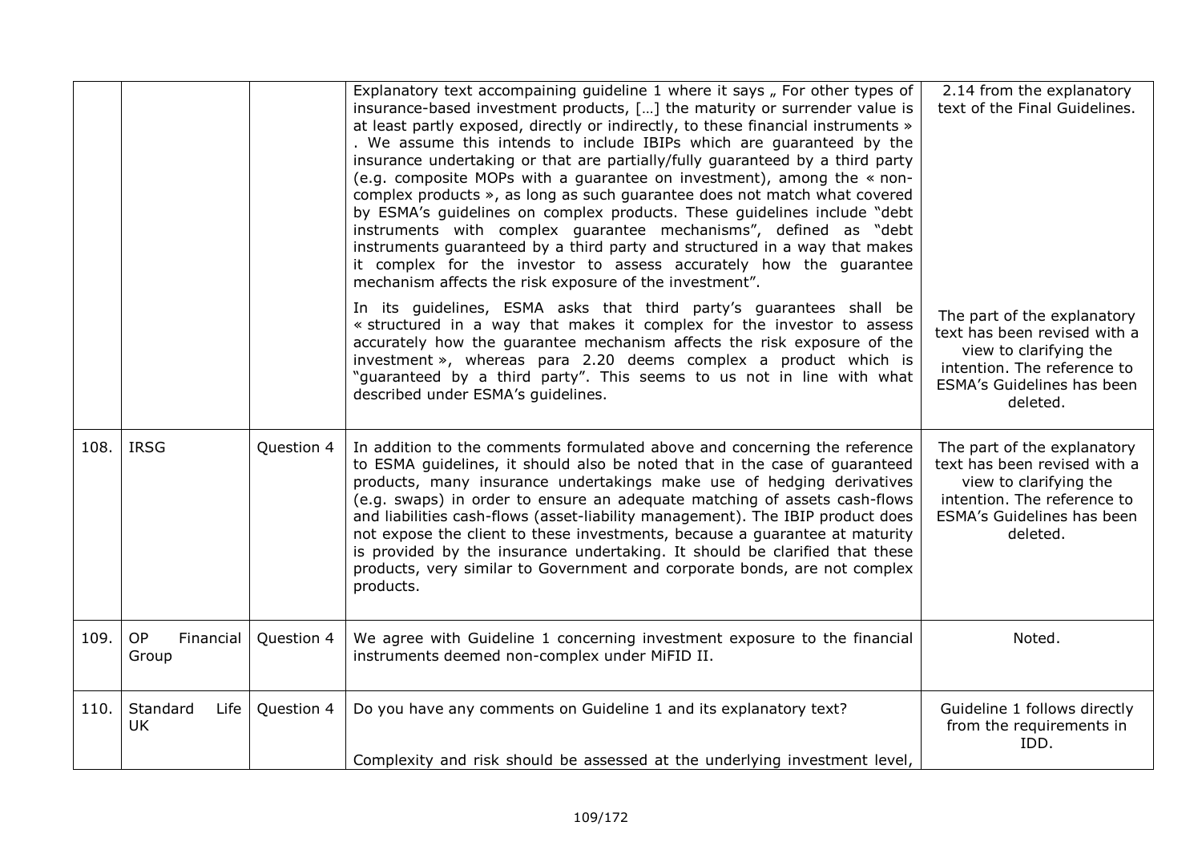| | | | | |
|---|---|---|---|---|
| | | | Explanatory text accompaining guideline 1 where it says „ For other types of insurance-based investment products, […] the maturity or surrender value is at least partly exposed, directly or indirectly, to these financial instruments » . We assume this intends to include IBIPs which are guaranteed by the insurance undertaking or that are partially/fully guaranteed by a third party (e.g. composite MOPs with a guarantee on investment), among the « non-complex products », as long as such guarantee does not match what covered by ESMA's guidelines on complex products. These guidelines include "debt instruments with complex guarantee mechanisms", defined as "debt instruments guaranteed by a third party and structured in a way that makes it complex for the investor to assess accurately how the guarantee mechanism affects the risk exposure of the investment".<br><br>In its guidelines, ESMA asks that third party's guarantees shall be « structured in a way that makes it complex for the investor to assess accurately how the guarantee mechanism affects the risk exposure of the investment », whereas para 2.20 deems complex a product which is "guaranteed by a third party". This seems to us not in line with what described under ESMA's guidelines. | 2.14 from the explanatory text of the Final Guidelines.<br><br>The part of the explanatory text has been revised with a view to clarifying the intention. The reference to ESMA's Guidelines has been deleted. |
| 108. | IRSG | Question 4 | In addition to the comments formulated above and concerning the reference to ESMA guidelines, it should also be noted that in the case of guaranteed products, many insurance undertakings make use of hedging derivatives (e.g. swaps) in order to ensure an adequate matching of assets cash-flows and liabilities cash-flows (asset-liability management). The IBIP product does not expose the client to these investments, because a guarantee at maturity is provided by the insurance undertaking. It should be clarified that these products, very similar to Government and corporate bonds, are not complex products. | The part of the explanatory text has been revised with a view to clarifying the intention. The reference to ESMA's Guidelines has been deleted. |
| 109. | OP Financial Group | Question 4 | We agree with Guideline 1 concerning investment exposure to the financial instruments deemed non-complex under MiFID II. | Noted. |
| 110. | Standard Life UK | Question 4 | Do you have any comments on Guideline 1 and its explanatory text?<br><br>Complexity and risk should be assessed at the underlying investment level, | Guideline 1 follows directly from the requirements in IDD. |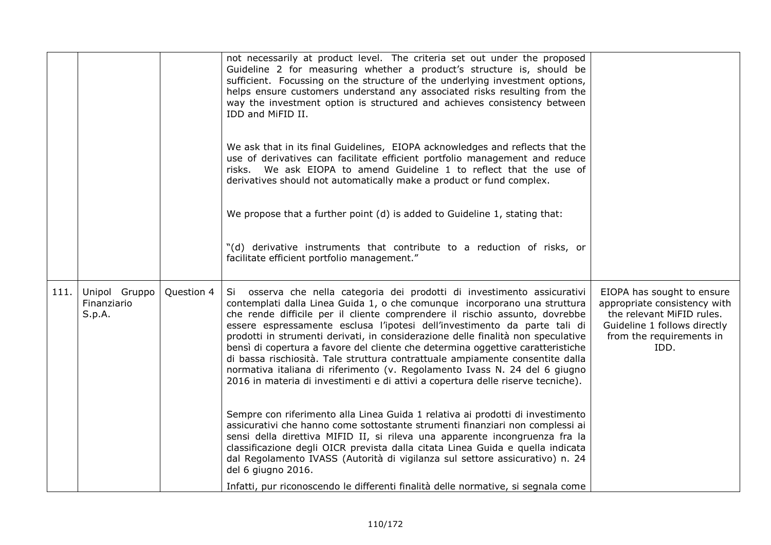| | | | | |
|---|---|---|---|---|
| | | | not necessarily at product level. The criteria set out under the proposed Guideline 2 for measuring whether a product's structure is, should be sufficient. Focussing on the structure of the underlying investment options, helps ensure customers understand any associated risks resulting from the way the investment option is structured and achieves consistency between IDD and MiFID II.<br><br>We ask that in its final Guidelines, EIOPA acknowledges and reflects that the use of derivatives can facilitate efficient portfolio management and reduce risks. We ask EIOPA to amend Guideline 1 to reflect that the use of derivatives should not automatically make a product or fund complex.<br><br>We propose that a further point (d) is added to Guideline 1, stating that:<br><br>"(d) derivative instruments that contribute to a reduction of risks, or facilitate efficient portfolio management." | |
| 111. | Unipol Gruppo Finanziario S.p.A. | Question 4 | Si osserva che nella categoria dei prodotti di investimento assicurativi contemplati dalla Linea Guida 1, o che comunque incorporano una struttura che rende difficile per il cliente comprendere il rischio assunto, dovrebbe essere espressamente esclusa l'ipotesi dell'investimento da parte tali di prodotti in strumenti derivati, in considerazione delle finalità non speculative bensì di copertura a favore del cliente che determina oggettive caratteristiche di bassa rischiosità. Tale struttura contrattuale ampiamente consentite dalla normativa italiana di riferimento (v. Regolamento Ivass N. 24 del 6 giugno 2016 in materia di investimenti e di attivi a copertura delle riserve tecniche).<br><br>Sempre con riferimento alla Linea Guida 1 relativa ai prodotti di investimento assicurativi che hanno come sottostante strumenti finanziari non complessi ai sensi della direttiva MIFID II, si rileva una apparente incongruenza fra la classificazione degli OICR prevista dalla citata Linea Guida e quella indicata dal Regolamento IVASS (Autorità di vigilanza sul settore assicurativo) n. 24 del 6 giugno 2016.<br><br>Infatti, pur riconoscendo le differenti finalità delle normative, si segnala come | EIOPA has sought to ensure appropriate consistency with the relevant MiFID rules. Guideline 1 follows directly from the requirements in IDD. |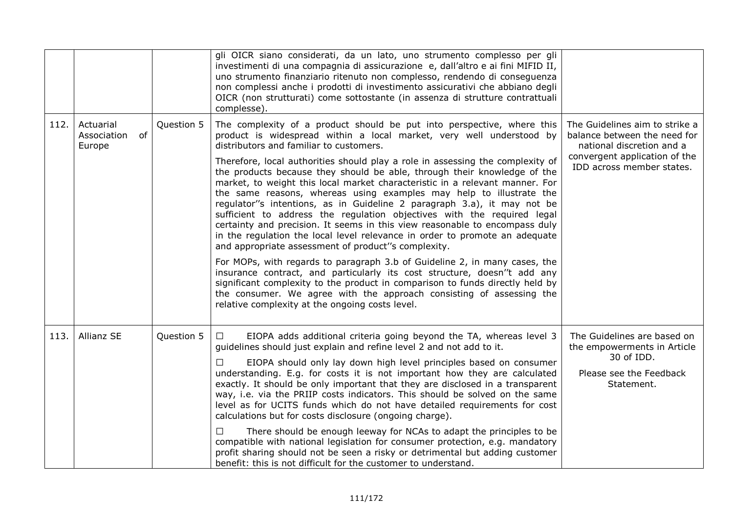| | | | | |
|---|---|---|---|---|
| | | | gli OICR siano considerati, da un lato, uno strumento complesso per gli investimenti di una compagnia di assicurazione e, dall'altro e ai fini MIFID II, uno strumento finanziario ritenuto non complesso, rendendo di conseguenza non complessi anche i prodotti di investimento assicurativi che abbiano degli OICR (non strutturati) come sottostante (in assenza di strutture contrattuali complesse). | |
| 112. | Actuarial Association of Europe | Question 5 | The complexity of a product should be put into perspective, where this product is widespread within a local market, very well understood by distributors and familiar to customers.<br><br>Therefore, local authorities should play a role in assessing the complexity of the products because they should be able, through their knowledge of the market, to weight this local market characteristic in a relevant manner. For the same reasons, whereas using examples may help to illustrate the regulator''s intentions, as in Guideline 2 paragraph 3.a), it may not be sufficient to address the regulation objectives with the required legal certainty and precision. It seems in this view reasonable to encompass duly in the regulation the local level relevance in order to promote an adequate and appropriate assessment of product''s complexity.<br><br>For MOPs, with regards to paragraph 3.b of Guideline 2, in many cases, the insurance contract, and particularly its cost structure, doesn''t add any significant complexity to the product in comparison to funds directly held by the consumer. We agree with the approach consisting of assessing the relative complexity at the ongoing costs level. | The Guidelines aim to strike a balance between the need for national discretion and a convergent application of the IDD across member states. |
| 113. | Allianz SE | Question 5 | ☐ EIOPA adds additional criteria going beyond the TA, whereas level 3 guidelines should just explain and refine level 2 and not add to it.<br><br>☐ EIOPA should only lay down high level principles based on consumer understanding. E.g. for costs it is not important how they are calculated exactly. It should be only important that they are disclosed in a transparent way, i.e. via the PRIIP costs indicators. This should be solved on the same level as for UCITS funds which do not have detailed requirements for cost calculations but for costs disclosure (ongoing charge).<br><br>☐ There should be enough leeway for NCAs to adapt the principles to be compatible with national legislation for consumer protection, e.g. mandatory profit sharing should not be seen a risky or detrimental but adding customer benefit: this is not difficult for the customer to understand. | The Guidelines are based on the empowerments in Article 30 of IDD.<br><br>Please see the Feedback Statement. |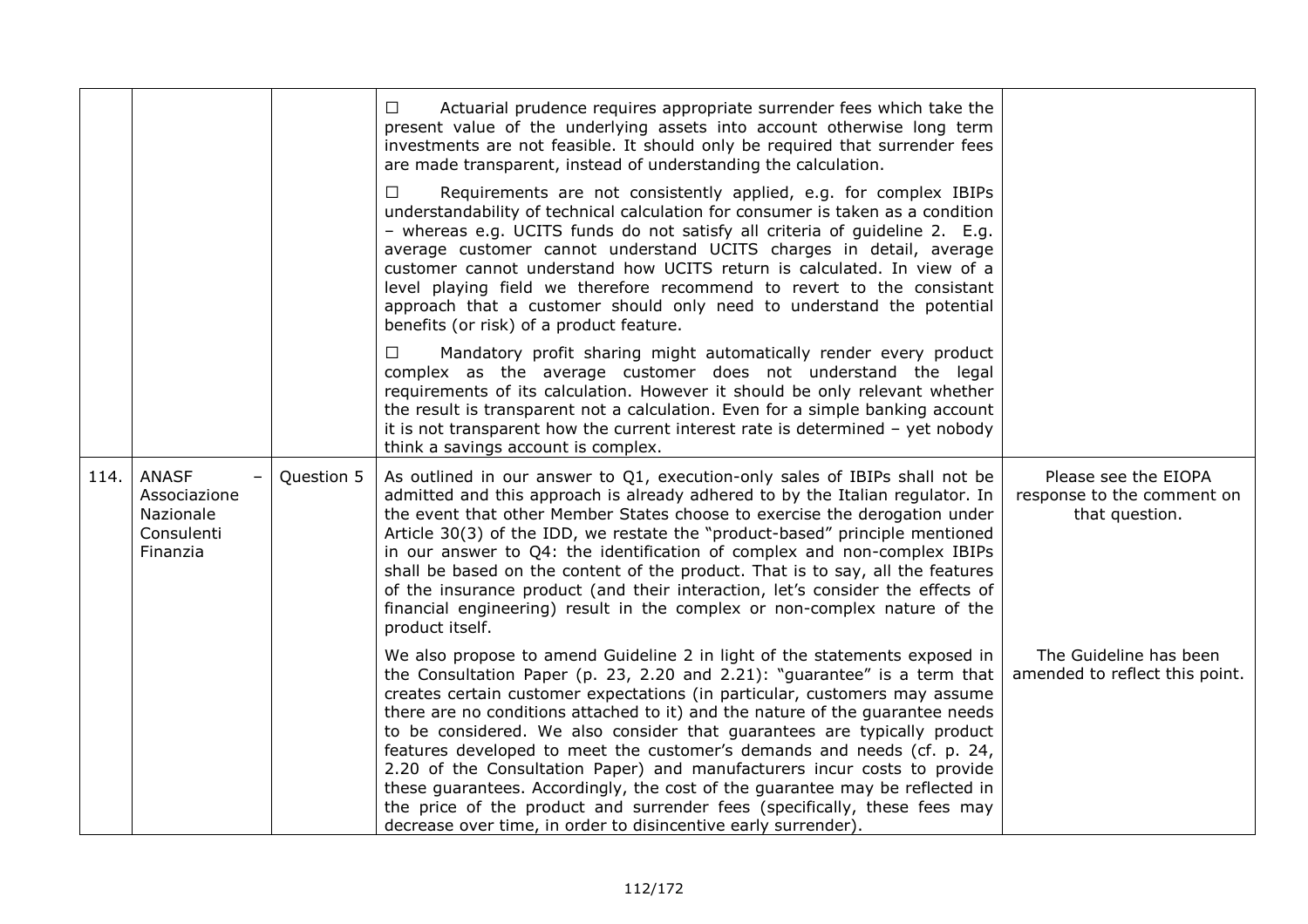| | | | | |
|---|---|---|---|---|
| | | | ☐ Actuarial prudence requires appropriate surrender fees which take the present value of the underlying assets into account otherwise long term investments are not feasible. It should only be required that surrender fees are made transparent, instead of understanding the calculation.<br><br>☐ Requirements are not consistently applied, e.g. for complex IBIPs understandability of technical calculation for consumer is taken as a condition – whereas e.g. UCITS funds do not satisfy all criteria of guideline 2. E.g. average customer cannot understand UCITS charges in detail, average customer cannot understand how UCITS return is calculated. In view of a level playing field we therefore recommend to revert to the consistant approach that a customer should only need to understand the potential benefits (or risk) of a product feature.<br><br>☐ Mandatory profit sharing might automatically render every product complex as the average customer does not understand the legal requirements of its calculation. However it should be only relevant whether the result is transparent not a calculation. Even for a simple banking account it is not transparent how the current interest rate is determined – yet nobody think a savings account is complex. | |
| 114. | ANASF – Associazione Nazionale Consulenti Finanzia | Question 5 | As outlined in our answer to Q1, execution-only sales of IBIPs shall not be admitted and this approach is already adhered to by the Italian regulator. In the event that other Member States choose to exercise the derogation under Article 30(3) of the IDD, we restate the "product-based" principle mentioned in our answer to Q4: the identification of complex and non-complex IBIPs shall be based on the content of the product. That is to say, all the features of the insurance product (and their interaction, let's consider the effects of financial engineering) result in the complex or non-complex nature of the product itself. | Please see the EIOPA response to the comment on that question. |
| | | | We also propose to amend Guideline 2 in light of the statements exposed in the Consultation Paper (p. 23, 2.20 and 2.21): "guarantee" is a term that creates certain customer expectations (in particular, customers may assume there are no conditions attached to it) and the nature of the guarantee needs to be considered. We also consider that guarantees are typically product features developed to meet the customer's demands and needs (cf. p. 24, 2.20 of the Consultation Paper) and manufacturers incur costs to provide these guarantees. Accordingly, the cost of the guarantee may be reflected in the price of the product and surrender fees (specifically, these fees may decrease over time, in order to disincentive early surrender). | The Guideline has been amended to reflect this point. |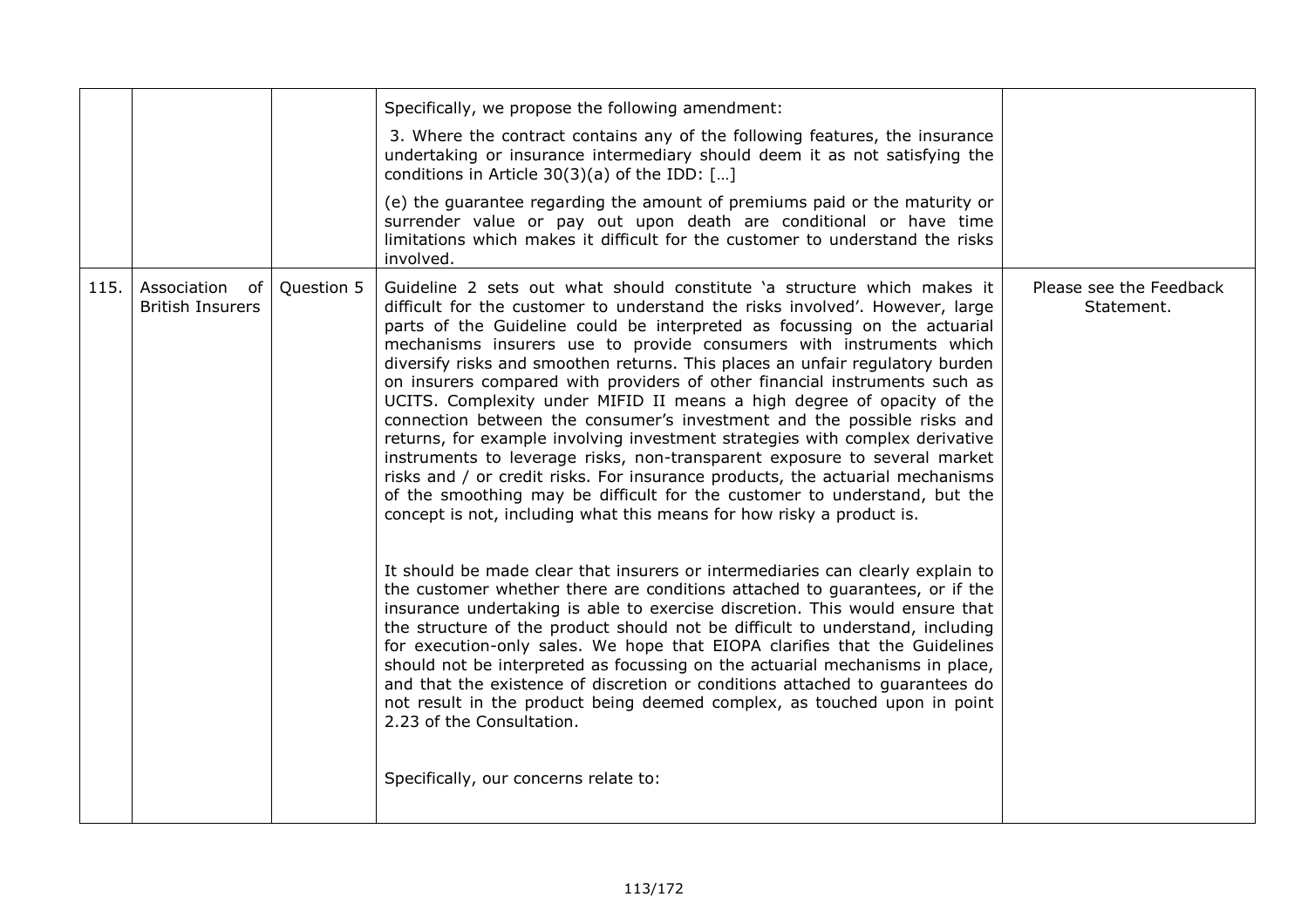|  |  |  |  |  |
| --- | --- | --- | --- | --- |
|  |  |  | Specifically, we propose the following amendment:<br><br>3. Where the contract contains any of the following features, the insurance undertaking or insurance intermediary should deem it as not satisfying the conditions in Article 30(3)(a) of the IDD: […]<br><br>(e) the guarantee regarding the amount of premiums paid or the maturity or surrender value or pay out upon death are conditional or have time limitations which makes it difficult for the customer to understand the risks involved. |  |
| 115. | Association of British Insurers | Question 5 | Guideline 2 sets out what should constitute 'a structure which makes it difficult for the customer to understand the risks involved'. However, large parts of the Guideline could be interpreted as focussing on the actuarial mechanisms insurers use to provide consumers with instruments which diversify risks and smoothen returns. This places an unfair regulatory burden on insurers compared with providers of other financial instruments such as UCITS. Complexity under MIFID II means a high degree of opacity of the connection between the consumer's investment and the possible risks and returns, for example involving investment strategies with complex derivative instruments to leverage risks, non-transparent exposure to several market risks and / or credit risks. For insurance products, the actuarial mechanisms of the smoothing may be difficult for the customer to understand, but the concept is not, including what this means for how risky a product is.<br><br>It should be made clear that insurers or intermediaries can clearly explain to the customer whether there are conditions attached to guarantees, or if the insurance undertaking is able to exercise discretion. This would ensure that the structure of the product should not be difficult to understand, including for execution-only sales. We hope that EIOPA clarifies that the Guidelines should not be interpreted as focussing on the actuarial mechanisms in place, and that the existence of discretion or conditions attached to guarantees do not result in the product being deemed complex, as touched upon in point 2.23 of the Consultation.<br><br>Specifically, our concerns relate to: | Please see the Feedback Statement. |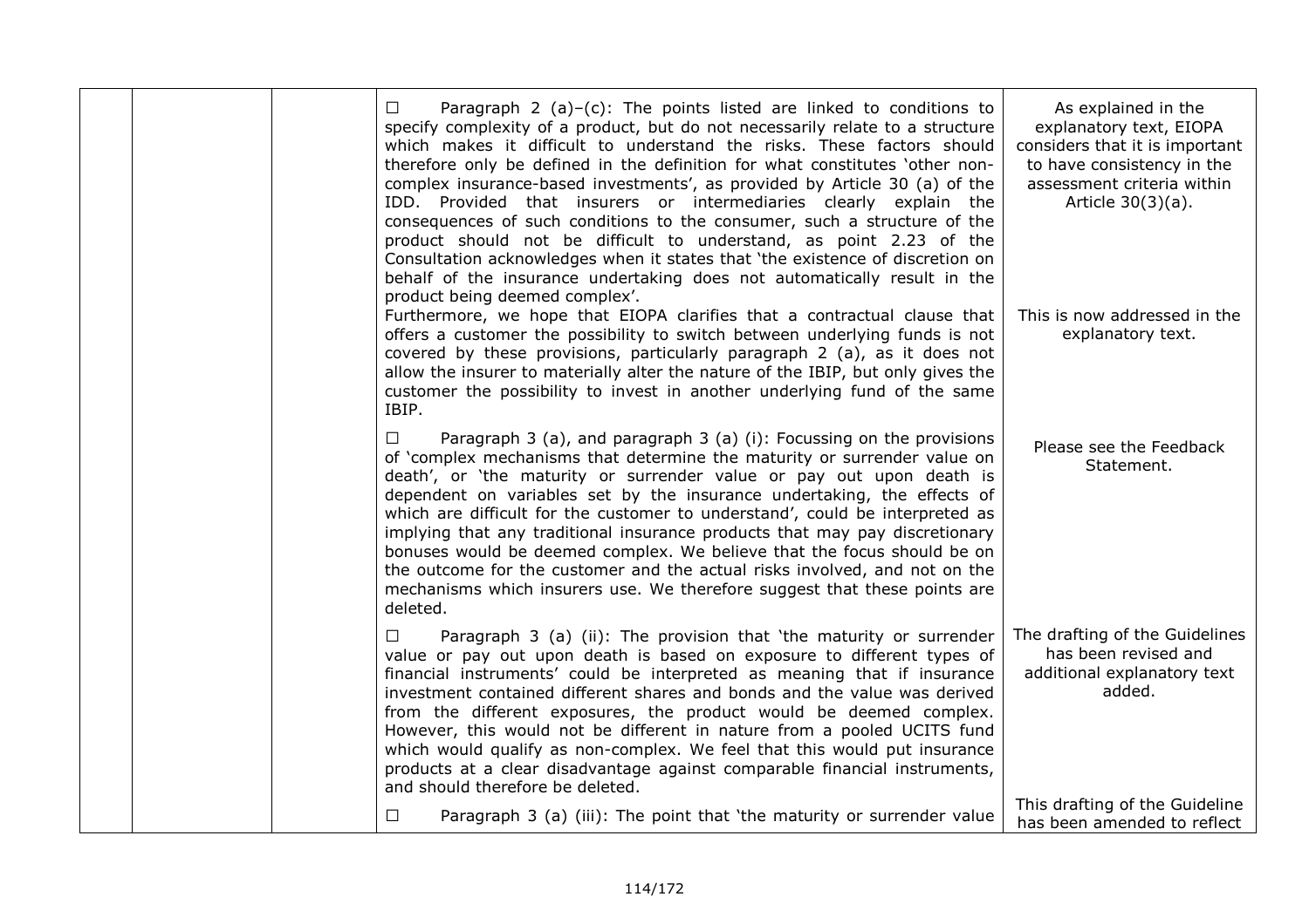|  |  |  | ☐ Paragraph 2 (a)–(c): The points listed are linked to conditions to specify complexity of a product, but do not necessarily relate to a structure which makes it difficult to understand the risks. These factors should therefore only be defined in the definition for what constitutes 'other non-complex insurance-based investments', as provided by Article 30 (a) of the IDD. Provided that insurers or intermediaries clearly explain the consequences of such conditions to the consumer, such a structure of the product should not be difficult to understand, as point 2.23 of the Consultation acknowledges when it states that 'the existence of discretion on behalf of the insurance undertaking does not automatically result in the product being deemed complex'.<br>Furthermore, we hope that EIOPA clarifies that a contractual clause that offers a customer the possibility to switch between underlying funds is not covered by these provisions, particularly paragraph 2 (a), as it does not allow the insurer to materially alter the nature of the IBIP, but only gives the customer the possibility to invest in another underlying fund of the same IBIP. | As explained in the explanatory text, EIOPA considers that it is important to have consistency in the assessment criteria within Article 30(3)(a).<br><br>This is now addressed in the explanatory text. |
|---|---|---|---|---|
|  |  |  | ☐ Paragraph 3 (a), and paragraph 3 (a) (i): Focussing on the provisions of 'complex mechanisms that determine the maturity or surrender value on death', or 'the maturity or surrender value or pay out upon death is dependent on variables set by the insurance undertaking, the effects of which are difficult for the customer to understand', could be interpreted as implying that any traditional insurance products that may pay discretionary bonuses would be deemed complex. We believe that the focus should be on the outcome for the customer and the actual risks involved, and not on the mechanisms which insurers use. We therefore suggest that these points are deleted. | Please see the Feedback Statement. |
|  |  |  | ☐ Paragraph 3 (a) (ii): The provision that 'the maturity or surrender value or pay out upon death is based on exposure to different types of financial instruments' could be interpreted as meaning that if insurance investment contained different shares and bonds and the value was derived from the different exposures, the product would be deemed complex. However, this would not be different in nature from a pooled UCITS fund which would qualify as non-complex. We feel that this would put insurance products at a clear disadvantage against comparable financial instruments, and should therefore be deleted. | The drafting of the Guidelines has been revised and additional explanatory text added. |
|  |  |  | ☐ Paragraph 3 (a) (iii): The point that 'the maturity or surrender value | This drafting of the Guideline has been amended to reflect |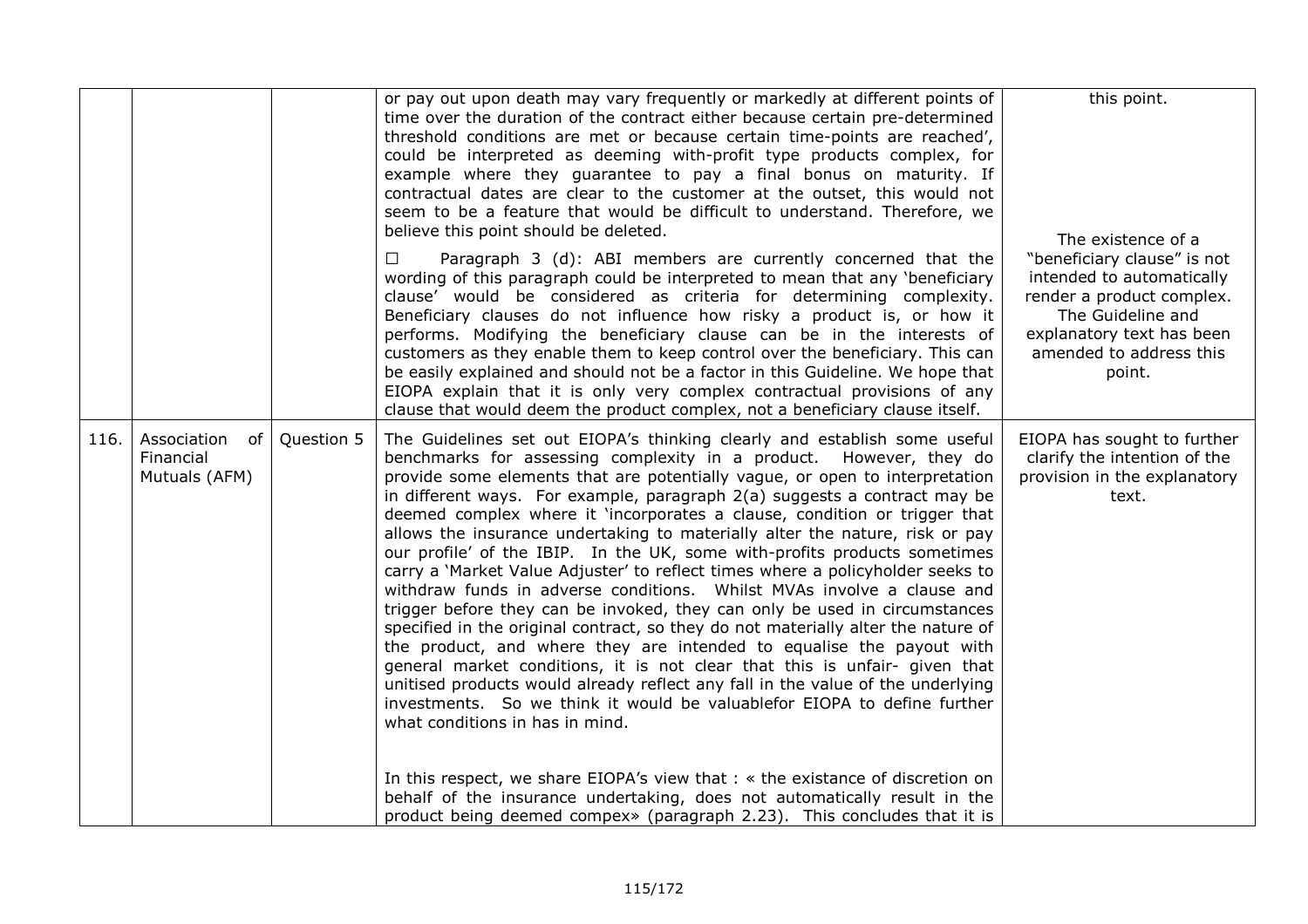| | | | | |
|---|---|---|---|---|
| | | | or pay out upon death may vary frequently or markedly at different points of time over the duration of the contract either because certain pre-determined threshold conditions are met or because certain time-points are reached', could be interpreted as deeming with-profit type products complex, for example where they guarantee to pay a final bonus on maturity. If contractual dates are clear to the customer at the outset, this would not seem to be a feature that would be difficult to understand. Therefore, we believe this point should be deleted.<br><br>☐ Paragraph 3 (d): ABI members are currently concerned that the wording of this paragraph could be interpreted to mean that any 'beneficiary clause' would be considered as criteria for determining complexity. Beneficiary clauses do not influence how risky a product is, or how it performs. Modifying the beneficiary clause can be in the interests of customers as they enable them to keep control over the beneficiary. This can be easily explained and should not be a factor in this Guideline. We hope that EIOPA explain that it is only very complex contractual provisions of any clause that would deem the product complex, not a beneficiary clause itself. | this point.<br><br>The existence of a "beneficiary clause" is not intended to automatically render a product complex. The Guideline and explanatory text has been amended to address this point. |
| 116. | Association of Financial Mutuals (AFM) | Question 5 | The Guidelines set out EIOPA's thinking clearly and establish some useful benchmarks for assessing complexity in a product. However, they do provide some elements that are potentially vague, or open to interpretation in different ways. For example, paragraph 2(a) suggests a contract may be deemed complex where it 'incorporates a clause, condition or trigger that allows the insurance undertaking to materially alter the nature, risk or pay our profile' of the IBIP. In the UK, some with-profits products sometimes carry a 'Market Value Adjuster' to reflect times where a policyholder seeks to withdraw funds in adverse conditions. Whilst MVAs involve a clause and trigger before they can be invoked, they can only be used in circumstances specified in the original contract, so they do not materially alter the nature of the product, and where they are intended to equalise the payout with general market conditions, it is not clear that this is unfair- given that unitised products would already reflect any fall in the value of the underlying investments. So we think it would be valuablefor EIOPA to define further what conditions in has in mind.<br><br>In this respect, we share EIOPA's view that : « the existance of discretion on behalf of the insurance undertaking, does not automatically result in the product being deemed compex» (paragraph 2.23). This concludes that it is | EIOPA has sought to further clarify the intention of the provision in the explanatory text. |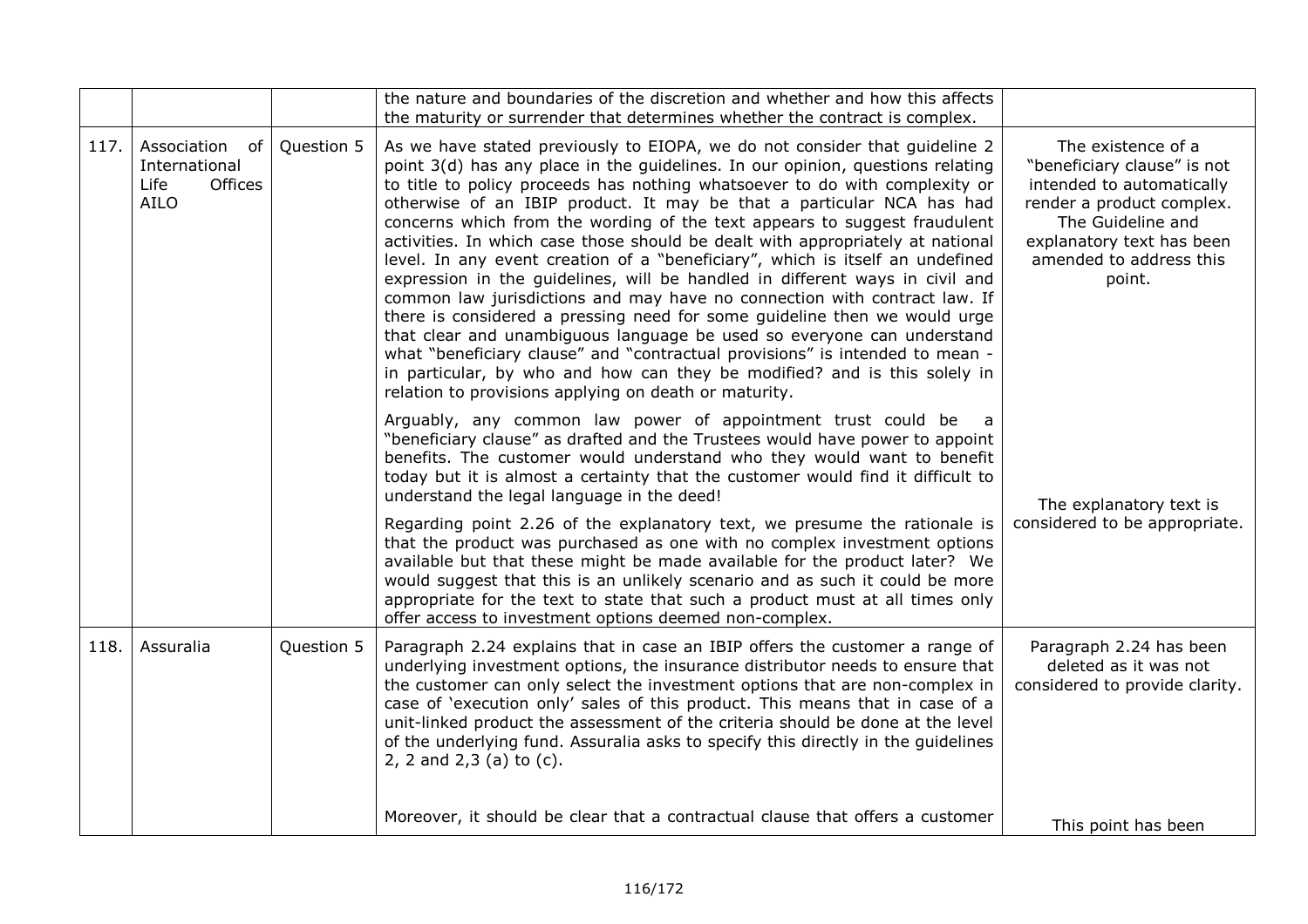| | | | | |
|---|---|---|---|---|
| | | | the nature and boundaries of the discretion and whether and how this affects the maturity or surrender that determines whether the contract is complex. | |
| 117. | Association of International Life Offices AILO | Question 5 | As we have stated previously to EIOPA, we do not consider that guideline 2 point 3(d) has any place in the guidelines. In our opinion, questions relating to title to policy proceeds has nothing whatsoever to do with complexity or otherwise of an IBIP product. It may be that a particular NCA has had concerns which from the wording of the text appears to suggest fraudulent activities. In which case those should be dealt with appropriately at national level. In any event creation of a "beneficiary", which is itself an undefined expression in the guidelines, will be handled in different ways in civil and common law jurisdictions and may have no connection with contract law. If there is considered a pressing need for some guideline then we would urge that clear and unambiguous language be used so everyone can understand what "beneficiary clause" and "contractual provisions" is intended to mean - in particular, by who and how can they be modified? and is this solely in relation to provisions applying on death or maturity. | The existence of a "beneficiary clause" is not intended to automatically render a product complex. The Guideline and explanatory text has been amended to address this point. |
| | | | Arguably, any common law power of appointment trust could be a "beneficiary clause" as drafted and the Trustees would have power to appoint benefits. The customer would understand who they would want to benefit today but it is almost a certainty that the customer would find it difficult to understand the legal language in the deed! | |
| | | | Regarding point 2.26 of the explanatory text, we presume the rationale is that the product was purchased as one with no complex investment options available but that these might be made available for the product later? We would suggest that this is an unlikely scenario and as such it could be more appropriate for the text to state that such a product must at all times only offer access to investment options deemed non-complex. | The explanatory text is considered to be appropriate. |
| 118. | Assuralia | Question 5 | Paragraph 2.24 explains that in case an IBIP offers the customer a range of underlying investment options, the insurance distributor needs to ensure that the customer can only select the investment options that are non-complex in case of 'execution only' sales of this product. This means that in case of a unit-linked product the assessment of the criteria should be done at the level of the underlying fund. Assuralia asks to specify this directly in the guidelines 2, 2 and 2,3 (a) to (c). | Paragraph 2.24 has been deleted as it was not considered to provide clarity. |
| | | | Moreover, it should be clear that a contractual clause that offers a customer | This point has been |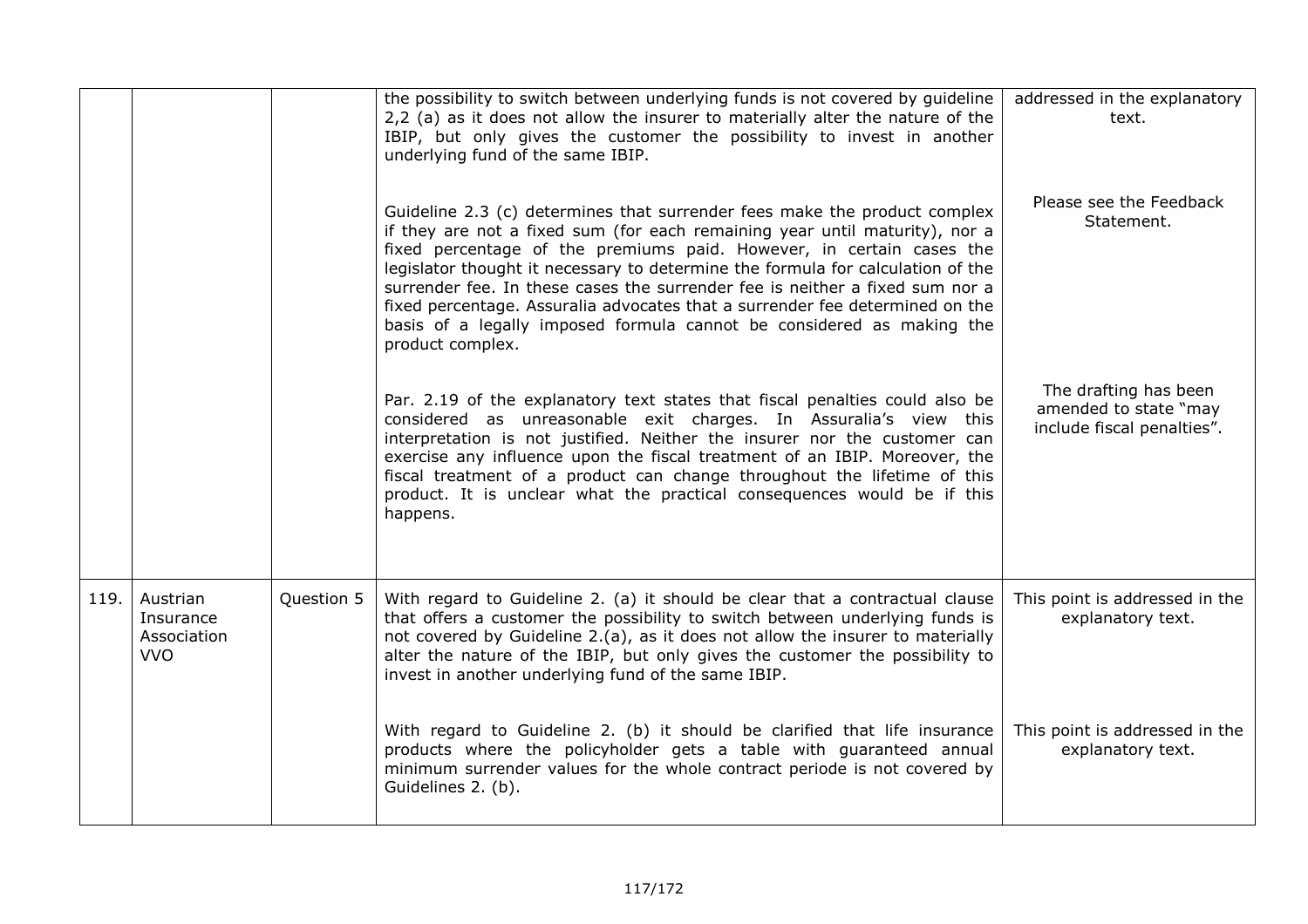| | | | | |
|---|---|---|---|---|
| | | | the possibility to switch between underlying funds is not covered by guideline 2,2 (a) as it does not allow the insurer to materially alter the nature of the IBIP, but only gives the customer the possibility to invest in another underlying fund of the same IBIP. | addressed in the explanatory text. |
| | | | Guideline 2.3 (c) determines that surrender fees make the product complex if they are not a fixed sum (for each remaining year until maturity), nor a fixed percentage of the premiums paid. However, in certain cases the legislator thought it necessary to determine the formula for calculation of the surrender fee. In these cases the surrender fee is neither a fixed sum nor a fixed percentage. Assuralia advocates that a surrender fee determined on the basis of a legally imposed formula cannot be considered as making the product complex. | Please see the Feedback Statement. |
| | | | Par. 2.19 of the explanatory text states that fiscal penalties could also be considered as unreasonable exit charges. In Assuralia's view this interpretation is not justified. Neither the insurer nor the customer can exercise any influence upon the fiscal treatment of an IBIP. Moreover, the fiscal treatment of a product can change throughout the lifetime of this product. It is unclear what the practical consequences would be if this happens. | The drafting has been amended to state "may include fiscal penalties". |
| 119. | Austrian Insurance Association VVO | Question 5 | With regard to Guideline 2. (a) it should be clear that a contractual clause that offers a customer the possibility to switch between underlying funds is not covered by Guideline 2.(a), as it does not allow the insurer to materially alter the nature of the IBIP, but only gives the customer the possibility to invest in another underlying fund of the same IBIP. | This point is addressed in the explanatory text. |
| | | | With regard to Guideline 2. (b) it should be clarified that life insurance products where the policyholder gets a table with guaranteed annual minimum surrender values for the whole contract periode is not covered by Guidelines 2. (b). | This point is addressed in the explanatory text. |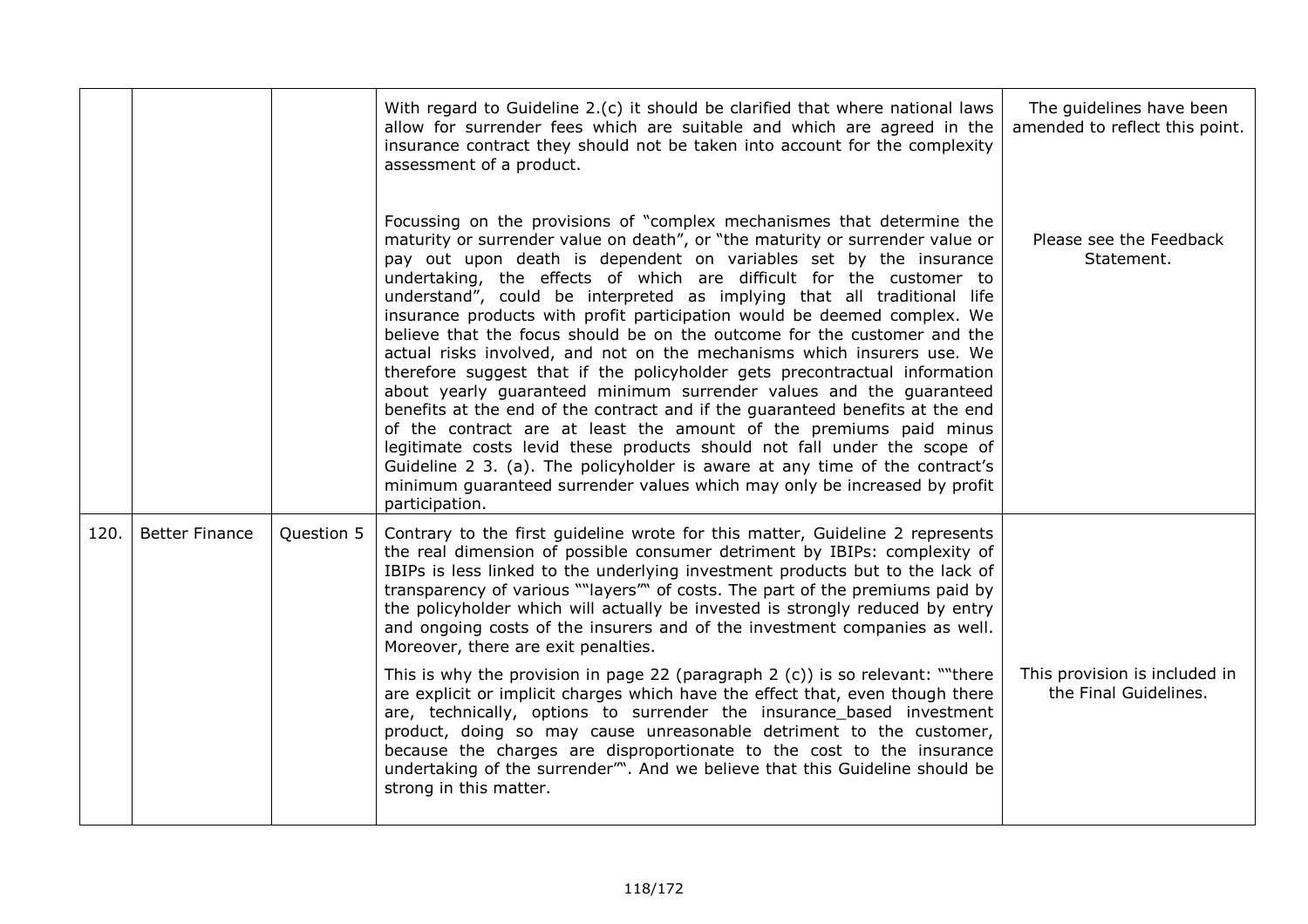| | | | | |
|---|---|---|---|---|
| | | | With regard to Guideline 2.(c) it should be clarified that where national laws allow for surrender fees which are suitable and which are agreed in the insurance contract they should not be taken into account for the complexity assessment of a product. | The guidelines have been amended to reflect this point. |
| | | | Focussing on the provisions of "complex mechanismes that determine the maturity or surrender value on death", or "the maturity or surrender value or pay out upon death is dependent on variables set by the insurance undertaking, the effects of which are difficult for the customer to understand", could be interpreted as implying that all traditional life insurance products with profit participation would be deemed complex. We believe that the focus should be on the outcome for the customer and the actual risks involved, and not on the mechanisms which insurers use. We therefore suggest that if the policyholder gets precontractual information about yearly guaranteed minimum surrender values and the guaranteed benefits at the end of the contract and if the guaranteed benefits at the end of the contract are at least the amount of the premiums paid minus legitimate costs levid these products should not fall under the scope of Guideline 2 3. (a). The policyholder is aware at any time of the contract's minimum guaranteed surrender values which may only be increased by profit participation. | Please see the Feedback Statement. |
| 120. | Better Finance | Question 5 | Contrary to the first guideline wrote for this matter, Guideline 2 represents the real dimension of possible consumer detriment by IBIPs: complexity of IBIPs is less linked to the underlying investment products but to the lack of transparency of various ""layers"" of costs. The part of the premiums paid by the policyholder which will actually be invested is strongly reduced by entry and ongoing costs of the insurers and of the investment companies as well. Moreover, there are exit penalties. | |
| | | | This is why the provision in page 22 (paragraph 2 (c)) is so relevant: ""there are explicit or implicit charges which have the effect that, even though there are, technically, options to surrender the insurance_based investment product, doing so may cause unreasonable detriment to the customer, because the charges are disproportionate to the cost to the insurance undertaking of the surrender"". And we believe that this Guideline should be strong in this matter. | This provision is included in the Final Guidelines. |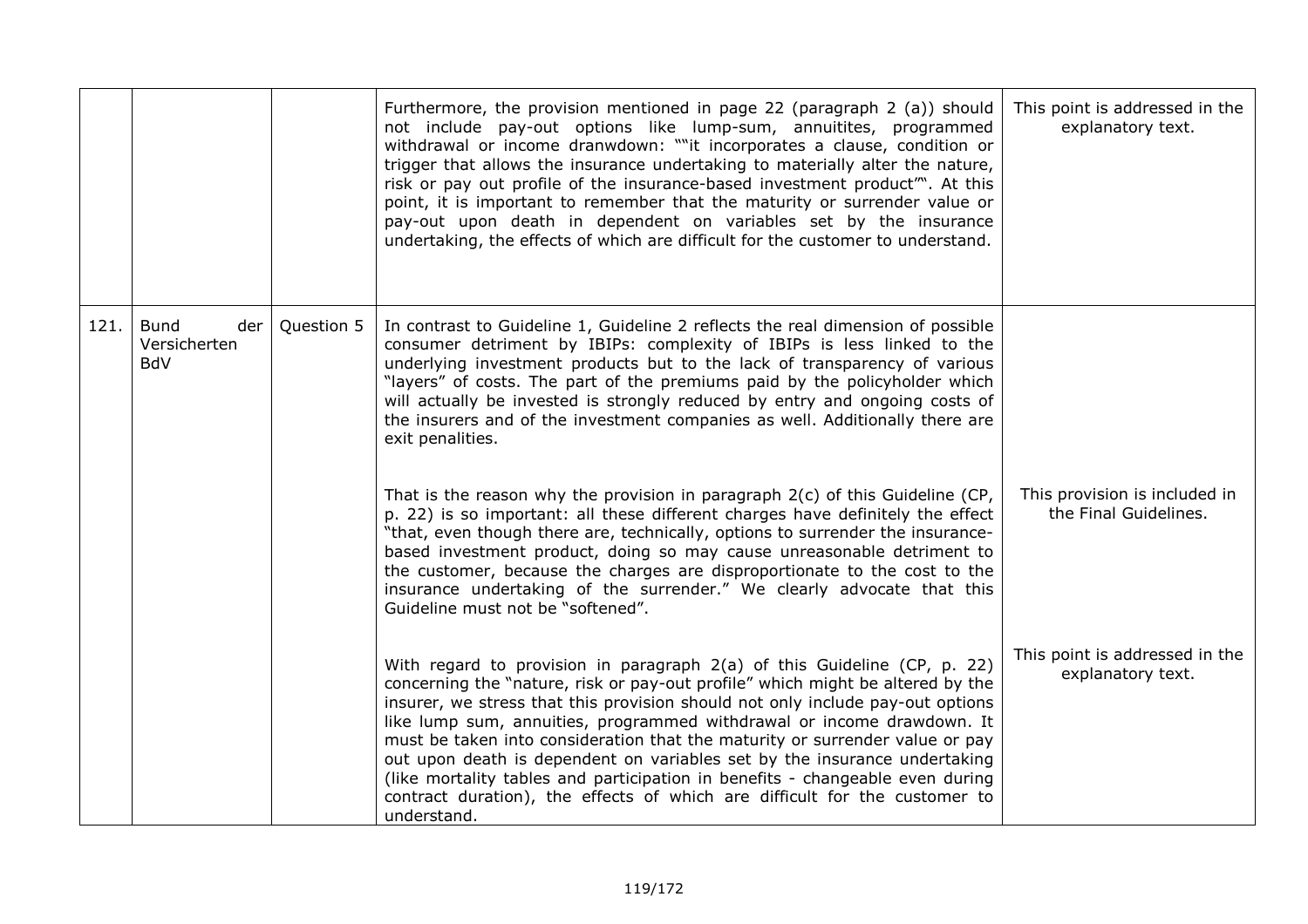|  |  |  |  |  |
|---|---|---|---|---|
|  |  |  | Furthermore, the provision mentioned in page 22 (paragraph 2 (a)) should not include pay-out options like lump-sum, annuitites, programmed withdrawal or income dranwdown: ""it incorporates a clause, condition or trigger that allows the insurance undertaking to materially alter the nature, risk or pay out profile of the insurance-based investment product"". At this point, it is important to remember that the maturity or surrender value or pay-out upon death in dependent on variables set by the insurance undertaking, the effects of which are difficult for the customer to understand. | This point is addressed in the explanatory text. |
| 121. | Bund der Versicherten BdV | Question 5 | In contrast to Guideline 1, Guideline 2 reflects the real dimension of possible consumer detriment by IBIPs: complexity of IBIPs is less linked to the underlying investment products but to the lack of transparency of various "layers" of costs. The part of the premiums paid by the policyholder which will actually be invested is strongly reduced by entry and ongoing costs of the insurers and of the investment companies as well. Additionally there are exit penalities. |  |
|  |  |  | That is the reason why the provision in paragraph 2(c) of this Guideline (CP, p. 22) is so important: all these different charges have definitely the effect "that, even though there are, technically, options to surrender the insurance-based investment product, doing so may cause unreasonable detriment to the customer, because the charges are disproportionate to the cost to the insurance undertaking of the surrender." We clearly advocate that this Guideline must not be "softened". | This provision is included in the Final Guidelines. |
|  |  |  | With regard to provision in paragraph 2(a) of this Guideline (CP, p. 22) concerning the "nature, risk or pay-out profile" which might be altered by the insurer, we stress that this provision should not only include pay-out options like lump sum, annuities, programmed withdrawal or income drawdown. It must be taken into consideration that the maturity or surrender value or pay out upon death is dependent on variables set by the insurance undertaking (like mortality tables and participation in benefits - changeable even during contract duration), the effects of which are difficult for the customer to understand. | This point is addressed in the explanatory text. |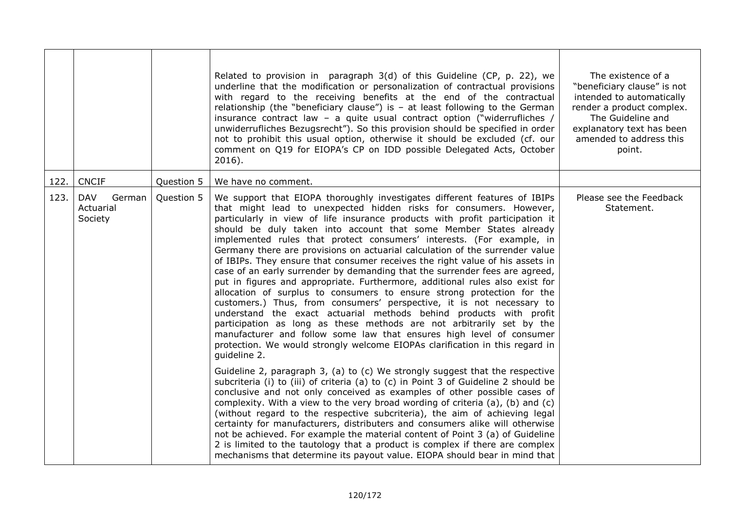|  |  |  |  |  |
|---|---|---|---|---|
|  |  |  | Related to provision in paragraph 3(d) of this Guideline (CP, p. 22), we underline that the modification or personalization of contractual provisions with regard to the receiving benefits at the end of the contractual relationship (the "beneficiary clause") is – at least following to the German insurance contract law – a quite usual contract option ("widerrufliches / unwiderrufliches Bezugsrecht"). So this provision should be specified in order not to prohibit this usual option, otherwise it should be excluded (cf. our comment on Q19 for EIOPA's CP on IDD possible Delegated Acts, October 2016). | The existence of a "beneficiary clause" is not intended to automatically render a product complex. The Guideline and explanatory text has been amended to address this point. |
| 122. | CNCIF | Question 5 | We have no comment. |  |
| 123. | DAV German Actuarial Society | Question 5 | We support that EIOPA thoroughly investigates different features of IBIPs that might lead to unexpected hidden risks for consumers. However, particularly in view of life insurance products with profit participation it should be duly taken into account that some Member States already implemented rules that protect consumers' interests. (For example, in Germany there are provisions on actuarial calculation of the surrender value of IBIPs. They ensure that consumer receives the right value of his assets in case of an early surrender by demanding that the surrender fees are agreed, put in figures and appropriate. Furthermore, additional rules also exist for allocation of surplus to consumers to ensure strong protection for the customers.) Thus, from consumers' perspective, it is not necessary to understand the exact actuarial methods behind products with profit participation as long as these methods are not arbitrarily set by the manufacturer and follow some law that ensures high level of consumer protection. We would strongly welcome EIOPAs clarification in this regard in guideline 2.<br><br>Guideline 2, paragraph 3, (a) to (c) We strongly suggest that the respective subcriteria (i) to (iii) of criteria (a) to (c) in Point 3 of Guideline 2 should be conclusive and not only conceived as examples of other possible cases of complexity. With a view to the very broad wording of criteria (a), (b) and (c) (without regard to the respective subcriteria), the aim of achieving legal certainty for manufacturers, distributers and consumers alike will otherwise not be achieved. For example the material content of Point 3 (a) of Guideline 2 is limited to the tautology that a product is complex if there are complex mechanisms that determine its payout value. EIOPA should bear in mind that | Please see the Feedback Statement. |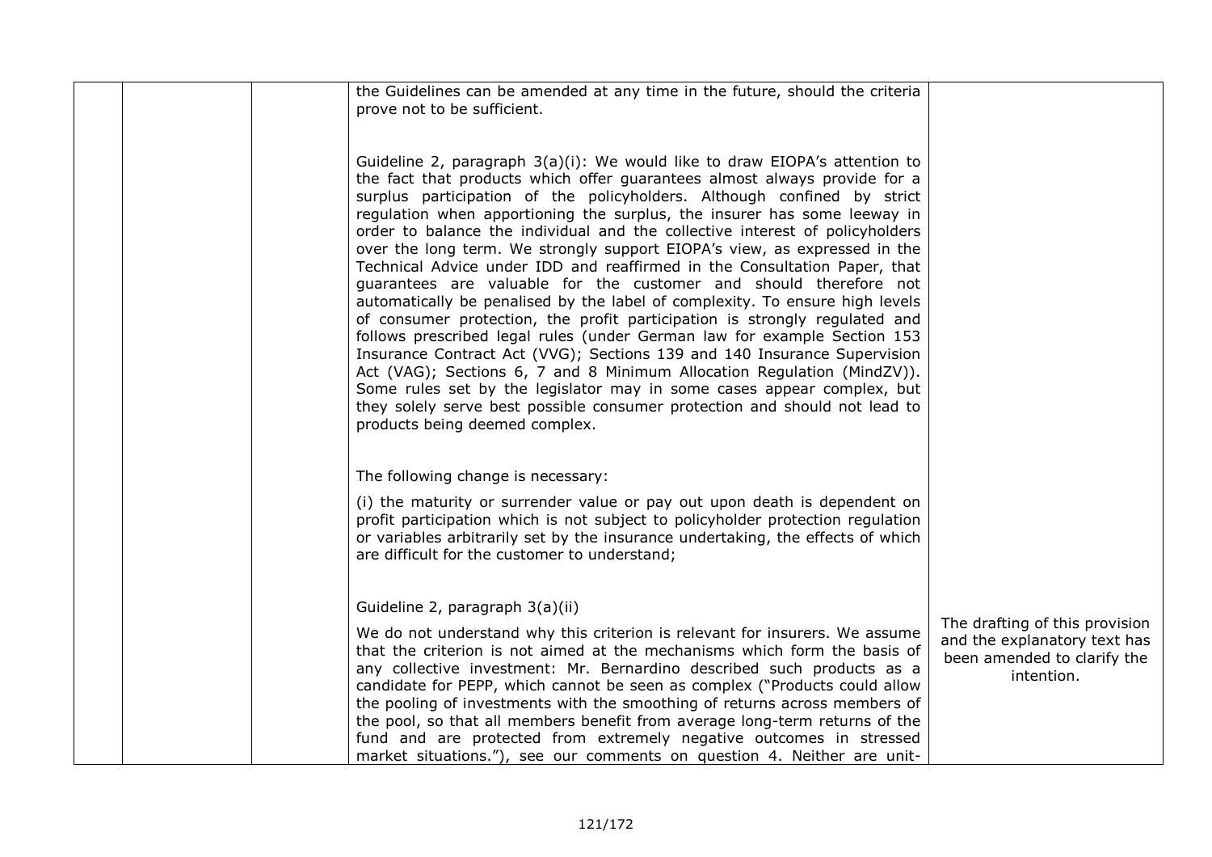| | | | | |
|---|---|---|---|---|
| | | | the Guidelines can be amended at any time in the future, should the criteria prove not to be sufficient.<br><br>Guideline 2, paragraph 3(a)(i): We would like to draw EIOPA's attention to the fact that products which offer guarantees almost always provide for a surplus participation of the policyholders. Although confined by strict regulation when apportioning the surplus, the insurer has some leeway in order to balance the individual and the collective interest of policyholders over the long term. We strongly support EIOPA's view, as expressed in the Technical Advice under IDD and reaffirmed in the Consultation Paper, that guarantees are valuable for the customer and should therefore not automatically be penalised by the label of complexity. To ensure high levels of consumer protection, the profit participation is strongly regulated and follows prescribed legal rules (under German law for example Section 153 Insurance Contract Act (VVG); Sections 139 and 140 Insurance Supervision Act (VAG); Sections 6, 7 and 8 Minimum Allocation Regulation (MindZV)). Some rules set by the legislator may in some cases appear complex, but they solely serve best possible consumer protection and should not lead to products being deemed complex.<br><br>The following change is necessary:<br><br>(i) the maturity or surrender value or pay out upon death is dependent on profit participation which is not subject to policyholder protection regulation or variables arbitrarily set by the insurance undertaking, the effects of which are difficult for the customer to understand;<br><br>Guideline 2, paragraph 3(a)(ii)<br><br>We do not understand why this criterion is relevant for insurers. We assume that the criterion is not aimed at the mechanisms which form the basis of any collective investment: Mr. Bernardino described such products as a candidate for PEPP, which cannot be seen as complex ("Products could allow the pooling of investments with the smoothing of returns across members of the pool, so that all members benefit from average long-term returns of the fund and are protected from extremely negative outcomes in stressed market situations."), see our comments on question 4. Neither are unit- | The drafting of this provision and the explanatory text has been amended to clarify the intention. |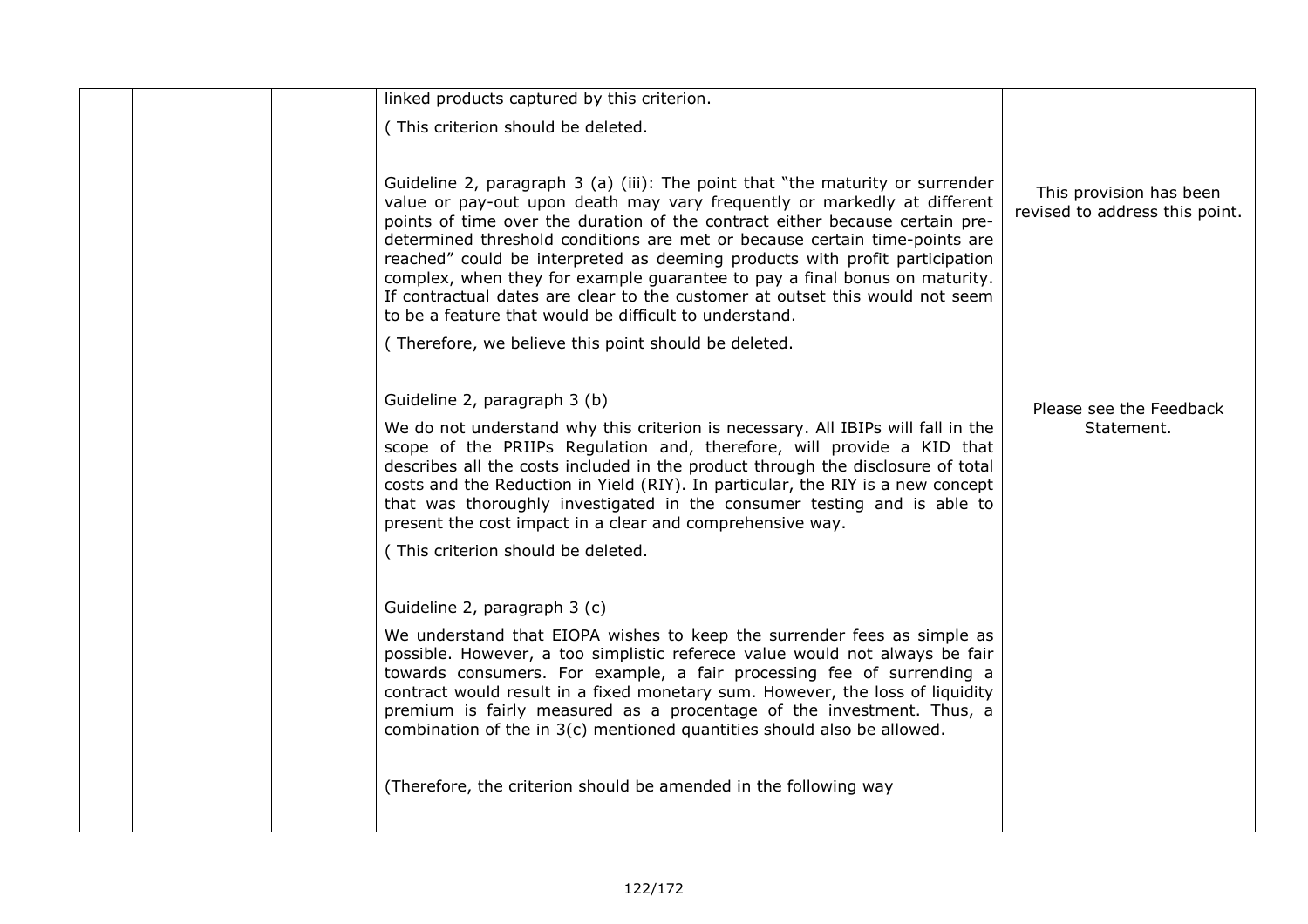| | | | linked products captured by this criterion.<br><br>( This criterion should be deleted.<br><br>Guideline 2, paragraph 3 (a) (iii): The point that "the maturity or surrender value or pay-out upon death may vary frequently or markedly at different points of time over the duration of the contract either because certain pre-determined threshold conditions are met or because certain time-points are reached" could be interpreted as deeming products with profit participation complex, when they for example guarantee to pay a final bonus on maturity. If contractual dates are clear to the customer at outset this would not seem to be a feature that would be difficult to understand.<br><br>( Therefore, we believe this point should be deleted. | This provision has been revised to address this point. |
|---|---|---|---|---|
| | | | Guideline 2, paragraph 3 (b)<br><br>We do not understand why this criterion is necessary. All IBIPs will fall in the scope of the PRIIPs Regulation and, therefore, will provide a KID that describes all the costs included in the product through the disclosure of total costs and the Reduction in Yield (RIY). In particular, the RIY is a new concept that was thoroughly investigated in the consumer testing and is able to present the cost impact in a clear and comprehensive way.<br><br>( This criterion should be deleted. | Please see the Feedback Statement. |
| | | | Guideline 2, paragraph 3 (c)<br><br>We understand that EIOPA wishes to keep the surrender fees as simple as possible. However, a too simplistic referece value would not always be fair towards consumers. For example, a fair processing fee of surrending a contract would result in a fixed monetary sum. However, the loss of liquidity premium is fairly measured as a procentage of the investment. Thus, a combination of the in 3(c) mentioned quantities should also be allowed.<br><br>(Therefore, the criterion should be amended in the following way | |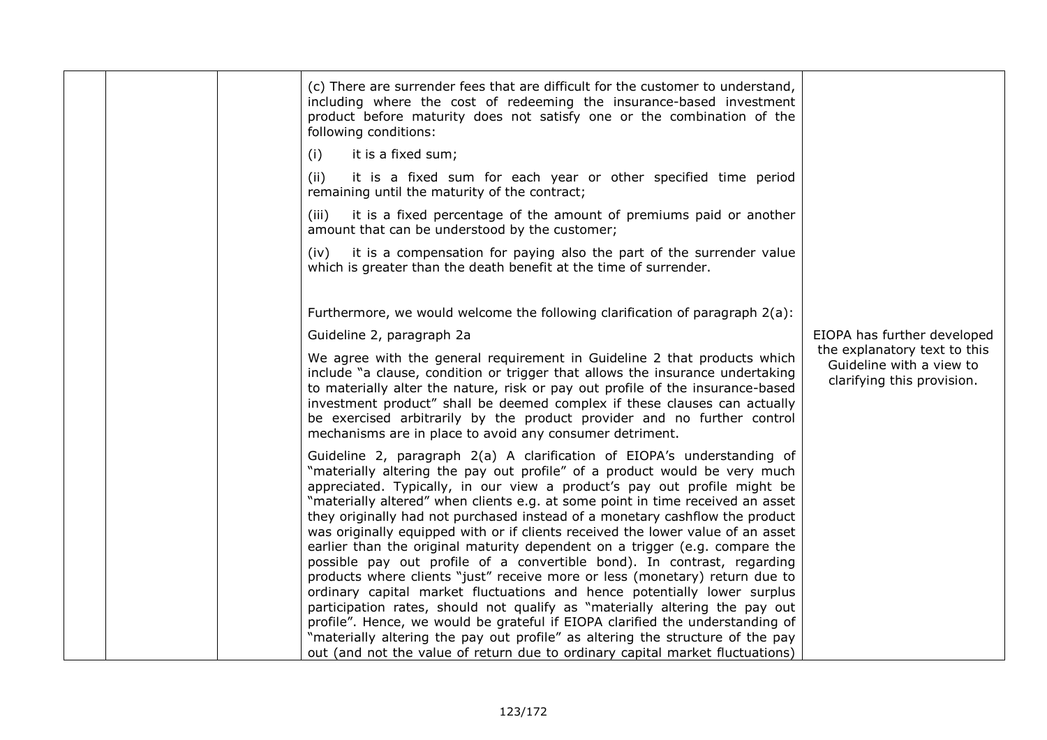|  |  |  | (c) There are surrender fees that are difficult for the customer to understand, including where the cost of redeeming the insurance-based investment product before maturity does not satisfy one or the combination of the following conditions:<br><br>(i) it is a fixed sum;<br><br>(ii) it is a fixed sum for each year or other specified time period remaining until the maturity of the contract;<br><br>(iii) it is a fixed percentage of the amount of premiums paid or another amount that can be understood by the customer;<br><br>(iv) it is a compensation for paying also the part of the surrender value which is greater than the death benefit at the time of surrender.<br><br>Furthermore, we would welcome the following clarification of paragraph 2(a):<br><br>Guideline 2, paragraph 2a<br><br>We agree with the general requirement in Guideline 2 that products which include "a clause, condition or trigger that allows the insurance undertaking to materially alter the nature, risk or pay out profile of the insurance-based investment product" shall be deemed complex if these clauses can actually be exercised arbitrarily by the product provider and no further control mechanisms are in place to avoid any consumer detriment.<br><br>Guideline 2, paragraph 2(a) A clarification of EIOPA's understanding of "materially altering the pay out profile" of a product would be very much appreciated. Typically, in our view a product's pay out profile might be "materially altered" when clients e.g. at some point in time received an asset they originally had not purchased instead of a monetary cashflow the product was originally equipped with or if clients received the lower value of an asset earlier than the original maturity dependent on a trigger (e.g. compare the possible pay out profile of a convertible bond). In contrast, regarding products where clients "just" receive more or less (monetary) return due to ordinary capital market fluctuations and hence potentially lower surplus participation rates, should not qualify as "materially altering the pay out profile". Hence, we would be grateful if EIOPA clarified the understanding of "materially altering the pay out profile" as altering the structure of the pay out (and not the value of return due to ordinary capital market fluctuations) | EIOPA has further developed the explanatory text to this Guideline with a view to clarifying this provision. |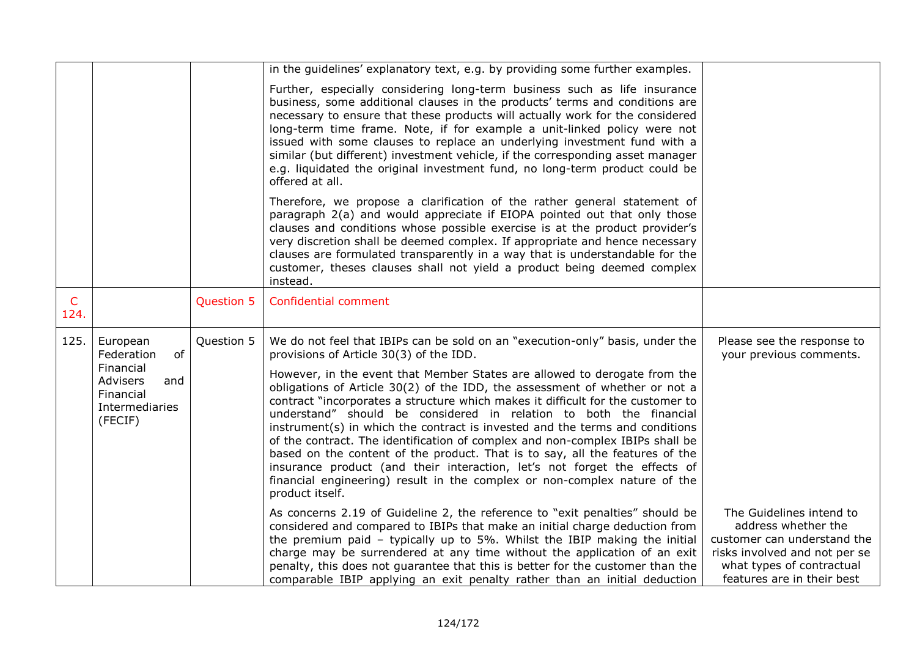| | | | | |
|---|---|---|---|---|
| | | | in the guidelines' explanatory text, e.g. by providing some further examples.<br><br>Further, especially considering long-term business such as life insurance business, some additional clauses in the products' terms and conditions are necessary to ensure that these products will actually work for the considered long-term time frame. Note, if for example a unit-linked policy were not issued with some clauses to replace an underlying investment fund with a similar (but different) investment vehicle, if the corresponding asset manager e.g. liquidated the original investment fund, no long-term product could be offered at all.<br><br>Therefore, we propose a clarification of the rather general statement of paragraph 2(a) and would appreciate if EIOPA pointed out that only those clauses and conditions whose possible exercise is at the product provider's very discretion shall be deemed complex. If appropriate and hence necessary clauses are formulated transparently in a way that is understandable for the customer, theses clauses shall not yield a product being deemed complex instead. | |
| C 124. | | Question 5 | Confidential comment | |
| 125. | European Federation of Financial Advisers and Financial Intermediaries (FECIF) | Question 5 | We do not feel that IBIPs can be sold on an "execution-only" basis, under the provisions of Article 30(3) of the IDD.<br><br>However, in the event that Member States are allowed to derogate from the obligations of Article 30(2) of the IDD, the assessment of whether or not a contract "incorporates a structure which makes it difficult for the customer to understand" should be considered in relation to both the financial instrument(s) in which the contract is invested and the terms and conditions of the contract. The identification of complex and non-complex IBIPs shall be based on the content of the product. That is to say, all the features of the insurance product (and their interaction, let's not forget the effects of financial engineering) result in the complex or non-complex nature of the product itself. | Please see the response to your previous comments. |
| | | | As concerns 2.19 of Guideline 2, the reference to "exit penalties" should be considered and compared to IBIPs that make an initial charge deduction from the premium paid – typically up to 5%. Whilst the IBIP making the initial charge may be surrendered at any time without the application of an exit penalty, this does not guarantee that this is better for the customer than the comparable IBIP applying an exit penalty rather than an initial deduction | The Guidelines intend to address whether the customer can understand the risks involved and not per se what types of contractual features are in their best |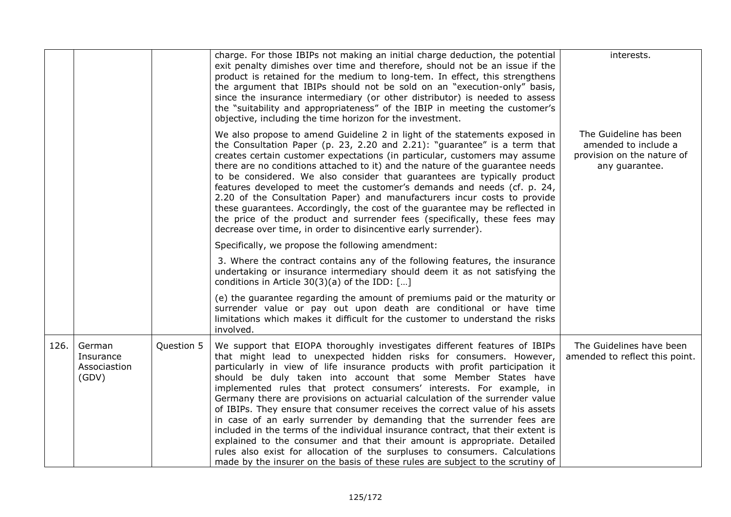| | | | | |
|---|---|---|---|---|
| | | | charge. For those IBIPs not making an initial charge deduction, the potential exit penalty dimishes over time and therefore, should not be an issue if the product is retained for the medium to long-tem. In effect, this strengthens the argument that IBIPs should not be sold on an "execution-only" basis, since the insurance intermediary (or other distributor) is needed to assess the "suitability and appropriateness" of the IBIP in meeting the customer's objective, including the time horizon for the investment.<br><br>We also propose to amend Guideline 2 in light of the statements exposed in the Consultation Paper (p. 23, 2.20 and 2.21): "guarantee" is a term that creates certain customer expectations (in particular, customers may assume there are no conditions attached to it) and the nature of the guarantee needs to be considered. We also consider that guarantees are typically product features developed to meet the customer's demands and needs (cf. p. 24, 2.20 of the Consultation Paper) and manufacturers incur costs to provide these guarantees. Accordingly, the cost of the guarantee may be reflected in the price of the product and surrender fees (specifically, these fees may decrease over time, in order to disincentive early surrender).<br><br>Specifically, we propose the following amendment:<br><br>3. Where the contract contains any of the following features, the insurance undertaking or insurance intermediary should deem it as not satisfying the conditions in Article 30(3)(a) of the IDD: […]<br><br>(e) the guarantee regarding the amount of premiums paid or the maturity or surrender value or pay out upon death are conditional or have time limitations which makes it difficult for the customer to understand the risks involved. | interests.<br><br>The Guideline has been amended to include a provision on the nature of any guarantee. |
| 126. | German Insurance Associastion (GDV) | Question 5 | We support that EIOPA thoroughly investigates different features of IBIPs that might lead to unexpected hidden risks for consumers. However, particularly in view of life insurance products with profit participation it should be duly taken into account that some Member States have implemented rules that protect consumers' interests. For example, in Germany there are provisions on actuarial calculation of the surrender value of IBIPs. They ensure that consumer receives the correct value of his assets in case of an early surrender by demanding that the surrender fees are included in the terms of the individual insurance contract, that their extent is explained to the consumer and that their amount is appropriate. Detailed rules also exist for allocation of the surpluses to consumers. Calculations made by the insurer on the basis of these rules are subject to the scrutiny of | The Guidelines have been amended to reflect this point. |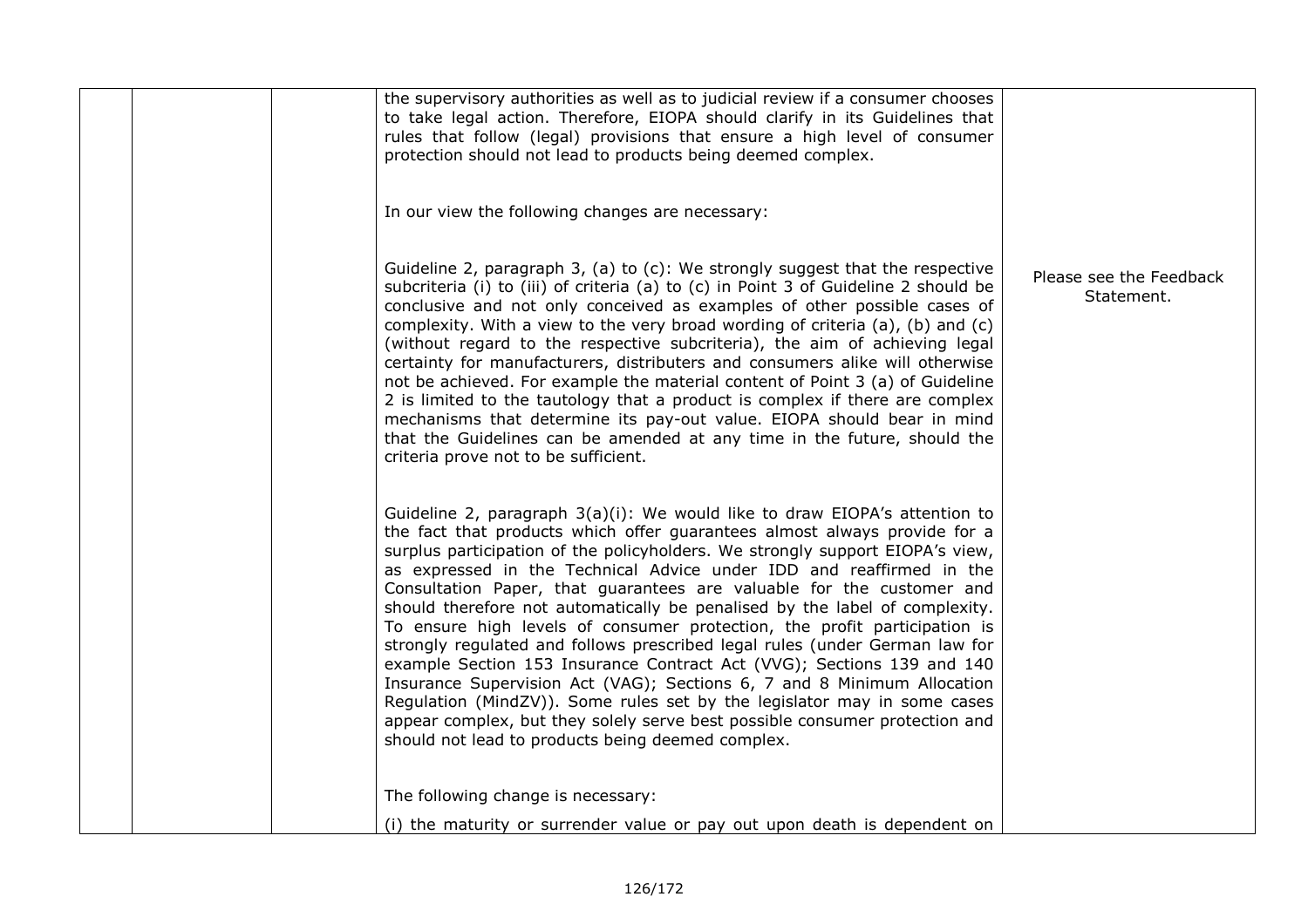|  |  |  | the supervisory authorities as well as to judicial review if a consumer chooses to take legal action. Therefore, EIOPA should clarify in its Guidelines that rules that follow (legal) provisions that ensure a high level of consumer protection should not lead to products being deemed complex.<br><br>In our view the following changes are necessary:<br><br>Guideline 2, paragraph 3, (a) to (c): We strongly suggest that the respective subcriteria (i) to (iii) of criteria (a) to (c) in Point 3 of Guideline 2 should be conclusive and not only conceived as examples of other possible cases of complexity. With a view to the very broad wording of criteria (a), (b) and (c) (without regard to the respective subcriteria), the aim of achieving legal certainty for manufacturers, distributers and consumers alike will otherwise not be achieved. For example the material content of Point 3 (a) of Guideline 2 is limited to the tautology that a product is complex if there are complex mechanisms that determine its pay-out value. EIOPA should bear in mind that the Guidelines can be amended at any time in the future, should the criteria prove not to be sufficient.<br><br>Guideline 2, paragraph 3(a)(i): We would like to draw EIOPA's attention to the fact that products which offer guarantees almost always provide for a surplus participation of the policyholders. We strongly support EIOPA's view, as expressed in the Technical Advice under IDD and reaffirmed in the Consultation Paper, that guarantees are valuable for the customer and should therefore not automatically be penalised by the label of complexity. To ensure high levels of consumer protection, the profit participation is strongly regulated and follows prescribed legal rules (under German law for example Section 153 Insurance Contract Act (VVG); Sections 139 and 140 Insurance Supervision Act (VAG); Sections 6, 7 and 8 Minimum Allocation Regulation (MindZV)). Some rules set by the legislator may in some cases appear complex, but they solely serve best possible consumer protection and should not lead to products being deemed complex.<br><br>The following change is necessary:<br>(i) the maturity or surrender value or pay out upon death is dependent on | Please see the Feedback Statement. |
|---|---|---|---|---|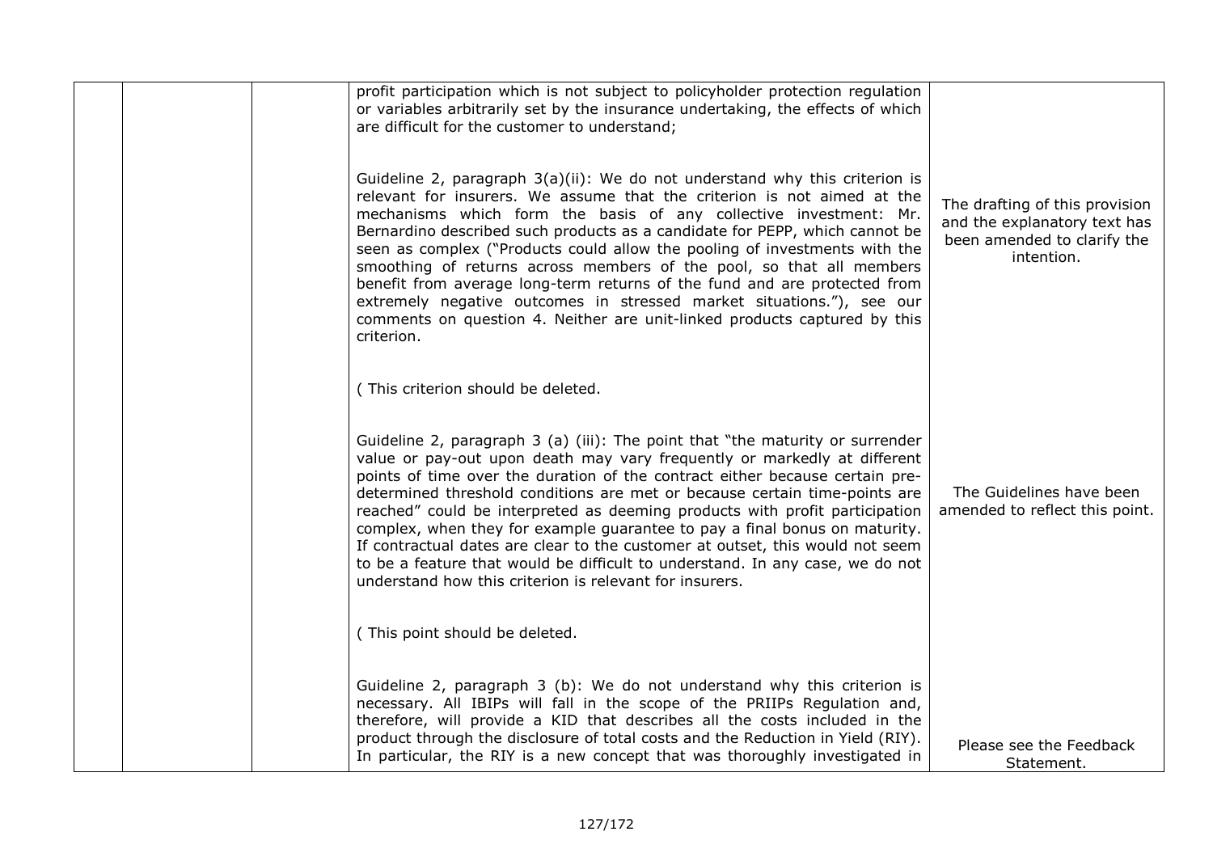| | | | | |
|---|---|---|---|---|
| | | | profit participation which is not subject to policyholder protection regulation or variables arbitrarily set by the insurance undertaking, the effects of which are difficult for the customer to understand;<br><br>Guideline 2, paragraph 3(a)(ii): We do not understand why this criterion is relevant for insurers. We assume that the criterion is not aimed at the mechanisms which form the basis of any collective investment: Mr. Bernardino described such products as a candidate for PEPP, which cannot be seen as complex ("Products could allow the pooling of investments with the smoothing of returns across members of the pool, so that all members benefit from average long-term returns of the fund and are protected from extremely negative outcomes in stressed market situations."), see our comments on question 4. Neither are unit-linked products captured by this criterion.<br><br>( This criterion should be deleted. | The drafting of this provision and the explanatory text has been amended to clarify the intention. |
| | | | Guideline 2, paragraph 3 (a) (iii): The point that "the maturity or surrender value or pay-out upon death may vary frequently or markedly at different points of time over the duration of the contract either because certain pre-determined threshold conditions are met or because certain time-points are reached" could be interpreted as deeming products with profit participation complex, when they for example guarantee to pay a final bonus on maturity. If contractual dates are clear to the customer at outset, this would not seem to be a feature that would be difficult to understand. In any case, we do not understand how this criterion is relevant for insurers.<br><br>( This point should be deleted. | The Guidelines have been amended to reflect this point. |
| | | | Guideline 2, paragraph 3 (b): We do not understand why this criterion is necessary. All IBIPs will fall in the scope of the PRIIPs Regulation and, therefore, will provide a KID that describes all the costs included in the product through the disclosure of total costs and the Reduction in Yield (RIY). In particular, the RIY is a new concept that was thoroughly investigated in | Please see the Feedback Statement. |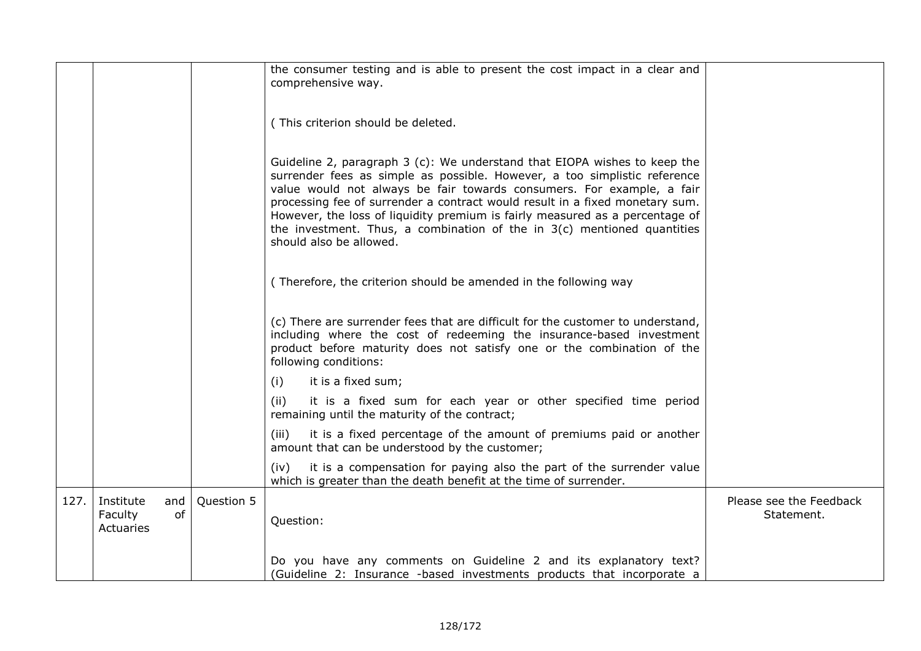| | | | | |
|---|---|---|---|---|
| | | | the consumer testing and is able to present the cost impact in a clear and comprehensive way.<br><br>( This criterion should be deleted.<br><br>Guideline 2, paragraph 3 (c): We understand that EIOPA wishes to keep the surrender fees as simple as possible. However, a too simplistic reference value would not always be fair towards consumers. For example, a fair processing fee of surrender a contract would result in a fixed monetary sum. However, the loss of liquidity premium is fairly measured as a percentage of the investment. Thus, a combination of the in 3(c) mentioned quantities should also be allowed.<br><br>( Therefore, the criterion should be amended in the following way<br><br>(c) There are surrender fees that are difficult for the customer to understand, including where the cost of redeeming the insurance-based investment product before maturity does not satisfy one or the combination of the following conditions:<br>(i) it is a fixed sum;<br>(ii) it is a fixed sum for each year or other specified time period remaining until the maturity of the contract;<br>(iii) it is a fixed percentage of the amount of premiums paid or another amount that can be understood by the customer;<br>(iv) it is a compensation for paying also the part of the surrender value which is greater than the death benefit at the time of surrender. | |
| 127. | Institute and Faculty of Actuaries | Question 5 | Question:<br><br>Do you have any comments on Guideline 2 and its explanatory text? (Guideline 2: Insurance -based investments products that incorporate a | Please see the Feedback Statement. |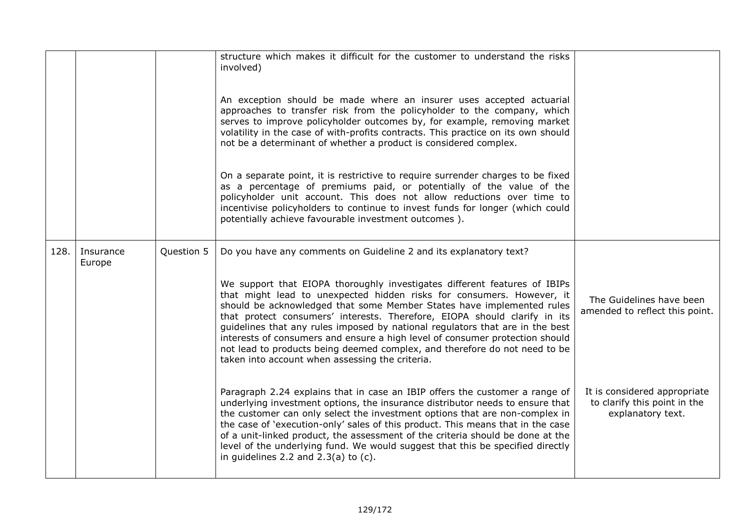| | | | | |
|---|---|---|---|---|
| | | | structure which makes it difficult for the customer to understand the risks involved)<br><br>An exception should be made where an insurer uses accepted actuarial approaches to transfer risk from the policyholder to the company, which serves to improve policyholder outcomes by, for example, removing market volatility in the case of with-profits contracts. This practice on its own should not be a determinant of whether a product is considered complex.<br><br>On a separate point, it is restrictive to require surrender charges to be fixed as a percentage of premiums paid, or potentially of the value of the policyholder unit account. This does not allow reductions over time to incentivise policyholders to continue to invest funds for longer (which could potentially achieve favourable investment outcomes ). | |
| 128. | Insurance Europe | Question 5 | Do you have any comments on Guideline 2 and its explanatory text?<br><br>We support that EIOPA thoroughly investigates different features of IBIPs that might lead to unexpected hidden risks for consumers. However, it should be acknowledged that some Member States have implemented rules that protect consumers' interests. Therefore, EIOPA should clarify in its guidelines that any rules imposed by national regulators that are in the best interests of consumers and ensure a high level of consumer protection should not lead to products being deemed complex, and therefore do not need to be taken into account when assessing the criteria.<br><br>Paragraph 2.24 explains that in case an IBIP offers the customer a range of underlying investment options, the insurance distributor needs to ensure that the customer can only select the investment options that are non-complex in the case of 'execution-only' sales of this product. This means that in the case of a unit-linked product, the assessment of the criteria should be done at the level of the underlying fund. We would suggest that this be specified directly in guidelines 2.2 and 2.3(a) to (c). | The Guidelines have been amended to reflect this point.<br><br>It is considered appropriate to clarify this point in the explanatory text. |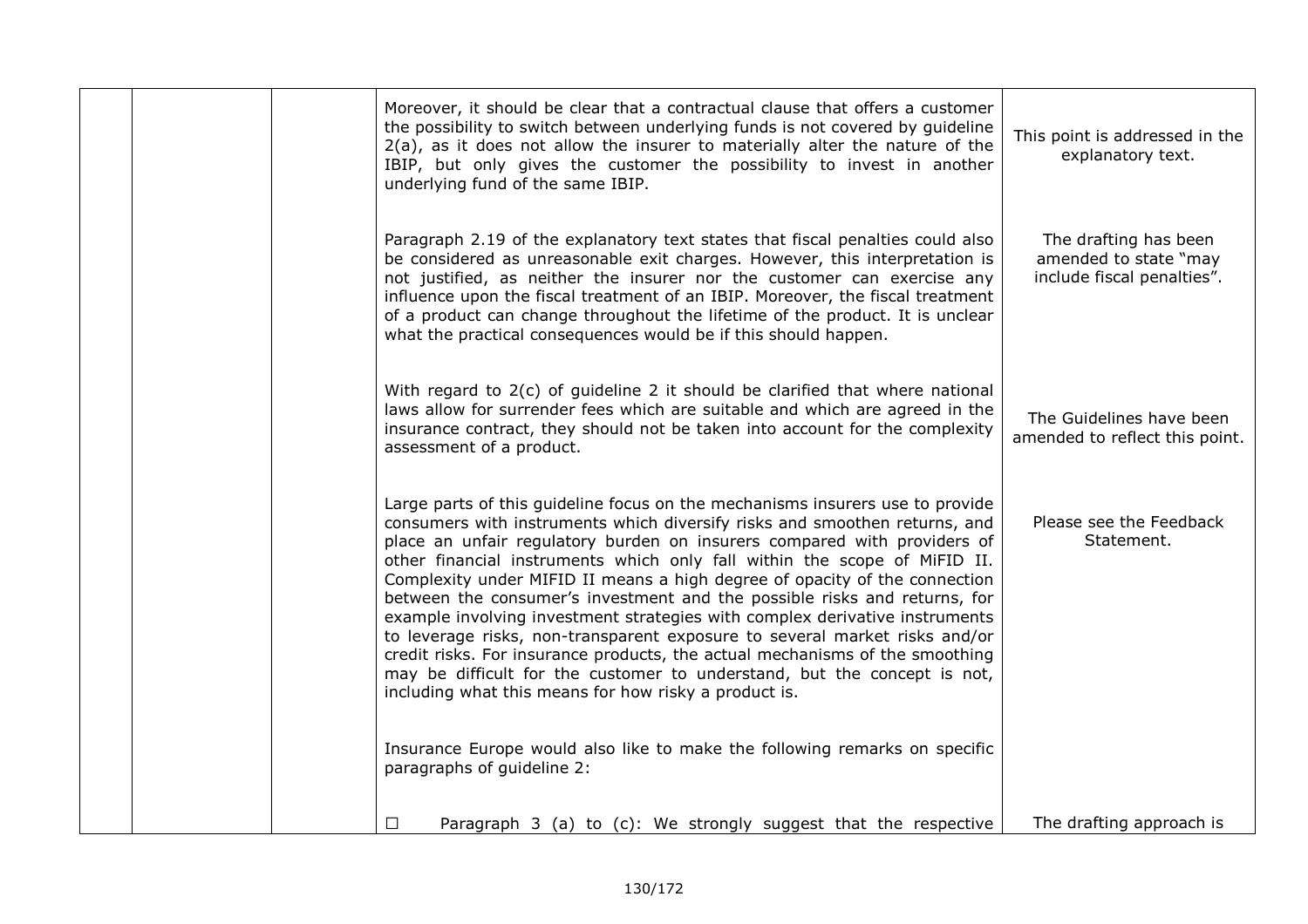|  |  |  |  |  |
|---|---|---|---|---|
|  |  |  | Moreover, it should be clear that a contractual clause that offers a customer the possibility to switch between underlying funds is not covered by guideline 2(a), as it does not allow the insurer to materially alter the nature of the IBIP, but only gives the customer the possibility to invest in another underlying fund of the same IBIP. | This point is addressed in the explanatory text. |
|  |  |  | Paragraph 2.19 of the explanatory text states that fiscal penalties could also be considered as unreasonable exit charges. However, this interpretation is not justified, as neither the insurer nor the customer can exercise any influence upon the fiscal treatment of an IBIP. Moreover, the fiscal treatment of a product can change throughout the lifetime of the product. It is unclear what the practical consequences would be if this should happen. | The drafting has been amended to state "may include fiscal penalties". |
|  |  |  | With regard to 2(c) of guideline 2 it should be clarified that where national laws allow for surrender fees which are suitable and which are agreed in the insurance contract, they should not be taken into account for the complexity assessment of a product. | The Guidelines have been amended to reflect this point. |
|  |  |  | Large parts of this guideline focus on the mechanisms insurers use to provide consumers with instruments which diversify risks and smoothen returns, and place an unfair regulatory burden on insurers compared with providers of other financial instruments which only fall within the scope of MiFID II. Complexity under MIFID II means a high degree of opacity of the connection between the consumer's investment and the possible risks and returns, for example involving investment strategies with complex derivative instruments to leverage risks, non-transparent exposure to several market risks and/or credit risks. For insurance products, the actual mechanisms of the smoothing may be difficult for the customer to understand, but the concept is not, including what this means for how risky a product is. | Please see the Feedback Statement. |
|  |  |  | Insurance Europe would also like to make the following remarks on specific paragraphs of guideline 2: |  |
|  |  |  | ☐ Paragraph 3 (a) to (c): We strongly suggest that the respective | The drafting approach is |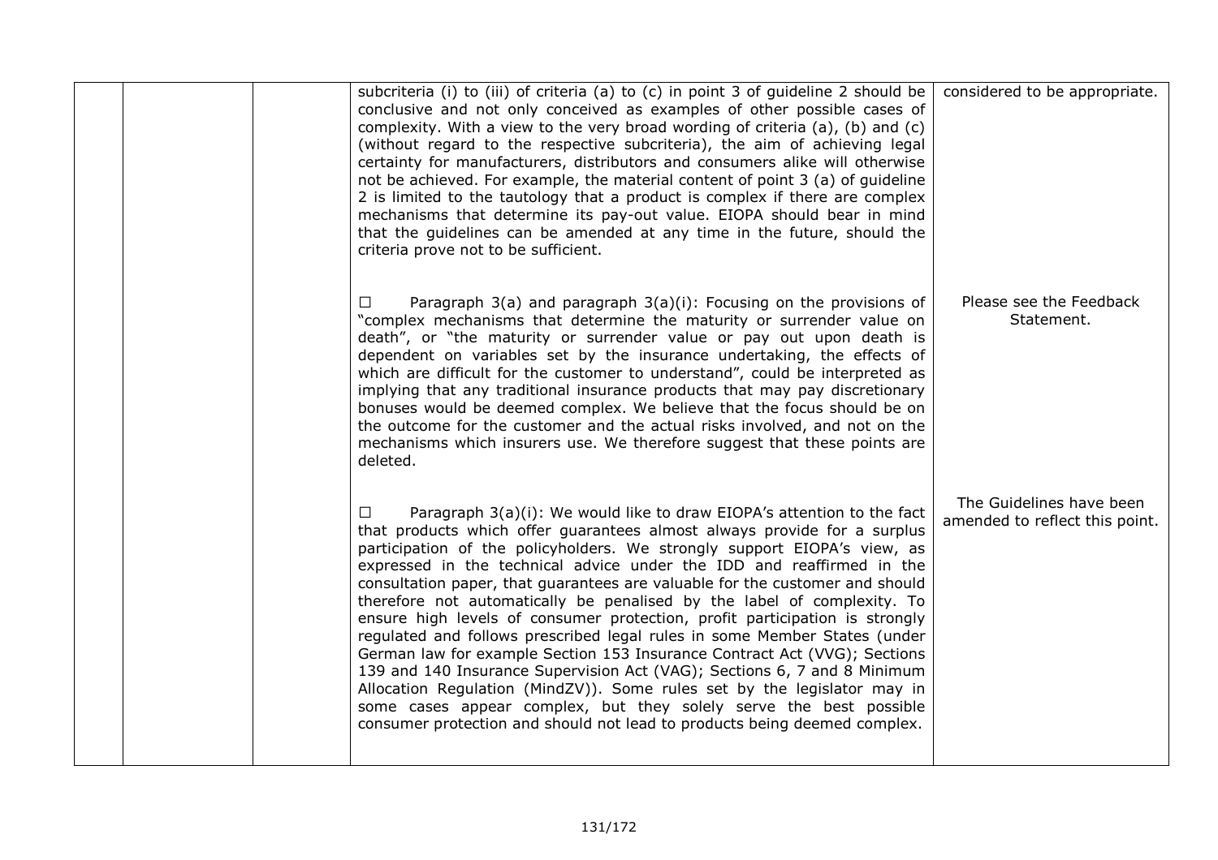| | | | | |
|---|---|---|---|---|
| | | | subcriteria (i) to (iii) of criteria (a) to (c) in point 3 of guideline 2 should be conclusive and not only conceived as examples of other possible cases of complexity. With a view to the very broad wording of criteria (a), (b) and (c) (without regard to the respective subcriteria), the aim of achieving legal certainty for manufacturers, distributors and consumers alike will otherwise not be achieved. For example, the material content of point 3 (a) of guideline 2 is limited to the tautology that a product is complex if there are complex mechanisms that determine its pay-out value. EIOPA should bear in mind that the guidelines can be amended at any time in the future, should the criteria prove not to be sufficient. | considered to be appropriate. |
| | | | ☐ Paragraph 3(a) and paragraph 3(a)(i): Focusing on the provisions of "complex mechanisms that determine the maturity or surrender value on death", or "the maturity or surrender value or pay out upon death is dependent on variables set by the insurance undertaking, the effects of which are difficult for the customer to understand", could be interpreted as implying that any traditional insurance products that may pay discretionary bonuses would be deemed complex. We believe that the focus should be on the outcome for the customer and the actual risks involved, and not on the mechanisms which insurers use. We therefore suggest that these points are deleted. | Please see the Feedback Statement. |
| | | | ☐ Paragraph 3(a)(i): We would like to draw EIOPA's attention to the fact that products which offer guarantees almost always provide for a surplus participation of the policyholders. We strongly support EIOPA's view, as expressed in the technical advice under the IDD and reaffirmed in the consultation paper, that guarantees are valuable for the customer and should therefore not automatically be penalised by the label of complexity. To ensure high levels of consumer protection, profit participation is strongly regulated and follows prescribed legal rules in some Member States (under German law for example Section 153 Insurance Contract Act (VVG); Sections 139 and 140 Insurance Supervision Act (VAG); Sections 6, 7 and 8 Minimum Allocation Regulation (MindZV)). Some rules set by the legislator may in some cases appear complex, but they solely serve the best possible consumer protection and should not lead to products being deemed complex. | The Guidelines have been amended to reflect this point. |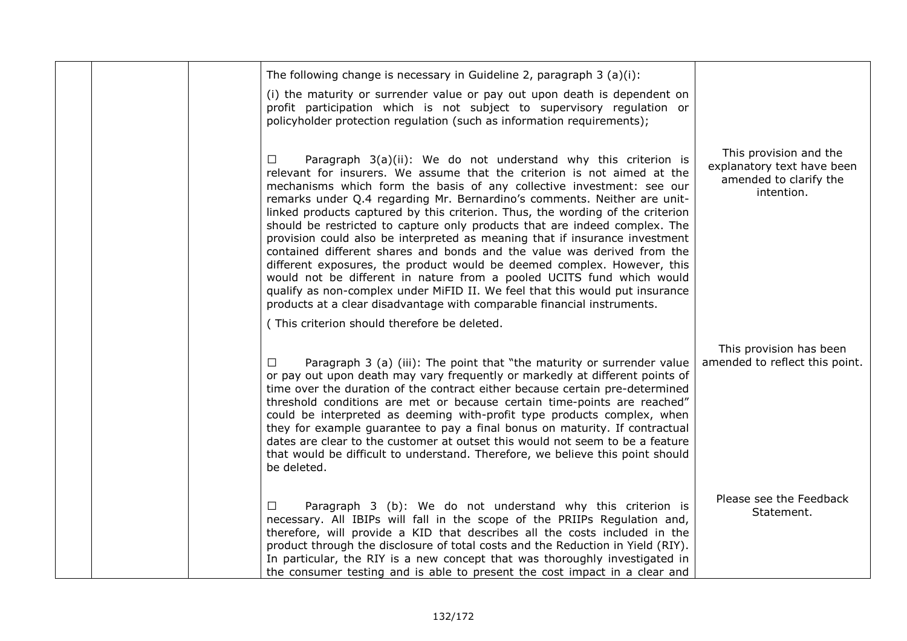| | | | | |
|---|---|---|---|---|
| | | | The following change is necessary in Guideline 2, paragraph 3 (a)(i):<br><br>(i) the maturity or surrender value or pay out upon death is dependent on profit participation which is not subject to supervisory regulation or policyholder protection regulation (such as information requirements); | |
| | | | ☐ Paragraph 3(a)(ii): We do not understand why this criterion is relevant for insurers. We assume that the criterion is not aimed at the mechanisms which form the basis of any collective investment: see our remarks under Q.4 regarding Mr. Bernardino's comments. Neither are unit-linked products captured by this criterion. Thus, the wording of the criterion should be restricted to capture only products that are indeed complex. The provision could also be interpreted as meaning that if insurance investment contained different shares and bonds and the value was derived from the different exposures, the product would be deemed complex. However, this would not be different in nature from a pooled UCITS fund which would qualify as non-complex under MiFID II. We feel that this would put insurance products at a clear disadvantage with comparable financial instruments.<br><br>( This criterion should therefore be deleted. | This provision and the explanatory text have been amended to clarify the intention. |
| | | | ☐ Paragraph 3 (a) (iii): The point that "the maturity or surrender value or pay out upon death may vary frequently or markedly at different points of time over the duration of the contract either because certain pre-determined threshold conditions are met or because certain time-points are reached" could be interpreted as deeming with-profit type products complex, when they for example guarantee to pay a final bonus on maturity. If contractual dates are clear to the customer at outset this would not seem to be a feature that would be difficult to understand. Therefore, we believe this point should be deleted. | This provision has been amended to reflect this point. |
| | | | ☐ Paragraph 3 (b): We do not understand why this criterion is necessary. All IBIPs will fall in the scope of the PRIIPs Regulation and, therefore, will provide a KID that describes all the costs included in the product through the disclosure of total costs and the Reduction in Yield (RIY). In particular, the RIY is a new concept that was thoroughly investigated in the consumer testing and is able to present the cost impact in a clear and | Please see the Feedback Statement. |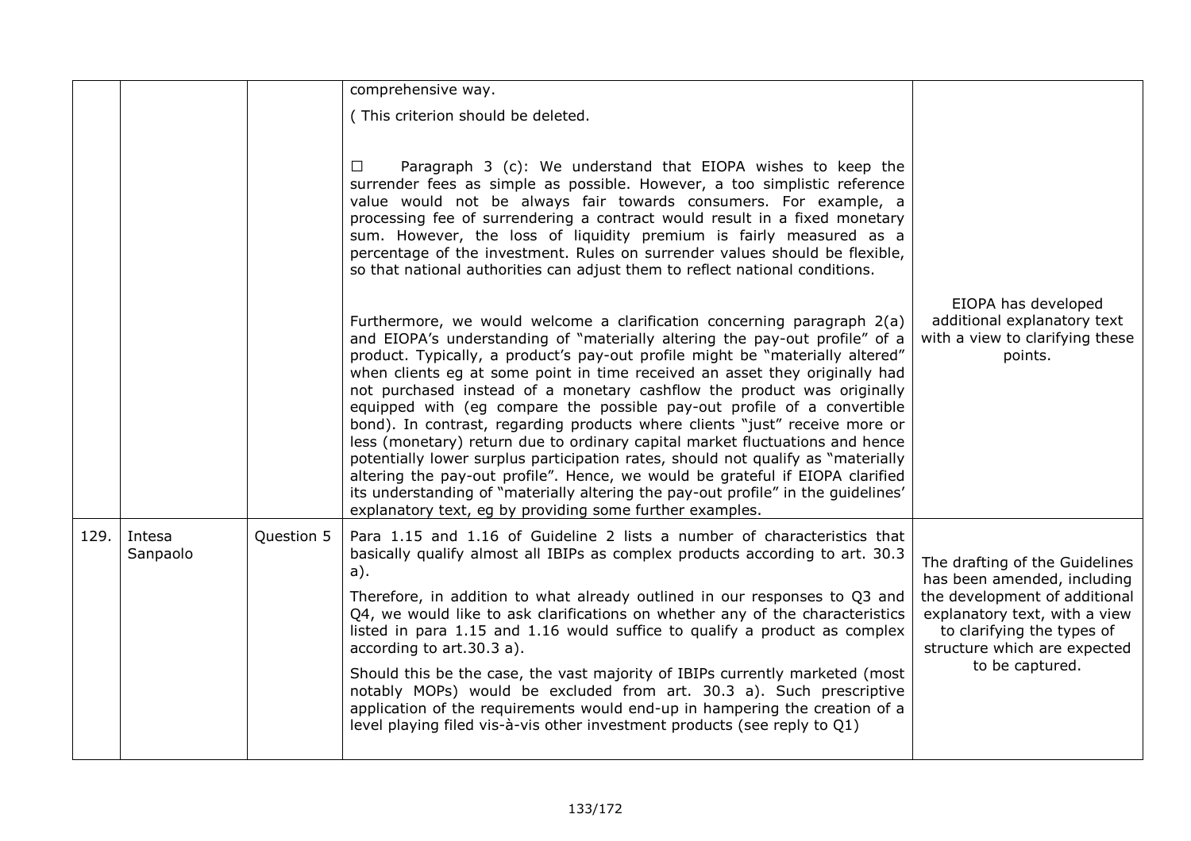| | | | | |
|---|---|---|---|---|
| | | | comprehensive way.<br><br>( This criterion should be deleted.<br><br>☐ Paragraph 3 (c): We understand that EIOPA wishes to keep the surrender fees as simple as possible. However, a too simplistic reference value would not be always fair towards consumers. For example, a processing fee of surrendering a contract would result in a fixed monetary sum. However, the loss of liquidity premium is fairly measured as a percentage of the investment. Rules on surrender values should be flexible, so that national authorities can adjust them to reflect national conditions.<br><br>Furthermore, we would welcome a clarification concerning paragraph 2(a) and EIOPA's understanding of "materially altering the pay-out profile" of a product. Typically, a product's pay-out profile might be "materially altered" when clients eg at some point in time received an asset they originally had not purchased instead of a monetary cashflow the product was originally equipped with (eg compare the possible pay-out profile of a convertible bond). In contrast, regarding products where clients "just" receive more or less (monetary) return due to ordinary capital market fluctuations and hence potentially lower surplus participation rates, should not qualify as "materially altering the pay-out profile". Hence, we would be grateful if EIOPA clarified its understanding of "materially altering the pay-out profile" in the guidelines' explanatory text, eg by providing some further examples. | EIOPA has developed additional explanatory text with a view to clarifying these points. |
| 129. | Intesa Sanpaolo | Question 5 | Para 1.15 and 1.16 of Guideline 2 lists a number of characteristics that basically qualify almost all IBIPs as complex products according to art. 30.3 a).<br><br>Therefore, in addition to what already outlined in our responses to Q3 and Q4, we would like to ask clarifications on whether any of the characteristics listed in para 1.15 and 1.16 would suffice to qualify a product as complex according to art.30.3 a).<br><br>Should this be the case, the vast majority of IBIPs currently marketed (most notably MOPs) would be excluded from art. 30.3 a). Such prescriptive application of the requirements would end-up in hampering the creation of a level playing filed vis-à-vis other investment products (see reply to Q1) | The drafting of the Guidelines has been amended, including the development of additional explanatory text, with a view to clarifying the types of structure which are expected to be captured. |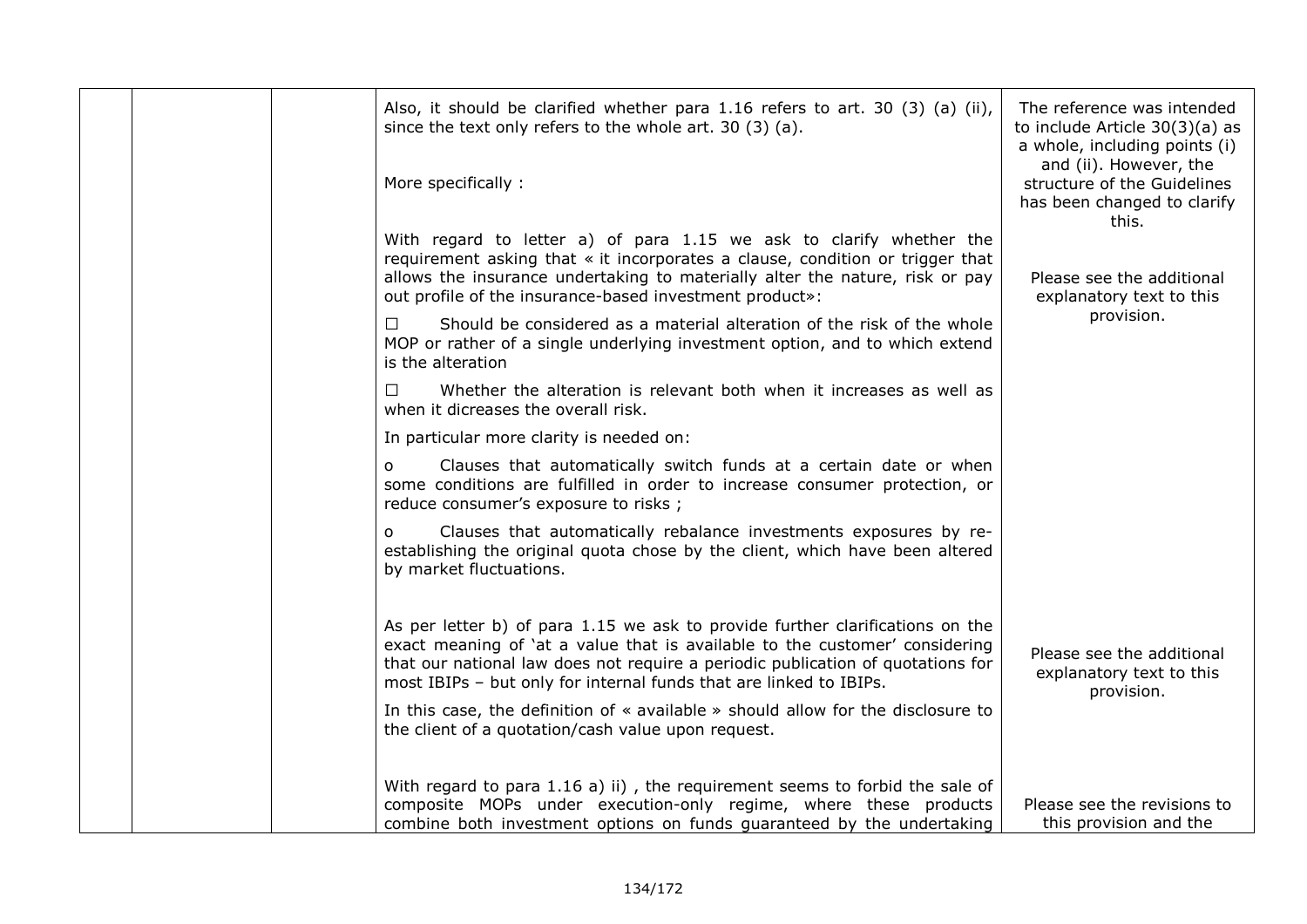|  |  |  | Also, it should be clarified whether para 1.16 refers to art. 30 (3) (a) (ii), since the text only refers to the whole art. 30 (3) (a).<br><br>More specifically :<br><br>With regard to letter a) of para 1.15 we ask to clarify whether the requirement asking that « it incorporates a clause, condition or trigger that allows the insurance undertaking to materially alter the nature, risk or pay out profile of the insurance-based investment product»:<br><br>☐ Should be considered as a material alteration of the risk of the whole MOP or rather of a single underlying investment option, and to which extend is the alteration<br><br>☐ Whether the alteration is relevant both when it increases as well as when it dicreases the overall risk.<br><br>In particular more clarity is needed on:<br><br>o Clauses that automatically switch funds at a certain date or when some conditions are fulfilled in order to increase consumer protection, or reduce consumer's exposure to risks ;<br><br>o Clauses that automatically rebalance investments exposures by re-establishing the original quota chose by the client, which have been altered by market fluctuations.<br><br>As per letter b) of para 1.15 we ask to provide further clarifications on the exact meaning of 'at a value that is available to the customer' considering that our national law does not require a periodic publication of quotations for most IBIPs – but only for internal funds that are linked to IBIPs.<br><br>In this case, the definition of « available » should allow for the disclosure to the client of a quotation/cash value upon request.<br><br>With regard to para 1.16 a) ii) , the requirement seems to forbid the sale of composite MOPs under execution-only regime, where these products combine both investment options on funds guaranteed by the undertaking | The reference was intended to include Article 30(3)(a) as a whole, including points (i) and (ii). However, the structure of the Guidelines has been changed to clarify this.<br><br>Please see the additional explanatory text to this provision.<br><br>Please see the additional explanatory text to this provision.<br><br>Please see the revisions to this provision and the |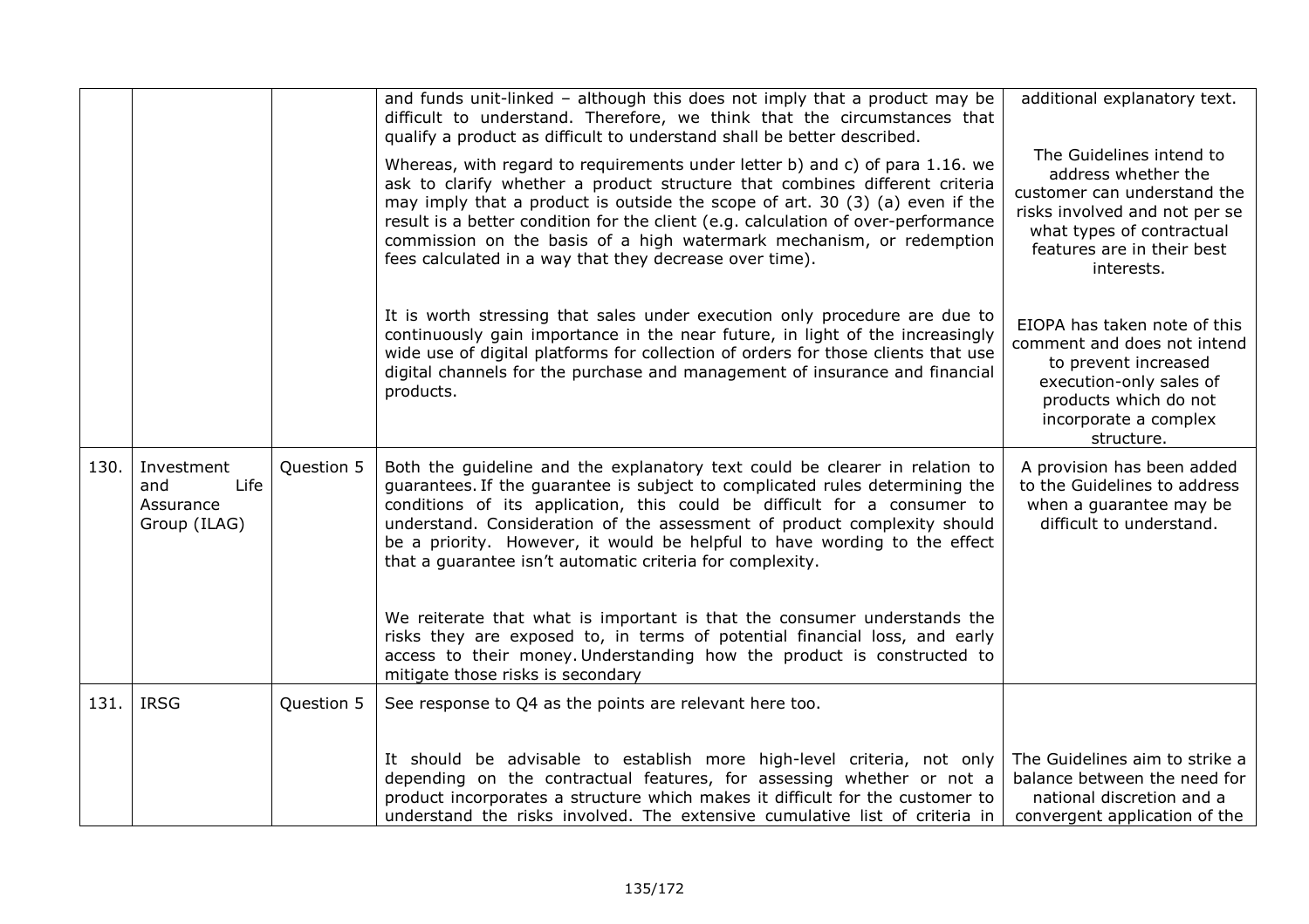| | | | | |
|---|---|---|---|---|
| | | | and funds unit-linked – although this does not imply that a product may be difficult to understand. Therefore, we think that the circumstances that qualify a product as difficult to understand shall be better described.<br><br>Whereas, with regard to requirements under letter b) and c) of para 1.16. we ask to clarify whether a product structure that combines different criteria may imply that a product is outside the scope of art. 30 (3) (a) even if the result is a better condition for the client (e.g. calculation of over-performance commission on the basis of a high watermark mechanism, or redemption fees calculated in a way that they decrease over time).<br><br>It is worth stressing that sales under execution only procedure are due to continuously gain importance in the near future, in light of the increasingly wide use of digital platforms for collection of orders for those clients that use digital channels for the purchase and management of insurance and financial products. | additional explanatory text.<br><br>The Guidelines intend to address whether the customer can understand the risks involved and not per se what types of contractual features are in their best interests.<br><br>EIOPA has taken note of this comment and does not intend to prevent increased execution-only sales of products which do not incorporate a complex structure. |
| 130. | Investment and Life Assurance Group (ILAG) | Question 5 | Both the guideline and the explanatory text could be clearer in relation to guarantees. If the guarantee is subject to complicated rules determining the conditions of its application, this could be difficult for a consumer to understand. Consideration of the assessment of product complexity should be a priority. However, it would be helpful to have wording to the effect that a guarantee isn't automatic criteria for complexity.<br><br>We reiterate that what is important is that the consumer understands the risks they are exposed to, in terms of potential financial loss, and early access to their money. Understanding how the product is constructed to mitigate those risks is secondary | A provision has been added to the Guidelines to address when a guarantee may be difficult to understand. |
| 131. | IRSG | Question 5 | See response to Q4 as the points are relevant here too.<br><br>It should be advisable to establish more high-level criteria, not only depending on the contractual features, for assessing whether or not a product incorporates a structure which makes it difficult for the customer to understand the risks involved. The extensive cumulative list of criteria in | The Guidelines aim to strike a balance between the need for national discretion and a convergent application of the |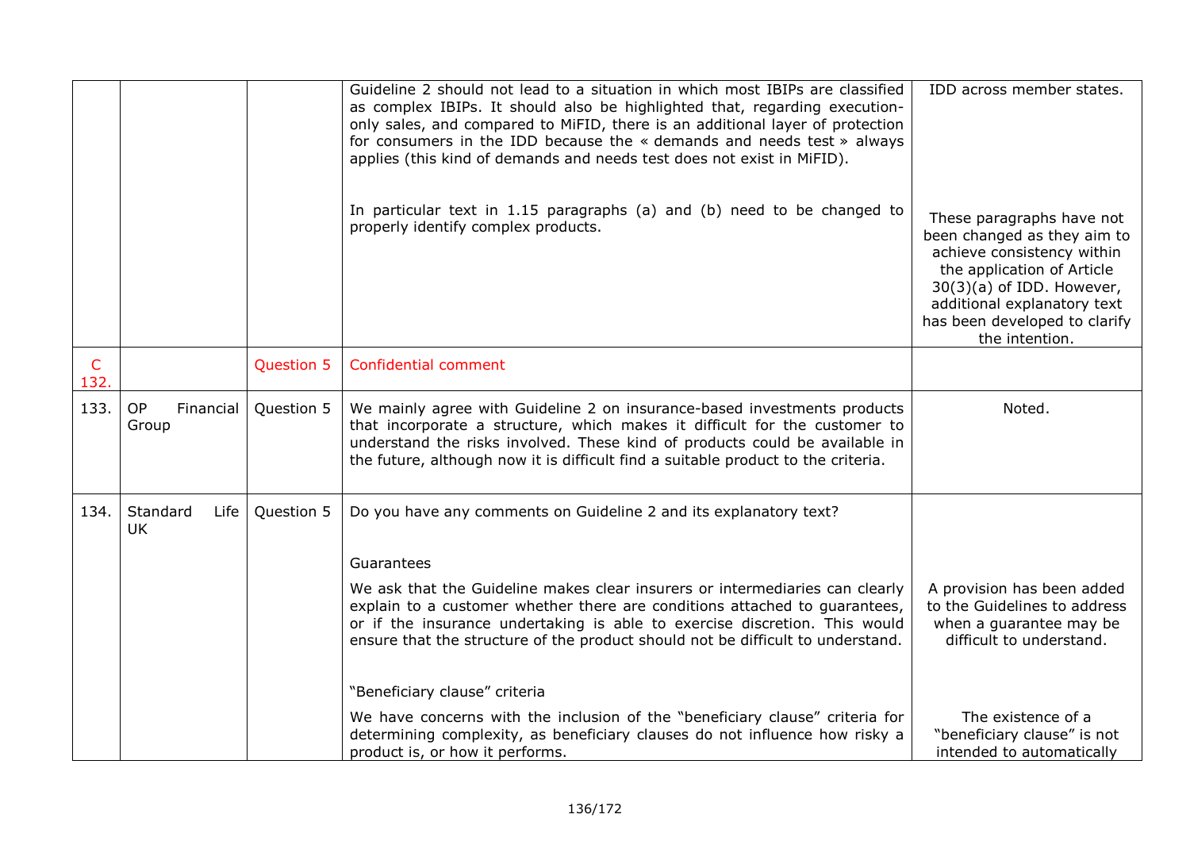| | | | | |
|---|---|---|---|---|
| | | | Guideline 2 should not lead to a situation in which most IBIPs are classified as complex IBIPs. It should also be highlighted that, regarding execution-only sales, and compared to MiFID, there is an additional layer of protection for consumers in the IDD because the « demands and needs test » always applies (this kind of demands and needs test does not exist in MiFID).<br><br>In particular text in 1.15 paragraphs (a) and (b) need to be changed to properly identify complex products. | IDD across member states.<br><br>These paragraphs have not been changed as they aim to achieve consistency within the application of Article 30(3)(a) of IDD. However, additional explanatory text has been developed to clarify the intention. |
| C 132. | | Question 5 | Confidential comment | |
| 133. | OP Financial Group | Question 5 | We mainly agree with Guideline 2 on insurance-based investments products that incorporate a structure, which makes it difficult for the customer to understand the risks involved. These kind of products could be available in the future, although now it is difficult find a suitable product to the criteria. | Noted. |
| 134. | Standard Life UK | Question 5 | Do you have any comments on Guideline 2 and its explanatory text?<br><br>Guarantees<br><br>We ask that the Guideline makes clear insurers or intermediaries can clearly explain to a customer whether there are conditions attached to guarantees, or if the insurance undertaking is able to exercise discretion. This would ensure that the structure of the product should not be difficult to understand.<br><br>"Beneficiary clause" criteria<br><br>We have concerns with the inclusion of the "beneficiary clause" criteria for determining complexity, as beneficiary clauses do not influence how risky a product is, or how it performs. | A provision has been added to the Guidelines to address when a guarantee may be difficult to understand.<br><br>The existence of a "beneficiary clause" is not intended to automatically |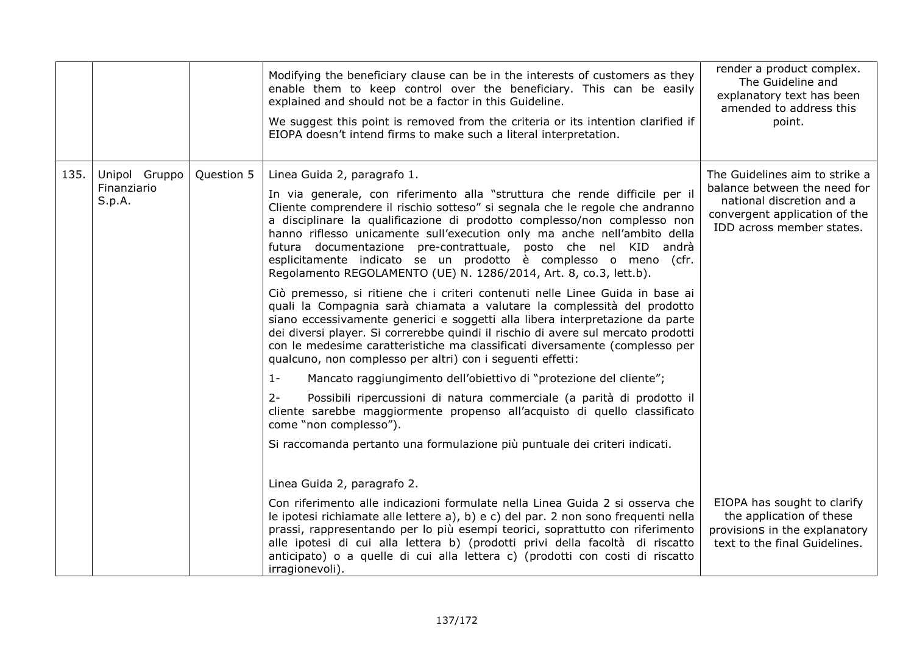| | | | | |
|---|---|---|---|---|
| | | | Modifying the beneficiary clause can be in the interests of customers as they enable them to keep control over the beneficiary. This can be easily explained and should not be a factor in this Guideline.<br><br>We suggest this point is removed from the criteria or its intention clarified if EIOPA doesn't intend firms to make such a literal interpretation. | render a product complex. The Guideline and explanatory text has been amended to address this point. |
| 135. | Unipol Gruppo Finanziario S.p.A. | Question 5 | Linea Guida 2, paragrafo 1.<br><br>In via generale, con riferimento alla "struttura che rende difficile per il Cliente comprendere il rischio sotteso" si segnala che le regole che andranno a disciplinare la qualificazione di prodotto complesso/non complesso non hanno riflesso unicamente sull'execution only ma anche nell'ambito della futura documentazione pre-contrattuale, posto che nel KID andrà esplicitamente indicato se un prodotto è complesso o meno (cfr. Regolamento REGOLAMENTO (UE) N. 1286/2014, Art. 8, co.3, lett.b).<br><br>Ciò premesso, si ritiene che i criteri contenuti nelle Linee Guida in base ai quali la Compagnia sarà chiamata a valutare la complessità del prodotto siano eccessivamente generici e soggetti alla libera interpretazione da parte dei diversi player. Si correrebbe quindi il rischio di avere sul mercato prodotti con le medesime caratteristiche ma classificati diversamente (complesso per qualcuno, non complesso per altri) con i seguenti effetti:<br><br>1- Mancato raggiungimento dell'obiettivo di "protezione del cliente";<br><br>2- Possibili ripercussioni di natura commerciale (a parità di prodotto il cliente sarebbe maggiormente propenso all'acquisto di quello classificato come "non complesso").<br><br>Si raccomanda pertanto una formulazione più puntuale dei criteri indicati. | The Guidelines aim to strike a balance between the need for national discretion and a convergent application of the IDD across member states. |
| | | | Linea Guida 2, paragrafo 2.<br><br>Con riferimento alle indicazioni formulate nella Linea Guida 2 si osserva che le ipotesi richiamate alle lettere a), b) e c) del par. 2 non sono frequenti nella prassi, rappresentando per lo più esempi teorici, soprattutto con riferimento alle ipotesi di cui alla lettera b) (prodotti privi della facoltà di riscatto anticipato) o a quelle di cui alla lettera c) (prodotti con costi di riscatto irragionevoli). | EIOPA has sought to clarify the application of these provisions in the explanatory text to the final Guidelines. |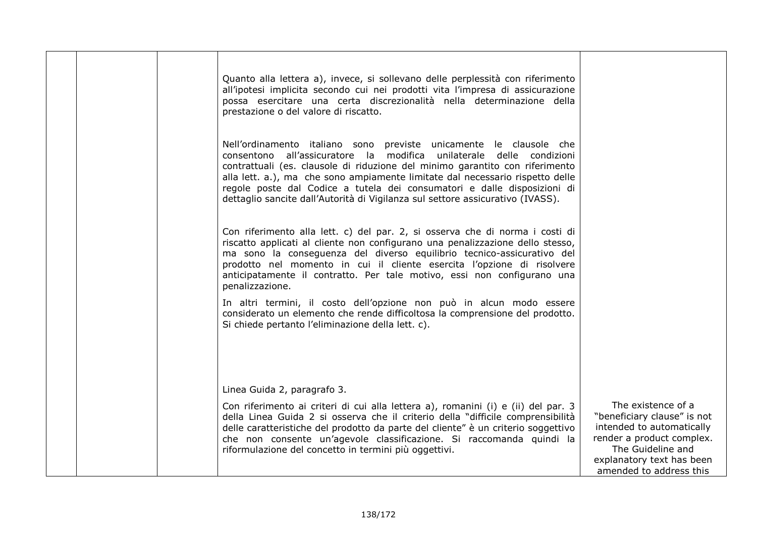| | | | | |
|---|---|---|---|---|
| | | | Quanto alla lettera a), invece, si sollevano delle perplessità con riferimento all'ipotesi implicita secondo cui nei prodotti vita l'impresa di assicurazione possa esercitare una certa discrezionalità nella determinazione della prestazione o del valore di riscatto.<br><br>Nell'ordinamento italiano sono previste unicamente le clausole che consentono all'assicuratore la modifica unilaterale delle condizioni contrattuali (es. clausole di riduzione del minimo garantito con riferimento alla lett. a.), ma che sono ampiamente limitate dal necessario rispetto delle regole poste dal Codice a tutela dei consumatori e dalle disposizioni di dettaglio sancite dall'Autorità di Vigilanza sul settore assicurativo (IVASS).<br><br>Con riferimento alla lett. c) del par. 2, si osserva che di norma i costi di riscatto applicati al cliente non configurano una penalizzazione dello stesso, ma sono la conseguenza del diverso equilibrio tecnico-assicurativo del prodotto nel momento in cui il cliente esercita l'opzione di risolvere anticipatamente il contratto. Per tale motivo, essi non configurano una penalizzazione.<br><br>In altri termini, il costo dell'opzione non può in alcun modo essere considerato un elemento che rende difficoltosa la comprensione del prodotto. Si chiede pertanto l'eliminazione della lett. c).<br><br>Linea Guida 2, paragrafo 3.<br><br>Con riferimento ai criteri di cui alla lettera a), romanini (i) e (ii) del par. 3 della Linea Guida 2 si osserva che il criterio della "difficile comprensibilità delle caratteristiche del prodotto da parte del cliente" è un criterio soggettivo che non consente un'agevole classificazione. Si raccomanda quindi la riformulazione del concetto in termini più oggettivi. | The existence of a "beneficiary clause" is not intended to automatically render a product complex. The Guideline and explanatory text has been amended to address this |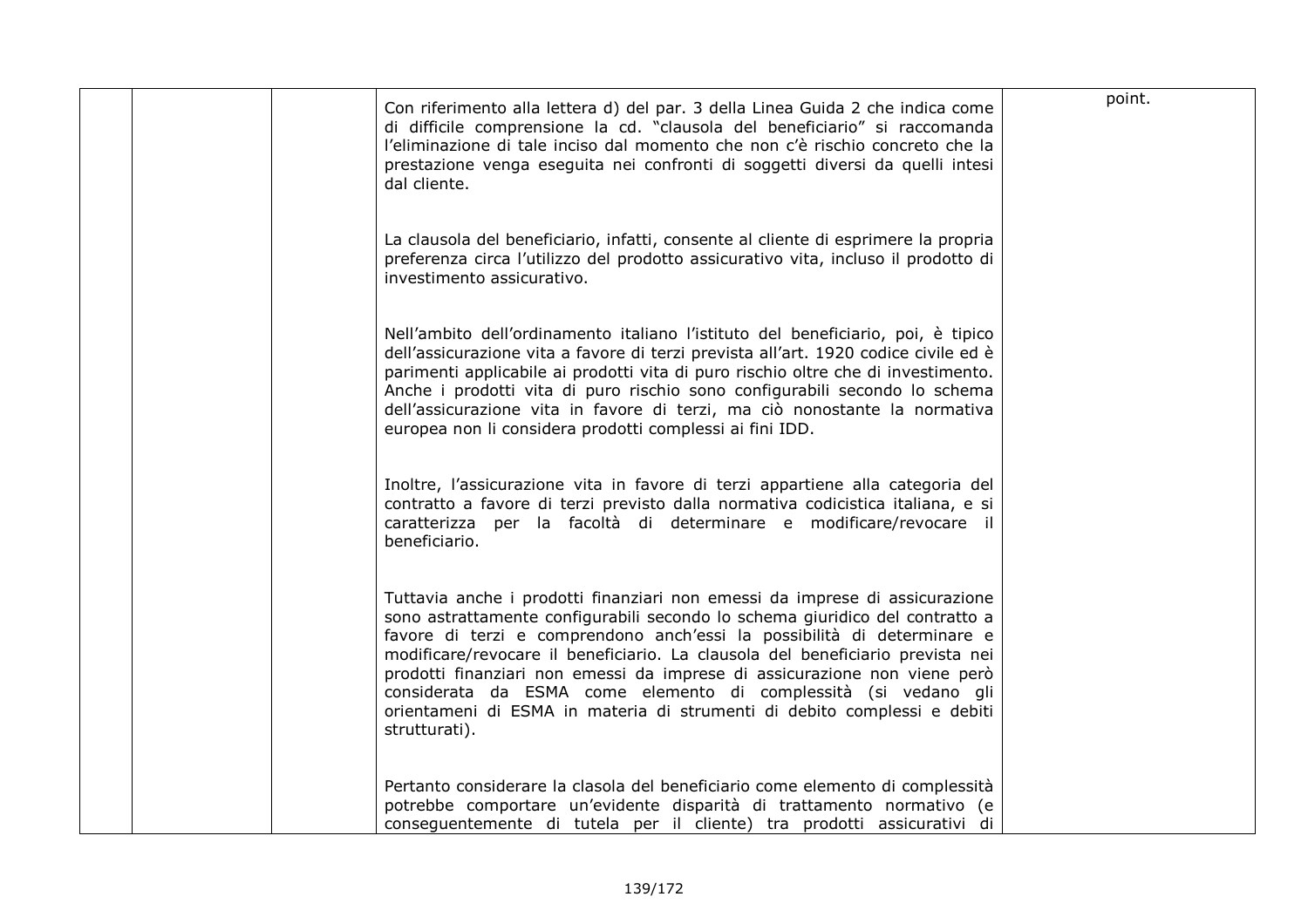| | | | | |
|---|---|---|---|---|
| | | | Con riferimento alla lettera d) del par. 3 della Linea Guida 2 che indica come di difficile comprensione la cd. "clausola del beneficiario" si raccomanda l'eliminazione di tale inciso dal momento che non c'è rischio concreto che la prestazione venga eseguita nei confronti di soggetti diversi da quelli intesi dal cliente.<br><br>La clausola del beneficiario, infatti, consente al cliente di esprimere la propria preferenza circa l'utilizzo del prodotto assicurativo vita, incluso il prodotto di investimento assicurativo.<br><br>Nell'ambito dell'ordinamento italiano l'istituto del beneficiario, poi, è tipico dell'assicurazione vita a favore di terzi prevista all'art. 1920 codice civile ed è parimenti applicabile ai prodotti vita di puro rischio oltre che di investimento. Anche i prodotti vita di puro rischio sono configurabili secondo lo schema dell'assicurazione vita in favore di terzi, ma ciò nonostante la normativa europea non li considera prodotti complessi ai fini IDD.<br><br>Inoltre, l'assicurazione vita in favore di terzi appartiene alla categoria del contratto a favore di terzi previsto dalla normativa codicistica italiana, e si caratterizza per la facoltà di determinare e modificare/revocare il beneficiario.<br><br>Tuttavia anche i prodotti finanziari non emessi da imprese di assicurazione sono astrattamente configurabili secondo lo schema giuridico del contratto a favore di terzi e comprendono anch'essi la possibilità di determinare e modificare/revocare il beneficiario. La clausola del beneficiario prevista nei prodotti finanziari non emessi da imprese di assicurazione non viene però considerata da ESMA come elemento di complessità (si vedano gli orientamenti di ESMA in materia di strumenti di debito complessi e debiti strutturati).<br><br>Pertanto considerare la clasola del beneficiario come elemento di complessità potrebbe comportare un'evidente disparità di trattamento normativo (e conseguentemente di tutela per il cliente) tra prodotti assicurativi di | point. |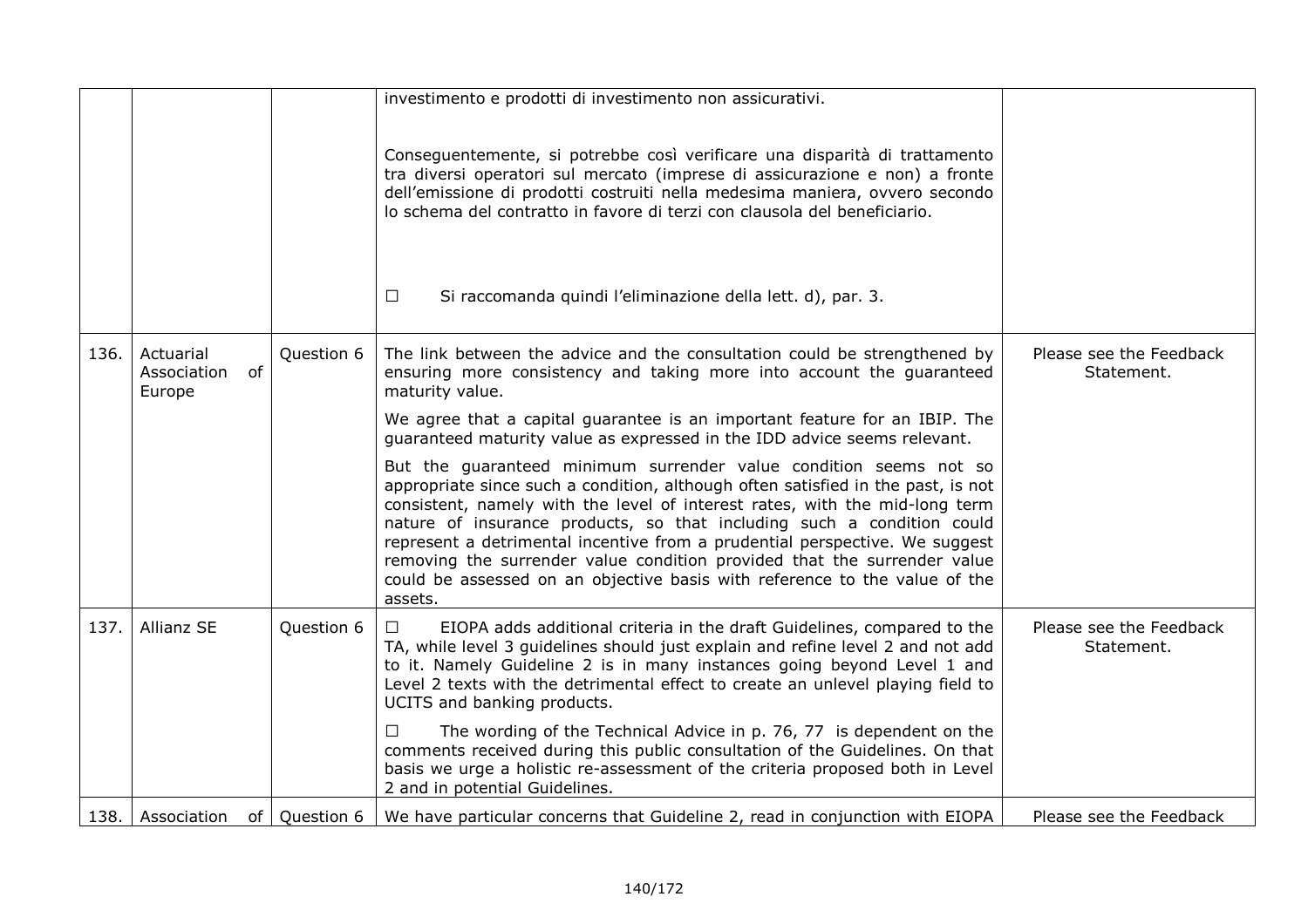| | | | | |
|---|---|---|---|---|
| | | | investimento e prodotti di investimento non assicurativi.<br><br>Conseguentemente, si potrebbe così verificare una disparità di trattamento tra diversi operatori sul mercato (imprese di assicurazione e non) a fronte dell'emissione di prodotti costruiti nella medesima maniera, ovvero secondo lo schema del contratto in favore di terzi con clausola del beneficiario.<br><br>☐ Si raccomanda quindi l'eliminazione della lett. d), par. 3. | |
| 136. | Actuarial Association of Europe | Question 6 | The link between the advice and the consultation could be strengthened by ensuring more consistency and taking more into account the guaranteed maturity value.<br><br>We agree that a capital guarantee is an important feature for an IBIP. The guaranteed maturity value as expressed in the IDD advice seems relevant.<br><br>But the guaranteed minimum surrender value condition seems not so appropriate since such a condition, although often satisfied in the past, is not consistent, namely with the level of interest rates, with the mid-long term nature of insurance products, so that including such a condition could represent a detrimental incentive from a prudential perspective. We suggest removing the surrender value condition provided that the surrender value could be assessed on an objective basis with reference to the value of the assets. | Please see the Feedback Statement. |
| 137. | Allianz SE | Question 6 | ☐ EIOPA adds additional criteria in the draft Guidelines, compared to the TA, while level 3 guidelines should just explain and refine level 2 and not add to it. Namely Guideline 2 is in many instances going beyond Level 1 and Level 2 texts with the detrimental effect to create an unlevel playing field to UCITS and banking products.<br><br>☐ The wording of the Technical Advice in p. 76, 77 is dependent on the comments received during this public consultation of the Guidelines. On that basis we urge a holistic re-assessment of the criteria proposed both in Level 2 and in potential Guidelines. | Please see the Feedback Statement. |
| 138. | Association of | Question 6 | We have particular concerns that Guideline 2, read in conjunction with EIOPA | Please see the Feedback |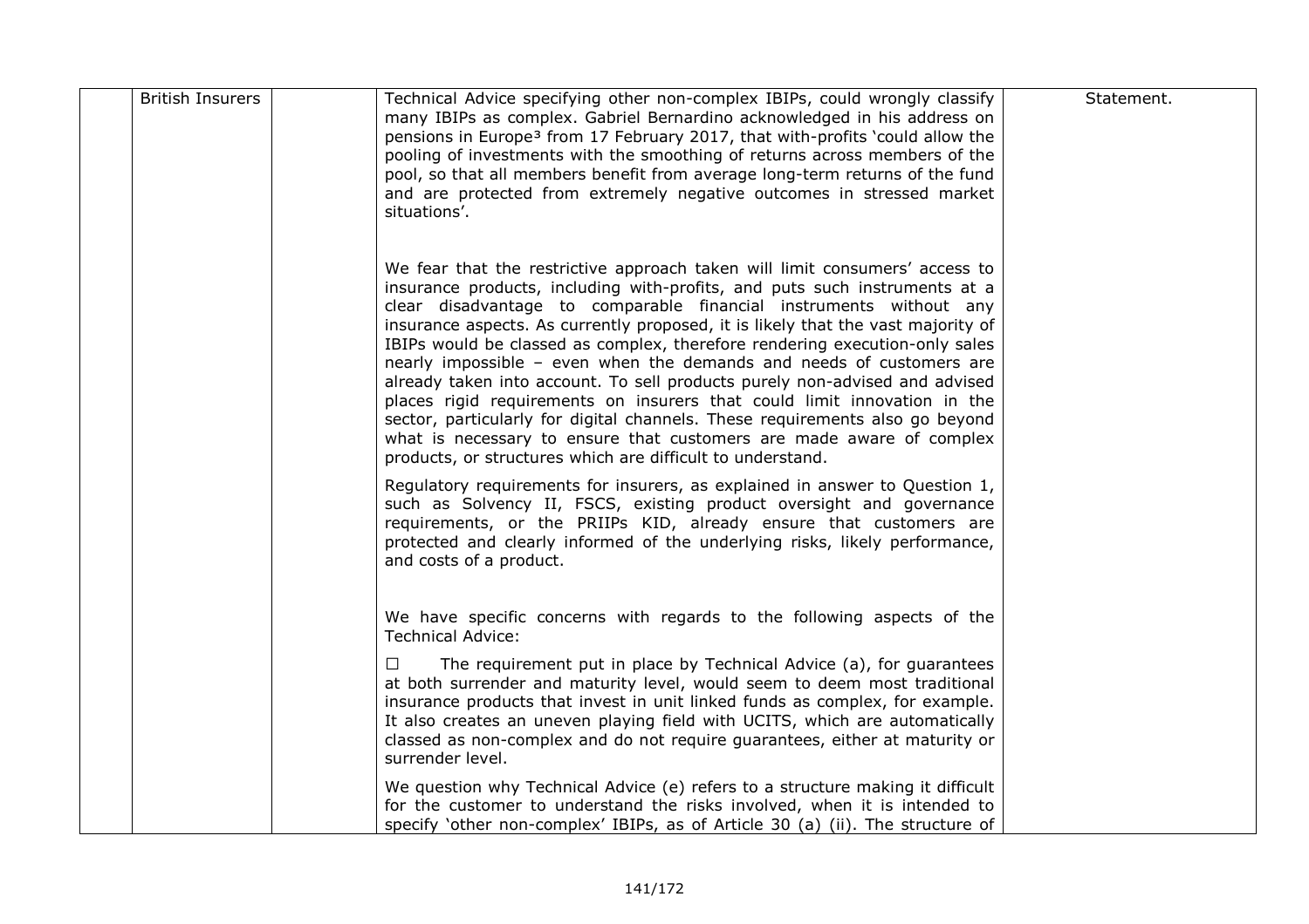|  | British Insurers |  | Technical Advice specifying other non-complex IBIPs, could wrongly classify many IBIPs as complex. Gabriel Bernardino acknowledged in his address on pensions in Europe[3] from 17 February 2017, that with-profits 'could allow the pooling of investments with the smoothing of returns across members of the pool, so that all members benefit from average long-term returns of the fund and are protected from extremely negative outcomes in stressed market situations'.<br><br>We fear that the restrictive approach taken will limit consumers' access to insurance products, including with-profits, and puts such instruments at a clear disadvantage to comparable financial instruments without any insurance aspects. As currently proposed, it is likely that the vast majority of IBIPs would be classed as complex, therefore rendering execution-only sales nearly impossible – even when the demands and needs of customers are already taken into account. To sell products purely non-advised and advised places rigid requirements on insurers that could limit innovation in the sector, particularly for digital channels. These requirements also go beyond what is necessary to ensure that customers are made aware of complex products, or structures which are difficult to understand.<br><br>Regulatory requirements for insurers, as explained in answer to Question 1, such as Solvency II, FSCS, existing product oversight and governance requirements, or the PRIIPs KID, already ensure that customers are protected and clearly informed of the underlying risks, likely performance, and costs of a product.<br><br>We have specific concerns with regards to the following aspects of the Technical Advice:<br><br>☐ The requirement put in place by Technical Advice (a), for guarantees at both surrender and maturity level, would seem to deem most traditional insurance products that invest in unit linked funds as complex, for example. It also creates an uneven playing field with UCITS, which are automatically classed as non-complex and do not require guarantees, either at maturity or surrender level.<br><br>We question why Technical Advice (e) refers to a structure making it difficult for the customer to understand the risks involved, when it is intended to specify 'other non-complex' IBIPs, as of Article 30 (a) (ii). The structure of | Statement. |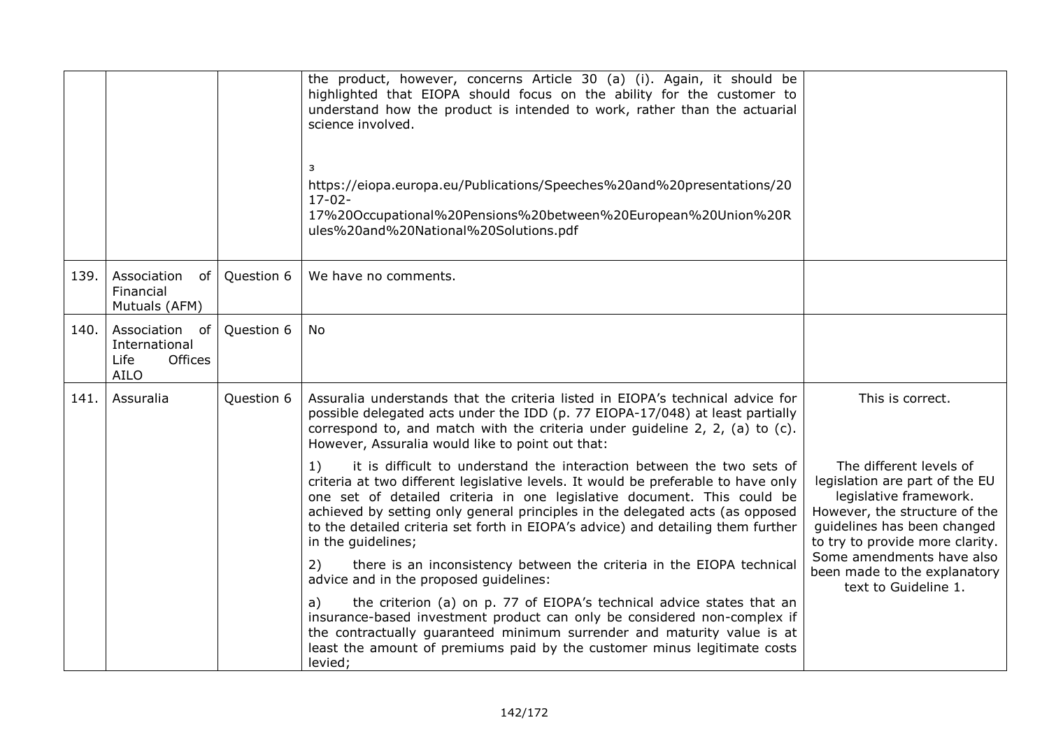| | | | | |
|---|---|---|---|---|
| | | | the product, however, concerns Article 30 (a) (i). Again, it should be highlighted that EIOPA should focus on the ability for the customer to understand how the product is intended to work, rather than the actuarial science involved.<br><br>3 https://eiopa.europa.eu/Publications/Speeches%20and%20presentations/2017-02-17%20Occupational%20Pensions%20between%20European%20Union%20Rules%20and%20National%20Solutions.pdf | |
| 139. | Association of Financial Mutuals (AFM) | Question 6 | We have no comments. | |
| 140. | Association of International Life Offices AILO | Question 6 | No | |
| 141. | Assuralia | Question 6 | Assuralia understands that the criteria listed in EIOPA's technical advice for possible delegated acts under the IDD (p. 77 EIOPA-17/048) at least partially correspond to, and match with the criteria under guideline 2, 2, (a) to (c). However, Assuralia would like to point out that:<br><br>1) it is difficult to understand the interaction between the two sets of criteria at two different legislative levels. It would be preferable to have only one set of detailed criteria in one legislative document. This could be achieved by setting only general principles in the delegated acts (as opposed to the detailed criteria set forth in EIOPA's advice) and detailing them further in the guidelines;<br><br>2) there is an inconsistency between the criteria in the EIOPA technical advice and in the proposed guidelines:<br><br>a) the criterion (a) on p. 77 of EIOPA's technical advice states that an insurance-based investment product can only be considered non-complex if the contractually guaranteed minimum surrender and maturity value is at least the amount of premiums paid by the customer minus legitimate costs levied; | This is correct.<br><br>The different levels of legislation are part of the EU legislative framework. However, the structure of the guidelines has been changed to try to provide more clarity. Some amendments have also been made to the explanatory text to Guideline 1. |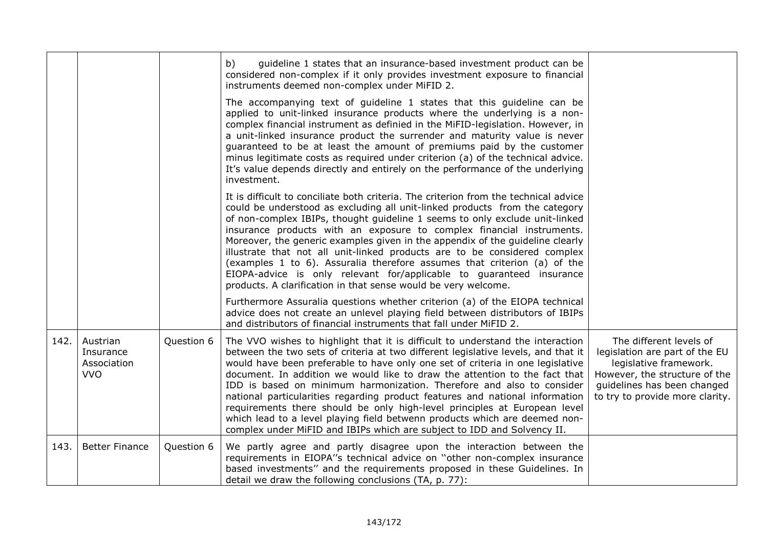| | | | | |
|---|---|---|---|---|
| | | | b) guideline 1 states that an insurance-based investment product can be considered non-complex if it only provides investment exposure to financial instruments deemed non-complex under MiFID 2.<br><br>The accompanying text of guideline 1 states that this guideline can be applied to unit-linked insurance products where the underlying is a non-complex financial instrument as definied in the MiFID-legislation. However, in a unit-linked insurance product the surrender and maturity value is never guaranteed to be at least the amount of premiums paid by the customer minus legitimate costs as required under criterion (a) of the technical advice. It's value depends directly and entirely on the performance of the underlying investment.<br><br>It is difficult to conciliate both criteria. The criterion from the technical advice could be understood as excluding all unit-linked products from the category of non-complex IBIPs, thought guideline 1 seems to only exclude unit-linked insurance products with an exposure to complex financial instruments. Moreover, the generic examples given in the appendix of the guideline clearly illustrate that not all unit-linked products are to be considered complex (examples 1 to 6). Assuralia therefore assumes that criterion (a) of the EIOPA-advice is only relevant for/applicable to guaranteed insurance products. A clarification in that sense would be very welcome.<br><br>Furthermore Assuralia questions whether criterion (a) of the EIOPA technical advice does not create an unlevel playing field between distributors of IBIPs and distributors of financial instruments that fall under MiFID 2. | |
| 142. | Austrian Insurance Association VVO | Question 6 | The VVO wishes to highlight that it is difficult to understand the interaction between the two sets of criteria at two different legislative levels, and that it would have been preferable to have only one set of criteria in one legislative document. In addition we would like to draw the attention to the fact that IDD is based on minimum harmonization. Therefore and also to consider national particularities regarding product features and national information requirements there should be only high-level principles at European level which lead to a level playing field betwenn products which are deemed non-complex under MiFID and IBIPs which are subject to IDD and Solvency II. | The different levels of legislation are part of the EU legislative framework. However, the structure of the guidelines has been changed to try to provide more clarity. |
| 143. | Better Finance | Question 6 | We partly agree and partly disagree upon the interaction between the requirements in EIOPA''s technical advice on ''other non-complex insurance based investments'' and the requirements proposed in these Guidelines. In detail we draw the following conclusions (TA, p. 77): | |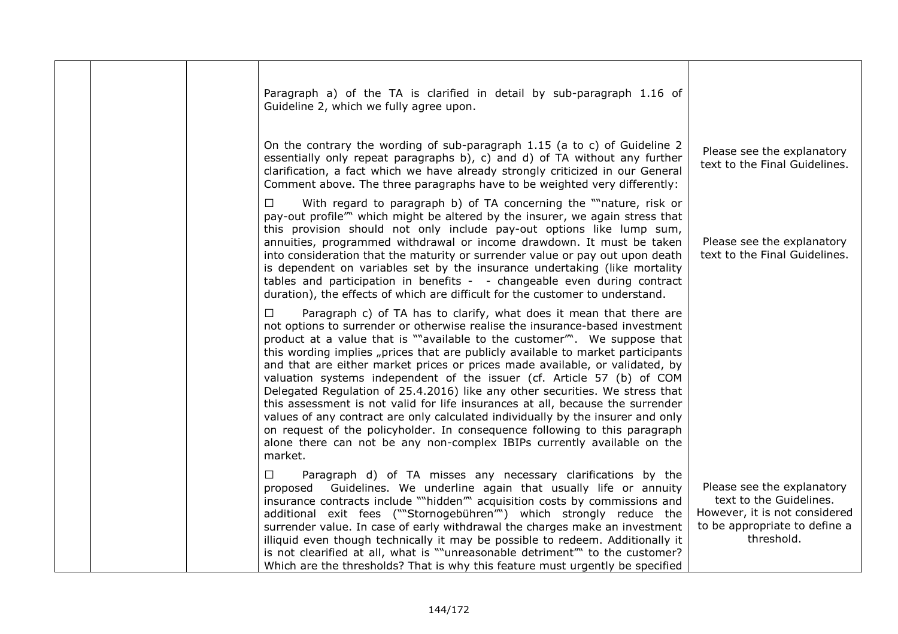| | | | | |
|---|---|---|---|---|
| | | | Paragraph a) of the TA is clarified in detail by sub-paragraph 1.16 of Guideline 2, which we fully agree upon. | |
| | | | On the contrary the wording of sub-paragraph 1.15 (a to c) of Guideline 2 essentially only repeat paragraphs b), c) and d) of TA without any further clarification, a fact which we have already strongly criticized in our General Comment above. The three paragraphs have to be weighted very differently: | Please see the explanatory text to the Final Guidelines. |
| | | | ☐ With regard to paragraph b) of TA concerning the ""nature, risk or pay-out profile"" which might be altered by the insurer, we again stress that this provision should not only include pay-out options like lump sum, annuities, programmed withdrawal or income drawdown. It must be taken into consideration that the maturity or surrender value or pay out upon death is dependent on variables set by the insurance undertaking (like mortality tables and participation in benefits - - changeable even during contract duration), the effects of which are difficult for the customer to understand. | Please see the explanatory text to the Final Guidelines. |
| | | | ☐ Paragraph c) of TA has to clarify, what does it mean that there are not options to surrender or otherwise realise the insurance-based investment product at a value that is ""available to the customer"". We suppose that this wording implies „prices that are publicly available to market participants and that are either market prices or prices made available, or validated, by valuation systems independent of the issuer (cf. Article 57 (b) of COM Delegated Regulation of 25.4.2016) like any other securities. We stress that this assessment is not valid for life insurances at all, because the surrender values of any contract are only calculated individually by the insurer and only on request of the policyholder. In consequence following to this paragraph alone there can not be any non-complex IBIPs currently available on the market. | |
| | | | ☐ Paragraph d) of TA misses any necessary clarifications by the proposed Guidelines. We underline again that usually life or annuity insurance contracts include ""hidden"" acquisition costs by commissions and additional exit fees (""Stornogebühren"") which strongly reduce the surrender value. In case of early withdrawal the charges make an investment illiquid even though technically it may be possible to redeem. Additionally it is not clearified at all, what is ""unreasonable detriment"" to the customer? Which are the thresholds? That is why this feature must urgently be specified | Please see the explanatory text to the Guidelines. However, it is not considered to be appropriate to define a threshold. |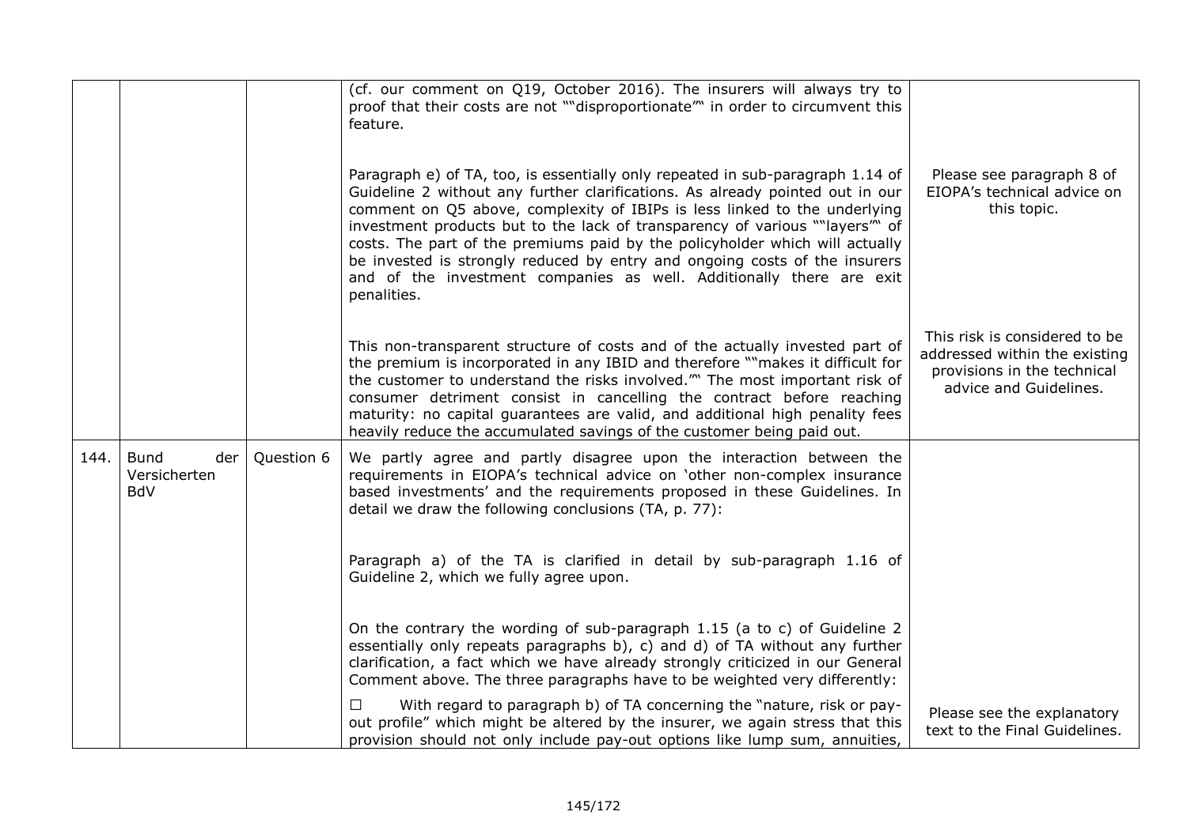| | | | | |
|---|---|---|---|---|
| | | | (cf. our comment on Q19, October 2016). The insurers will always try to proof that their costs are not ""disproportionate"" in order to circumvent this feature. | |
| | | | Paragraph e) of TA, too, is essentially only repeated in sub-paragraph 1.14 of Guideline 2 without any further clarifications. As already pointed out in our comment on Q5 above, complexity of IBIPs is less linked to the underlying investment products but to the lack of transparency of various ""layers"" of costs. The part of the premiums paid by the policyholder which will actually be invested is strongly reduced by entry and ongoing costs of the insurers and of the investment companies as well. Additionally there are exit penalities. | Please see paragraph 8 of EIOPA's technical advice on this topic. |
| | | | This non-transparent structure of costs and of the actually invested part of the premium is incorporated in any IBID and therefore ""makes it difficult for the customer to understand the risks involved."" The most important risk of consumer detriment consist in cancelling the contract before reaching maturity: no capital guarantees are valid, and additional high penality fees heavily reduce the accumulated savings of the customer being paid out. | This risk is considered to be addressed within the existing provisions in the technical advice and Guidelines. |
| 144. | Bund der Versicherten BdV | Question 6 | We partly agree and partly disagree upon the interaction between the requirements in EIOPA's technical advice on 'other non-complex insurance based investments' and the requirements proposed in these Guidelines. In detail we draw the following conclusions (TA, p. 77): | |
| | | | Paragraph a) of the TA is clarified in detail by sub-paragraph 1.16 of Guideline 2, which we fully agree upon. | |
| | | | On the contrary the wording of sub-paragraph 1.15 (a to c) of Guideline 2 essentially only repeats paragraphs b), c) and d) of TA without any further clarification, a fact which we have already strongly criticized in our General Comment above. The three paragraphs have to be weighted very differently: | |
| | | | ☐ With regard to paragraph b) of TA concerning the "nature, risk or pay-out profile" which might be altered by the insurer, we again stress that this provision should not only include pay-out options like lump sum, annuities, | Please see the explanatory text to the Final Guidelines. |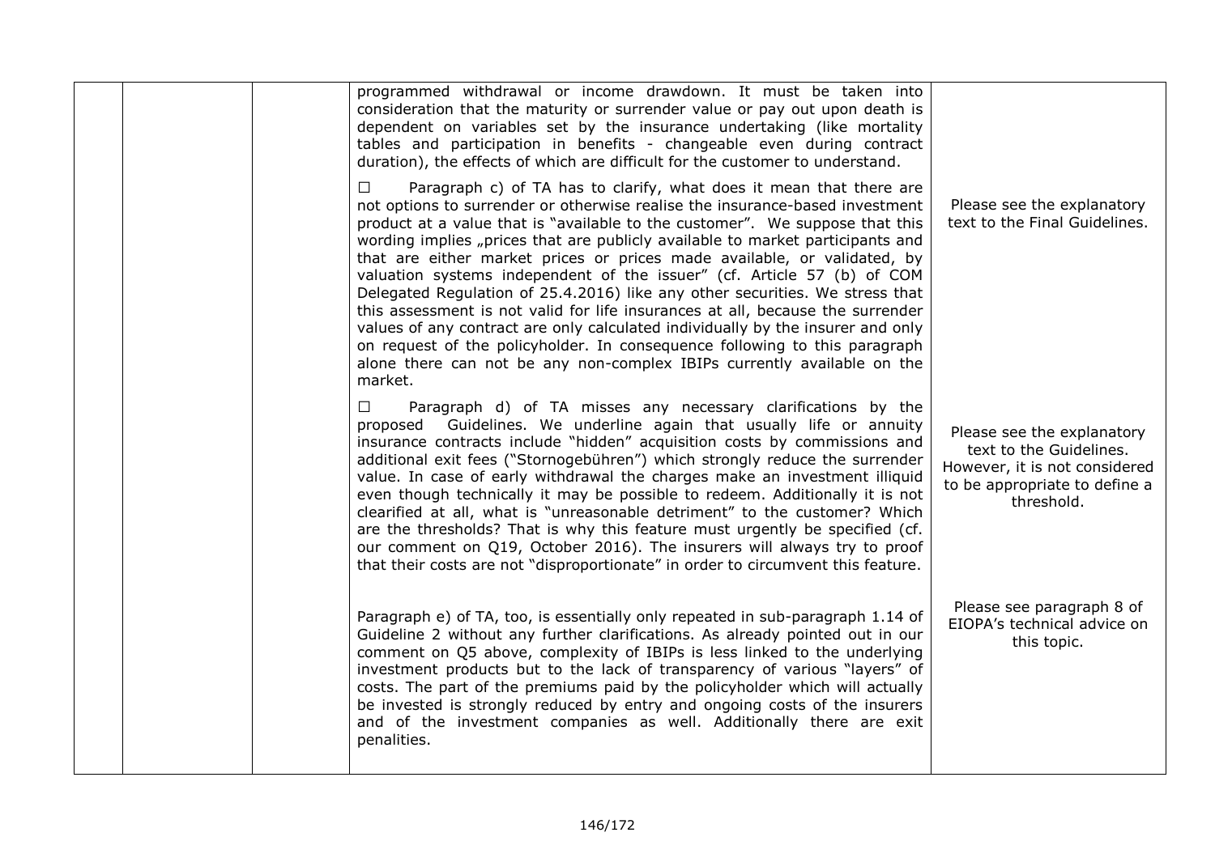|  |  |  | programmed withdrawal or income drawdown. It must be taken into consideration that the maturity or surrender value or pay out upon death is dependent on variables set by the insurance undertaking (like mortality tables and participation in benefits - changeable even during contract duration), the effects of which are difficult for the customer to understand.<br><br>☐ Paragraph c) of TA has to clarify, what does it mean that there are not options to surrender or otherwise realise the insurance-based investment product at a value that is "available to the customer". We suppose that this wording implies „prices that are publicly available to market participants and that are either market prices or prices made available, or validated, by valuation systems independent of the issuer" (cf. Article 57 (b) of COM Delegated Regulation of 25.4.2016) like any other securities. We stress that this assessment is not valid for life insurances at all, because the surrender values of any contract are only calculated individually by the insurer and only on request of the policyholder. In consequence following to this paragraph alone there can not be any non-complex IBIPs currently available on the market.<br><br>☐ Paragraph d) of TA misses any necessary clarifications by the proposed Guidelines. We underline again that usually life or annuity insurance contracts include "hidden" acquisition costs by commissions and additional exit fees ("Stornogebühren") which strongly reduce the surrender value. In case of early withdrawal the charges make an investment illiquid even though technically it may be possible to redeem. Additionally it is not clearified at all, what is "unreasonable detriment" to the customer? Which are the thresholds? That is why this feature must urgently be specified (cf. our comment on Q19, October 2016). The insurers will always try to proof that their costs are not "disproportionate" in order to circumvent this feature.<br><br>Paragraph e) of TA, too, is essentially only repeated in sub-paragraph 1.14 of Guideline 2 without any further clarifications. As already pointed out in our comment on Q5 above, complexity of IBIPs is less linked to the underlying investment products but to the lack of transparency of various "layers" of costs. The part of the premiums paid by the policyholder which will actually be invested is strongly reduced by entry and ongoing costs of the insurers and of the investment companies as well. Additionally there are exit penalities. | Please see the explanatory text to the Final Guidelines.<br><br>Please see the explanatory text to the Guidelines. However, it is not considered to be appropriate to define a threshold.<br><br>Please see paragraph 8 of EIOPA's technical advice on this topic. |
|---|---|---|---|---|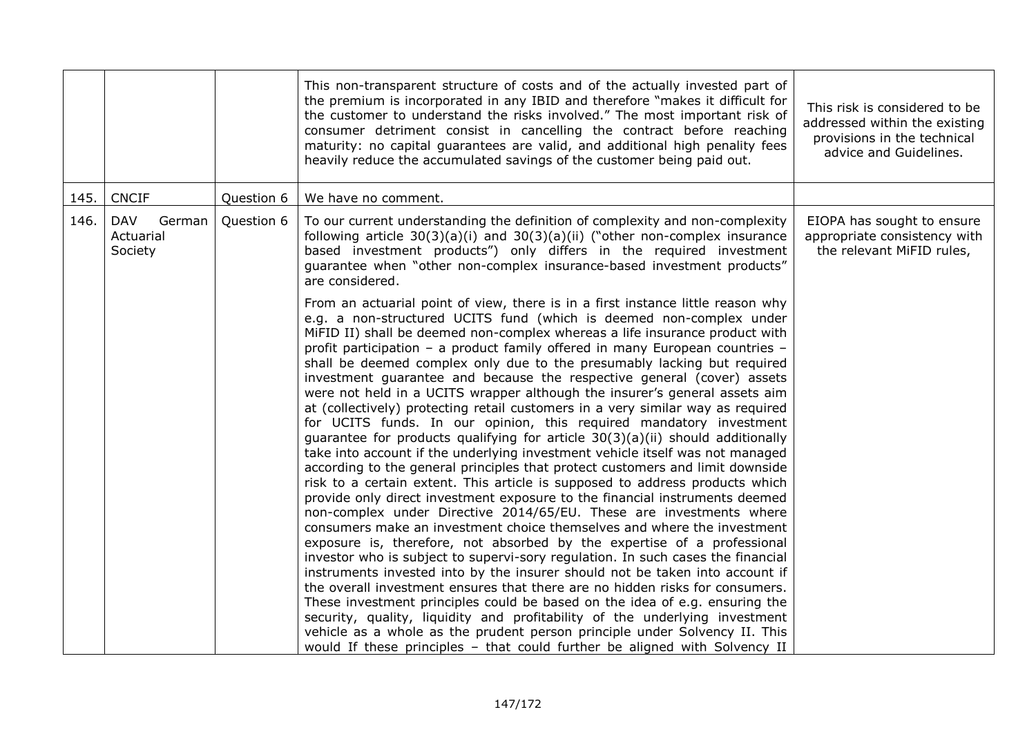|  |  |  | This non-transparent structure of costs and of the actually invested part of the premium is incorporated in any IBID and therefore "makes it difficult for the customer to understand the risks involved." The most important risk of consumer detriment consist in cancelling the contract before reaching maturity: no capital guarantees are valid, and additional high penality fees heavily reduce the accumulated savings of the customer being paid out. | This risk is considered to be addressed within the existing provisions in the technical advice and Guidelines. |
|---|---|---|---|---|
| 145. | CNCIF | Question 6 | We have no comment. |  |
| 146. | DAV German Actuarial Society | Question 6 | To our current understanding the definition of complexity and non-complexity following article 30(3)(a)(i) and 30(3)(a)(ii) ("other non-complex insurance based investment products") only differs in the required investment guarantee when "other non-complex insurance-based investment products" are considered.<br><br>From an actuarial point of view, there is in a first instance little reason why e.g. a non-structured UCITS fund (which is deemed non-complex under MiFID II) shall be deemed non-complex whereas a life insurance product with profit participation – a product family offered in many European countries – shall be deemed complex only due to the presumably lacking but required investment guarantee and because the respective general (cover) assets were not held in a UCITS wrapper although the insurer's general assets aim at (collectively) protecting retail customers in a very similar way as required for UCITS funds. In our opinion, this required mandatory investment guarantee for products qualifying for article 30(3)(a)(ii) should additionally take into account if the underlying investment vehicle itself was not managed according to the general principles that protect customers and limit downside risk to a certain extent. This article is supposed to address products which provide only direct investment exposure to the financial instruments deemed non-complex under Directive 2014/65/EU. These are investments where consumers make an investment choice themselves and where the investment exposure is, therefore, not absorbed by the expertise of a professional investor who is subject to supervi-sory regulation. In such cases the financial instruments invested into by the insurer should not be taken into account if the overall investment ensures that there are no hidden risks for consumers. These investment principles could be based on the idea of e.g. ensuring the security, quality, liquidity and profitability of the underlying investment vehicle as a whole as the prudent person principle under Solvency II. This would If these principles – that could further be aligned with Solvency II | EIOPA has sought to ensure appropriate consistency with the relevant MiFID rules, |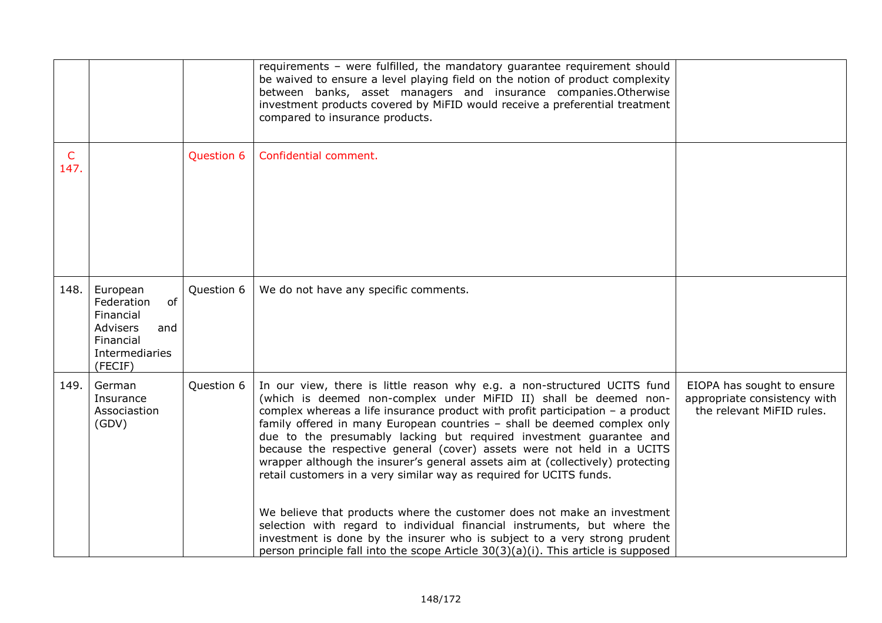|  |  |  | requirements – were fulfilled, the mandatory guarantee requirement should be waived to ensure a level playing field on the notion of product complexity between banks, asset managers and insurance companies.Otherwise investment products covered by MiFID would receive a preferential treatment compared to insurance products. |  |
|---|---|---|---|---|
| C 147. |  | Question 6 | Confidential comment. |  |
| 148. | European Federation of Financial Advisers and Financial Intermediaries (FECIF) | Question 6 | We do not have any specific comments. |  |
| 149. | German Insurance Associastion (GDV) | Question 6 | In our view, there is little reason why e.g. a non-structured UCITS fund (which is deemed non-complex under MiFID II) shall be deemed non-complex whereas a life insurance product with profit participation – a product family offered in many European countries – shall be deemed complex only due to the presumably lacking but required investment guarantee and because the respective general (cover) assets were not held in a UCITS wrapper although the insurer's general assets aim at (collectively) protecting retail customers in a very similar way as required for UCITS funds.<br><br>We believe that products where the customer does not make an investment selection with regard to individual financial instruments, but where the investment is done by the insurer who is subject to a very strong prudent person principle fall into the scope Article 30(3)(a)(i). This article is supposed | EIOPA has sought to ensure appropriate consistency with the relevant MiFID rules. |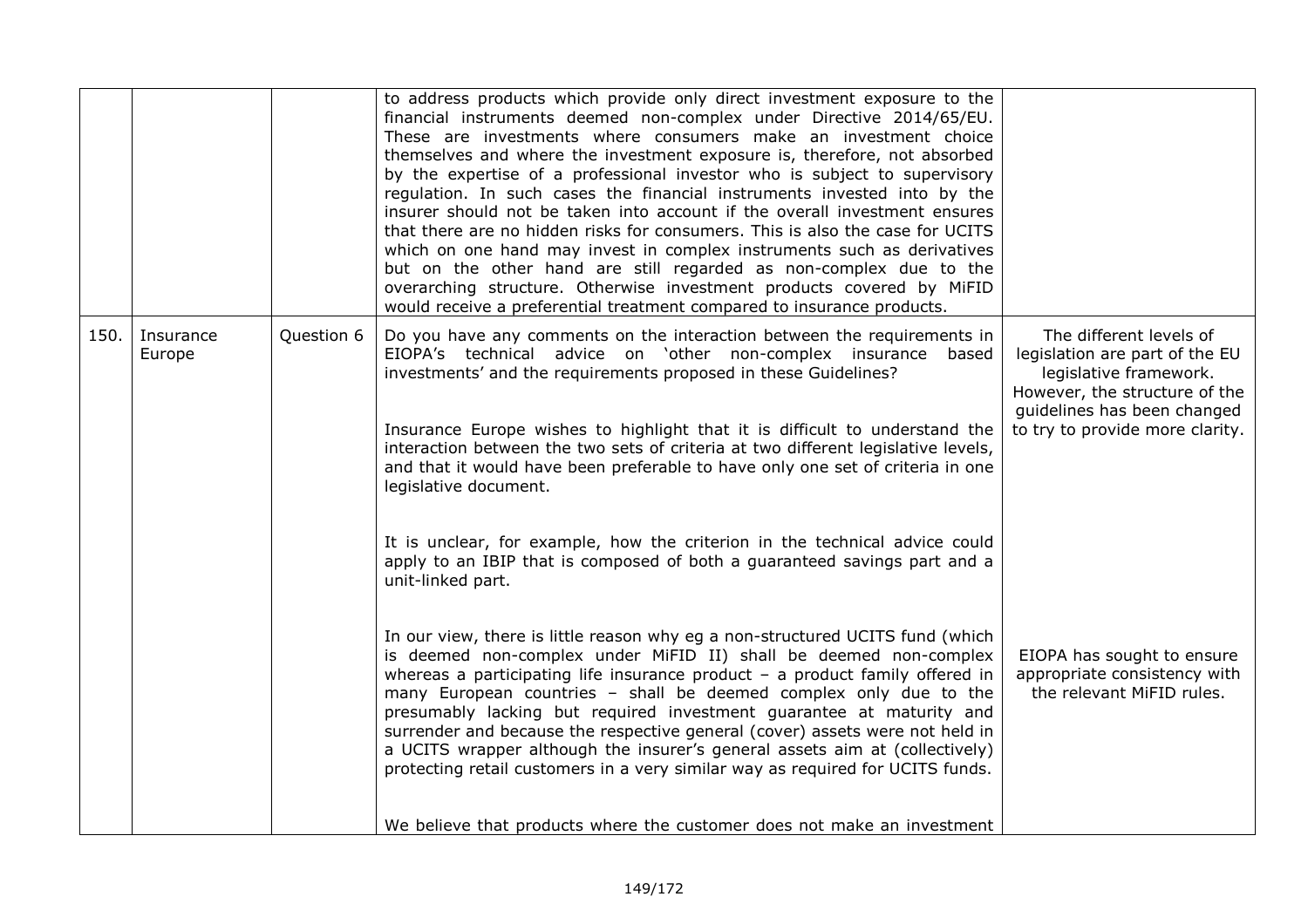|  |  |  |  |  |
|---|---|---|---|---|
|  |  |  | to address products which provide only direct investment exposure to the financial instruments deemed non-complex under Directive 2014/65/EU. These are investments where consumers make an investment choice themselves and where the investment exposure is, therefore, not absorbed by the expertise of a professional investor who is subject to supervisory regulation. In such cases the financial instruments invested into by the insurer should not be taken into account if the overall investment ensures that there are no hidden risks for consumers. This is also the case for UCITS which on one hand may invest in complex instruments such as derivatives but on the other hand are still regarded as non-complex due to the overarching structure. Otherwise investment products covered by MiFID would receive a preferential treatment compared to insurance products. |  |
| 150. | Insurance Europe | Question 6 | Do you have any comments on the interaction between the requirements in EIOPA's technical advice on 'other non-complex insurance based investments' and the requirements proposed in these Guidelines?<br><br>Insurance Europe wishes to highlight that it is difficult to understand the interaction between the two sets of criteria at two different legislative levels, and that it would have been preferable to have only one set of criteria in one legislative document.<br><br>It is unclear, for example, how the criterion in the technical advice could apply to an IBIP that is composed of both a guaranteed savings part and a unit-linked part.<br><br>In our view, there is little reason why eg a non-structured UCITS fund (which is deemed non-complex under MiFID II) shall be deemed non-complex whereas a participating life insurance product – a product family offered in many European countries – shall be deemed complex only due to the presumably lacking but required investment guarantee at maturity and surrender and because the respective general (cover) assets were not held in a UCITS wrapper although the insurer's general assets aim at (collectively) protecting retail customers in a very similar way as required for UCITS funds.<br><br>We believe that products where the customer does not make an investment | The different levels of legislation are part of the EU legislative framework. However, the structure of the guidelines has been changed to try to provide more clarity.<br><br>EIOPA has sought to ensure appropriate consistency with the relevant MiFID rules. |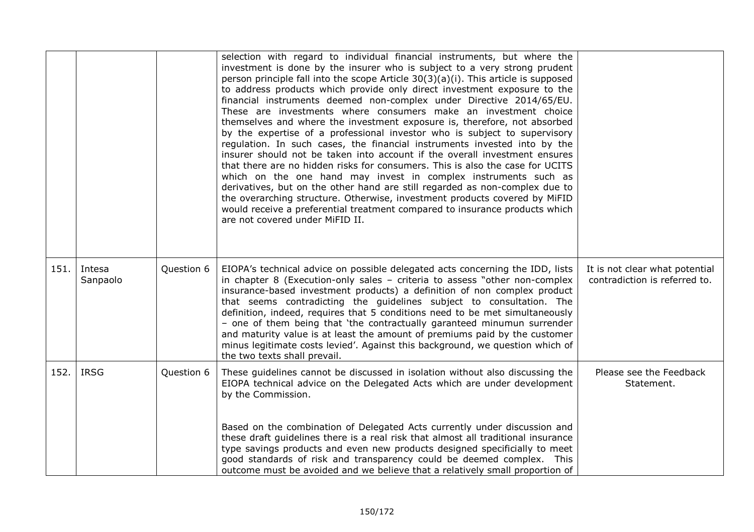| | | | | |
|---|---|---|---|---|
| | | | selection with regard to individual financial instruments, but where the investment is done by the insurer who is subject to a very strong prudent person principle fall into the scope Article 30(3)(a)(i). This article is supposed to address products which provide only direct investment exposure to the financial instruments deemed non-complex under Directive 2014/65/EU. These are investments where consumers make an investment choice themselves and where the investment exposure is, therefore, not absorbed by the expertise of a professional investor who is subject to supervisory regulation. In such cases, the financial instruments invested into by the insurer should not be taken into account if the overall investment ensures that there are no hidden risks for consumers. This is also the case for UCITS which on the one hand may invest in complex instruments such as derivatives, but on the other hand are still regarded as non-complex due to the overarching structure. Otherwise, investment products covered by MiFID would receive a preferential treatment compared to insurance products which are not covered under MiFID II. | |
| 151. | Intesa Sanpaolo | Question 6 | EIOPA's technical advice on possible delegated acts concerning the IDD, lists in chapter 8 (Execution-only sales – criteria to assess "other non-complex insurance-based investment products) a definition of non complex product that seems contradicting the guidelines subject to consultation. The definition, indeed, requires that 5 conditions need to be met simultaneously – one of them being that 'the contractually garanteed minumun surrender and maturity value is at least the amount of premiums paid by the customer minus legitimate costs levied'. Against this background, we question which of the two texts shall prevail. | It is not clear what potential contradiction is referred to. |
| 152. | IRSG | Question 6 | These guidelines cannot be discussed in isolation without also discussing the EIOPA technical advice on the Delegated Acts which are under development by the Commission.<br><br>Based on the combination of Delegated Acts currently under discussion and these draft guidelines there is a real risk that almost all traditional insurance type savings products and even new products designed specificially to meet good standards of risk and transparency could be deemed complex. This outcome must be avoided and we believe that a relatively small proportion of | Please see the Feedback Statement. |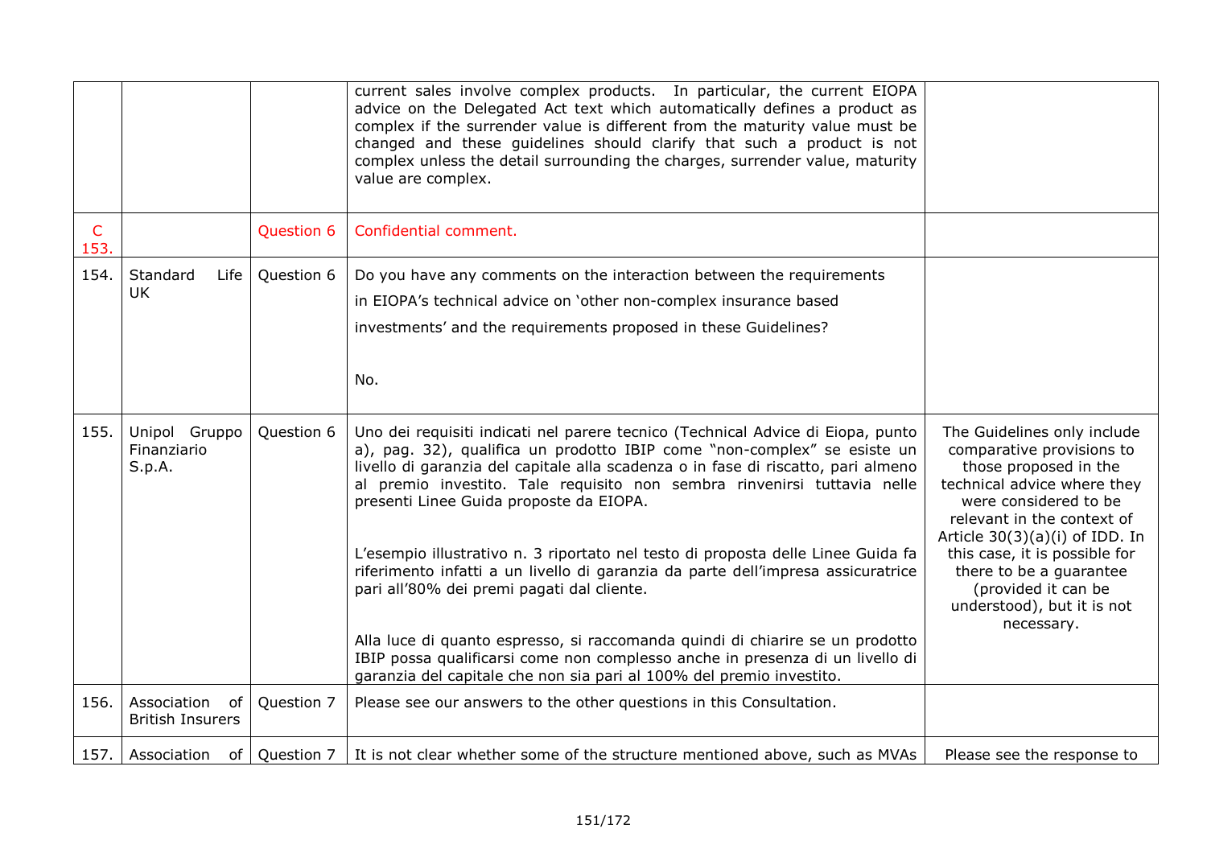| | | | | |
|---|---|---|---|---|
| | | | current sales involve complex products. In particular, the current EIOPA advice on the Delegated Act text which automatically defines a product as complex if the surrender value is different from the maturity value must be changed and these guidelines should clarify that such a product is not complex unless the detail surrounding the charges, surrender value, maturity value are complex. | |
| C 153. | | Question 6 | Confidential comment. | |
| 154. | Standard Life UK | Question 6 | Do you have any comments on the interaction between the requirements in EIOPA's technical advice on 'other non-complex insurance based investments' and the requirements proposed in these Guidelines?<br><br>No. | |
| 155. | Unipol Gruppo Finanziario S.p.A. | Question 6 | Uno dei requisiti indicati nel parere tecnico (Technical Advice di Eiopa, punto a), pag. 32), qualifica un prodotto IBIP come "non-complex" se esiste un livello di garanzia del capitale alla scadenza o in fase di riscatto, pari almeno al premio investito. Tale requisito non sembra rinvenirsi tuttavia nelle presenti Linee Guida proposte da EIOPA.<br><br>L'esempio illustrativo n. 3 riportato nel testo di proposta delle Linee Guida fa riferimento infatti a un livello di garanzia da parte dell'impresa assicuratrice pari all'80% dei premi pagati dal cliente.<br><br>Alla luce di quanto espresso, si raccomanda quindi di chiarire se un prodotto IBIP possa qualificarsi come non complesso anche in presenza di un livello di garanzia del capitale che non sia pari al 100% del premio investito. | The Guidelines only include comparative provisions to those proposed in the technical advice where they were considered to be relevant in the context of Article 30(3)(a)(i) of IDD. In this case, it is possible for there to be a guarantee (provided it can be understood), but it is not necessary. |
| 156. | Association of British Insurers | Question 7 | Please see our answers to the other questions in this Consultation. | |
| 157. | Association of | Question 7 | It is not clear whether some of the structure mentioned above, such as MVAs | Please see the response to |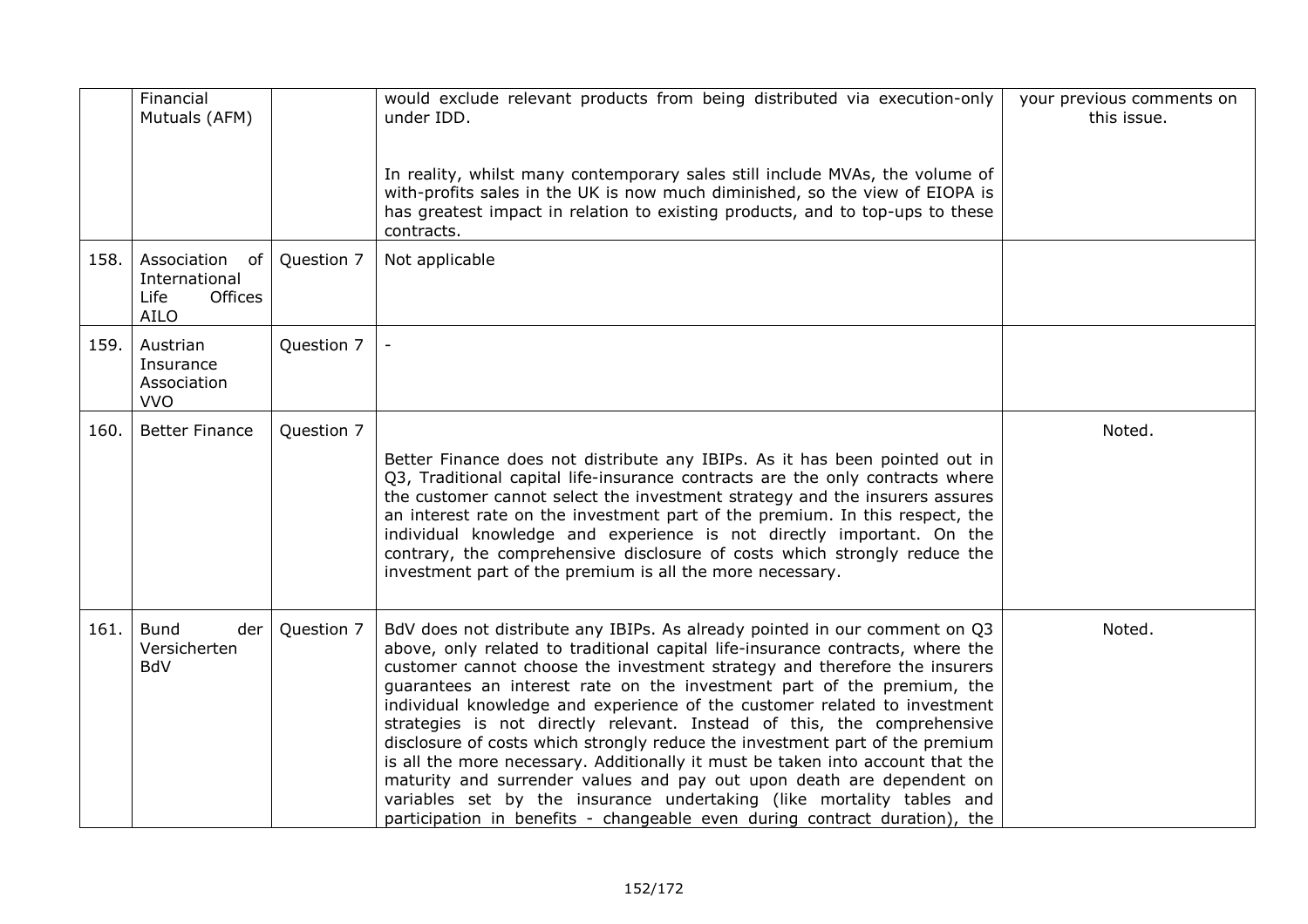| | | | | |
|---|---|---|---|---|
| | Financial Mutuals (AFM) | | would exclude relevant products from being distributed via execution-only under IDD.<br><br>In reality, whilst many contemporary sales still include MVAs, the volume of with-profits sales in the UK is now much diminished, so the view of EIOPA is has greatest impact in relation to existing products, and to top-ups to these contracts. | your previous comments on this issue. |
| 158. | Association of International Life Offices AILO | Question 7 | Not applicable | |
| 159. | Austrian Insurance Association VVO | Question 7 | - | |
| 160. | Better Finance | Question 7 | Better Finance does not distribute any IBIPs. As it has been pointed out in Q3, Traditional capital life-insurance contracts are the only contracts where the customer cannot select the investment strategy and the insurers assures an interest rate on the investment part of the premium. In this respect, the individual knowledge and experience is not directly important. On the contrary, the comprehensive disclosure of costs which strongly reduce the investment part of the premium is all the more necessary. | Noted. |
| 161. | Bund der Versicherten BdV | Question 7 | BdV does not distribute any IBIPs. As already pointed in our comment on Q3 above, only related to traditional capital life-insurance contracts, where the customer cannot choose the investment strategy and therefore the insurers guarantees an interest rate on the investment part of the premium, the individual knowledge and experience of the customer related to investment strategies is not directly relevant. Instead of this, the comprehensive disclosure of costs which strongly reduce the investment part of the premium is all the more necessary. Additionally it must be taken into account that the maturity and surrender values and pay out upon death are dependent on variables set by the insurance undertaking (like mortality tables and participation in benefits - changeable even during contract duration), the | Noted. |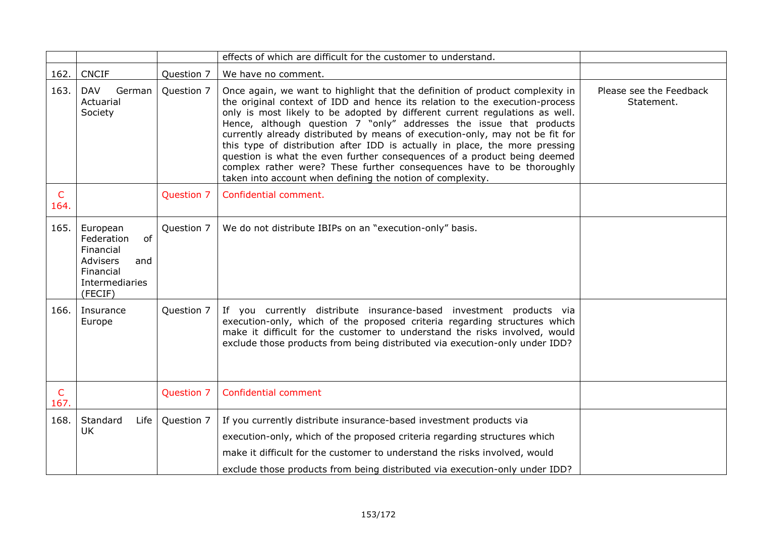| | | | | |
|---|---|---|---|---|
| | | | effects of which are difficult for the customer to understand. | |
| 162. | CNCIF | Question 7 | We have no comment. | |
| 163. | DAV German Actuarial Society | Question 7 | Once again, we want to highlight that the definition of product complexity in the original context of IDD and hence its relation to the execution-process only is most likely to be adopted by different current regulations as well. Hence, although question 7 "only" addresses the issue that products currently already distributed by means of execution-only, may not be fit for this type of distribution after IDD is actually in place, the more pressing question is what the even further consequences of a product being deemed complex rather were? These further consequences have to be thoroughly taken into account when defining the notion of complexity. | Please see the Feedback Statement. |
| C 164. | | Question 7 | Confidential comment. | |
| 165. | European Federation of Financial Advisers and Financial Intermediaries (FECIF) | Question 7 | We do not distribute IBIPs on an "execution-only" basis. | |
| 166. | Insurance Europe | Question 7 | If you currently distribute insurance-based investment products via execution-only, which of the proposed criteria regarding structures which make it difficult for the customer to understand the risks involved, would exclude those products from being distributed via execution-only under IDD? | |
| C 167. | | Question 7 | Confidential comment | |
| 168. | Standard Life UK | Question 7 | If you currently distribute insurance-based investment products via execution-only, which of the proposed criteria regarding structures which make it difficult for the customer to understand the risks involved, would exclude those products from being distributed via execution-only under IDD? | |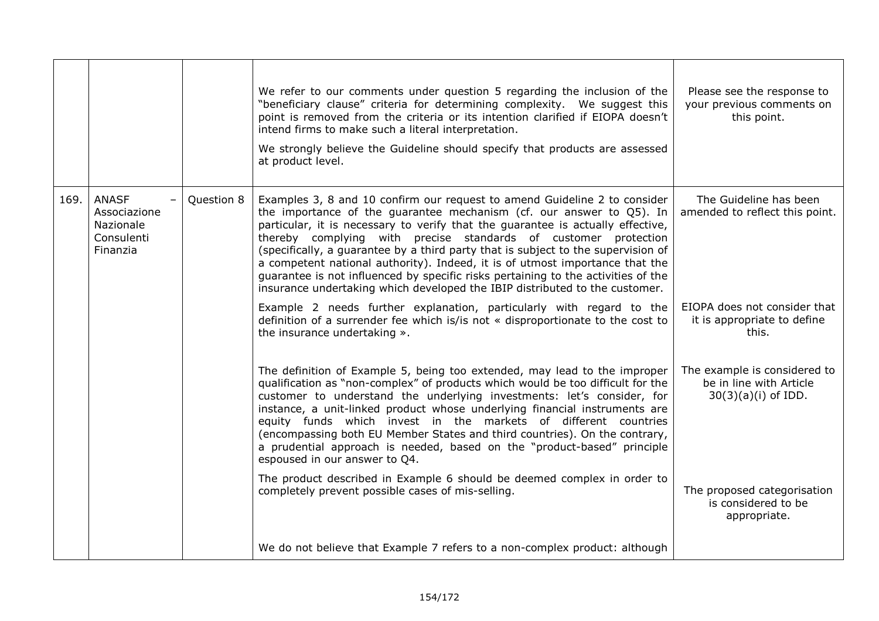| | | | | |
|---|---|---|---|---|
| | | | We refer to our comments under question 5 regarding the inclusion of the "beneficiary clause" criteria for determining complexity. We suggest this point is removed from the criteria or its intention clarified if EIOPA doesn't intend firms to make such a literal interpretation.<br><br>We strongly believe the Guideline should specify that products are assessed at product level. | Please see the response to your previous comments on this point. |
| 169. | ANASF – Associazione Nazionale Consulenti Finanzia | Question 8 | Examples 3, 8 and 10 confirm our request to amend Guideline 2 to consider the importance of the guarantee mechanism (cf. our answer to Q5). In particular, it is necessary to verify that the guarantee is actually effective, thereby complying with precise standards of customer protection (specifically, a guarantee by a third party that is subject to the supervision of a competent national authority). Indeed, it is of utmost importance that the guarantee is not influenced by specific risks pertaining to the activities of the insurance undertaking which developed the IBIP distributed to the customer. | The Guideline has been amended to reflect this point. |
| | | | Example 2 needs further explanation, particularly with regard to the definition of a surrender fee which is/is not « disproportionate to the cost to the insurance undertaking ». | EIOPA does not consider that it is appropriate to define this. |
| | | | The definition of Example 5, being too extended, may lead to the improper qualification as "non-complex" of products which would be too difficult for the customer to understand the underlying investments: let's consider, for instance, a unit-linked product whose underlying financial instruments are equity funds which invest in the markets of different countries (encompassing both EU Member States and third countries). On the contrary, a prudential approach is needed, based on the "product-based" principle espoused in our answer to Q4. | The example is considered to be in line with Article 30(3)(a)(i) of IDD. |
| | | | The product described in Example 6 should be deemed complex in order to completely prevent possible cases of mis-selling. | The proposed categorisation is considered to be appropriate. |
| | | | We do not believe that Example 7 refers to a non-complex product: although | |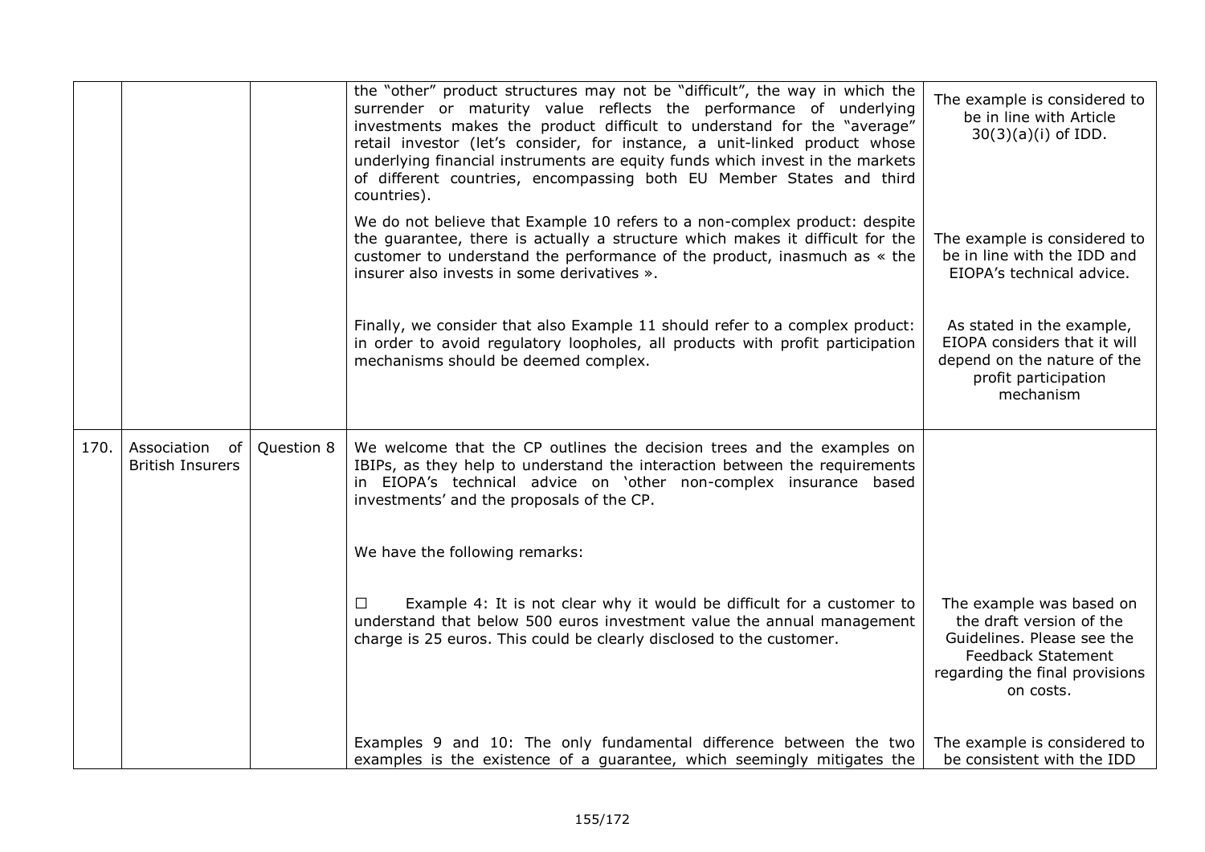| | | | | |
|---|---|---|---|---|
| | | | the "other" product structures may not be "difficult", the way in which the surrender or maturity value reflects the performance of underlying investments makes the product difficult to understand for the "average" retail investor (let's consider, for instance, a unit-linked product whose underlying financial instruments are equity funds which invest in the markets of different countries, encompassing both EU Member States and third countries). | The example is considered to be in line with Article 30(3)(a)(i) of IDD. |
| | | | We do not believe that Example 10 refers to a non-complex product: despite the guarantee, there is actually a structure which makes it difficult for the customer to understand the performance of the product, inasmuch as « the insurer also invests in some derivatives ». | The example is considered to be in line with the IDD and EIOPA's technical advice. |
| | | | Finally, we consider that also Example 11 should refer to a complex product: in order to avoid regulatory loopholes, all products with profit participation mechanisms should be deemed complex. | As stated in the example, EIOPA considers that it will depend on the nature of the profit participation mechanism |
| 170. | Association of British Insurers | Question 8 | We welcome that the CP outlines the decision trees and the examples on IBIPs, as they help to understand the interaction between the requirements in EIOPA's technical advice on 'other non-complex insurance based investments' and the proposals of the CP. | |
| | | | We have the following remarks: | |
| | | | ☐ Example 4: It is not clear why it would be difficult for a customer to understand that below 500 euros investment value the annual management charge is 25 euros. This could be clearly disclosed to the customer. | The example was based on the draft version of the Guidelines. Please see the Feedback Statement regarding the final provisions on costs. |
| | | | Examples 9 and 10: The only fundamental difference between the two examples is the existence of a guarantee, which seemingly mitigates the | The example is considered to be consistent with the IDD |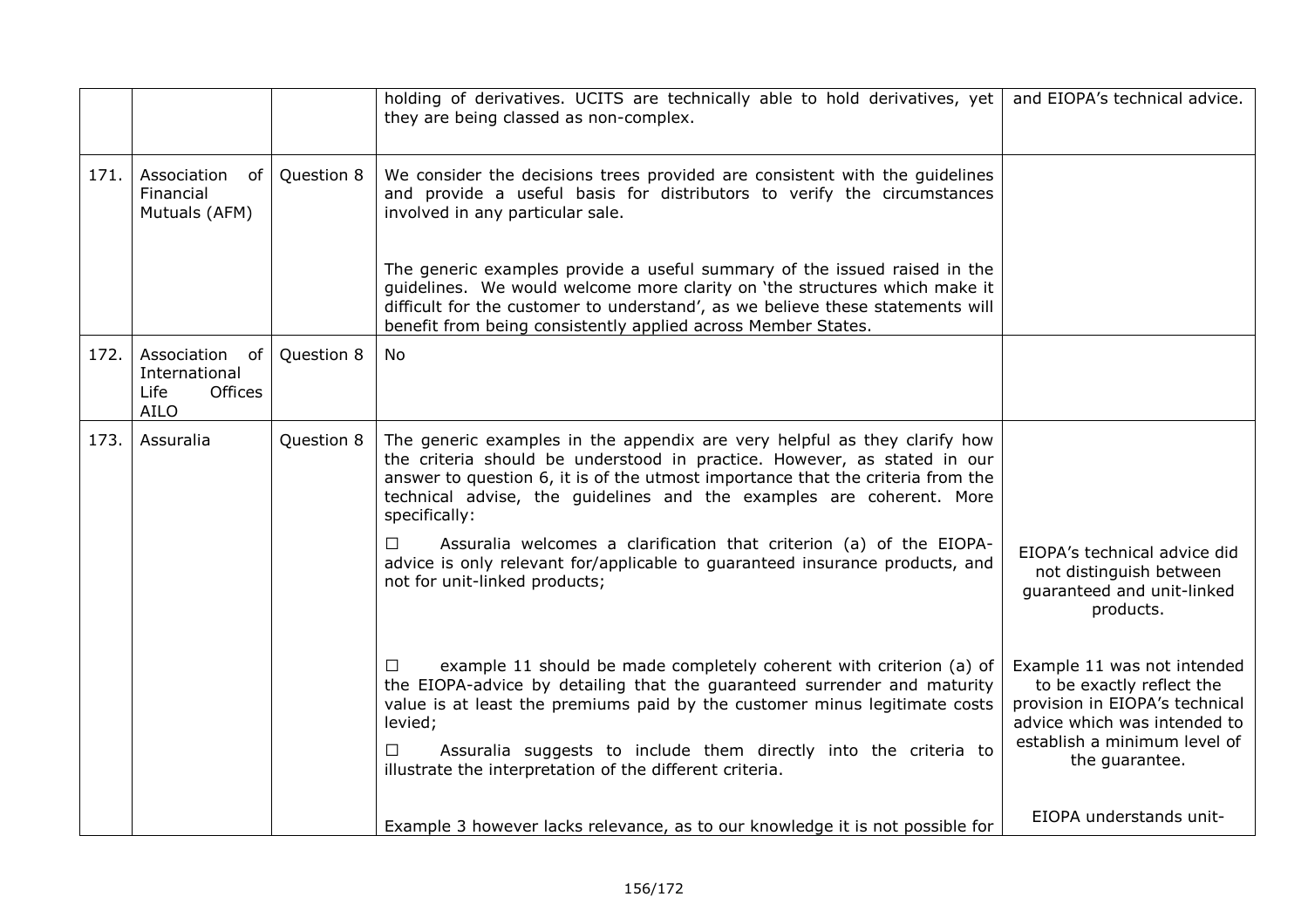| | | | | |
|---|---|---|---|---|
| | | | holding of derivatives. UCITS are technically able to hold derivatives, yet they are being classed as non-complex. | and EIOPA's technical advice. |
| 171. | Association of Financial Mutuals (AFM) | Question 8 | We consider the decisions trees provided are consistent with the guidelines and provide a useful basis for distributors to verify the circumstances involved in any particular sale.<br><br>The generic examples provide a useful summary of the issued raised in the guidelines. We would welcome more clarity on 'the structures which make it difficult for the customer to understand', as we believe these statements will benefit from being consistently applied across Member States. | |
| 172. | Association of International Life Offices AILO | Question 8 | No | |
| 173. | Assuralia | Question 8 | The generic examples in the appendix are very helpful as they clarify how the criteria should be understood in practice. However, as stated in our answer to question 6, it is of the utmost importance that the criteria from the technical advise, the guidelines and the examples are coherent. More specifically:<br><br>☐ Assuralia welcomes a clarification that criterion (a) of the EIOPA-advice is only relevant for/applicable to guaranteed insurance products, and not for unit-linked products; | EIOPA's technical advice did not distinguish between guaranteed and unit-linked products. |
| | | | ☐ example 11 should be made completely coherent with criterion (a) of the EIOPA-advice by detailing that the guaranteed surrender and maturity value is at least the premiums paid by the customer minus legitimate costs levied;<br><br>☐ Assuralia suggests to include them directly into the criteria to illustrate the interpretation of the different criteria. | Example 11 was not intended to be exactly reflect the provision in EIOPA's technical advice which was intended to establish a minimum level of the guarantee. |
| | | | Example 3 however lacks relevance, as to our knowledge it is not possible for | EIOPA understands unit- |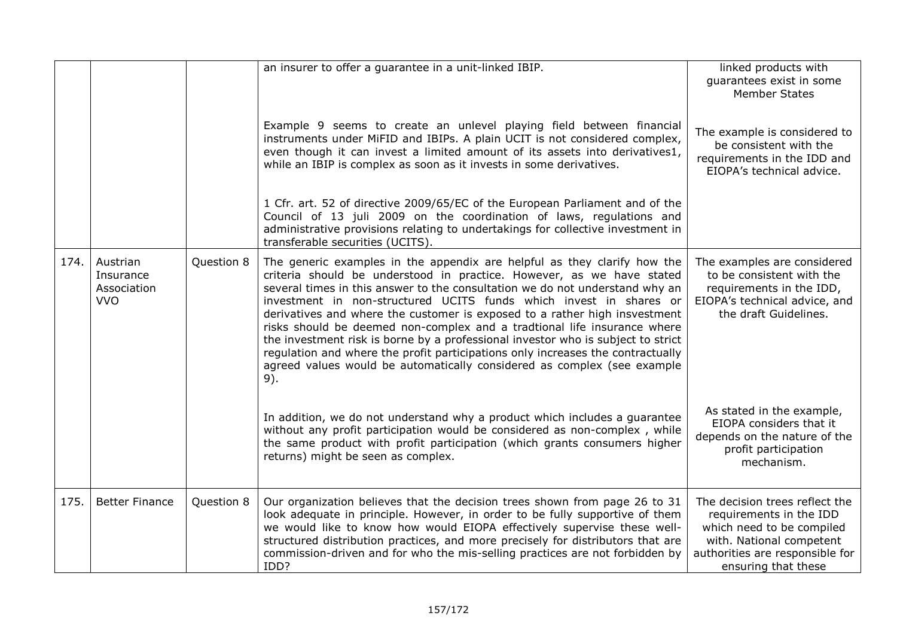| | | | | |
|---|---|---|---|---|
| | | | an insurer to offer a guarantee in a unit-linked IBIP. | linked products with guarantees exist in some Member States |
| | | | Example 9 seems to create an unlevel playing field between financial instruments under MiFID and IBIPs. A plain UCIT is not considered complex, even though it can invest a limited amount of its assets into derivatives1, while an IBIP is complex as soon as it invests in some derivatives. | The example is considered to be consistent with the requirements in the IDD and EIOPA's technical advice. |
| | | | 1 Cfr. art. 52 of directive 2009/65/EC of the European Parliament and of the Council of 13 juli 2009 on the coordination of laws, regulations and administrative provisions relating to undertakings for collective investment in transferable securities (UCITS). | |
| 174. | Austrian Insurance Association VVO | Question 8 | The generic examples in the appendix are helpful as they clarify how the criteria should be understood in practice. However, as we have stated several times in this answer to the consultation we do not understand why an investment in non-structured UCITS funds which invest in shares or derivatives and where the customer is exposed to a rather high insvestment risks should be deemed non-complex and a tradtional life insurance where the investment risk is borne by a professional investor who is subject to strict regulation and where the profit participations only increases the contractually agreed values would be automatically considered as complex (see example 9). | The examples are considered to be consistent with the requirements in the IDD, EIOPA's technical advice, and the draft Guidelines. |
| | | | In addition, we do not understand why a product which includes a guarantee without any profit participation would be considered as non-complex , while the same product with profit participation (which grants consumers higher returns) might be seen as complex. | As stated in the example, EIOPA considers that it depends on the nature of the profit participation mechanism. |
| 175. | Better Finance | Question 8 | Our organization believes that the decision trees shown from page 26 to 31 look adequate in principle. However, in order to be fully supportive of them we would like to know how would EIOPA effectively supervise these well-structured distribution practices, and more precisely for distributors that are commission-driven and for who the mis-selling practices are not forbidden by IDD? | The decision trees reflect the requirements in the IDD which need to be compiled with. National competent authorities are responsible for ensuring that these |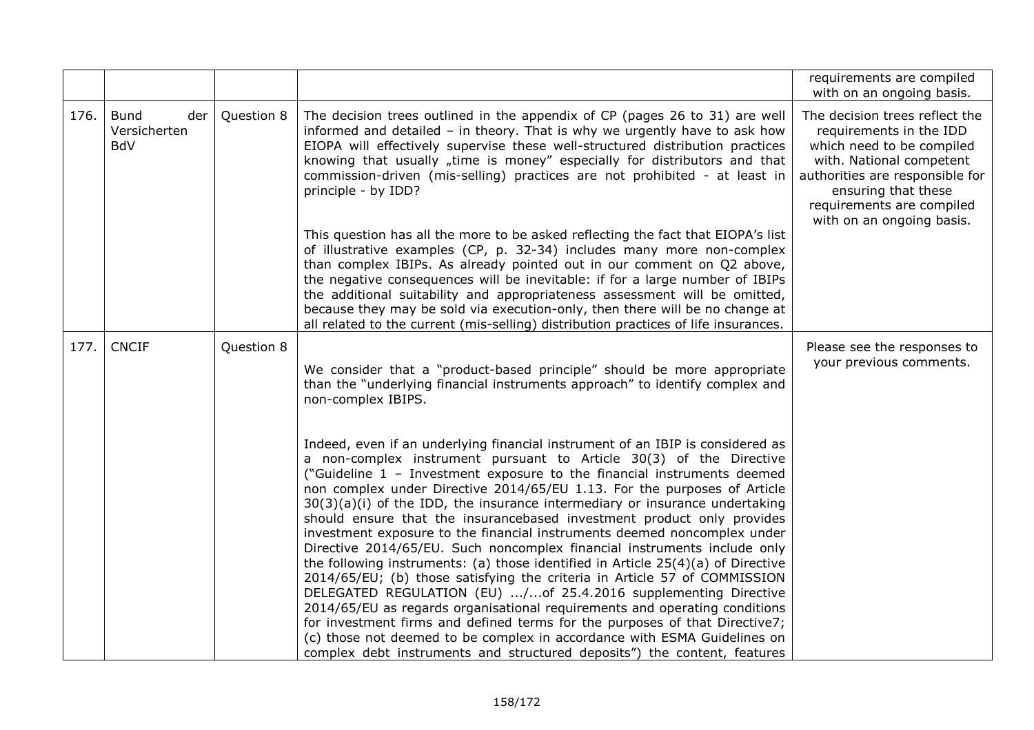| | | | | |
|---|---|---|---|---|
| | | | | requirements are compiled with on an ongoing basis. |
| 176. | Bund der Versicherten BdV | Question 8 | The decision trees outlined in the appendix of CP (pages 26 to 31) are well informed and detailed – in theory. That is why we urgently have to ask how EIOPA will effectively supervise these well-structured distribution practices knowing that usually „time is money" especially for distributors and that commission-driven (mis-selling) practices are not prohibited - at least in principle - by IDD?<br><br>This question has all the more to be asked reflecting the fact that EIOPA's list of illustrative examples (CP, p. 32-34) includes many more non-complex than complex IBIPs. As already pointed out in our comment on Q2 above, the negative consequences will be inevitable: if for a large number of IBIPs the additional suitability and appropriateness assessment will be omitted, because they may be sold via execution-only, then there will be no change at all related to the current (mis-selling) distribution practices of life insurances. | The decision trees reflect the requirements in the IDD which need to be compiled with. National competent authorities are responsible for ensuring that these requirements are compiled with on an ongoing basis. |
| 177. | CNCIF | Question 8 | We consider that a "product-based principle" should be more appropriate than the "underlying financial instruments approach" to identify complex and non-complex IBIPS.<br><br>Indeed, even if an underlying financial instrument of an IBIP is considered as a non-complex instrument pursuant to Article 30(3) of the Directive ("Guideline 1 – Investment exposure to the financial instruments deemed non complex under Directive 2014/65/EU 1.13. For the purposes of Article 30(3)(a)(i) of the IDD, the insurance intermediary or insurance undertaking should ensure that the insurancebased investment product only provides investment exposure to the financial instruments deemed noncomplex under Directive 2014/65/EU. Such noncomplex financial instruments include only the following instruments: (a) those identified in Article 25(4)(a) of Directive 2014/65/EU; (b) those satisfying the criteria in Article 57 of COMMISSION DELEGATED REGULATION (EU) .../...of 25.4.2016 supplementing Directive 2014/65/EU as regards organisational requirements and operating conditions for investment firms and defined terms for the purposes of that Directive7; (c) those not deemed to be complex in accordance with ESMA Guidelines on complex debt instruments and structured deposits") the content, features | Please see the responses to your previous comments. |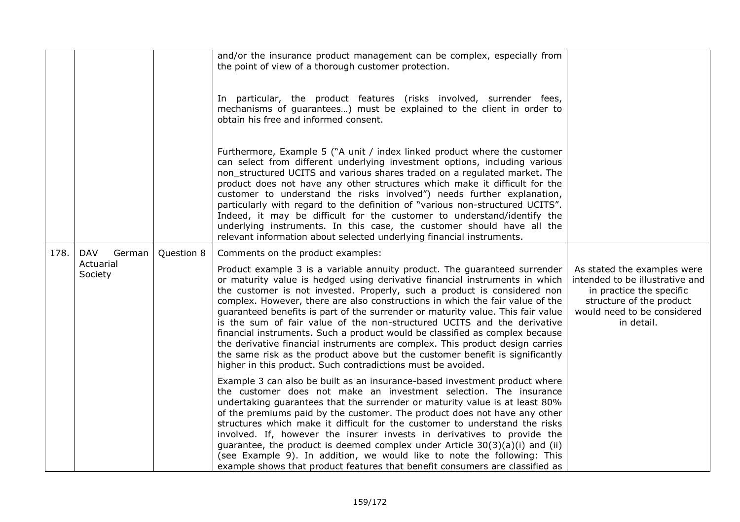| | | | | |
|---|---|---|---|---|
| | | | and/or the insurance product management can be complex, especially from the point of view of a thorough customer protection.<br><br>In particular, the product features (risks involved, surrender fees, mechanisms of guarantees…) must be explained to the client in order to obtain his free and informed consent.<br><br>Furthermore, Example 5 ("A unit / index linked product where the customer can select from different underlying investment options, including various non_structured UCITS and various shares traded on a regulated market. The product does not have any other structures which make it difficult for the customer to understand the risks involved") needs further explanation, particularly with regard to the definition of "various non-structured UCITS". Indeed, it may be difficult for the customer to understand/identify the underlying instruments. In this case, the customer should have all the relevant information about selected underlying financial instruments. | |
| 178. | DAV German Actuarial Society | Question 8 | Comments on the product examples:<br><br>Product example 3 is a variable annuity product. The guaranteed surrender or maturity value is hedged using derivative financial instruments in which the customer is not invested. Properly, such a product is considered non complex. However, there are also constructions in which the fair value of the guaranteed benefits is part of the surrender or maturity value. This fair value is the sum of fair value of the non-structured UCITS and the derivative financial instruments. Such a product would be classified as complex because the derivative financial instruments are complex. This product design carries the same risk as the product above but the customer benefit is significantly higher in this product. Such contradictions must be avoided.<br><br>Example 3 can also be built as an insurance-based investment product where the customer does not make an investment selection. The insurance undertaking guarantees that the surrender or maturity value is at least 80% of the premiums paid by the customer. The product does not have any other structures which make it difficult for the customer to understand the risks involved. If, however the insurer invests in derivatives to provide the guarantee, the product is deemed complex under Article 30(3)(a)(i) and (ii) (see Example 9). In addition, we would like to note the following: This example shows that product features that benefit consumers are classified as | As stated the examples were intended to be illustrative and in practice the specific structure of the product would need to be considered in detail. |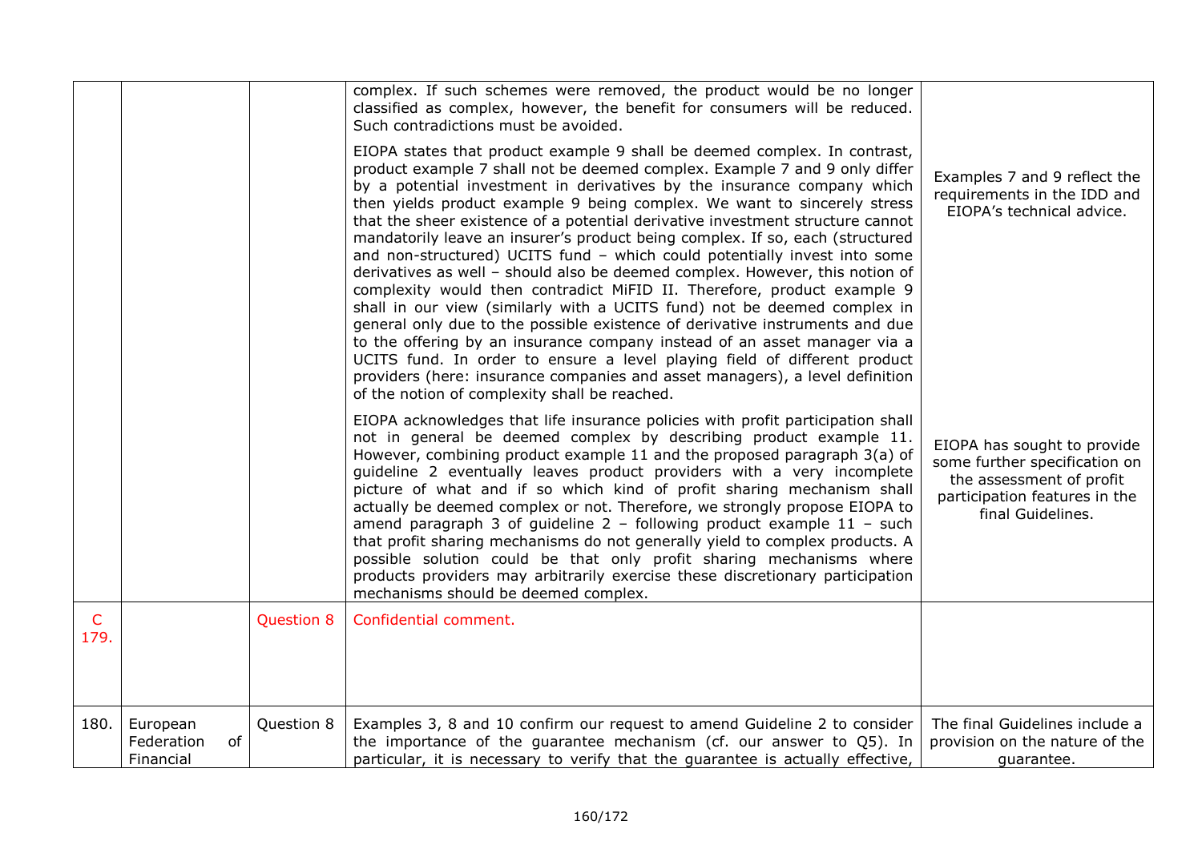| | | | | |
|---|---|---|---|---|
| | | | complex. If such schemes were removed, the product would be no longer classified as complex, however, the benefit for consumers will be reduced. Such contradictions must be avoided.<br><br>EIOPA states that product example 9 shall be deemed complex. In contrast, product example 7 shall not be deemed complex. Example 7 and 9 only differ by a potential investment in derivatives by the insurance company which then yields product example 9 being complex. We want to sincerely stress that the sheer existence of a potential derivative investment structure cannot mandatorily leave an insurer's product being complex. If so, each (structured and non-structured) UCITS fund – which could potentially invest into some derivatives as well – should also be deemed complex. However, this notion of complexity would then contradict MiFID II. Therefore, product example 9 shall in our view (similarly with a UCITS fund) not be deemed complex in general only due to the possible existence of derivative instruments and due to the offering by an insurance company instead of an asset manager via a UCITS fund. In order to ensure a level playing field of different product providers (here: insurance companies and asset managers), a level definition of the notion of complexity shall be reached.<br><br>EIOPA acknowledges that life insurance policies with profit participation shall not in general be deemed complex by describing product example 11. However, combining product example 11 and the proposed paragraph 3(a) of guideline 2 eventually leaves product providers with a very incomplete picture of what and if so which kind of profit sharing mechanism shall actually be deemed complex or not. Therefore, we strongly propose EIOPA to amend paragraph 3 of guideline 2 – following product example 11 – such that profit sharing mechanisms do not generally yield to complex products. A possible solution could be that only profit sharing mechanisms where products providers may arbitrarily exercise these discretionary participation mechanisms should be deemed complex. | Examples 7 and 9 reflect the requirements in the IDD and EIOPA's technical advice.<br><br>EIOPA has sought to provide some further specification on the assessment of profit participation features in the final Guidelines. |
| C 179. | | Question 8 | Confidential comment. | |
| 180. | European Federation of Financial | Question 8 | Examples 3, 8 and 10 confirm our request to amend Guideline 2 to consider the importance of the guarantee mechanism (cf. our answer to Q5). In particular, it is necessary to verify that the guarantee is actually effective, | The final Guidelines include a provision on the nature of the guarantee. |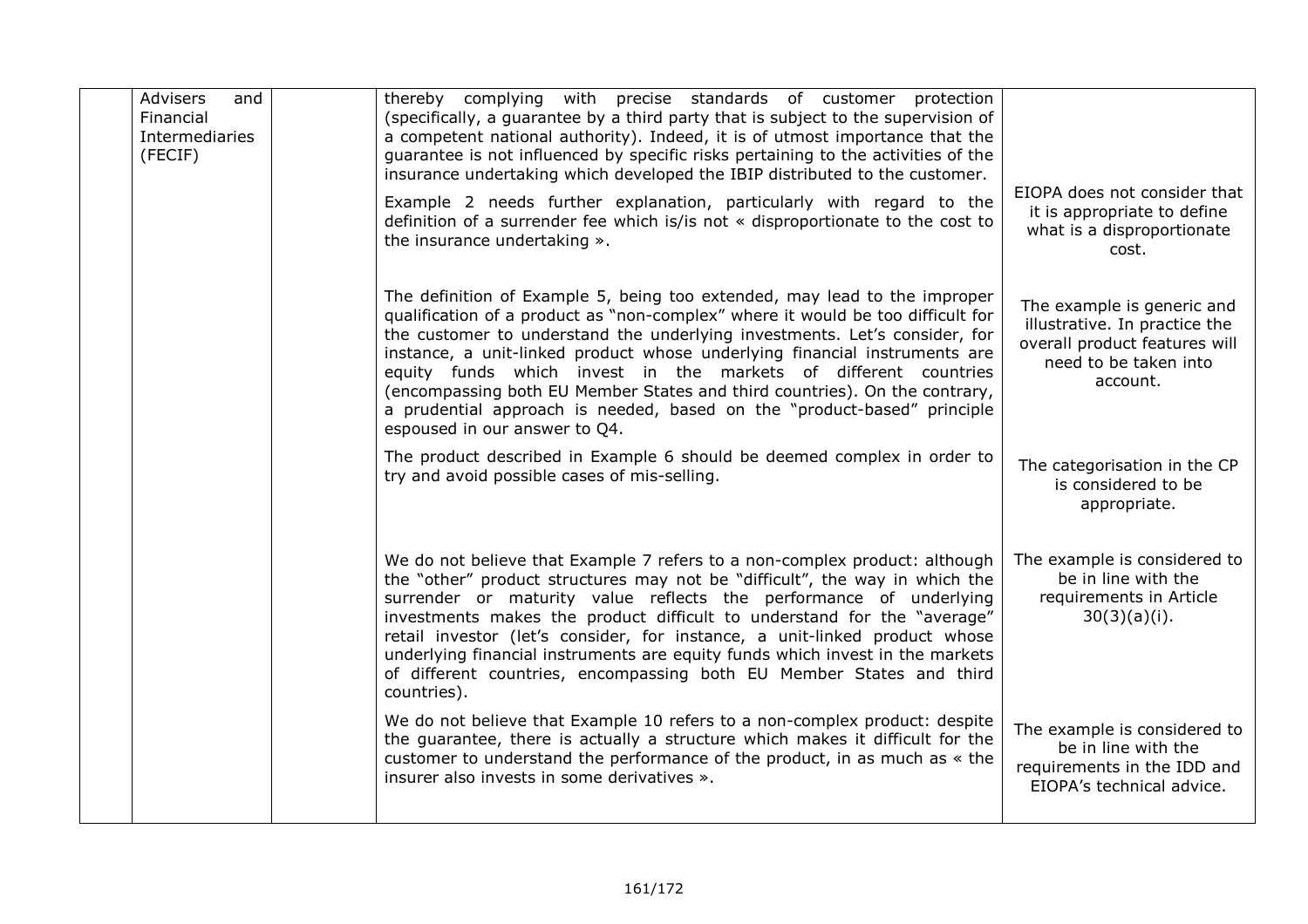|  | Advisers and Financial Intermediaries (FECIF) |  | thereby complying with precise standards of customer protection (specifically, a guarantee by a third party that is subject to the supervision of a competent national authority). Indeed, it is of utmost importance that the guarantee is not influenced by specific risks pertaining to the activities of the insurance undertaking which developed the IBIP distributed to the customer. |  |
|---|---|---|---|---|
|  |  |  | Example 2 needs further explanation, particularly with regard to the definition of a surrender fee which is/is not « disproportionate to the cost to the insurance undertaking ». | EIOPA does not consider that it is appropriate to define what is a disproportionate cost. |
|  |  |  | The definition of Example 5, being too extended, may lead to the improper qualification of a product as "non-complex" where it would be too difficult for the customer to understand the underlying investments. Let's consider, for instance, a unit-linked product whose underlying financial instruments are equity funds which invest in the markets of different countries (encompassing both EU Member States and third countries). On the contrary, a prudential approach is needed, based on the "product-based" principle espoused in our answer to Q4. | The example is generic and illustrative. In practice the overall product features will need to be taken into account. |
|  |  |  | The product described in Example 6 should be deemed complex in order to try and avoid possible cases of mis-selling. | The categorisation in the CP is considered to be appropriate. |
|  |  |  | We do not believe that Example 7 refers to a non-complex product: although the "other" product structures may not be "difficult", the way in which the surrender or maturity value reflects the performance of underlying investments makes the product difficult to understand for the "average" retail investor (let's consider, for instance, a unit-linked product whose underlying financial instruments are equity funds which invest in the markets of different countries, encompassing both EU Member States and third countries). | The example is considered to be in line with the requirements in Article 30(3)(a)(i). |
|  |  |  | We do not believe that Example 10 refers to a non-complex product: despite the guarantee, there is actually a structure which makes it difficult for the customer to understand the performance of the product, in as much as « the insurer also invests in some derivatives ». | The example is considered to be in line with the requirements in the IDD and EIOPA's technical advice. |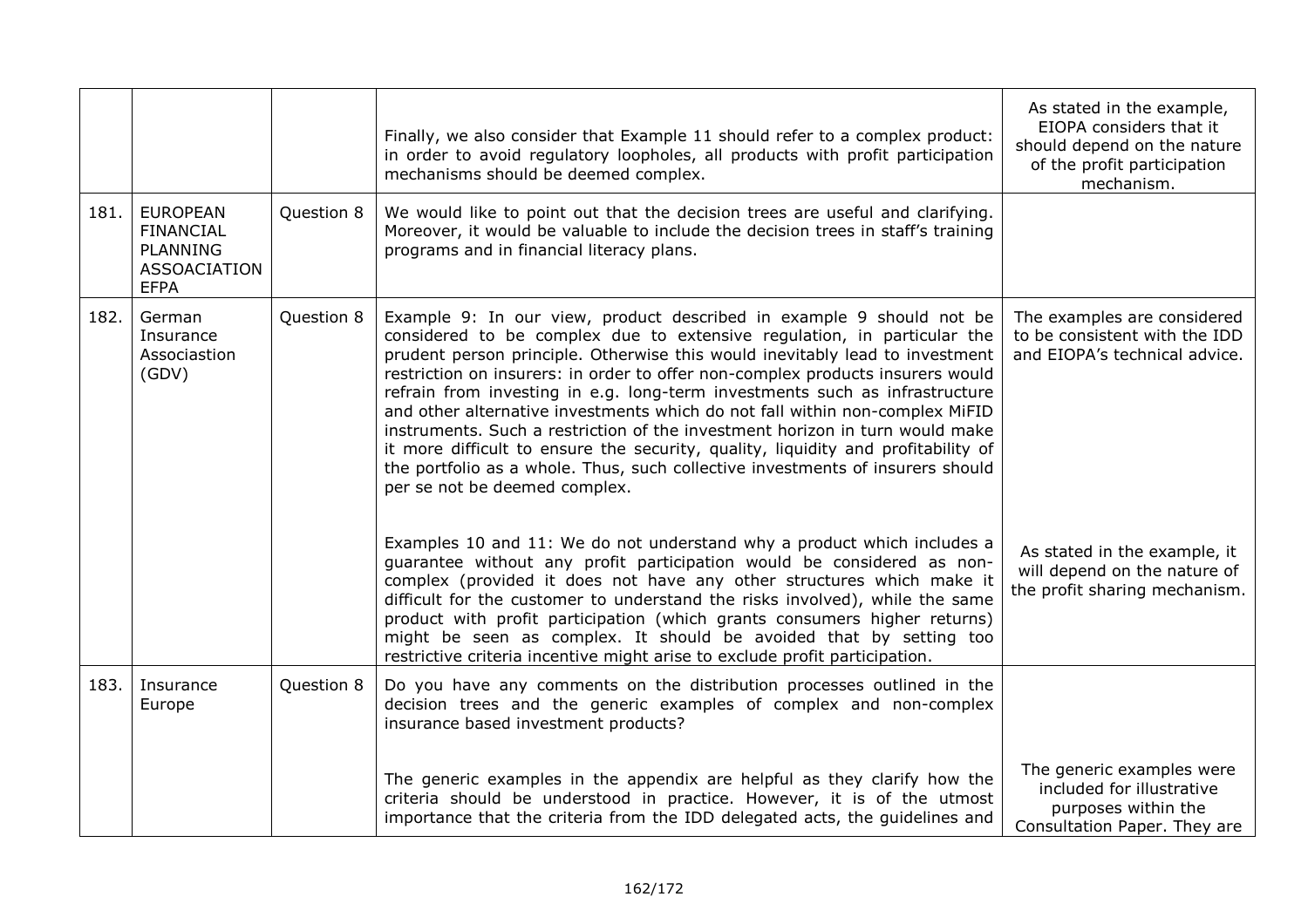| | | | | |
|---|---|---|---|---|
| | | | Finally, we also consider that Example 11 should refer to a complex product: in order to avoid regulatory loopholes, all products with profit participation mechanisms should be deemed complex. | As stated in the example, EIOPA considers that it should depend on the nature of the profit participation mechanism. |
| 181. | EUROPEAN FINANCIAL PLANNING ASSOACIATION EFPA | Question 8 | We would like to point out that the decision trees are useful and clarifying. Moreover, it would be valuable to include the decision trees in staff's training programs and in financial literacy plans. | |
| 182. | German Insurance Associastion (GDV) | Question 8 | Example 9: In our view, product described in example 9 should not be considered to be complex due to extensive regulation, in particular the prudent person principle. Otherwise this would inevitably lead to investment restriction on insurers: in order to offer non-complex products insurers would refrain from investing in e.g. long-term investments such as infrastructure and other alternative investments which do not fall within non-complex MiFID instruments. Such a restriction of the investment horizon in turn would make it more difficult to ensure the security, quality, liquidity and profitability of the portfolio as a whole. Thus, such collective investments of insurers should per se not be deemed complex. | The examples are considered to be consistent with the IDD and EIOPA's technical advice. |
| | | | Examples 10 and 11: We do not understand why a product which includes a guarantee without any profit participation would be considered as non-complex (provided it does not have any other structures which make it difficult for the customer to understand the risks involved), while the same product with profit participation (which grants consumers higher returns) might be seen as complex. It should be avoided that by setting too restrictive criteria incentive might arise to exclude profit participation. | As stated in the example, it will depend on the nature of the profit sharing mechanism. |
| 183. | Insurance Europe | Question 8 | Do you have any comments on the distribution processes outlined in the decision trees and the generic examples of complex and non-complex insurance based investment products? | |
| | | | The generic examples in the appendix are helpful as they clarify how the criteria should be understood in practice. However, it is of the utmost importance that the criteria from the IDD delegated acts, the guidelines and | The generic examples were included for illustrative purposes within the Consultation Paper. They are |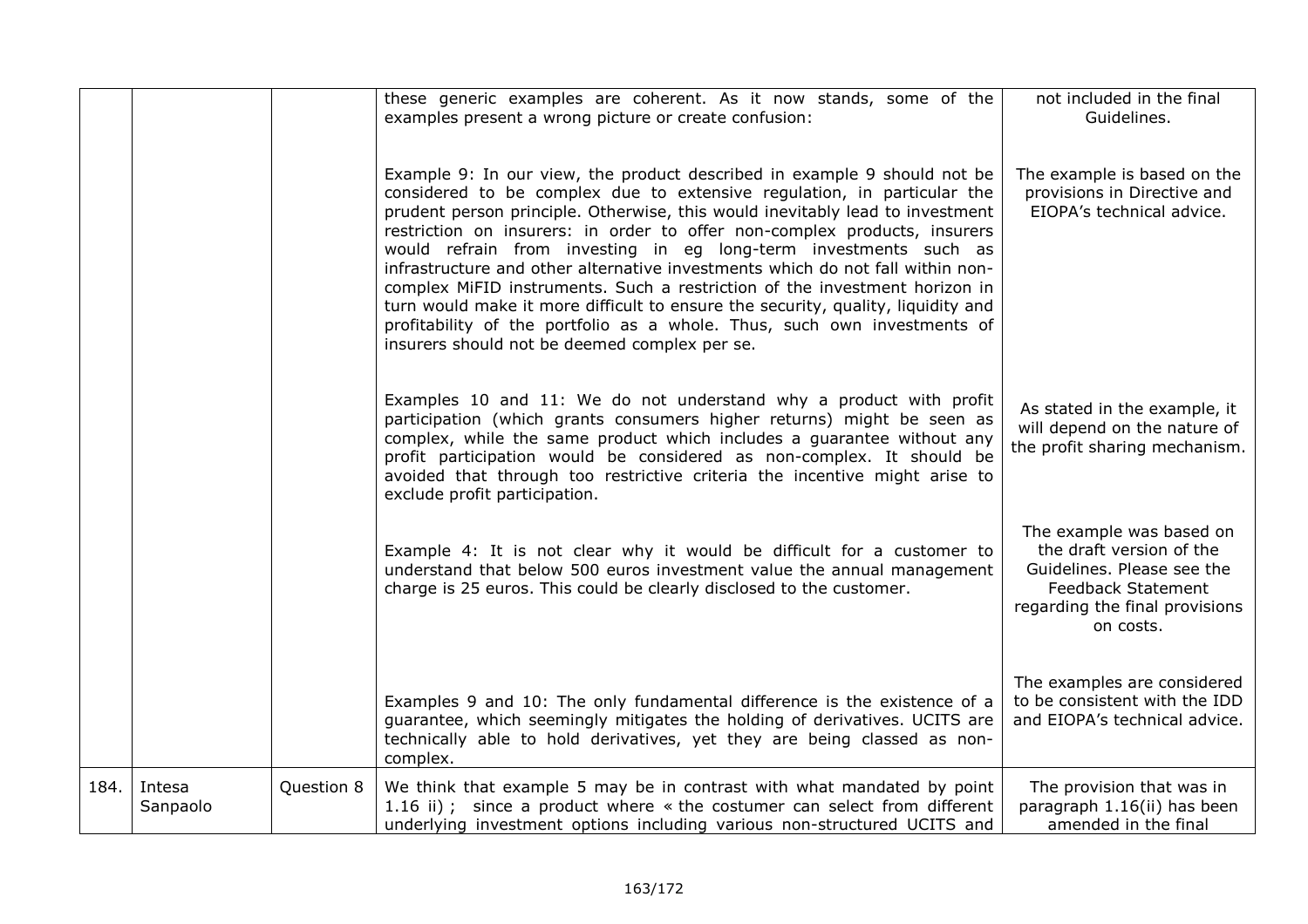| | | | these generic examples are coherent. As it now stands, some of the examples present a wrong picture or create confusion: | not included in the final Guidelines. |
|---|---|---|---|---|
| | | | Example 9: In our view, the product described in example 9 should not be considered to be complex due to extensive regulation, in particular the prudent person principle. Otherwise, this would inevitably lead to investment restriction on insurers: in order to offer non-complex products, insurers would refrain from investing in eg long-term investments such as infrastructure and other alternative investments which do not fall within non-complex MiFID instruments. Such a restriction of the investment horizon in turn would make it more difficult to ensure the security, quality, liquidity and profitability of the portfolio as a whole. Thus, such own investments of insurers should not be deemed complex per se. | The example is based on the provisions in Directive and EIOPA's technical advice. |
| | | | Examples 10 and 11: We do not understand why a product with profit participation (which grants consumers higher returns) might be seen as complex, while the same product which includes a guarantee without any profit participation would be considered as non-complex. It should be avoided that through too restrictive criteria the incentive might arise to exclude profit participation. | As stated in the example, it will depend on the nature of the profit sharing mechanism. |
| | | | Example 4: It is not clear why it would be difficult for a customer to understand that below 500 euros investment value the annual management charge is 25 euros. This could be clearly disclosed to the customer. | The example was based on the draft version of the Guidelines. Please see the Feedback Statement regarding the final provisions on costs. |
| | | | Examples 9 and 10: The only fundamental difference is the existence of a guarantee, which seemingly mitigates the holding of derivatives. UCITS are technically able to hold derivatives, yet they are being classed as non-complex. | The examples are considered to be consistent with the IDD and EIOPA's technical advice. |
| 184. | Intesa Sanpaolo | Question 8 | We think that example 5 may be in contrast with what mandated by point 1.16 ii) ; since a product where « the costumer can select from different underlying investment options including various non-structured UCITS and | The provision that was in paragraph 1.16(ii) has been amended in the final |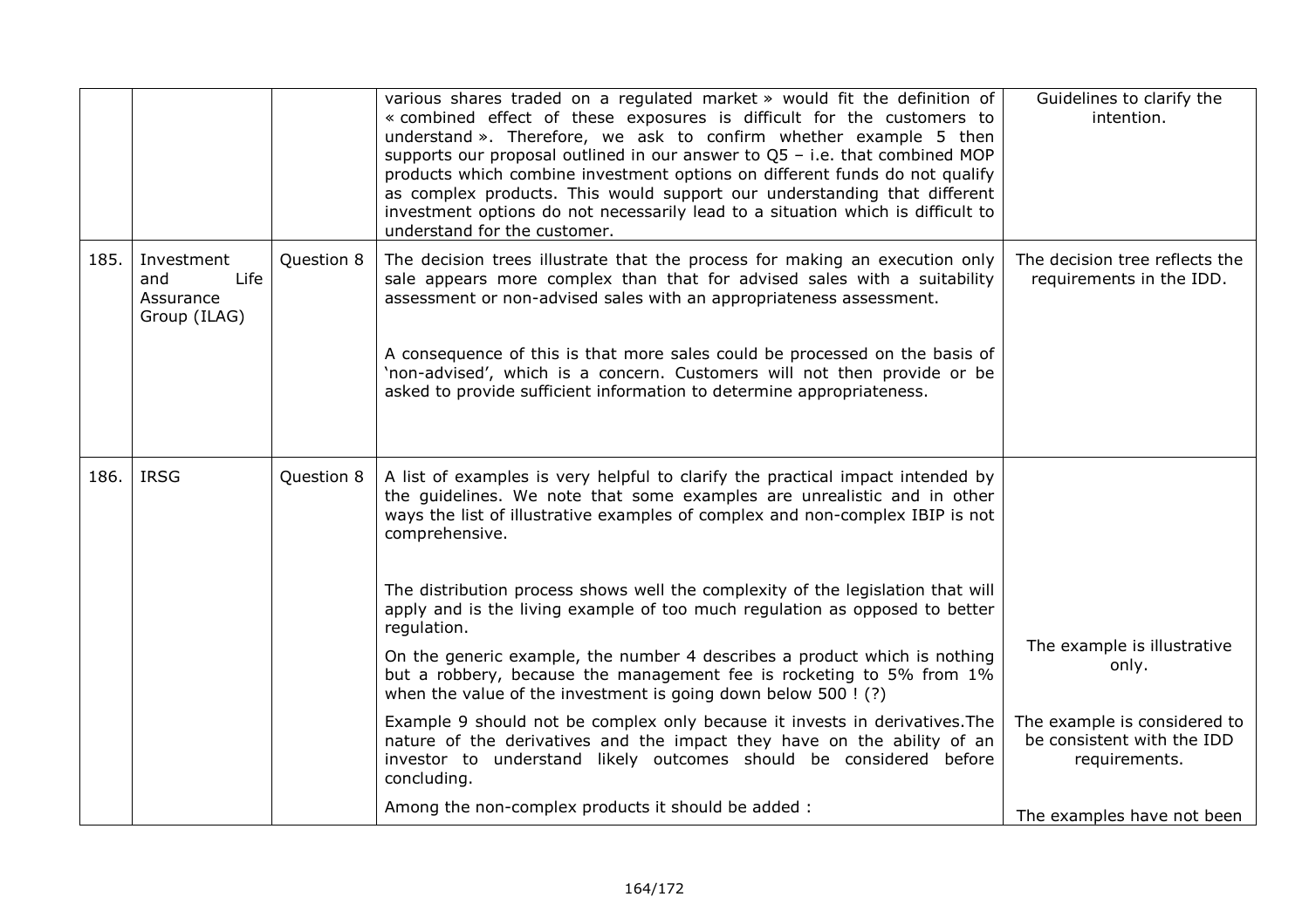| | | | | |
|---|---|---|---|---|
| | | | various shares traded on a regulated market » would fit the definition of « combined effect of these exposures is difficult for the customers to understand ». Therefore, we ask to confirm whether example 5 then supports our proposal outlined in our answer to Q5 – i.e. that combined MOP products which combine investment options on different funds do not qualify as complex products. This would support our understanding that different investment options do not necessarily lead to a situation which is difficult to understand for the customer. | Guidelines to clarify the intention. |
| 185. | Investment and Life Assurance Group (ILAG) | Question 8 | The decision trees illustrate that the process for making an execution only sale appears more complex than that for advised sales with a suitability assessment or non-advised sales with an appropriateness assessment.<br><br>A consequence of this is that more sales could be processed on the basis of 'non-advised', which is a concern. Customers will not then provide or be asked to provide sufficient information to determine appropriateness. | The decision tree reflects the requirements in the IDD. |
| 186. | IRSG | Question 8 | A list of examples is very helpful to clarify the practical impact intended by the guidelines. We note that some examples are unrealistic and in other ways the list of illustrative examples of complex and non-complex IBIP is not comprehensive.<br><br>The distribution process shows well the complexity of the legislation that will apply and is the living example of too much regulation as opposed to better regulation.<br><br>On the generic example, the number 4 describes a product which is nothing but a robbery, because the management fee is rocketing to 5% from 1% when the value of the investment is going down below 500 ! (?)<br><br>Example 9 should not be complex only because it invests in derivatives.The nature of the derivatives and the impact they have on the ability of an investor to understand likely outcomes should be considered before concluding.<br><br>Among the non-complex products it should be added : | The example is illustrative only.<br><br>The example is considered to be consistent with the IDD requirements.<br><br>The examples have not been |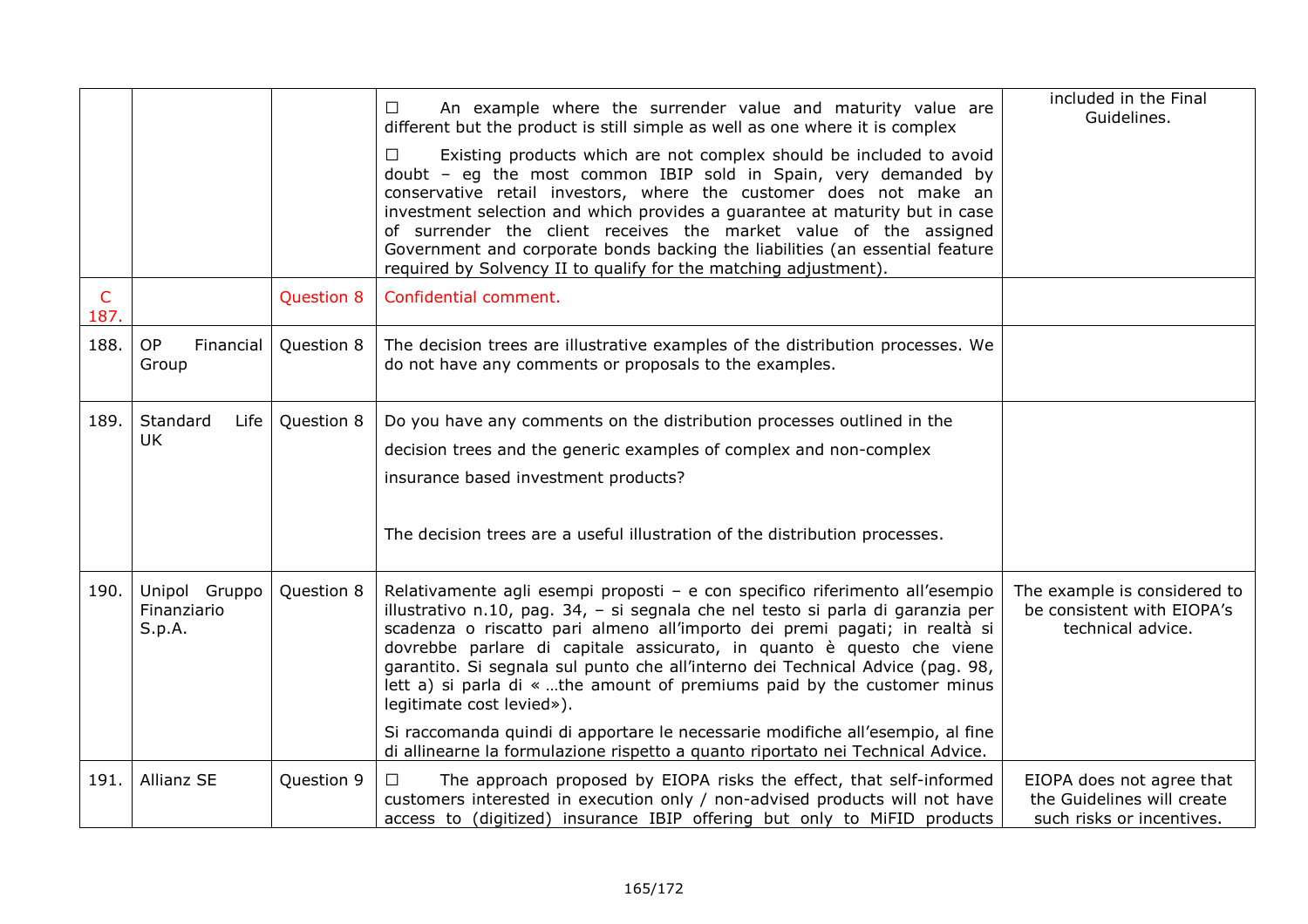| | | | | |
|---|---|---|---|---|
| | | | ☐ An example where the surrender value and maturity value are different but the product is still simple as well as one where it is complex<br><br>☐ Existing products which are not complex should be included to avoid doubt – eg the most common IBIP sold in Spain, very demanded by conservative retail investors, where the customer does not make an investment selection and which provides a guarantee at maturity but in case of surrender the client receives the market value of the assigned Government and corporate bonds backing the liabilities (an essential feature required by Solvency II to qualify for the matching adjustment). | included in the Final Guidelines. |
| C 187. | | Question 8 | Confidential comment. | |
| 188. | OP Financial Group | Question 8 | The decision trees are illustrative examples of the distribution processes. We do not have any comments or proposals to the examples. | |
| 189. | Standard Life UK | Question 8 | Do you have any comments on the distribution processes outlined in the decision trees and the generic examples of complex and non-complex insurance based investment products?<br><br>The decision trees are a useful illustration of the distribution processes. | |
| 190. | Unipol Gruppo Finanziario S.p.A. | Question 8 | Relativamente agli esempi proposti – e con specifico riferimento all'esempio illustrativo n.10, pag. 34, – si segnala che nel testo si parla di garanzia per scadenza o riscatto pari almeno all'importo dei premi pagati; in realtà si dovrebbe parlare di capitale assicurato, in quanto è questo che viene garantito. Si segnala sul punto che all'interno dei Technical Advice (pag. 98, lett a) si parla di « …the amount of premiums paid by the customer minus legitimate cost levied»).<br><br>Si raccomanda quindi di apportare le necessarie modifiche all'esempio, al fine di allinearne la formulazione rispetto a quanto riportato nei Technical Advice. | The example is considered to be consistent with EIOPA's technical advice. |
| 191. | Allianz SE | Question 9 | ☐ The approach proposed by EIOPA risks the effect, that self-informed customers interested in execution only / non-advised products will not have access to (digitized) insurance IBIP offering but only to MiFID products | EIOPA does not agree that the Guidelines will create such risks or incentives. |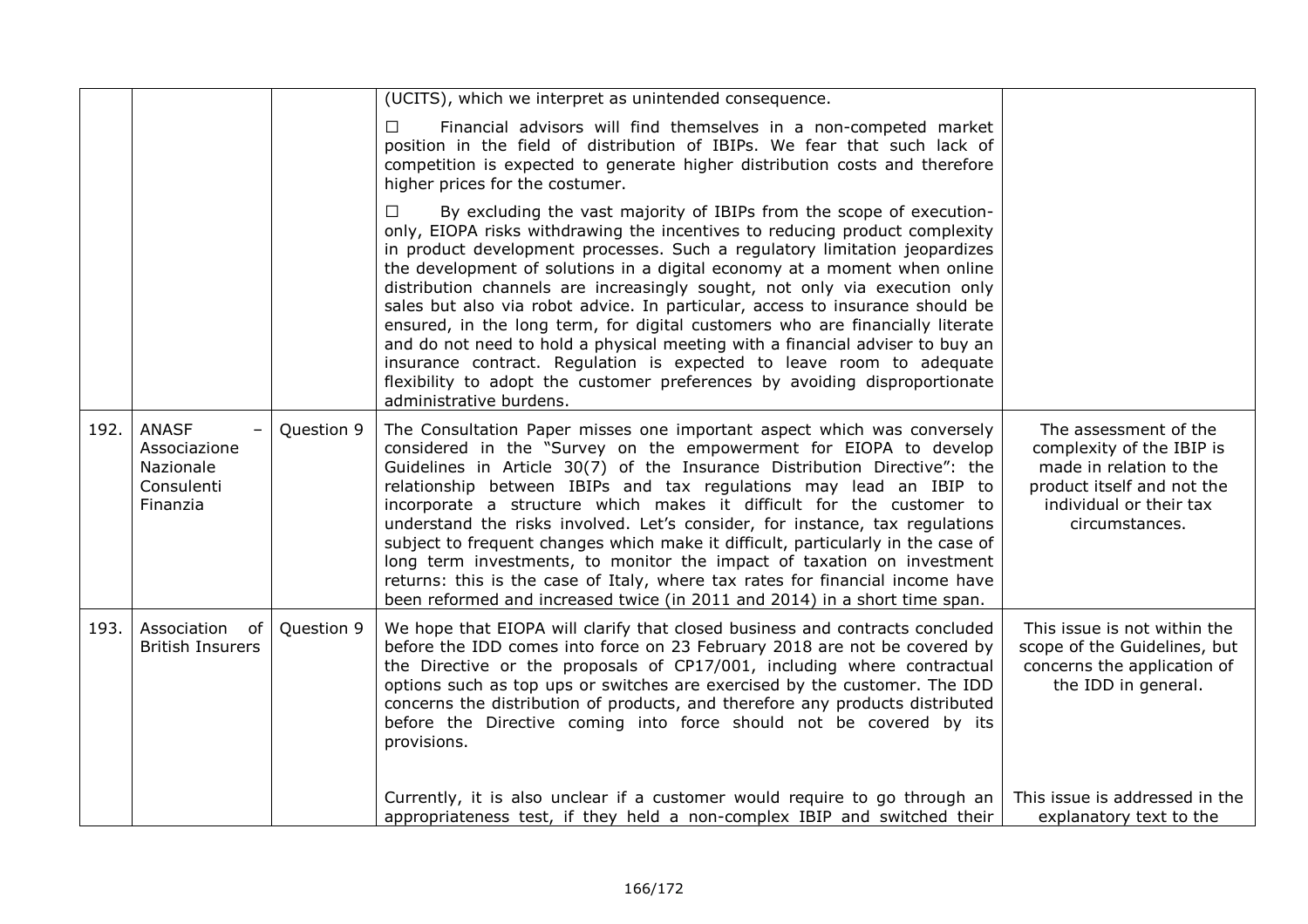| | | | | |
|---|---|---|---|---|
| | | | (UCITS), which we interpret as unintended consequence.<br><br>☐ Financial advisors will find themselves in a non-competed market position in the field of distribution of IBIPs. We fear that such lack of competition is expected to generate higher distribution costs and therefore higher prices for the costumer.<br><br>☐ By excluding the vast majority of IBIPs from the scope of execution-only, EIOPA risks withdrawing the incentives to reducing product complexity in product development processes. Such a regulatory limitation jeopardizes the development of solutions in a digital economy at a moment when online distribution channels are increasingly sought, not only via execution only sales but also via robot advice. In particular, access to insurance should be ensured, in the long term, for digital customers who are financially literate and do not need to hold a physical meeting with a financial adviser to buy an insurance contract. Regulation is expected to leave room to adequate flexibility to adopt the customer preferences by avoiding disproportionate administrative burdens. | |
| 192. | ANASF – Associazione Nazionale Consulenti Finanzia | Question 9 | The Consultation Paper misses one important aspect which was conversely considered in the "Survey on the empowerment for EIOPA to develop Guidelines in Article 30(7) of the Insurance Distribution Directive": the relationship between IBIPs and tax regulations may lead an IBIP to incorporate a structure which makes it difficult for the customer to understand the risks involved. Let's consider, for instance, tax regulations subject to frequent changes which make it difficult, particularly in the case of long term investments, to monitor the impact of taxation on investment returns: this is the case of Italy, where tax rates for financial income have been reformed and increased twice (in 2011 and 2014) in a short time span. | The assessment of the complexity of the IBIP is made in relation to the product itself and not the individual or their tax circumstances. |
| 193. | Association of British Insurers | Question 9 | We hope that EIOPA will clarify that closed business and contracts concluded before the IDD comes into force on 23 February 2018 are not be covered by the Directive or the proposals of CP17/001, including where contractual options such as top ups or switches are exercised by the customer. The IDD concerns the distribution of products, and therefore any products distributed before the Directive coming into force should not be covered by its provisions.<br><br>Currently, it is also unclear if a customer would require to go through an appropriateness test, if they held a non-complex IBIP and switched their | This issue is not within the scope of the Guidelines, but concerns the application of the IDD in general.<br><br>This issue is addressed in the explanatory text to the |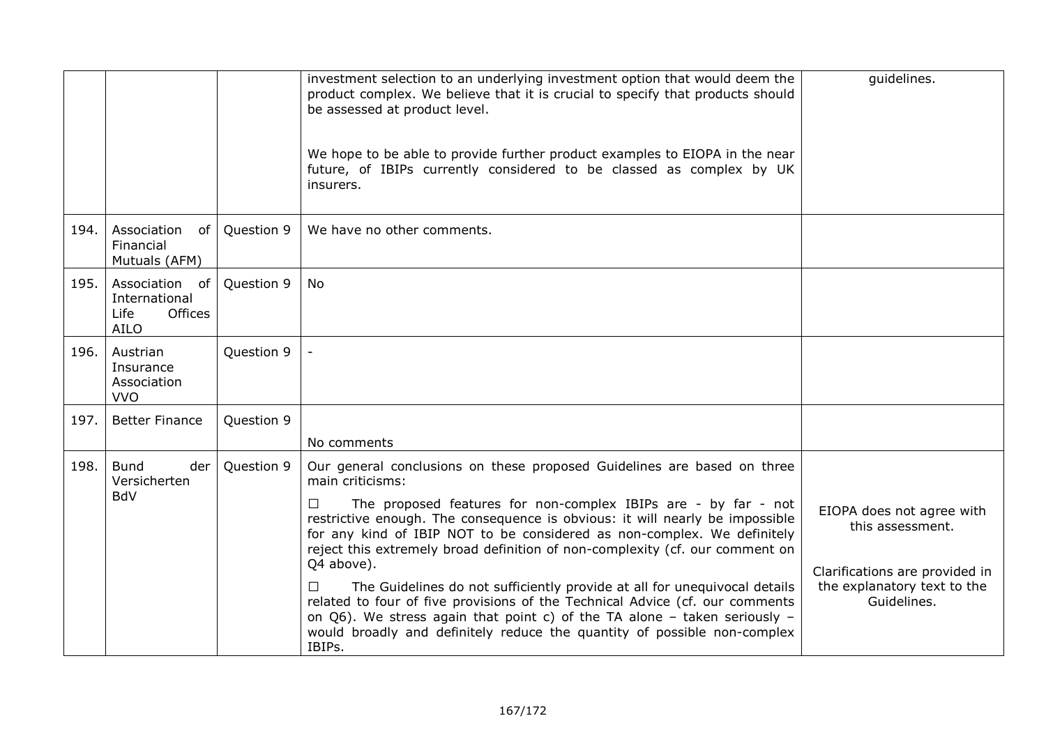| | | | | |
|---|---|---|---|---|
| | | | investment selection to an underlying investment option that would deem the product complex. We believe that it is crucial to specify that products should be assessed at product level.<br><br>We hope to be able to provide further product examples to EIOPA in the near future, of IBIPs currently considered to be classed as complex by UK insurers. | guidelines. |
| 194. | Association of Financial Mutuals (AFM) | Question 9 | We have no other comments. | |
| 195. | Association of International Life Offices AILO | Question 9 | No | |
| 196. | Austrian Insurance Association VVO | Question 9 | - | |
| 197. | Better Finance | Question 9 | No comments | |
| 198. | Bund der Versicherten BdV | Question 9 | Our general conclusions on these proposed Guidelines are based on three main criticisms:<br><br>☐ The proposed features for non-complex IBIPs are - by far - not restrictive enough. The consequence is obvious: it will nearly be impossible for any kind of IBIP NOT to be considered as non-complex. We definitely reject this extremely broad definition of non-complexity (cf. our comment on Q4 above).<br><br>☐ The Guidelines do not sufficiently provide at all for unequivocal details related to four of five provisions of the Technical Advice (cf. our comments on Q6). We stress again that point c) of the TA alone – taken seriously – would broadly and definitely reduce the quantity of possible non-complex IBIPs. | EIOPA does not agree with this assessment.<br><br>Clarifications are provided in the explanatory text to the Guidelines. |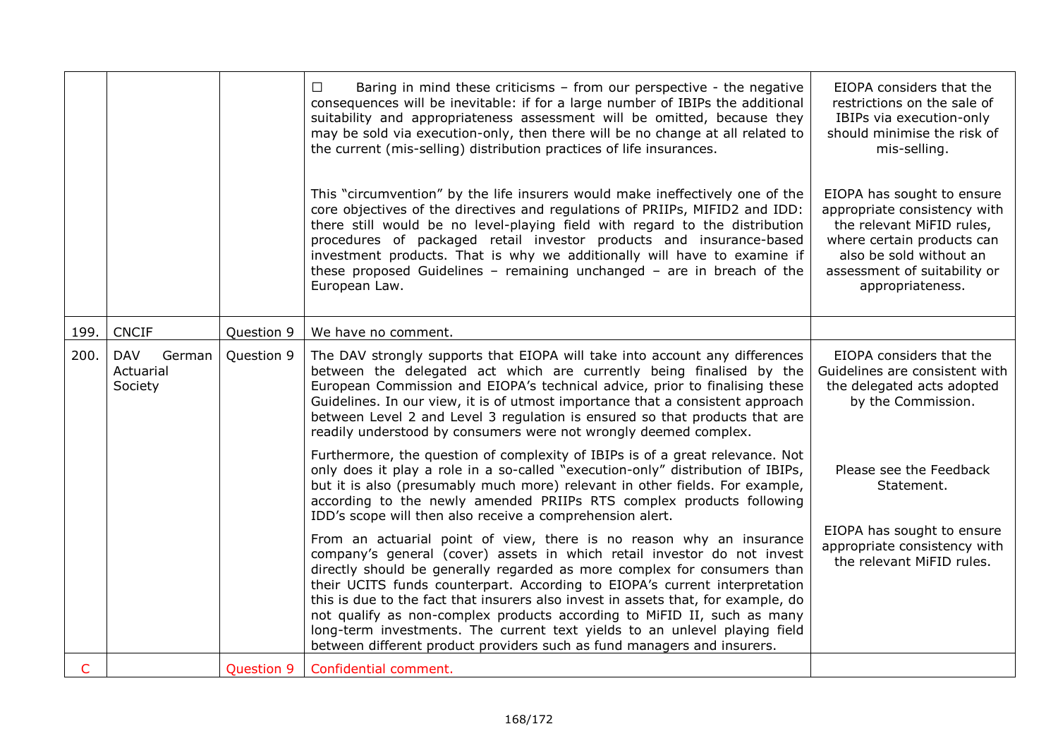| | | | | |
|---|---|---|---|---|
| | | | ☐ Baring in mind these criticisms – from our perspective - the negative consequences will be inevitable: if for a large number of IBIPs the additional suitability and appropriateness assessment will be omitted, because they may be sold via execution-only, then there will be no change at all related to the current (mis-selling) distribution practices of life insurances. | EIOPA considers that the restrictions on the sale of IBIPs via execution-only should minimise the risk of mis-selling. |
| | | | This "circumvention" by the life insurers would make ineffectively one of the core objectives of the directives and regulations of PRIIPs, MIFID2 and IDD: there still would be no level-playing field with regard to the distribution procedures of packaged retail investor products and insurance-based investment products. That is why we additionally will have to examine if these proposed Guidelines – remaining unchanged – are in breach of the European Law. | EIOPA has sought to ensure appropriate consistency with the relevant MiFID rules, where certain products can also be sold without an assessment of suitability or appropriateness. |
| 199. | CNCIF | Question 9 | We have no comment. | |
| 200. | DAV German Actuarial Society | Question 9 | The DAV strongly supports that EIOPA will take into account any differences between the delegated act which are currently being finalised by the European Commission and EIOPA's technical advice, prior to finalising these Guidelines. In our view, it is of utmost importance that a consistent approach between Level 2 and Level 3 regulation is ensured so that products that are readily understood by consumers were not wrongly deemed complex. | EIOPA considers that the Guidelines are consistent with the delegated acts adopted by the Commission. |
| | | | Furthermore, the question of complexity of IBIPs is of a great relevance. Not only does it play a role in a so-called "execution-only" distribution of IBIPs, but it is also (presumably much more) relevant in other fields. For example, according to the newly amended PRIIPs RTS complex products following IDD's scope will then also receive a comprehension alert. | Please see the Feedback Statement. |
| | | | From an actuarial point of view, there is no reason why an insurance company's general (cover) assets in which retail investor do not invest directly should be generally regarded as more complex for consumers than their UCITS funds counterpart. According to EIOPA's current interpretation this is due to the fact that insurers also invest in assets that, for example, do not qualify as non-complex products according to MiFID II, such as many long-term investments. The current text yields to an unlevel playing field between different product providers such as fund managers and insurers. | EIOPA has sought to ensure appropriate consistency with the relevant MiFID rules. |
| C | | Question 9 | Confidential comment. | |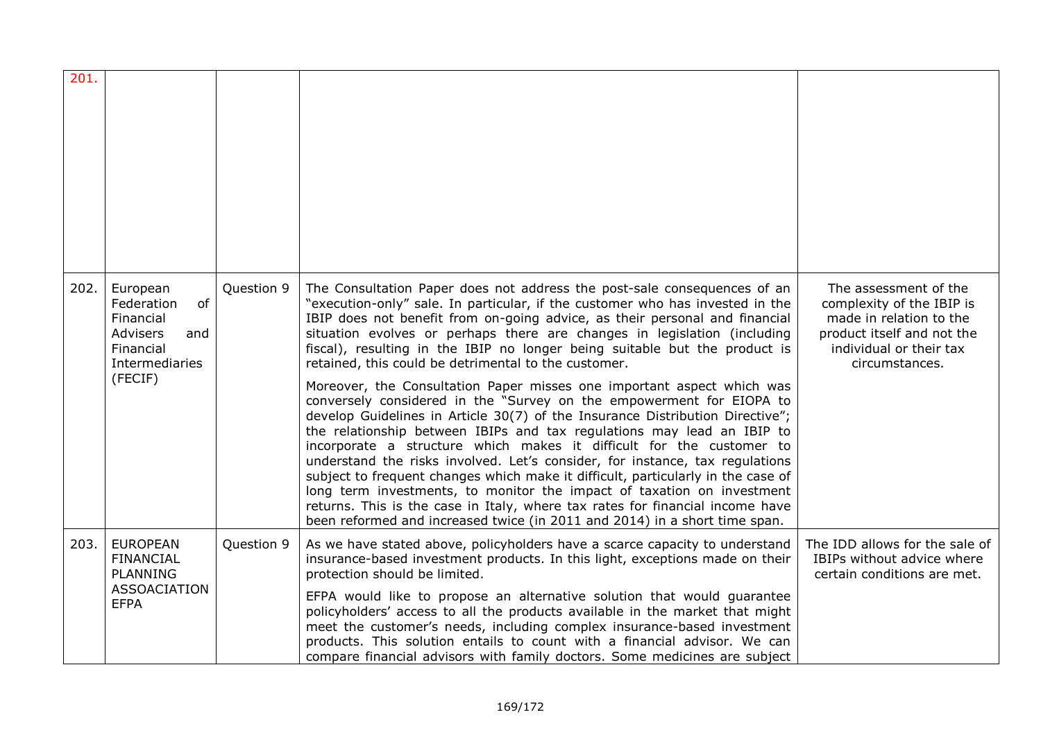| | | | | |
|---|---|---|---|---|
| 201. | | | | |
| 202. | European Federation of Financial Advisers and Financial Intermediaries (FECIF) | Question 9 | The Consultation Paper does not address the post-sale consequences of an "execution-only" sale. In particular, if the customer who has invested in the IBIP does not benefit from on-going advice, as their personal and financial situation evolves or perhaps there are changes in legislation (including fiscal), resulting in the IBIP no longer being suitable but the product is retained, this could be detrimental to the customer.<br><br>Moreover, the Consultation Paper misses one important aspect which was conversely considered in the "Survey on the empowerment for EIOPA to develop Guidelines in Article 30(7) of the Insurance Distribution Directive"; the relationship between IBIPs and tax regulations may lead an IBIP to incorporate a structure which makes it difficult for the customer to understand the risks involved. Let's consider, for instance, tax regulations subject to frequent changes which make it difficult, particularly in the case of long term investments, to monitor the impact of taxation on investment returns. This is the case in Italy, where tax rates for financial income have been reformed and increased twice (in 2011 and 2014) in a short time span. | The assessment of the complexity of the IBIP is made in relation to the product itself and not the individual or their tax circumstances. |
| 203. | EUROPEAN FINANCIAL PLANNING ASSOACIATION EFPA | Question 9 | As we have stated above, policyholders have a scarce capacity to understand insurance-based investment products. In this light, exceptions made on their protection should be limited.<br><br>EFPA would like to propose an alternative solution that would guarantee policyholders' access to all the products available in the market that might meet the customer's needs, including complex insurance-based investment products. This solution entails to count with a financial advisor. We can compare financial advisors with family doctors. Some medicines are subject | The IDD allows for the sale of IBIPs without advice where certain conditions are met. |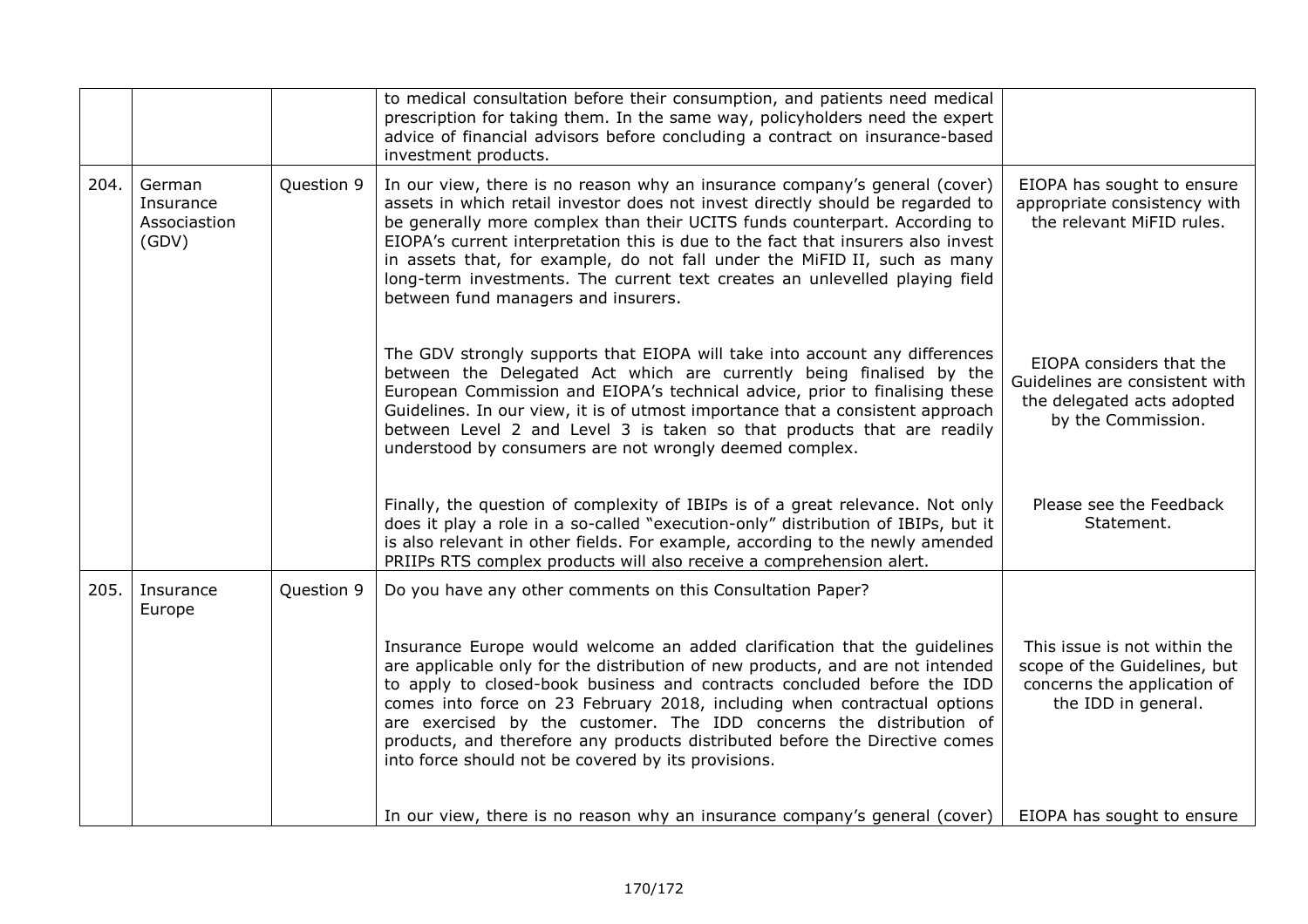| | | | | |
|---|---|---|---|---|
| | | | to medical consultation before their consumption, and patients need medical prescription for taking them. In the same way, policyholders need the expert advice of financial advisors before concluding a contract on insurance-based investment products. | |
| 204. | German Insurance Associastion (GDV) | Question 9 | In our view, there is no reason why an insurance company's general (cover) assets in which retail investor does not invest directly should be regarded to be generally more complex than their UCITS funds counterpart. According to EIOPA's current interpretation this is due to the fact that insurers also invest in assets that, for example, do not fall under the MiFID II, such as many long-term investments. The current text creates an unlevelled playing field between fund managers and insurers. | EIOPA has sought to ensure appropriate consistency with the relevant MiFID rules. |
| | | | The GDV strongly supports that EIOPA will take into account any differences between the Delegated Act which are currently being finalised by the European Commission and EIOPA's technical advice, prior to finalising these Guidelines. In our view, it is of utmost importance that a consistent approach between Level 2 and Level 3 is taken so that products that are readily understood by consumers are not wrongly deemed complex. | EIOPA considers that the Guidelines are consistent with the delegated acts adopted by the Commission. |
| | | | Finally, the question of complexity of IBIPs is of a great relevance. Not only does it play a role in a so-called "execution-only" distribution of IBIPs, but it is also relevant in other fields. For example, according to the newly amended PRIIPs RTS complex products will also receive a comprehension alert. | Please see the Feedback Statement. |
| 205. | Insurance Europe | Question 9 | Do you have any other comments on this Consultation Paper? | |
| | | | Insurance Europe would welcome an added clarification that the guidelines are applicable only for the distribution of new products, and are not intended to apply to closed-book business and contracts concluded before the IDD comes into force on 23 February 2018, including when contractual options are exercised by the customer. The IDD concerns the distribution of products, and therefore any products distributed before the Directive comes into force should not be covered by its provisions. | This issue is not within the scope of the Guidelines, but concerns the application of the IDD in general. |
| | | | In our view, there is no reason why an insurance company's general (cover) | EIOPA has sought to ensure |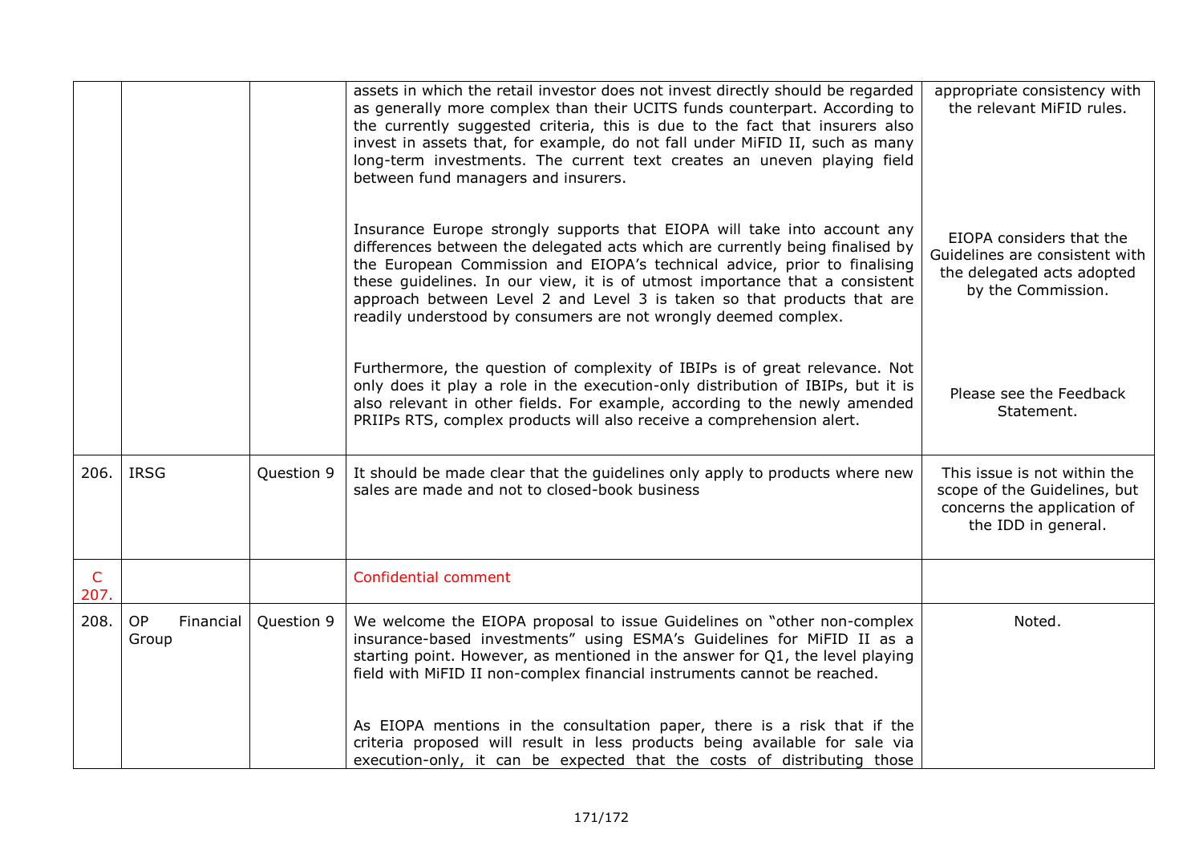| | | | | |
|---|---|---|---|---|
| | | | assets in which the retail investor does not invest directly should be regarded as generally more complex than their UCITS funds counterpart. According to the currently suggested criteria, this is due to the fact that insurers also invest in assets that, for example, do not fall under MiFID II, such as many long-term investments. The current text creates an uneven playing field between fund managers and insurers.<br><br>Insurance Europe strongly supports that EIOPA will take into account any differences between the delegated acts which are currently being finalised by the European Commission and EIOPA's technical advice, prior to finalising these guidelines. In our view, it is of utmost importance that a consistent approach between Level 2 and Level 3 is taken so that products that are readily understood by consumers are not wrongly deemed complex.<br><br>Furthermore, the question of complexity of IBIPs is of great relevance. Not only does it play a role in the execution-only distribution of IBIPs, but it is also relevant in other fields. For example, according to the newly amended PRIIPs RTS, complex products will also receive a comprehension alert. | appropriate consistency with the relevant MiFID rules.<br><br>EIOPA considers that the Guidelines are consistent with the delegated acts adopted by the Commission.<br><br>Please see the Feedback Statement. |
| 206. | IRSG | Question 9 | It should be made clear that the guidelines only apply to products where new sales are made and not to closed-book business | This issue is not within the scope of the Guidelines, but concerns the application of the IDD in general. |
| C 207. | | | Confidential comment | |
| 208. | OP Financial Group | Question 9 | We welcome the EIOPA proposal to issue Guidelines on "other non-complex insurance-based investments" using ESMA's Guidelines for MiFID II as a starting point. However, as mentioned in the answer for Q1, the level playing field with MiFID II non-complex financial instruments cannot be reached.<br><br>As EIOPA mentions in the consultation paper, there is a risk that if the criteria proposed will result in less products being available for sale via execution-only, it can be expected that the costs of distributing those | Noted. |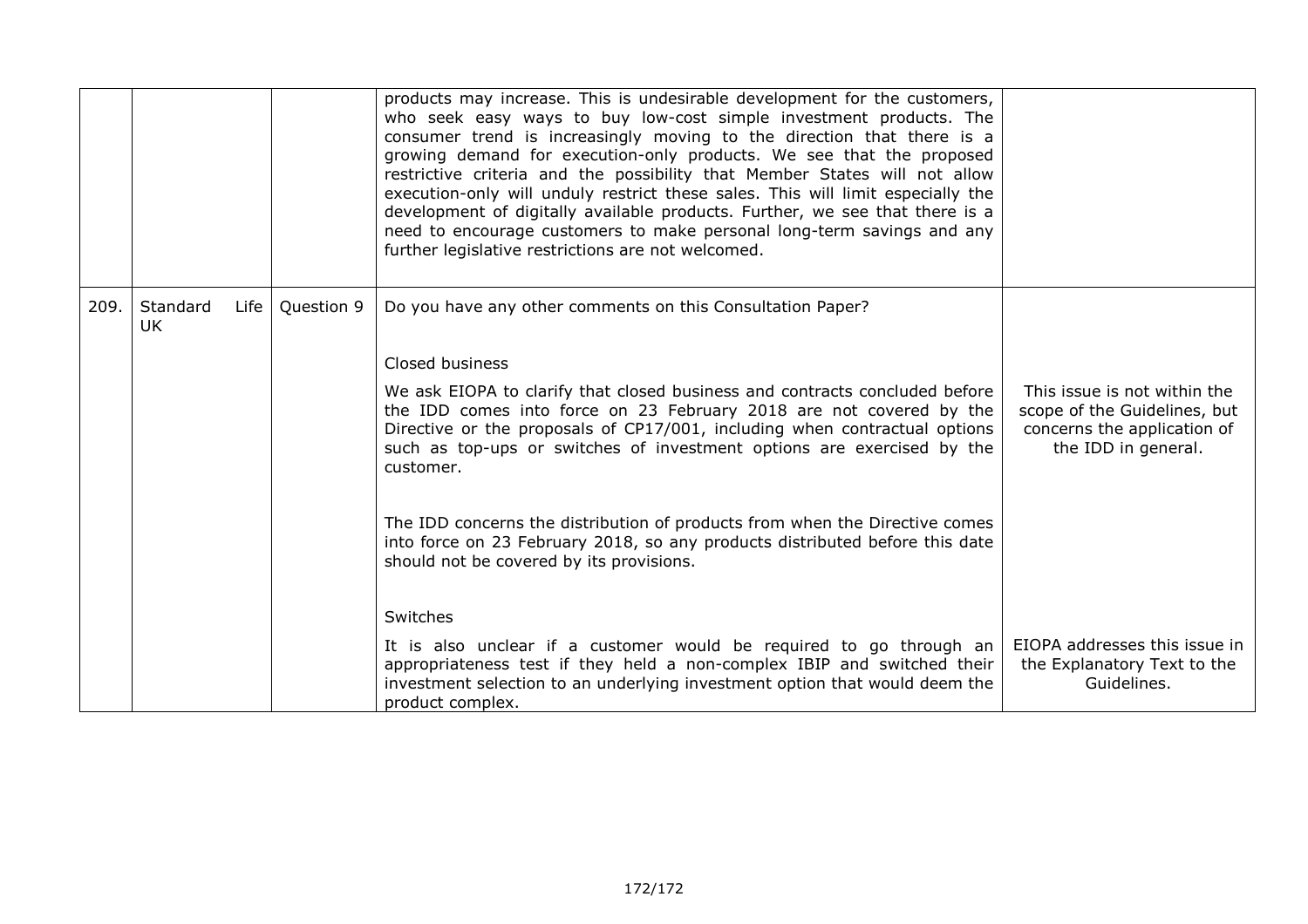| | | | | |
|---|---|---|---|---|
| | | | products may increase. This is undesirable development for the customers, who seek easy ways to buy low-cost simple investment products. The consumer trend is increasingly moving to the direction that there is a growing demand for execution-only products. We see that the proposed restrictive criteria and the possibility that Member States will not allow execution-only will unduly restrict these sales. This will limit especially the development of digitally available products. Further, we see that there is a need to encourage customers to make personal long-term savings and any further legislative restrictions are not welcomed. | |
| 209. | Standard Life UK | Question 9 | Do you have any other comments on this Consultation Paper? | |
| | | | Closed business | |
| | | | We ask EIOPA to clarify that closed business and contracts concluded before the IDD comes into force on 23 February 2018 are not covered by the Directive or the proposals of CP17/001, including when contractual options such as top-ups or switches of investment options are exercised by the customer. | This issue is not within the scope of the Guidelines, but concerns the application of the IDD in general. |
| | | | The IDD concerns the distribution of products from when the Directive comes into force on 23 February 2018, so any products distributed before this date should not be covered by its provisions. | |
| | | | Switches | |
| | | | It is also unclear if a customer would be required to go through an appropriateness test if they held a non-complex IBIP and switched their investment selection to an underlying investment option that would deem the product complex. | EIOPA addresses this issue in the Explanatory Text to the Guidelines. |